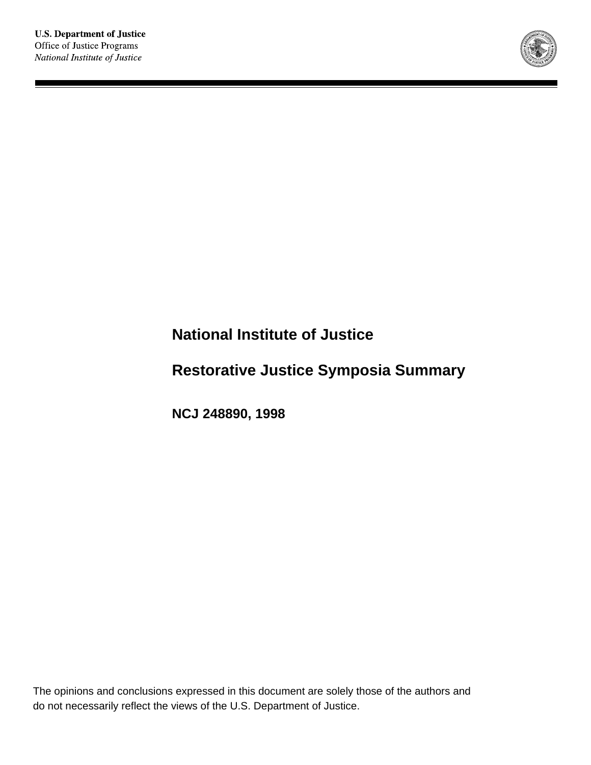**U.S. Department of Justice**
Office of Justice Programs
*National Institute of Justice*

# National Institute of Justice

# Restorative Justice Symposia Summary

**NCJ 248890, 1998**

The opinions and conclusions expressed in this document are solely those of the authors and do not necessarily reflect the views of the U.S. Department of Justice.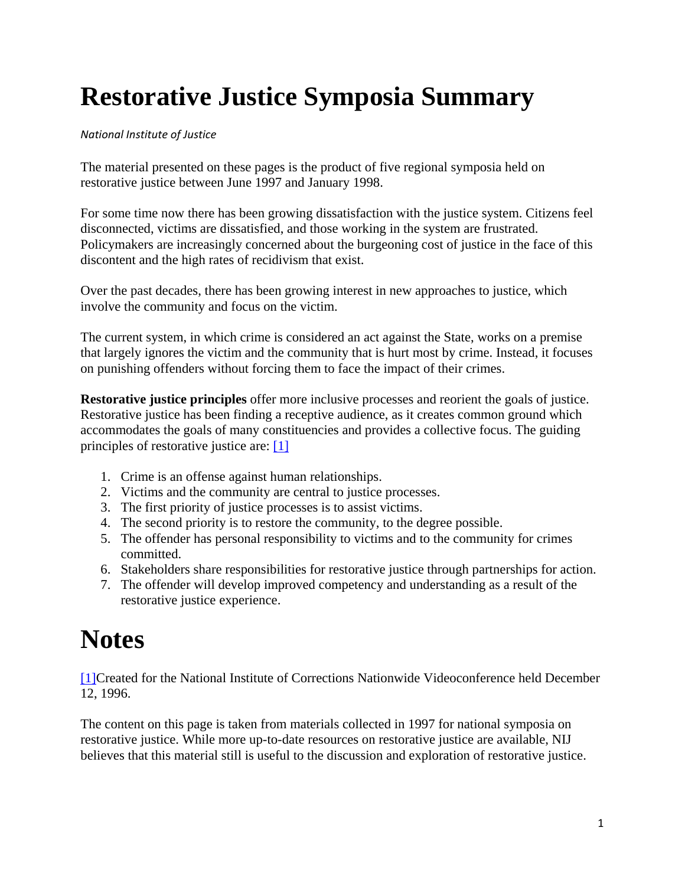# Restorative Justice Symposia Summary

*National Institute of Justice*

The material presented on these pages is the product of five regional symposia held on restorative justice between June 1997 and January 1998.

For some time now there has been growing dissatisfaction with the justice system. Citizens feel disconnected, victims are dissatisfied, and those working in the system are frustrated. Policymakers are increasingly concerned about the burgeoning cost of justice in the face of this discontent and the high rates of recidivism that exist.

Over the past decades, there has been growing interest in new approaches to justice, which involve the community and focus on the victim.

The current system, in which crime is considered an act against the State, works on a premise that largely ignores the victim and the community that is hurt most by crime. Instead, it focuses on punishing offenders without forcing them to face the impact of their crimes.

**Restorative justice principles** offer more inclusive processes and reorient the goals of justice. Restorative justice has been finding a receptive audience, as it creates common ground which accommodates the goals of many constituencies and provides a collective focus. The guiding principles of restorative justice are: [1]

1. Crime is an offense against human relationships.
2. Victims and the community are central to justice processes.
3. The first priority of justice processes is to assist victims.
4. The second priority is to restore the community, to the degree possible.
5. The offender has personal responsibility to victims and to the community for crimes committed.
6. Stakeholders share responsibilities for restorative justice through partnerships for action.
7. The offender will develop improved competency and understanding as a result of the restorative justice experience.

# Notes

[1]Created for the National Institute of Corrections Nationwide Videoconference held December 12, 1996.

The content on this page is taken from materials collected in 1997 for national symposia on restorative justice. While more up-to-date resources on restorative justice are available, NIJ believes that this material still is useful to the discussion and exploration of restorative justice.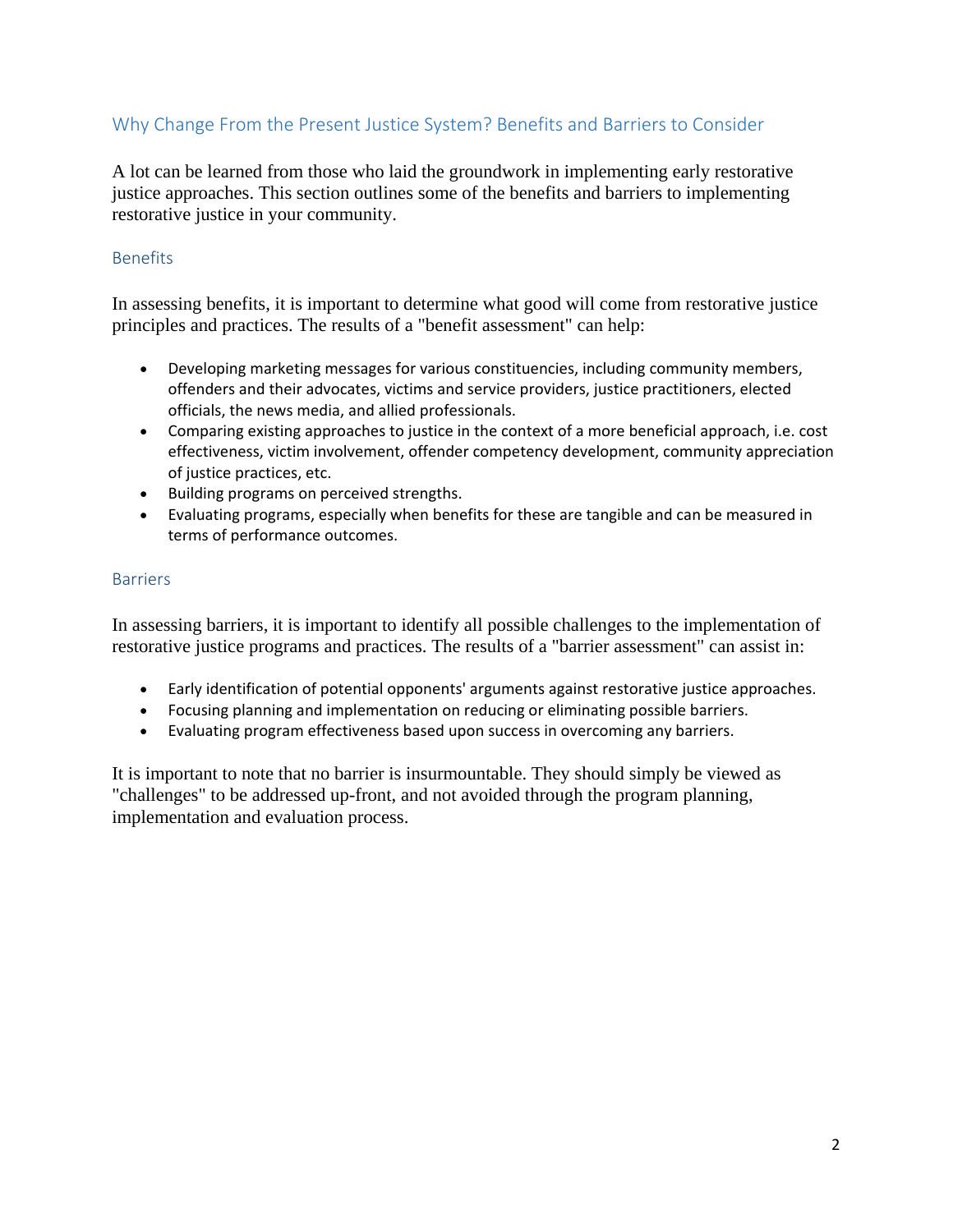## Why Change From the Present Justice System? Benefits and Barriers to Consider

A lot can be learned from those who laid the groundwork in implementing early restorative justice approaches. This section outlines some of the benefits and barriers to implementing restorative justice in your community.

### Benefits

In assessing benefits, it is important to determine what good will come from restorative justice principles and practices. The results of a "benefit assessment" can help:

- Developing marketing messages for various constituencies, including community members, offenders and their advocates, victims and service providers, justice practitioners, elected officials, the news media, and allied professionals.
- Comparing existing approaches to justice in the context of a more beneficial approach, i.e. cost effectiveness, victim involvement, offender competency development, community appreciation of justice practices, etc.
- Building programs on perceived strengths.
- Evaluating programs, especially when benefits for these are tangible and can be measured in terms of performance outcomes.

### Barriers

In assessing barriers, it is important to identify all possible challenges to the implementation of restorative justice programs and practices. The results of a "barrier assessment" can assist in:

- Early identification of potential opponents' arguments against restorative justice approaches.
- Focusing planning and implementation on reducing or eliminating possible barriers.
- Evaluating program effectiveness based upon success in overcoming any barriers.

It is important to note that no barrier is insurmountable. They should simply be viewed as "challenges" to be addressed up-front, and not avoided through the program planning, implementation and evaluation process.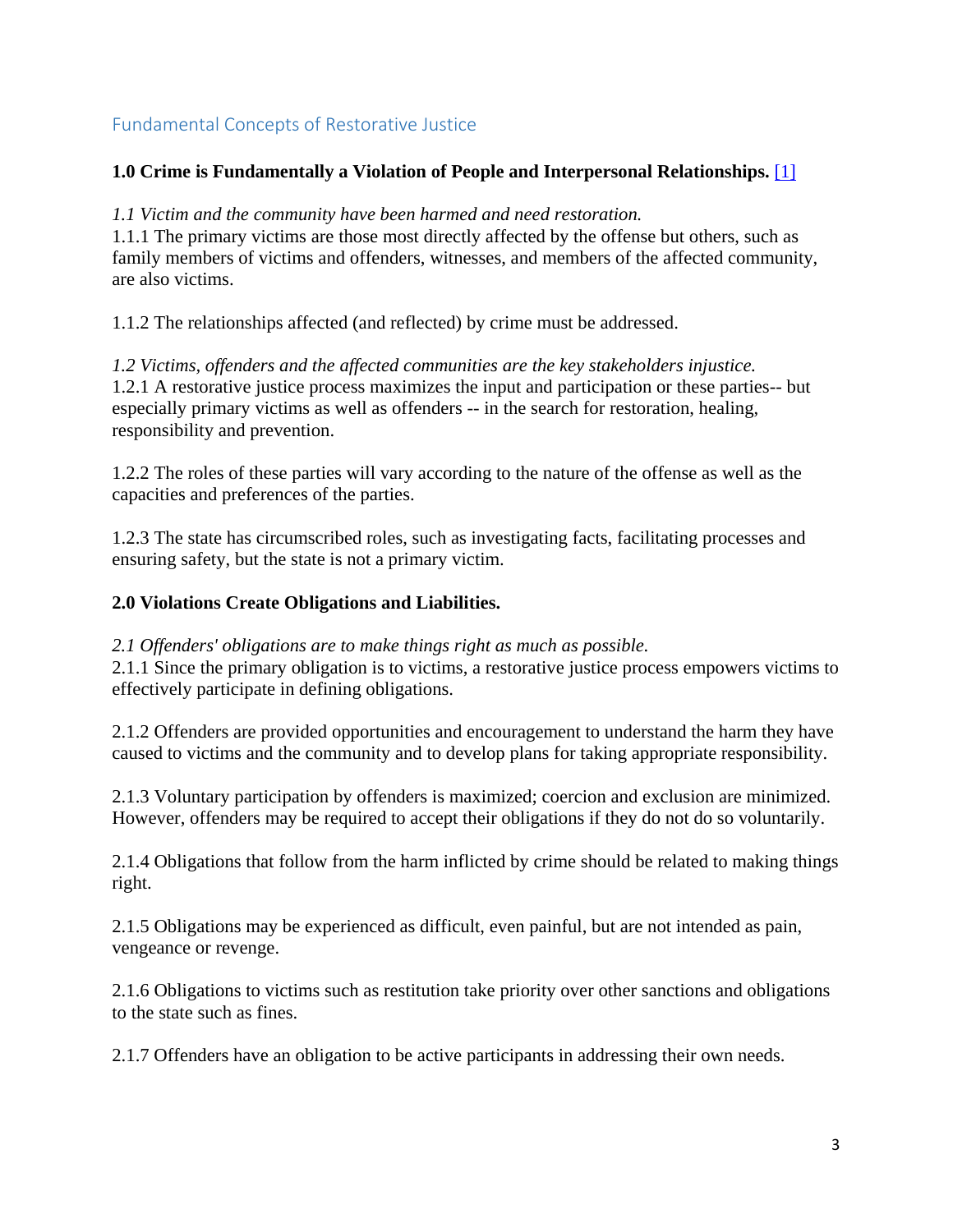## Fundamental Concepts of Restorative Justice

**1.0 Crime is Fundamentally a Violation of People and Interpersonal Relationships.** [1]

*1.1 Victim and the community have been harmed and need restoration.*
1.1.1 The primary victims are those most directly affected by the offense but others, such as family members of victims and offenders, witnesses, and members of the affected community, are also victims.

1.1.2 The relationships affected (and reflected) by crime must be addressed.

*1.2 Victims, offenders and the affected communities are the key stakeholders injustice.*
1.2.1 A restorative justice process maximizes the input and participation or these parties-- but especially primary victims as well as offenders -- in the search for restoration, healing, responsibility and prevention.

1.2.2 The roles of these parties will vary according to the nature of the offense as well as the capacities and preferences of the parties.

1.2.3 The state has circumscribed roles, such as investigating facts, facilitating processes and ensuring safety, but the state is not a primary victim.

**2.0 Violations Create Obligations and Liabilities.**

*2.1 Offenders' obligations are to make things right as much as possible.*
2.1.1 Since the primary obligation is to victims, a restorative justice process empowers victims to effectively participate in defining obligations.

2.1.2 Offenders are provided opportunities and encouragement to understand the harm they have caused to victims and the community and to develop plans for taking appropriate responsibility.

2.1.3 Voluntary participation by offenders is maximized; coercion and exclusion are minimized. However, offenders may be required to accept their obligations if they do not do so voluntarily.

2.1.4 Obligations that follow from the harm inflicted by crime should be related to making things right.

2.1.5 Obligations may be experienced as difficult, even painful, but are not intended as pain, vengeance or revenge.

2.1.6 Obligations to victims such as restitution take priority over other sanctions and obligations to the state such as fines.

2.1.7 Offenders have an obligation to be active participants in addressing their own needs.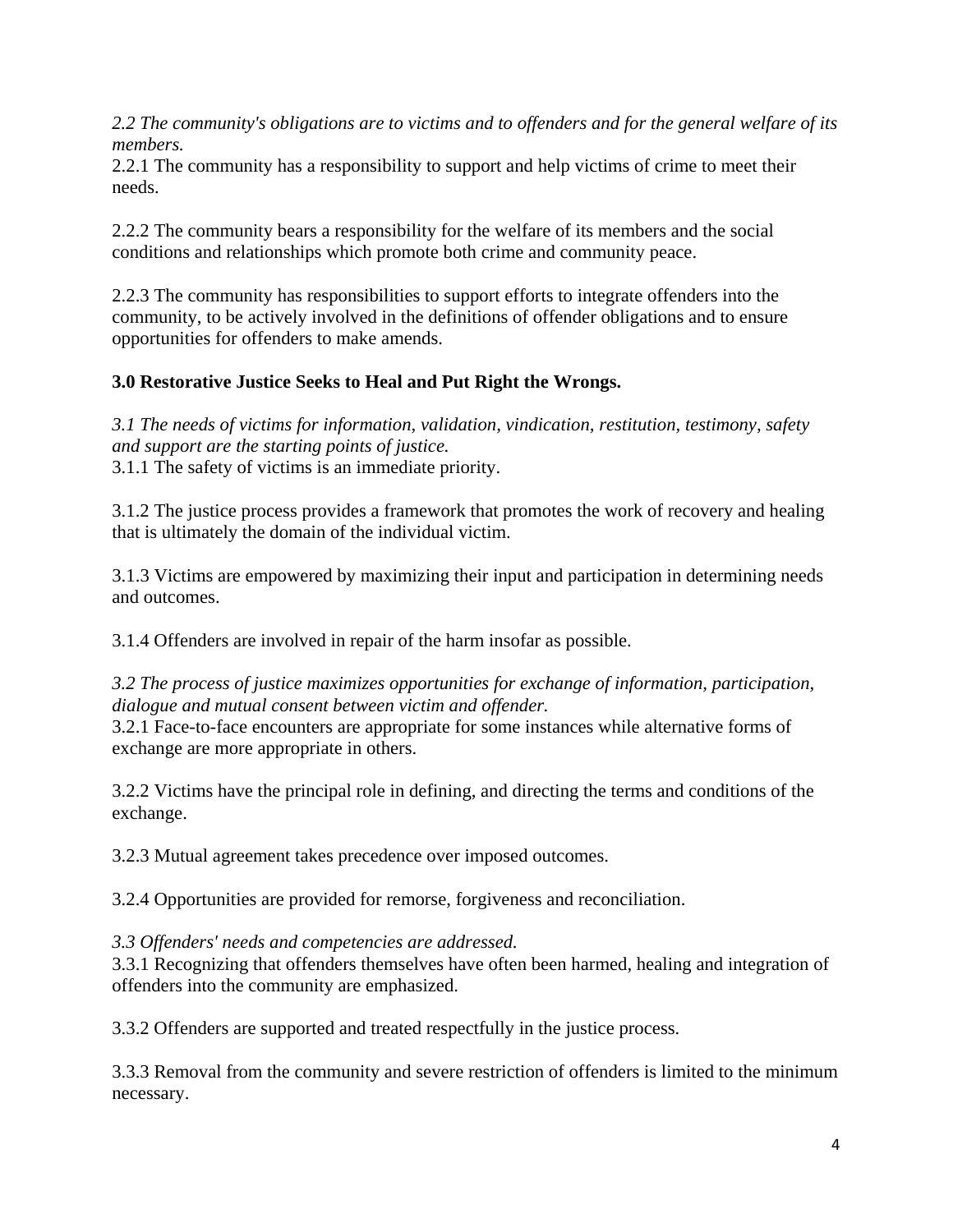*2.2 The community's obligations are to victims and to offenders and for the general welfare of its members.*
2.2.1 The community has a responsibility to support and help victims of crime to meet their needs.

2.2.2 The community bears a responsibility for the welfare of its members and the social conditions and relationships which promote both crime and community peace.

2.2.3 The community has responsibilities to support efforts to integrate offenders into the community, to be actively involved in the definitions of offender obligations and to ensure opportunities for offenders to make amends.

**3.0 Restorative Justice Seeks to Heal and Put Right the Wrongs.**

*3.1 The needs of victims for information, validation, vindication, restitution, testimony, safety and support are the starting points of justice.*
3.1.1 The safety of victims is an immediate priority.

3.1.2 The justice process provides a framework that promotes the work of recovery and healing that is ultimately the domain of the individual victim.

3.1.3 Victims are empowered by maximizing their input and participation in determining needs and outcomes.

3.1.4 Offenders are involved in repair of the harm insofar as possible.

*3.2 The process of justice maximizes opportunities for exchange of information, participation, dialogue and mutual consent between victim and offender.*
3.2.1 Face-to-face encounters are appropriate for some instances while alternative forms of exchange are more appropriate in others.

3.2.2 Victims have the principal role in defining, and directing the terms and conditions of the exchange.

3.2.3 Mutual agreement takes precedence over imposed outcomes.

3.2.4 Opportunities are provided for remorse, forgiveness and reconciliation.

*3.3 Offenders' needs and competencies are addressed.*
3.3.1 Recognizing that offenders themselves have often been harmed, healing and integration of offenders into the community are emphasized.

3.3.2 Offenders are supported and treated respectfully in the justice process.

3.3.3 Removal from the community and severe restriction of offenders is limited to the minimum necessary.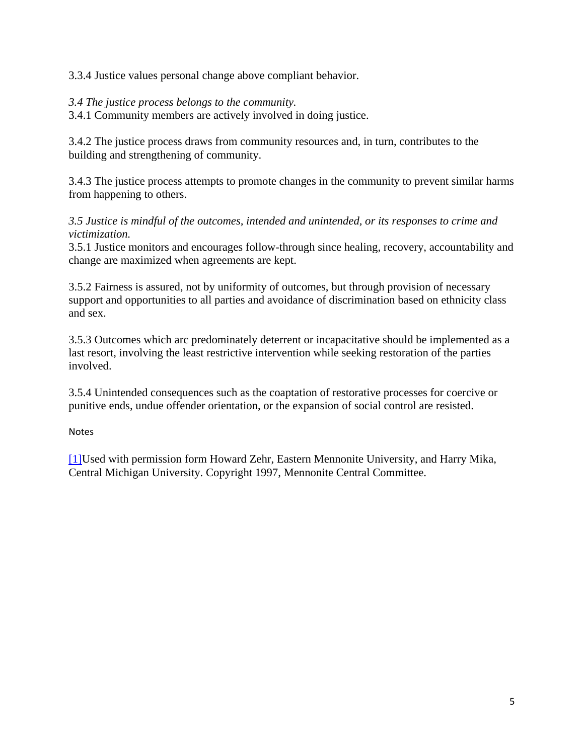3.3.4 Justice values personal change above compliant behavior.

*3.4 The justice process belongs to the community.*
3.4.1 Community members are actively involved in doing justice.

3.4.2 The justice process draws from community resources and, in turn, contributes to the building and strengthening of community.

3.4.3 The justice process attempts to promote changes in the community to prevent similar harms from happening to others.

*3.5 Justice is mindful of the outcomes, intended and unintended, or its responses to crime and victimization.*
3.5.1 Justice monitors and encourages follow-through since healing, recovery, accountability and change are maximized when agreements are kept.

3.5.2 Fairness is assured, not by uniformity of outcomes, but through provision of necessary support and opportunities to all parties and avoidance of discrimination based on ethnicity class and sex.

3.5.3 Outcomes which arc predominately deterrent or incapacitative should be implemented as a last resort, involving the least restrictive intervention while seeking restoration of the parties involved.

3.5.4 Unintended consequences such as the coaptation of restorative processes for coercive or punitive ends, undue offender orientation, or the expansion of social control are resisted.

Notes

[1]Used with permission form Howard Zehr, Eastern Mennonite University, and Harry Mika, Central Michigan University. Copyright 1997, Mennonite Central Committee.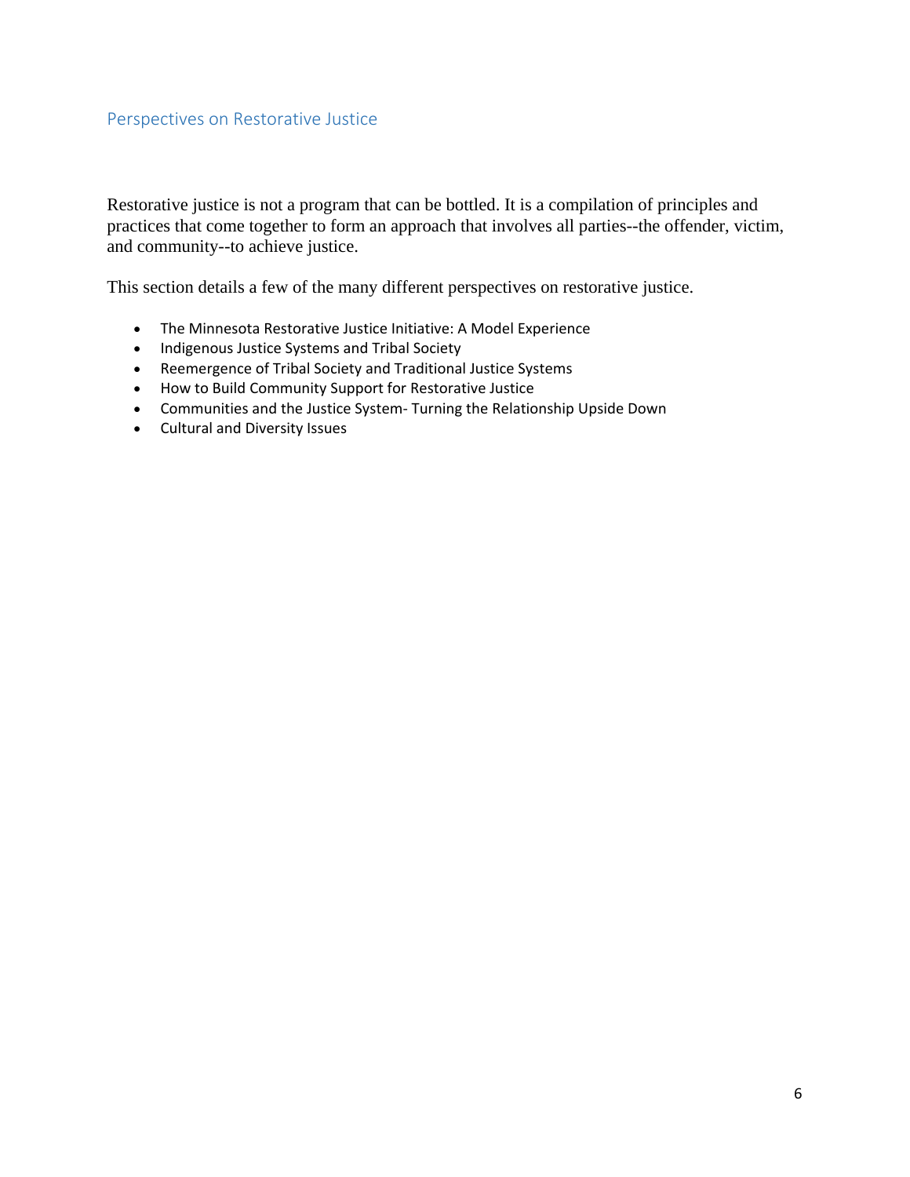## Perspectives on Restorative Justice

Restorative justice is not a program that can be bottled. It is a compilation of principles and practices that come together to form an approach that involves all parties--the offender, victim, and community--to achieve justice.

This section details a few of the many different perspectives on restorative justice.

- The Minnesota Restorative Justice Initiative: A Model Experience
- Indigenous Justice Systems and Tribal Society
- Reemergence of Tribal Society and Traditional Justice Systems
- How to Build Community Support for Restorative Justice
- Communities and the Justice System- Turning the Relationship Upside Down
- Cultural and Diversity Issues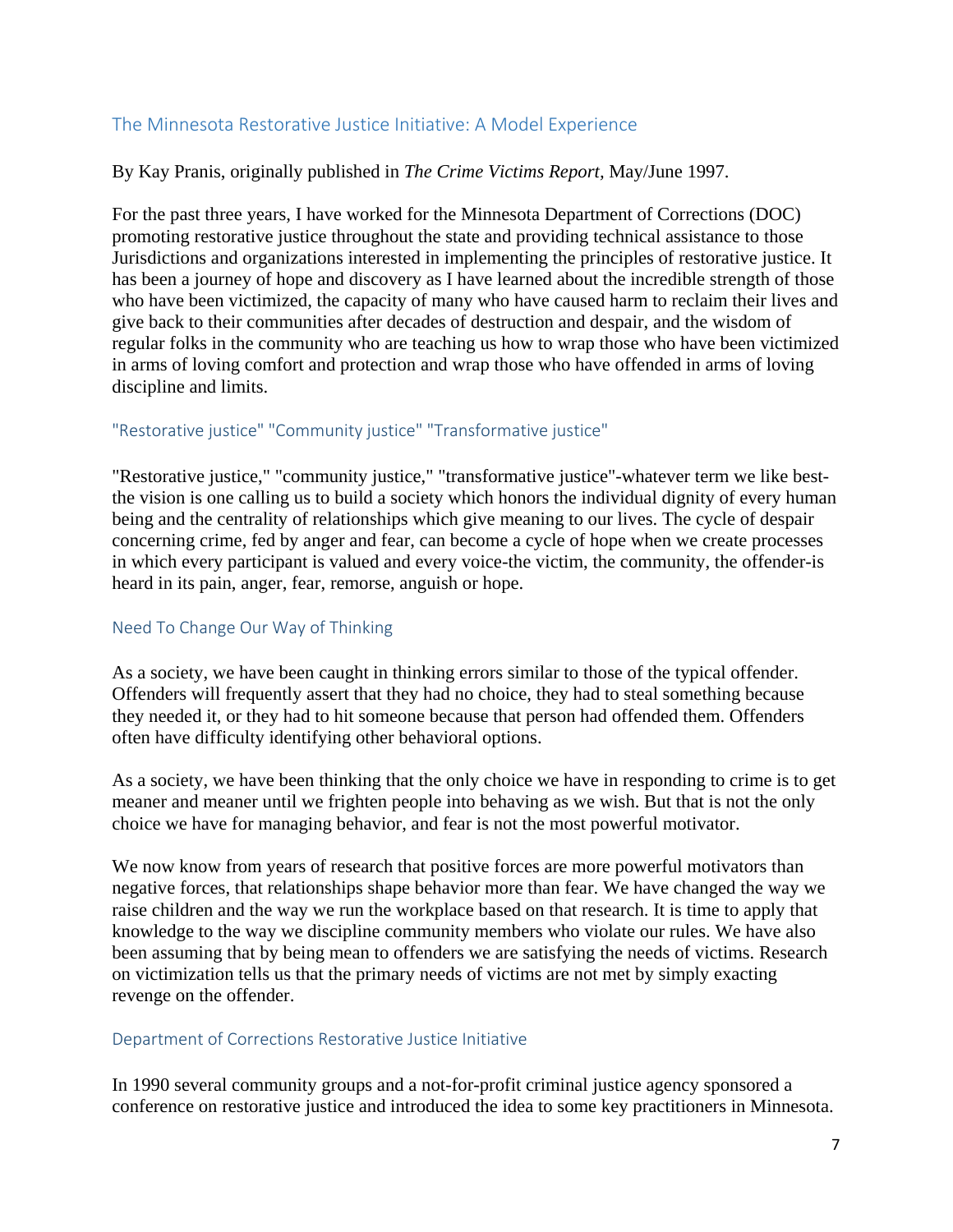## The Minnesota Restorative Justice Initiative: A Model Experience

By Kay Pranis, originally published in *The Crime Victims Report,* May/June 1997.

For the past three years, I have worked for the Minnesota Department of Corrections (DOC) promoting restorative justice throughout the state and providing technical assistance to those Jurisdictions and organizations interested in implementing the principles of restorative justice. It has been a journey of hope and discovery as I have learned about the incredible strength of those who have been victimized, the capacity of many who have caused harm to reclaim their lives and give back to their communities after decades of destruction and despair, and the wisdom of regular folks in the community who are teaching us how to wrap those who have been victimized in arms of loving comfort and protection and wrap those who have offended in arms of loving discipline and limits.

### "Restorative justice" "Community justice" "Transformative justice"

"Restorative justice," "community justice," "transformative justice"-whatever term we like best-the vision is one calling us to build a society which honors the individual dignity of every human being and the centrality of relationships which give meaning to our lives. The cycle of despair concerning crime, fed by anger and fear, can become a cycle of hope when we create processes in which every participant is valued and every voice-the victim, the community, the offender-is heard in its pain, anger, fear, remorse, anguish or hope.

### Need To Change Our Way of Thinking

As a society, we have been caught in thinking errors similar to those of the typical offender. Offenders will frequently assert that they had no choice, they had to steal something because they needed it, or they had to hit someone because that person had offended them. Offenders often have difficulty identifying other behavioral options.

As a society, we have been thinking that the only choice we have in responding to crime is to get meaner and meaner until we frighten people into behaving as we wish. But that is not the only choice we have for managing behavior, and fear is not the most powerful motivator.

We now know from years of research that positive forces are more powerful motivators than negative forces, that relationships shape behavior more than fear. We have changed the way we raise children and the way we run the workplace based on that research. It is time to apply that knowledge to the way we discipline community members who violate our rules. We have also been assuming that by being mean to offenders we are satisfying the needs of victims. Research on victimization tells us that the primary needs of victims are not met by simply exacting revenge on the offender.

### Department of Corrections Restorative Justice Initiative

In 1990 several community groups and a not-for-profit criminal justice agency sponsored a conference on restorative justice and introduced the idea to some key practitioners in Minnesota.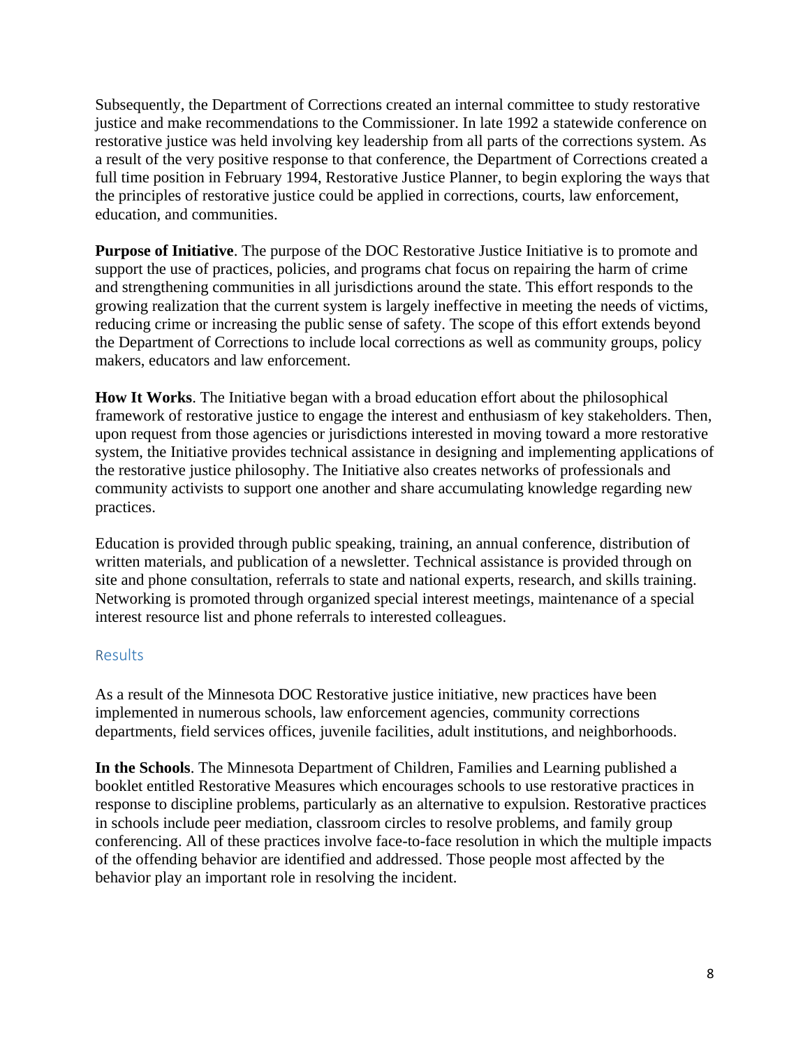Subsequently, the Department of Corrections created an internal committee to study restorative justice and make recommendations to the Commissioner. In late 1992 a statewide conference on restorative justice was held involving key leadership from all parts of the corrections system. As a result of the very positive response to that conference, the Department of Corrections created a full time position in February 1994, Restorative Justice Planner, to begin exploring the ways that the principles of restorative justice could be applied in corrections, courts, law enforcement, education, and communities.

**Purpose of Initiative**. The purpose of the DOC Restorative Justice Initiative is to promote and support the use of practices, policies, and programs chat focus on repairing the harm of crime and strengthening communities in all jurisdictions around the state. This effort responds to the growing realization that the current system is largely ineffective in meeting the needs of victims, reducing crime or increasing the public sense of safety. The scope of this effort extends beyond the Department of Corrections to include local corrections as well as community groups, policy makers, educators and law enforcement.

**How It Works**. The Initiative began with a broad education effort about the philosophical framework of restorative justice to engage the interest and enthusiasm of key stakeholders. Then, upon request from those agencies or jurisdictions interested in moving toward a more restorative system, the Initiative provides technical assistance in designing and implementing applications of the restorative justice philosophy. The Initiative also creates networks of professionals and community activists to support one another and share accumulating knowledge regarding new practices.

Education is provided through public speaking, training, an annual conference, distribution of written materials, and publication of a newsletter. Technical assistance is provided through on site and phone consultation, referrals to state and national experts, research, and skills training. Networking is promoted through organized special interest meetings, maintenance of a special interest resource list and phone referrals to interested colleagues.

## Results

As a result of the Minnesota DOC Restorative justice initiative, new practices have been implemented in numerous schools, law enforcement agencies, community corrections departments, field services offices, juvenile facilities, adult institutions, and neighborhoods.

**In the Schools**. The Minnesota Department of Children, Families and Learning published a booklet entitled Restorative Measures which encourages schools to use restorative practices in response to discipline problems, particularly as an alternative to expulsion. Restorative practices in schools include peer mediation, classroom circles to resolve problems, and family group conferencing. All of these practices involve face-to-face resolution in which the multiple impacts of the offending behavior are identified and addressed. Those people most affected by the behavior play an important role in resolving the incident.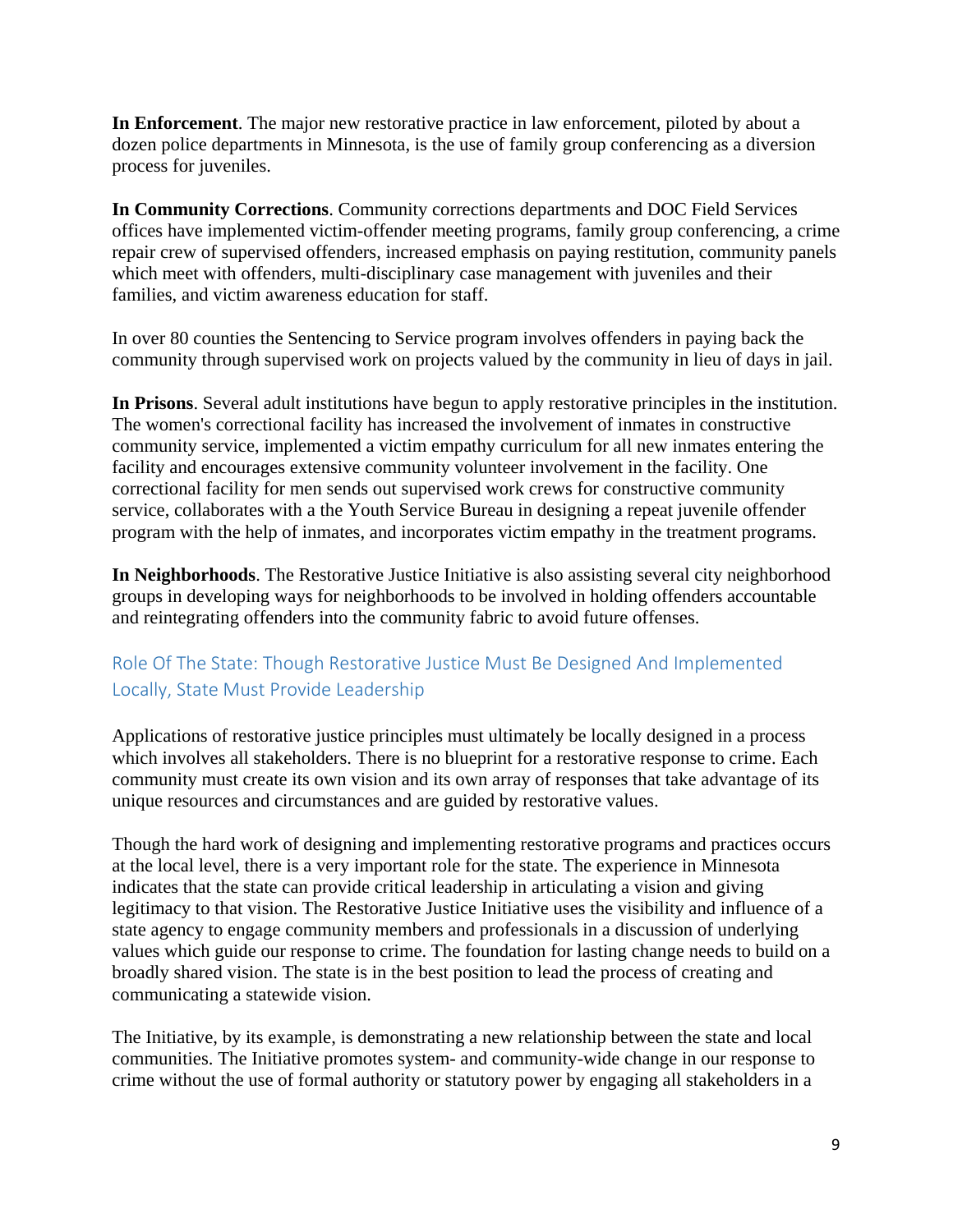**In Enforcement**. The major new restorative practice in law enforcement, piloted by about a dozen police departments in Minnesota, is the use of family group conferencing as a diversion process for juveniles.

**In Community Corrections**. Community corrections departments and DOC Field Services offices have implemented victim-offender meeting programs, family group conferencing, a crime repair crew of supervised offenders, increased emphasis on paying restitution, community panels which meet with offenders, multi-disciplinary case management with juveniles and their families, and victim awareness education for staff.

In over 80 counties the Sentencing to Service program involves offenders in paying back the community through supervised work on projects valued by the community in lieu of days in jail.

**In Prisons**. Several adult institutions have begun to apply restorative principles in the institution. The women's correctional facility has increased the involvement of inmates in constructive community service, implemented a victim empathy curriculum for all new inmates entering the facility and encourages extensive community volunteer involvement in the facility. One correctional facility for men sends out supervised work crews for constructive community service, collaborates with a the Youth Service Bureau in designing a repeat juvenile offender program with the help of inmates, and incorporates victim empathy in the treatment programs.

**In Neighborhoods**. The Restorative Justice Initiative is also assisting several city neighborhood groups in developing ways for neighborhoods to be involved in holding offenders accountable and reintegrating offenders into the community fabric to avoid future offenses.

## Role Of The State: Though Restorative Justice Must Be Designed And Implemented Locally, State Must Provide Leadership

Applications of restorative justice principles must ultimately be locally designed in a process which involves all stakeholders. There is no blueprint for a restorative response to crime. Each community must create its own vision and its own array of responses that take advantage of its unique resources and circumstances and are guided by restorative values.

Though the hard work of designing and implementing restorative programs and practices occurs at the local level, there is a very important role for the state. The experience in Minnesota indicates that the state can provide critical leadership in articulating a vision and giving legitimacy to that vision. The Restorative Justice Initiative uses the visibility and influence of a state agency to engage community members and professionals in a discussion of underlying values which guide our response to crime. The foundation for lasting change needs to build on a broadly shared vision. The state is in the best position to lead the process of creating and communicating a statewide vision.

The Initiative, by its example, is demonstrating a new relationship between the state and local communities. The Initiative promotes system- and community-wide change in our response to crime without the use of formal authority or statutory power by engaging all stakeholders in a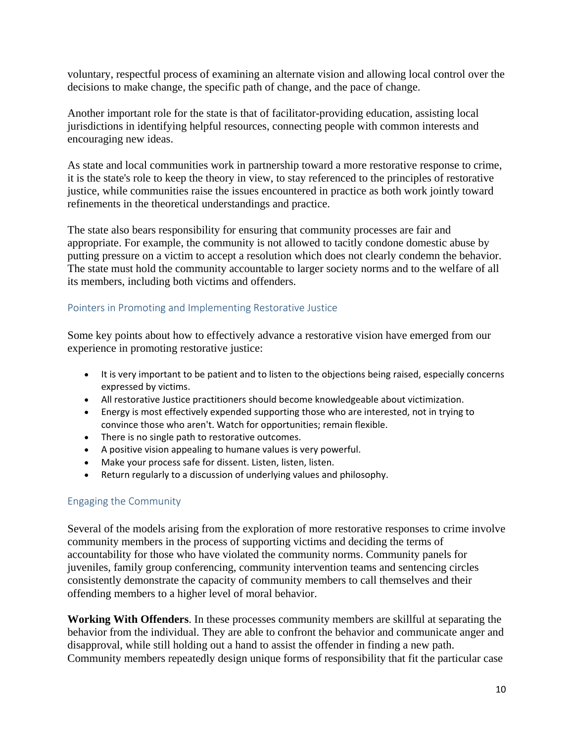voluntary, respectful process of examining an alternate vision and allowing local control over the decisions to make change, the specific path of change, and the pace of change.

Another important role for the state is that of facilitator-providing education, assisting local jurisdictions in identifying helpful resources, connecting people with common interests and encouraging new ideas.

As state and local communities work in partnership toward a more restorative response to crime, it is the state's role to keep the theory in view, to stay referenced to the principles of restorative justice, while communities raise the issues encountered in practice as both work jointly toward refinements in the theoretical understandings and practice.

The state also bears responsibility for ensuring that community processes are fair and appropriate. For example, the community is not allowed to tacitly condone domestic abuse by putting pressure on a victim to accept a resolution which does not clearly condemn the behavior. The state must hold the community accountable to larger society norms and to the welfare of all its members, including both victims and offenders.

## Pointers in Promoting and Implementing Restorative Justice

Some key points about how to effectively advance a restorative vision have emerged from our experience in promoting restorative justice:

- It is very important to be patient and to listen to the objections being raised, especially concerns expressed by victims.
- All restorative Justice practitioners should become knowledgeable about victimization.
- Energy is most effectively expended supporting those who are interested, not in trying to convince those who aren't. Watch for opportunities; remain flexible.
- There is no single path to restorative outcomes.
- A positive vision appealing to humane values is very powerful.
- Make your process safe for dissent. Listen, listen, listen.
- Return regularly to a discussion of underlying values and philosophy.

## Engaging the Community

Several of the models arising from the exploration of more restorative responses to crime involve community members in the process of supporting victims and deciding the terms of accountability for those who have violated the community norms. Community panels for juveniles, family group conferencing, community intervention teams and sentencing circles consistently demonstrate the capacity of community members to call themselves and their offending members to a higher level of moral behavior.

**Working With Offenders**. In these processes community members are skillful at separating the behavior from the individual. They are able to confront the behavior and communicate anger and disapproval, while still holding out a hand to assist the offender in finding a new path. Community members repeatedly design unique forms of responsibility that fit the particular case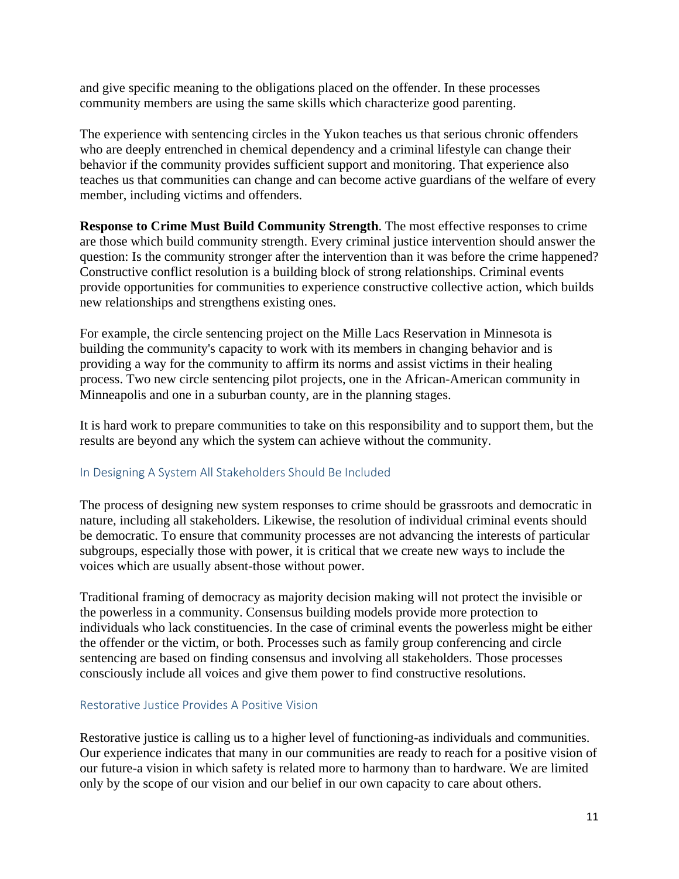and give specific meaning to the obligations placed on the offender. In these processes community members are using the same skills which characterize good parenting.

The experience with sentencing circles in the Yukon teaches us that serious chronic offenders who are deeply entrenched in chemical dependency and a criminal lifestyle can change their behavior if the community provides sufficient support and monitoring. That experience also teaches us that communities can change and can become active guardians of the welfare of every member, including victims and offenders.

**Response to Crime Must Build Community Strength**. The most effective responses to crime are those which build community strength. Every criminal justice intervention should answer the question: Is the community stronger after the intervention than it was before the crime happened? Constructive conflict resolution is a building block of strong relationships. Criminal events provide opportunities for communities to experience constructive collective action, which builds new relationships and strengthens existing ones.

For example, the circle sentencing project on the Mille Lacs Reservation in Minnesota is building the community's capacity to work with its members in changing behavior and is providing a way for the community to affirm its norms and assist victims in their healing process. Two new circle sentencing pilot projects, one in the African-American community in Minneapolis and one in a suburban county, are in the planning stages.

It is hard work to prepare communities to take on this responsibility and to support them, but the results are beyond any which the system can achieve without the community.

### In Designing A System All Stakeholders Should Be Included

The process of designing new system responses to crime should be grassroots and democratic in nature, including all stakeholders. Likewise, the resolution of individual criminal events should be democratic. To ensure that community processes are not advancing the interests of particular subgroups, especially those with power, it is critical that we create new ways to include the voices which are usually absent-those without power.

Traditional framing of democracy as majority decision making will not protect the invisible or the powerless in a community. Consensus building models provide more protection to individuals who lack constituencies. In the case of criminal events the powerless might be either the offender or the victim, or both. Processes such as family group conferencing and circle sentencing are based on finding consensus and involving all stakeholders. Those processes consciously include all voices and give them power to find constructive resolutions.

### Restorative Justice Provides A Positive Vision

Restorative justice is calling us to a higher level of functioning-as individuals and communities. Our experience indicates that many in our communities are ready to reach for a positive vision of our future-a vision in which safety is related more to harmony than to hardware. We are limited only by the scope of our vision and our belief in our own capacity to care about others.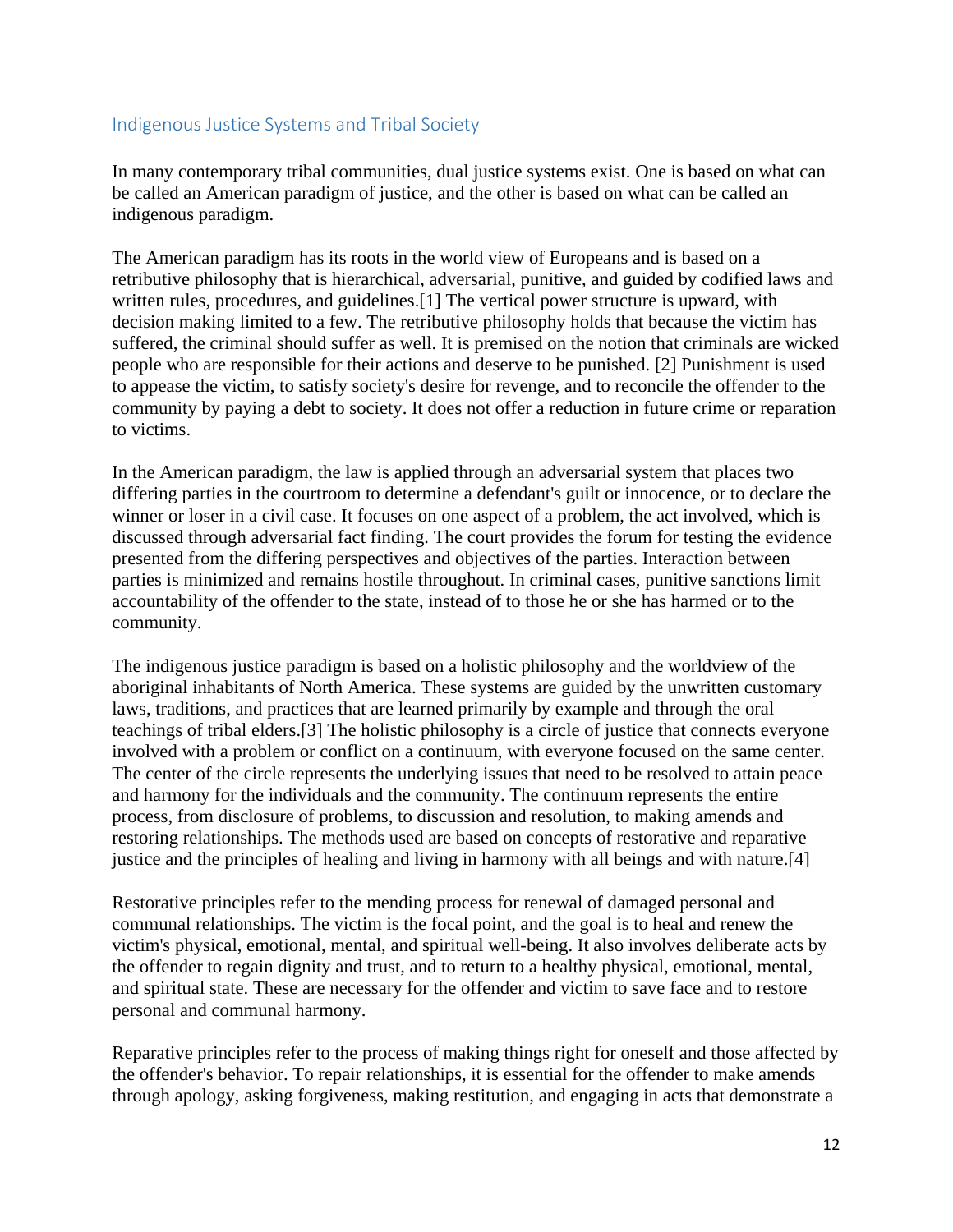## Indigenous Justice Systems and Tribal Society

In many contemporary tribal communities, dual justice systems exist. One is based on what can be called an American paradigm of justice, and the other is based on what can be called an indigenous paradigm.

The American paradigm has its roots in the world view of Europeans and is based on a retributive philosophy that is hierarchical, adversarial, punitive, and guided by codified laws and written rules, procedures, and guidelines.[1] The vertical power structure is upward, with decision making limited to a few. The retributive philosophy holds that because the victim has suffered, the criminal should suffer as well. It is premised on the notion that criminals are wicked people who are responsible for their actions and deserve to be punished. [2] Punishment is used to appease the victim, to satisfy society's desire for revenge, and to reconcile the offender to the community by paying a debt to society. It does not offer a reduction in future crime or reparation to victims.

In the American paradigm, the law is applied through an adversarial system that places two differing parties in the courtroom to determine a defendant's guilt or innocence, or to declare the winner or loser in a civil case. It focuses on one aspect of a problem, the act involved, which is discussed through adversarial fact finding. The court provides the forum for testing the evidence presented from the differing perspectives and objectives of the parties. Interaction between parties is minimized and remains hostile throughout. In criminal cases, punitive sanctions limit accountability of the offender to the state, instead of to those he or she has harmed or to the community.

The indigenous justice paradigm is based on a holistic philosophy and the worldview of the aboriginal inhabitants of North America. These systems are guided by the unwritten customary laws, traditions, and practices that are learned primarily by example and through the oral teachings of tribal elders.[3] The holistic philosophy is a circle of justice that connects everyone involved with a problem or conflict on a continuum, with everyone focused on the same center. The center of the circle represents the underlying issues that need to be resolved to attain peace and harmony for the individuals and the community. The continuum represents the entire process, from disclosure of problems, to discussion and resolution, to making amends and restoring relationships. The methods used are based on concepts of restorative and reparative justice and the principles of healing and living in harmony with all beings and with nature.[4]

Restorative principles refer to the mending process for renewal of damaged personal and communal relationships. The victim is the focal point, and the goal is to heal and renew the victim's physical, emotional, mental, and spiritual well-being. It also involves deliberate acts by the offender to regain dignity and trust, and to return to a healthy physical, emotional, mental, and spiritual state. These are necessary for the offender and victim to save face and to restore personal and communal harmony.

Reparative principles refer to the process of making things right for oneself and those affected by the offender's behavior. To repair relationships, it is essential for the offender to make amends through apology, asking forgiveness, making restitution, and engaging in acts that demonstrate a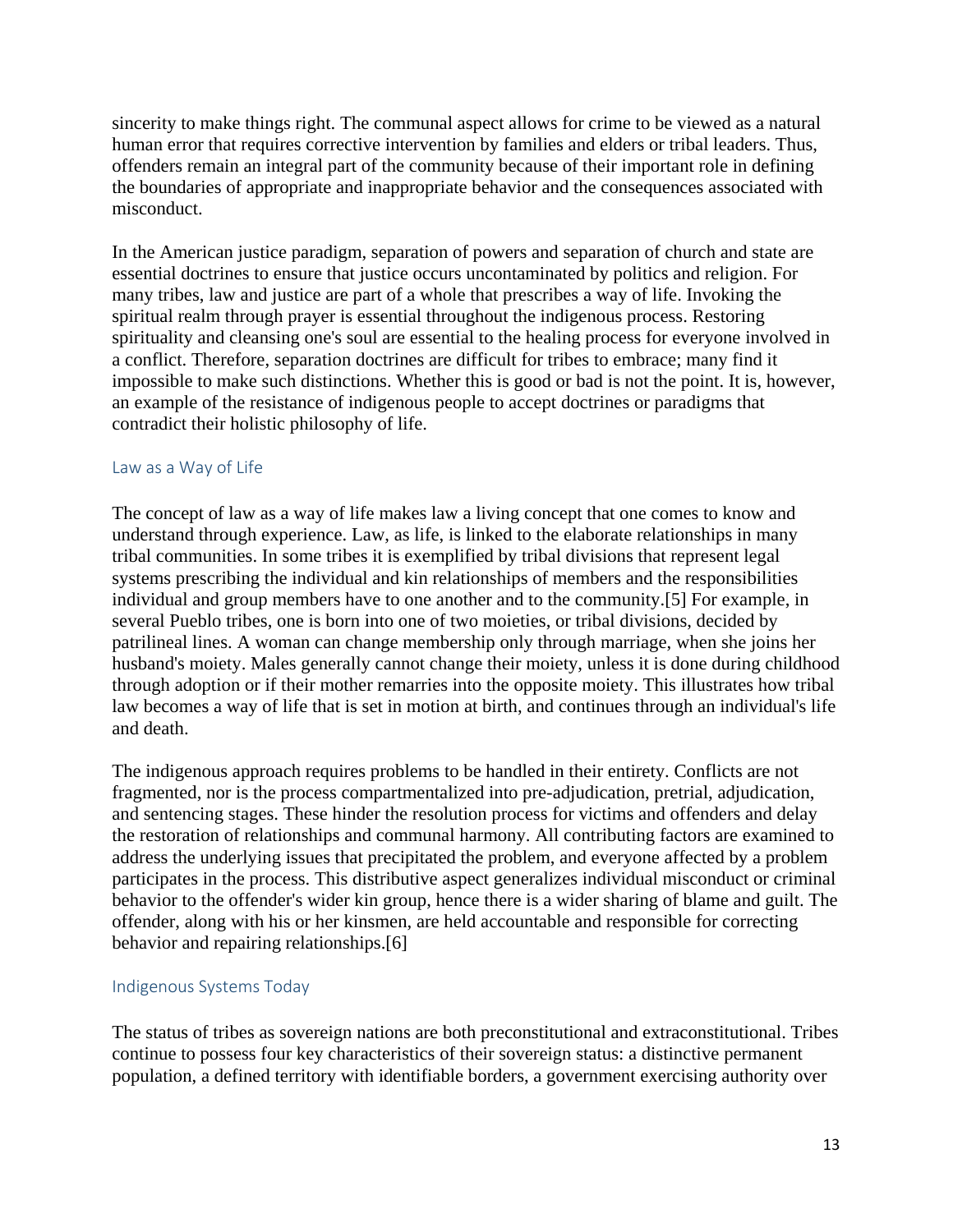sincerity to make things right. The communal aspect allows for crime to be viewed as a natural human error that requires corrective intervention by families and elders or tribal leaders. Thus, offenders remain an integral part of the community because of their important role in defining the boundaries of appropriate and inappropriate behavior and the consequences associated with misconduct.

In the American justice paradigm, separation of powers and separation of church and state are essential doctrines to ensure that justice occurs uncontaminated by politics and religion. For many tribes, law and justice are part of a whole that prescribes a way of life. Invoking the spiritual realm through prayer is essential throughout the indigenous process. Restoring spirituality and cleansing one's soul are essential to the healing process for everyone involved in a conflict. Therefore, separation doctrines are difficult for tribes to embrace; many find it impossible to make such distinctions. Whether this is good or bad is not the point. It is, however, an example of the resistance of indigenous people to accept doctrines or paradigms that contradict their holistic philosophy of life.

### Law as a Way of Life

The concept of law as a way of life makes law a living concept that one comes to know and understand through experience. Law, as life, is linked to the elaborate relationships in many tribal communities. In some tribes it is exemplified by tribal divisions that represent legal systems prescribing the individual and kin relationships of members and the responsibilities individual and group members have to one another and to the community.[5] For example, in several Pueblo tribes, one is born into one of two moieties, or tribal divisions, decided by patrilineal lines. A woman can change membership only through marriage, when she joins her husband's moiety. Males generally cannot change their moiety, unless it is done during childhood through adoption or if their mother remarries into the opposite moiety. This illustrates how tribal law becomes a way of life that is set in motion at birth, and continues through an individual's life and death.

The indigenous approach requires problems to be handled in their entirety. Conflicts are not fragmented, nor is the process compartmentalized into pre-adjudication, pretrial, adjudication, and sentencing stages. These hinder the resolution process for victims and offenders and delay the restoration of relationships and communal harmony. All contributing factors are examined to address the underlying issues that precipitated the problem, and everyone affected by a problem participates in the process. This distributive aspect generalizes individual misconduct or criminal behavior to the offender's wider kin group, hence there is a wider sharing of blame and guilt. The offender, along with his or her kinsmen, are held accountable and responsible for correcting behavior and repairing relationships.[6]

### Indigenous Systems Today

The status of tribes as sovereign nations are both preconstitutional and extraconstitutional. Tribes continue to possess four key characteristics of their sovereign status: a distinctive permanent population, a defined territory with identifiable borders, a government exercising authority over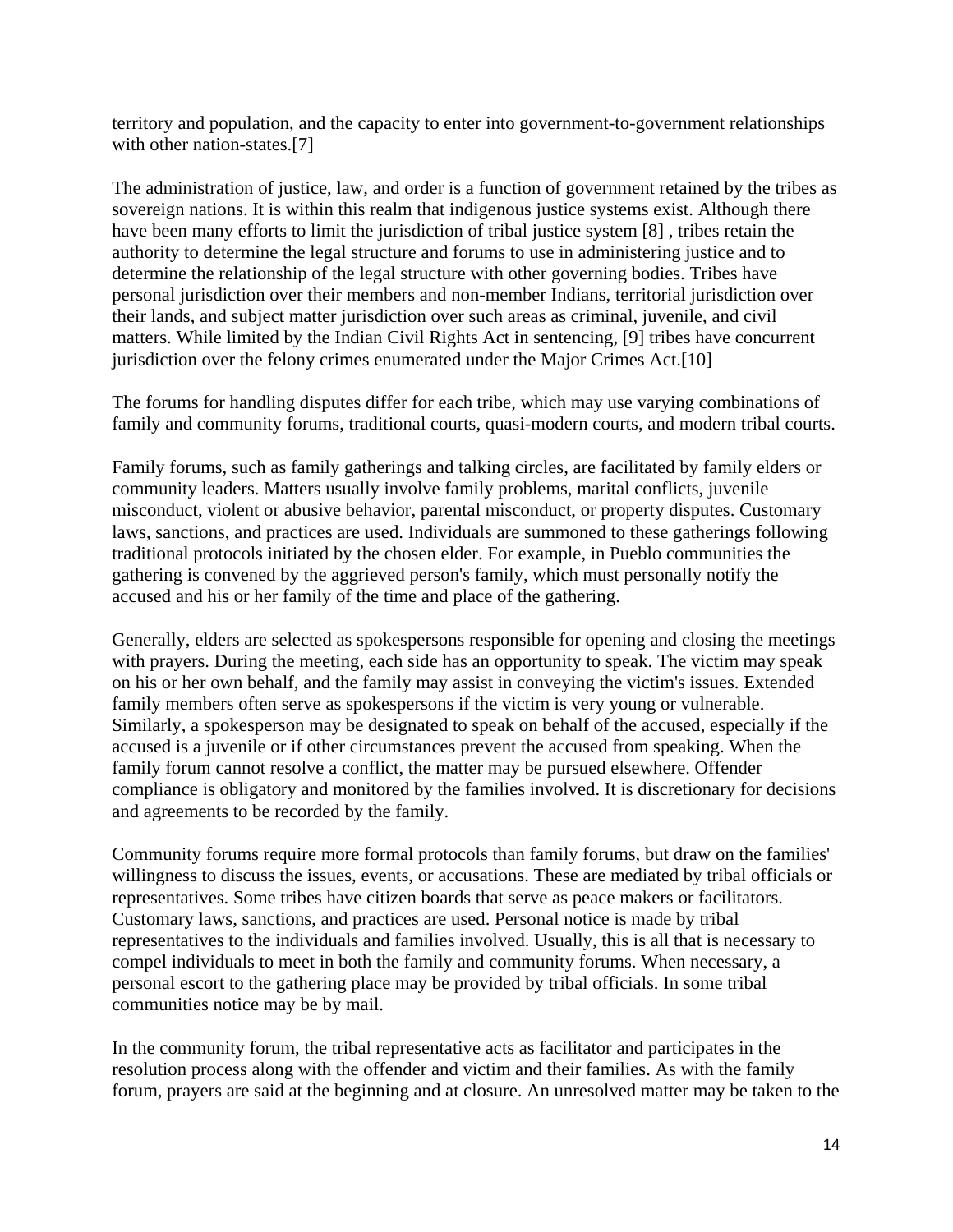territory and population, and the capacity to enter into government-to-government relationships with other nation-states.[7]

The administration of justice, law, and order is a function of government retained by the tribes as sovereign nations. It is within this realm that indigenous justice systems exist. Although there have been many efforts to limit the jurisdiction of tribal justice system [8] , tribes retain the authority to determine the legal structure and forums to use in administering justice and to determine the relationship of the legal structure with other governing bodies. Tribes have personal jurisdiction over their members and non-member Indians, territorial jurisdiction over their lands, and subject matter jurisdiction over such areas as criminal, juvenile, and civil matters. While limited by the Indian Civil Rights Act in sentencing, [9] tribes have concurrent jurisdiction over the felony crimes enumerated under the Major Crimes Act.[10]

The forums for handling disputes differ for each tribe, which may use varying combinations of family and community forums, traditional courts, quasi-modern courts, and modern tribal courts.

Family forums, such as family gatherings and talking circles, are facilitated by family elders or community leaders. Matters usually involve family problems, marital conflicts, juvenile misconduct, violent or abusive behavior, parental misconduct, or property disputes. Customary laws, sanctions, and practices are used. Individuals are summoned to these gatherings following traditional protocols initiated by the chosen elder. For example, in Pueblo communities the gathering is convened by the aggrieved person's family, which must personally notify the accused and his or her family of the time and place of the gathering.

Generally, elders are selected as spokespersons responsible for opening and closing the meetings with prayers. During the meeting, each side has an opportunity to speak. The victim may speak on his or her own behalf, and the family may assist in conveying the victim's issues. Extended family members often serve as spokespersons if the victim is very young or vulnerable. Similarly, a spokesperson may be designated to speak on behalf of the accused, especially if the accused is a juvenile or if other circumstances prevent the accused from speaking. When the family forum cannot resolve a conflict, the matter may be pursued elsewhere. Offender compliance is obligatory and monitored by the families involved. It is discretionary for decisions and agreements to be recorded by the family.

Community forums require more formal protocols than family forums, but draw on the families' willingness to discuss the issues, events, or accusations. These are mediated by tribal officials or representatives. Some tribes have citizen boards that serve as peace makers or facilitators. Customary laws, sanctions, and practices are used. Personal notice is made by tribal representatives to the individuals and families involved. Usually, this is all that is necessary to compel individuals to meet in both the family and community forums. When necessary, a personal escort to the gathering place may be provided by tribal officials. In some tribal communities notice may be by mail.

In the community forum, the tribal representative acts as facilitator and participates in the resolution process along with the offender and victim and their families. As with the family forum, prayers are said at the beginning and at closure. An unresolved matter may be taken to the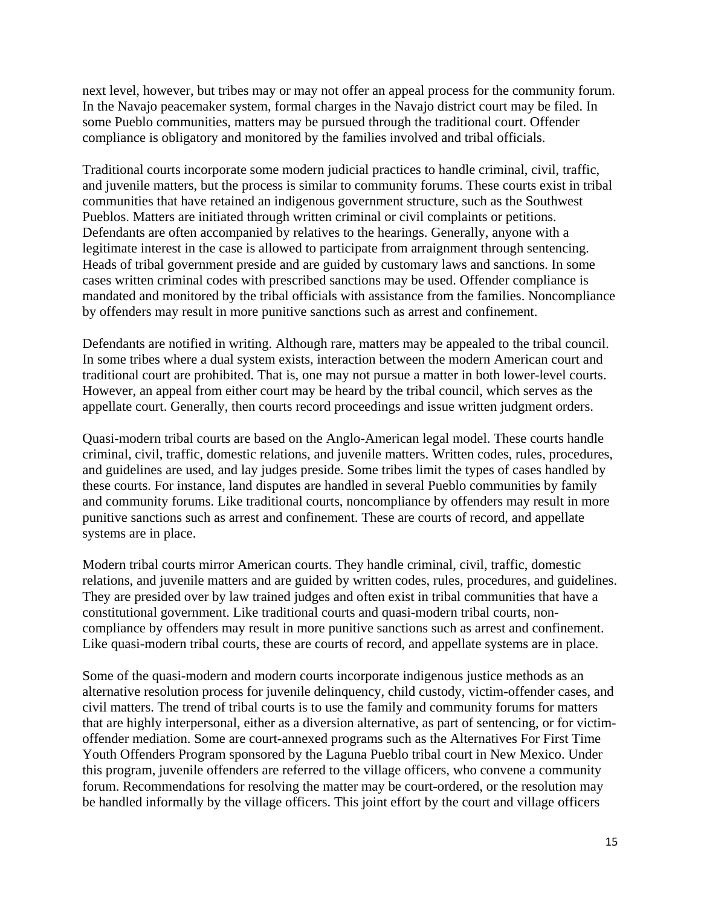next level, however, but tribes may or may not offer an appeal process for the community forum. In the Navajo peacemaker system, formal charges in the Navajo district court may be filed. In some Pueblo communities, matters may be pursued through the traditional court. Offender compliance is obligatory and monitored by the families involved and tribal officials.

Traditional courts incorporate some modern judicial practices to handle criminal, civil, traffic, and juvenile matters, but the process is similar to community forums. These courts exist in tribal communities that have retained an indigenous government structure, such as the Southwest Pueblos. Matters are initiated through written criminal or civil complaints or petitions. Defendants are often accompanied by relatives to the hearings. Generally, anyone with a legitimate interest in the case is allowed to participate from arraignment through sentencing. Heads of tribal government preside and are guided by customary laws and sanctions. In some cases written criminal codes with prescribed sanctions may be used. Offender compliance is mandated and monitored by the tribal officials with assistance from the families. Noncompliance by offenders may result in more punitive sanctions such as arrest and confinement.

Defendants are notified in writing. Although rare, matters may be appealed to the tribal council. In some tribes where a dual system exists, interaction between the modern American court and traditional court are prohibited. That is, one may not pursue a matter in both lower-level courts. However, an appeal from either court may be heard by the tribal council, which serves as the appellate court. Generally, then courts record proceedings and issue written judgment orders.

Quasi-modern tribal courts are based on the Anglo-American legal model. These courts handle criminal, civil, traffic, domestic relations, and juvenile matters. Written codes, rules, procedures, and guidelines are used, and lay judges preside. Some tribes limit the types of cases handled by these courts. For instance, land disputes are handled in several Pueblo communities by family and community forums. Like traditional courts, noncompliance by offenders may result in more punitive sanctions such as arrest and confinement. These are courts of record, and appellate systems are in place.

Modern tribal courts mirror American courts. They handle criminal, civil, traffic, domestic relations, and juvenile matters and are guided by written codes, rules, procedures, and guidelines. They are presided over by law trained judges and often exist in tribal communities that have a constitutional government. Like traditional courts and quasi-modern tribal courts, non-compliance by offenders may result in more punitive sanctions such as arrest and confinement. Like quasi-modern tribal courts, these are courts of record, and appellate systems are in place.

Some of the quasi-modern and modern courts incorporate indigenous justice methods as an alternative resolution process for juvenile delinquency, child custody, victim-offender cases, and civil matters. The trend of tribal courts is to use the family and community forums for matters that are highly interpersonal, either as a diversion alternative, as part of sentencing, or for victim-offender mediation. Some are court-annexed programs such as the Alternatives For First Time Youth Offenders Program sponsored by the Laguna Pueblo tribal court in New Mexico. Under this program, juvenile offenders are referred to the village officers, who convene a community forum. Recommendations for resolving the matter may be court-ordered, or the resolution may be handled informally by the village officers. This joint effort by the court and village officers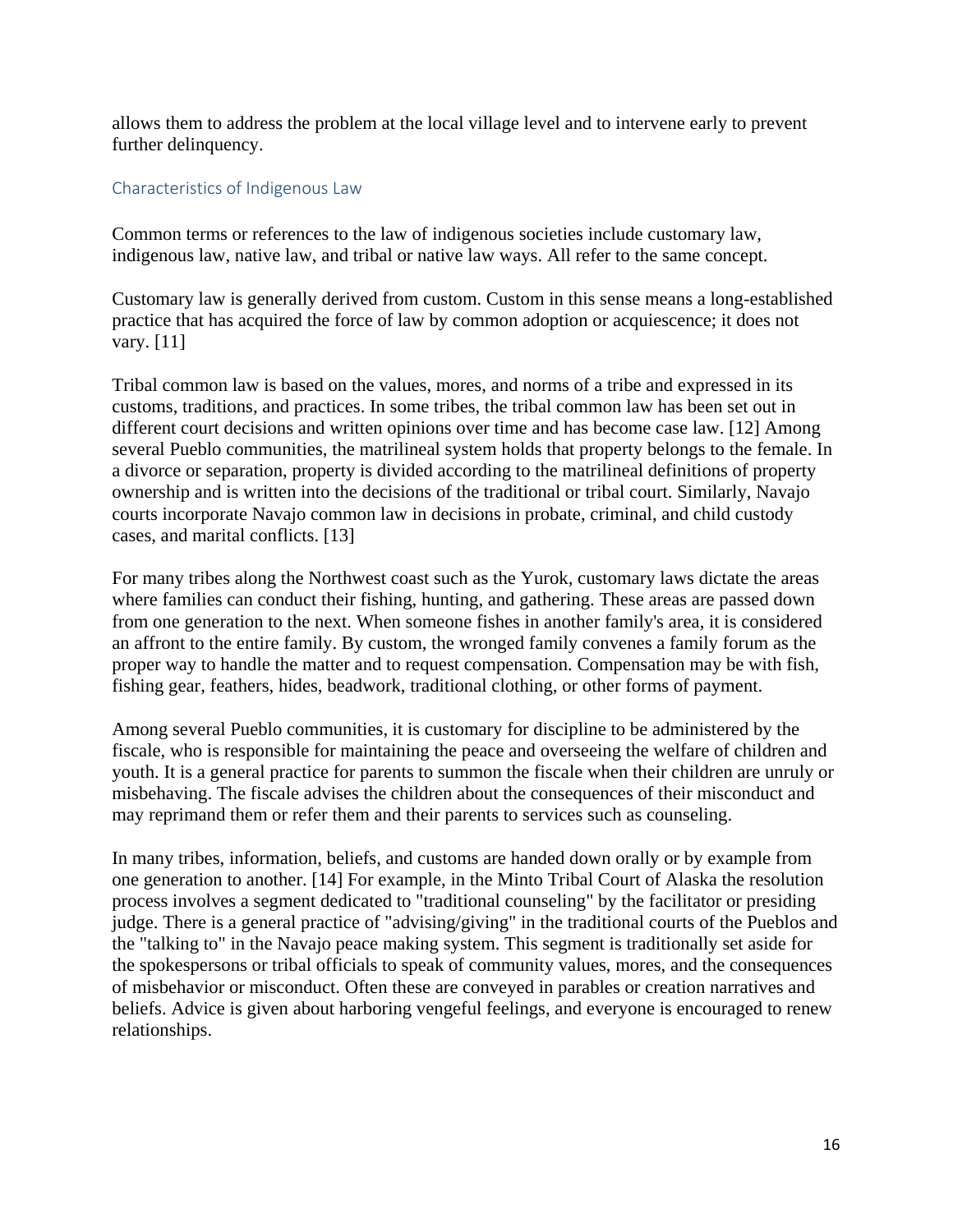allows them to address the problem at the local village level and to intervene early to prevent further delinquency.

## Characteristics of Indigenous Law

Common terms or references to the law of indigenous societies include customary law, indigenous law, native law, and tribal or native law ways. All refer to the same concept.

Customary law is generally derived from custom. Custom in this sense means a long-established practice that has acquired the force of law by common adoption or acquiescence; it does not vary. [11]

Tribal common law is based on the values, mores, and norms of a tribe and expressed in its customs, traditions, and practices. In some tribes, the tribal common law has been set out in different court decisions and written opinions over time and has become case law. [12] Among several Pueblo communities, the matrilineal system holds that property belongs to the female. In a divorce or separation, property is divided according to the matrilineal definitions of property ownership and is written into the decisions of the traditional or tribal court. Similarly, Navajo courts incorporate Navajo common law in decisions in probate, criminal, and child custody cases, and marital conflicts. [13]

For many tribes along the Northwest coast such as the Yurok, customary laws dictate the areas where families can conduct their fishing, hunting, and gathering. These areas are passed down from one generation to the next. When someone fishes in another family's area, it is considered an affront to the entire family. By custom, the wronged family convenes a family forum as the proper way to handle the matter and to request compensation. Compensation may be with fish, fishing gear, feathers, hides, beadwork, traditional clothing, or other forms of payment.

Among several Pueblo communities, it is customary for discipline to be administered by the fiscale, who is responsible for maintaining the peace and overseeing the welfare of children and youth. It is a general practice for parents to summon the fiscale when their children are unruly or misbehaving. The fiscale advises the children about the consequences of their misconduct and may reprimand them or refer them and their parents to services such as counseling.

In many tribes, information, beliefs, and customs are handed down orally or by example from one generation to another. [14] For example, in the Minto Tribal Court of Alaska the resolution process involves a segment dedicated to "traditional counseling" by the facilitator or presiding judge. There is a general practice of "advising/giving" in the traditional courts of the Pueblos and the "talking to" in the Navajo peace making system. This segment is traditionally set aside for the spokespersons or tribal officials to speak of community values, mores, and the consequences of misbehavior or misconduct. Often these are conveyed in parables or creation narratives and beliefs. Advice is given about harboring vengeful feelings, and everyone is encouraged to renew relationships.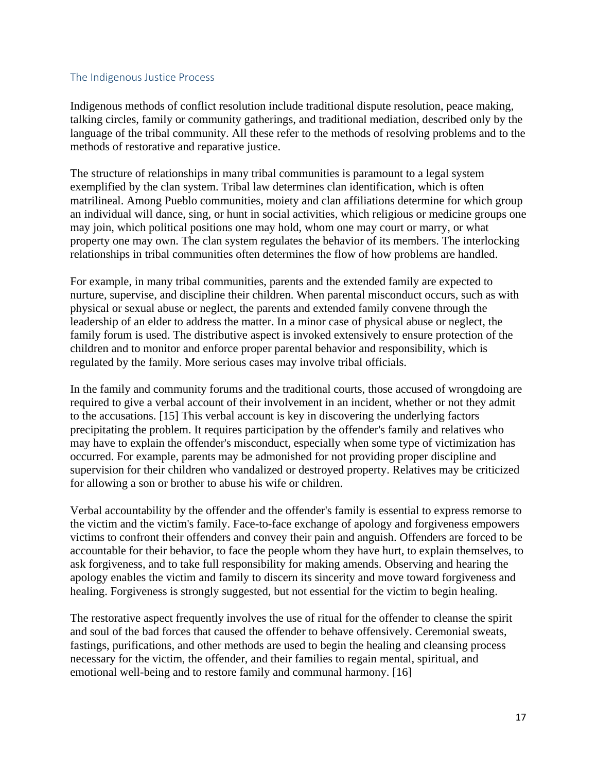## The Indigenous Justice Process

Indigenous methods of conflict resolution include traditional dispute resolution, peace making, talking circles, family or community gatherings, and traditional mediation, described only by the language of the tribal community. All these refer to the methods of resolving problems and to the methods of restorative and reparative justice.

The structure of relationships in many tribal communities is paramount to a legal system exemplified by the clan system. Tribal law determines clan identification, which is often matrilineal. Among Pueblo communities, moiety and clan affiliations determine for which group an individual will dance, sing, or hunt in social activities, which religious or medicine groups one may join, which political positions one may hold, whom one may court or marry, or what property one may own. The clan system regulates the behavior of its members. The interlocking relationships in tribal communities often determines the flow of how problems are handled.

For example, in many tribal communities, parents and the extended family are expected to nurture, supervise, and discipline their children. When parental misconduct occurs, such as with physical or sexual abuse or neglect, the parents and extended family convene through the leadership of an elder to address the matter. In a minor case of physical abuse or neglect, the family forum is used. The distributive aspect is invoked extensively to ensure protection of the children and to monitor and enforce proper parental behavior and responsibility, which is regulated by the family. More serious cases may involve tribal officials.

In the family and community forums and the traditional courts, those accused of wrongdoing are required to give a verbal account of their involvement in an incident, whether or not they admit to the accusations. [15] This verbal account is key in discovering the underlying factors precipitating the problem. It requires participation by the offender's family and relatives who may have to explain the offender's misconduct, especially when some type of victimization has occurred. For example, parents may be admonished for not providing proper discipline and supervision for their children who vandalized or destroyed property. Relatives may be criticized for allowing a son or brother to abuse his wife or children.

Verbal accountability by the offender and the offender's family is essential to express remorse to the victim and the victim's family. Face-to-face exchange of apology and forgiveness empowers victims to confront their offenders and convey their pain and anguish. Offenders are forced to be accountable for their behavior, to face the people whom they have hurt, to explain themselves, to ask forgiveness, and to take full responsibility for making amends. Observing and hearing the apology enables the victim and family to discern its sincerity and move toward forgiveness and healing. Forgiveness is strongly suggested, but not essential for the victim to begin healing.

The restorative aspect frequently involves the use of ritual for the offender to cleanse the spirit and soul of the bad forces that caused the offender to behave offensively. Ceremonial sweats, fastings, purifications, and other methods are used to begin the healing and cleansing process necessary for the victim, the offender, and their families to regain mental, spiritual, and emotional well-being and to restore family and communal harmony. [16]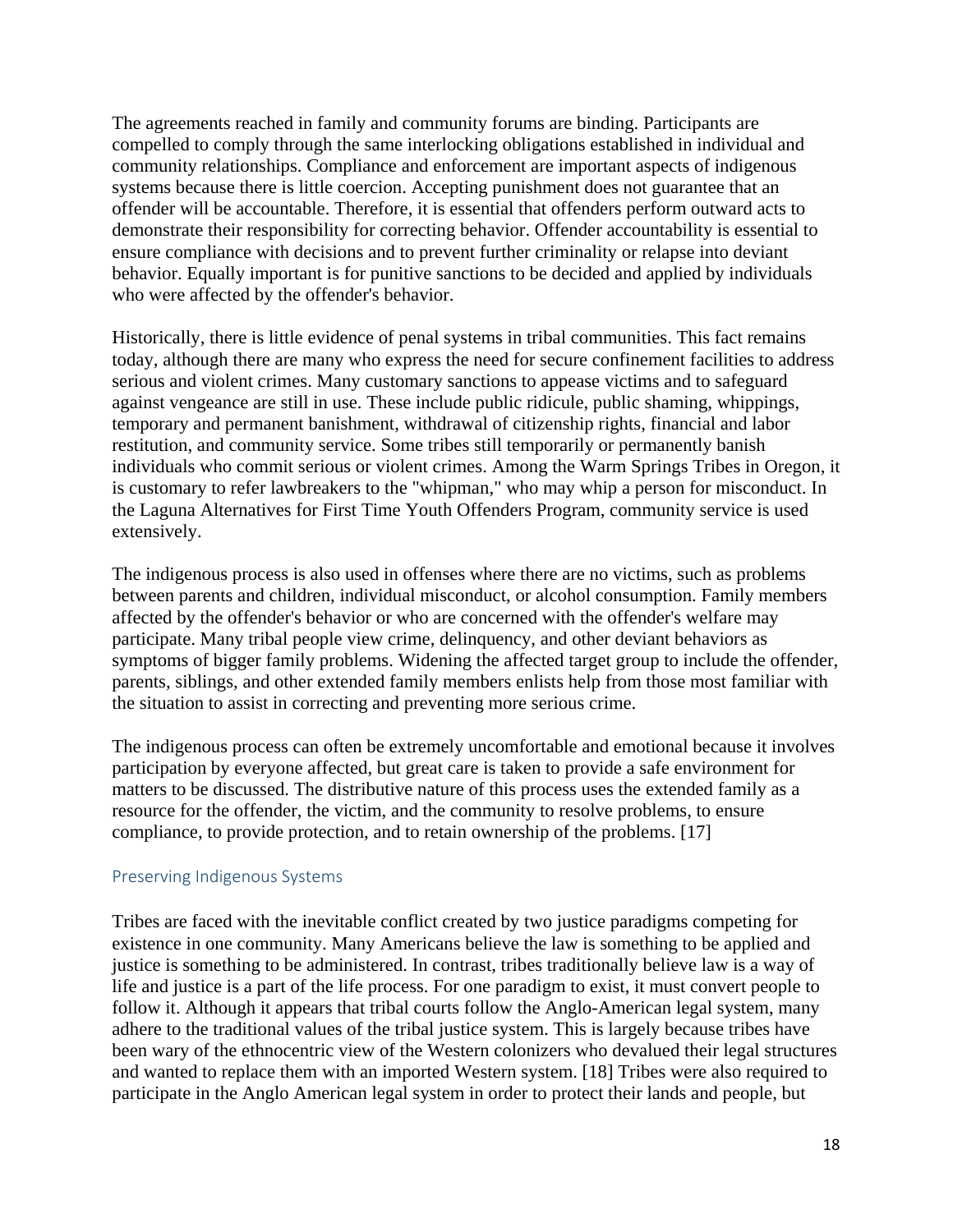The agreements reached in family and community forums are binding. Participants are compelled to comply through the same interlocking obligations established in individual and community relationships. Compliance and enforcement are important aspects of indigenous systems because there is little coercion. Accepting punishment does not guarantee that an offender will be accountable. Therefore, it is essential that offenders perform outward acts to demonstrate their responsibility for correcting behavior. Offender accountability is essential to ensure compliance with decisions and to prevent further criminality or relapse into deviant behavior. Equally important is for punitive sanctions to be decided and applied by individuals who were affected by the offender's behavior.

Historically, there is little evidence of penal systems in tribal communities. This fact remains today, although there are many who express the need for secure confinement facilities to address serious and violent crimes. Many customary sanctions to appease victims and to safeguard against vengeance are still in use. These include public ridicule, public shaming, whippings, temporary and permanent banishment, withdrawal of citizenship rights, financial and labor restitution, and community service. Some tribes still temporarily or permanently banish individuals who commit serious or violent crimes. Among the Warm Springs Tribes in Oregon, it is customary to refer lawbreakers to the "whipman," who may whip a person for misconduct. In the Laguna Alternatives for First Time Youth Offenders Program, community service is used extensively.

The indigenous process is also used in offenses where there are no victims, such as problems between parents and children, individual misconduct, or alcohol consumption. Family members affected by the offender's behavior or who are concerned with the offender's welfare may participate. Many tribal people view crime, delinquency, and other deviant behaviors as symptoms of bigger family problems. Widening the affected target group to include the offender, parents, siblings, and other extended family members enlists help from those most familiar with the situation to assist in correcting and preventing more serious crime.

The indigenous process can often be extremely uncomfortable and emotional because it involves participation by everyone affected, but great care is taken to provide a safe environment for matters to be discussed. The distributive nature of this process uses the extended family as a resource for the offender, the victim, and the community to resolve problems, to ensure compliance, to provide protection, and to retain ownership of the problems. [17]

### Preserving Indigenous Systems

Tribes are faced with the inevitable conflict created by two justice paradigms competing for existence in one community. Many Americans believe the law is something to be applied and justice is something to be administered. In contrast, tribes traditionally believe law is a way of life and justice is a part of the life process. For one paradigm to exist, it must convert people to follow it. Although it appears that tribal courts follow the Anglo-American legal system, many adhere to the traditional values of the tribal justice system. This is largely because tribes have been wary of the ethnocentric view of the Western colonizers who devalued their legal structures and wanted to replace them with an imported Western system. [18] Tribes were also required to participate in the Anglo American legal system in order to protect their lands and people, but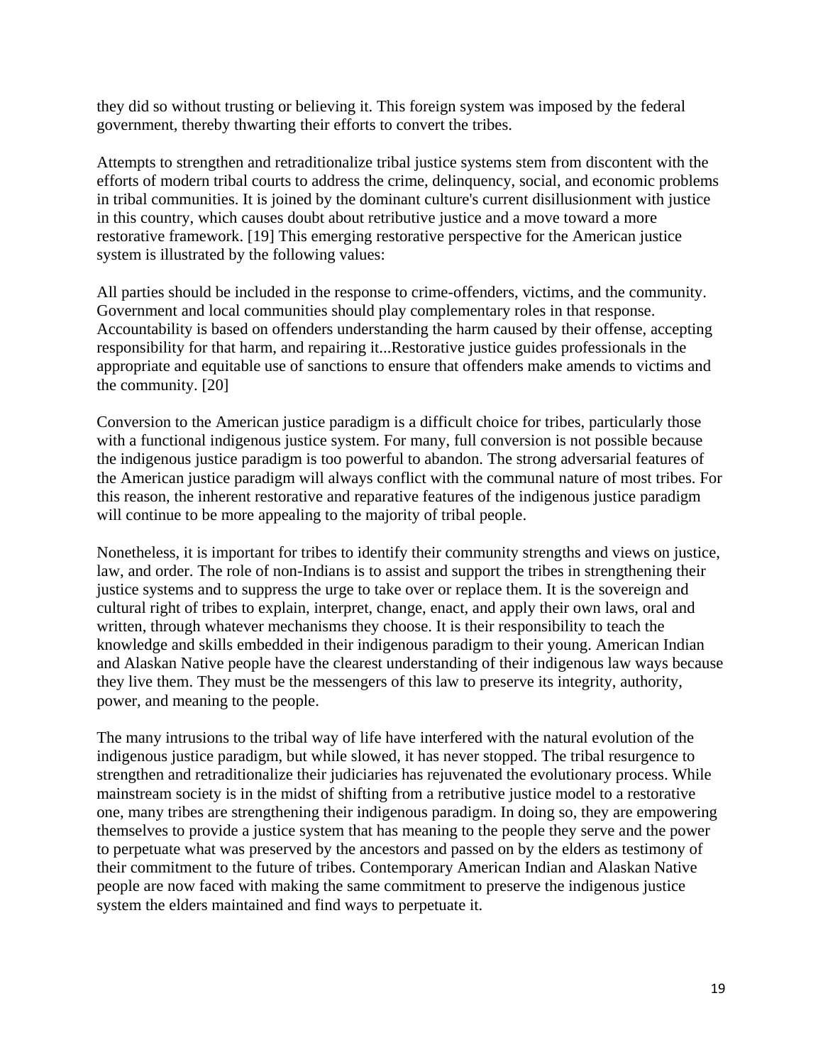they did so without trusting or believing it. This foreign system was imposed by the federal government, thereby thwarting their efforts to convert the tribes.

Attempts to strengthen and retraditionalize tribal justice systems stem from discontent with the efforts of modern tribal courts to address the crime, delinquency, social, and economic problems in tribal communities. It is joined by the dominant culture's current disillusionment with justice in this country, which causes doubt about retributive justice and a move toward a more restorative framework. [19] This emerging restorative perspective for the American justice system is illustrated by the following values:

All parties should be included in the response to crime-offenders, victims, and the community. Government and local communities should play complementary roles in that response. Accountability is based on offenders understanding the harm caused by their offense, accepting responsibility for that harm, and repairing it...Restorative justice guides professionals in the appropriate and equitable use of sanctions to ensure that offenders make amends to victims and the community. [20]

Conversion to the American justice paradigm is a difficult choice for tribes, particularly those with a functional indigenous justice system. For many, full conversion is not possible because the indigenous justice paradigm is too powerful to abandon. The strong adversarial features of the American justice paradigm will always conflict with the communal nature of most tribes. For this reason, the inherent restorative and reparative features of the indigenous justice paradigm will continue to be more appealing to the majority of tribal people.

Nonetheless, it is important for tribes to identify their community strengths and views on justice, law, and order. The role of non-Indians is to assist and support the tribes in strengthening their justice systems and to suppress the urge to take over or replace them. It is the sovereign and cultural right of tribes to explain, interpret, change, enact, and apply their own laws, oral and written, through whatever mechanisms they choose. It is their responsibility to teach the knowledge and skills embedded in their indigenous paradigm to their young. American Indian and Alaskan Native people have the clearest understanding of their indigenous law ways because they live them. They must be the messengers of this law to preserve its integrity, authority, power, and meaning to the people.

The many intrusions to the tribal way of life have interfered with the natural evolution of the indigenous justice paradigm, but while slowed, it has never stopped. The tribal resurgence to strengthen and retraditionalize their judiciaries has rejuvenated the evolutionary process. While mainstream society is in the midst of shifting from a retributive justice model to a restorative one, many tribes are strengthening their indigenous paradigm. In doing so, they are empowering themselves to provide a justice system that has meaning to the people they serve and the power to perpetuate what was preserved by the ancestors and passed on by the elders as testimony of their commitment to the future of tribes. Contemporary American Indian and Alaskan Native people are now faced with making the same commitment to preserve the indigenous justice system the elders maintained and find ways to perpetuate it.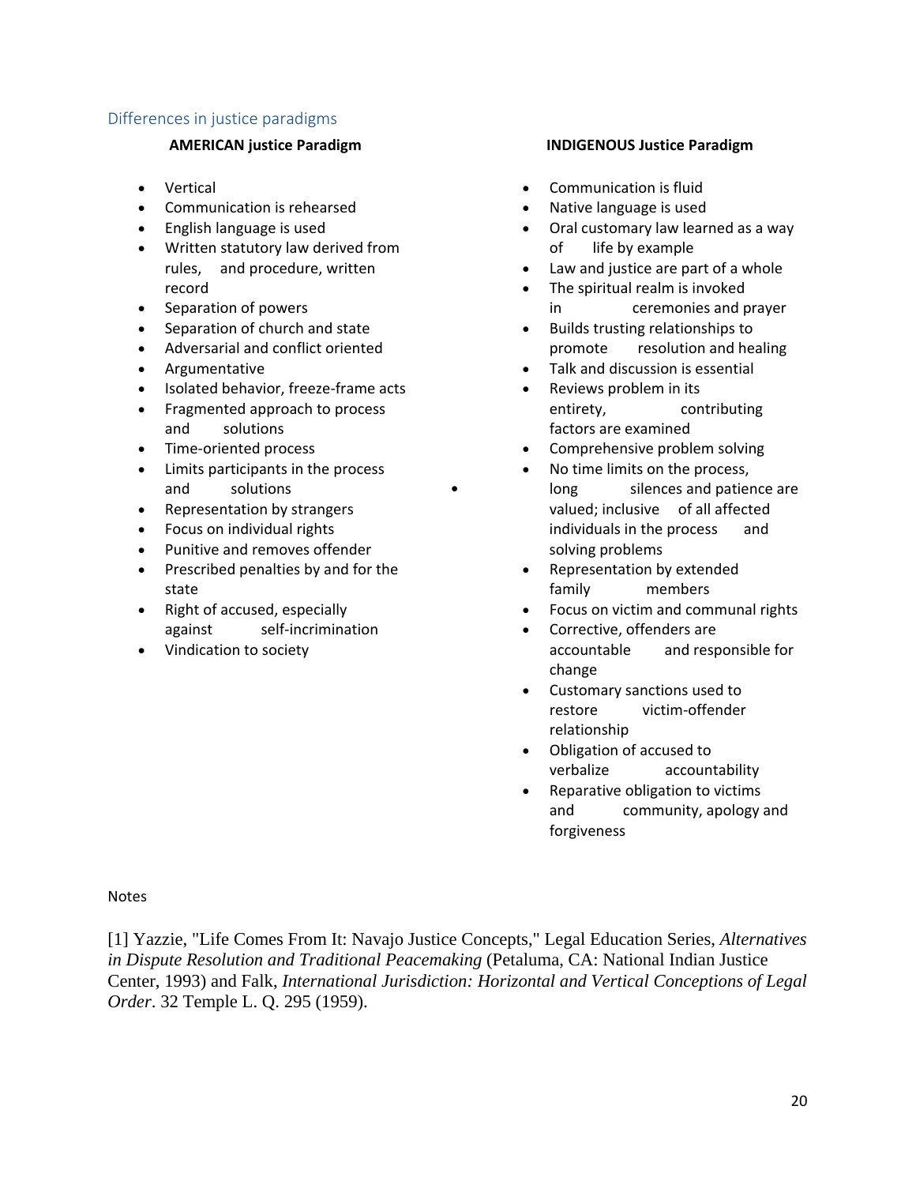## Differences in justice paradigms

**AMERICAN justice Paradigm**

- Vertical
- Communication is rehearsed
- English language is used
- Written statutory law derived from rules, and procedure, written record
- Separation of powers
- Separation of church and state
- Adversarial and conflict oriented
- Argumentative
- Isolated behavior, freeze-frame acts
- Fragmented approach to process and solutions
- Time-oriented process
- Limits participants in the process and solutions
- Representation by strangers
- Focus on individual rights
- Punitive and removes offender
- Prescribed penalties by and for the state
- Right of accused, especially against self-incrimination
- Vindication to society

**INDIGENOUS Justice Paradigm**

- Communication is fluid
- Native language is used
- Oral customary law learned as a way of life by example
- Law and justice are part of a whole
- The spiritual realm is invoked in ceremonies and prayer
- Builds trusting relationships to promote resolution and healing
- Talk and discussion is essential
- Reviews problem in its entirety, contributing factors are examined
- Comprehensive problem solving
- No time limits on the process, long silences and patience are valued; inclusive of all affected individuals in the process and solving problems
- Representation by extended family members
- Focus on victim and communal rights
- Corrective, offenders are accountable and responsible for change
- Customary sanctions used to restore victim-offender relationship
- Obligation of accused to verbalize accountability
- Reparative obligation to victims and community, apology and forgiveness

Notes

[1] Yazzie, "Life Comes From It: Navajo Justice Concepts," Legal Education Series, *Alternatives in Dispute Resolution and Traditional Peacemaking* (Petaluma, CA: National Indian Justice Center, 1993) and Falk, *International Jurisdiction: Horizontal and Vertical Conceptions of Legal Order*. 32 Temple L. Q. 295 (1959).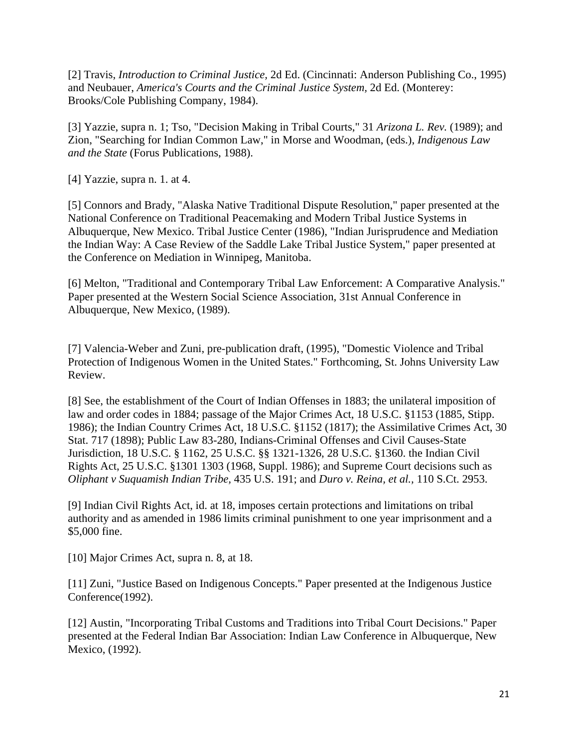[2] Travis, *Introduction to Criminal Justice,* 2d Ed. (Cincinnati: Anderson Publishing Co., 1995) and Neubauer, *America's Courts and the Criminal Justice System,* 2d Ed. (Monterey: Brooks/Cole Publishing Company, 1984).

[3] Yazzie, supra n. 1; Tso, "Decision Making in Tribal Courts," 31 *Arizona L. Rev.* (1989); and Zion, "Searching for Indian Common Law," in Morse and Woodman, (eds.), *Indigenous Law and the State* (Forus Publications, 1988).

[4] Yazzie, supra n. 1. at 4.

[5] Connors and Brady, "Alaska Native Traditional Dispute Resolution," paper presented at the National Conference on Traditional Peacemaking and Modern Tribal Justice Systems in Albuquerque, New Mexico. Tribal Justice Center (1986), "Indian Jurisprudence and Mediation the Indian Way: A Case Review of the Saddle Lake Tribal Justice System," paper presented at the Conference on Mediation in Winnipeg, Manitoba.

[6] Melton, "Traditional and Contemporary Tribal Law Enforcement: A Comparative Analysis." Paper presented at the Western Social Science Association, 31st Annual Conference in Albuquerque, New Mexico, (1989).

[7] Valencia-Weber and Zuni, pre-publication draft, (1995), "Domestic Violence and Tribal Protection of Indigenous Women in the United States." Forthcoming, St. Johns University Law Review.

[8] See, the establishment of the Court of Indian Offenses in 1883; the unilateral imposition of law and order codes in 1884; passage of the Major Crimes Act, 18 U.S.C. §1153 (1885, Stipp. 1986); the Indian Country Crimes Act, 18 U.S.C. §1152 (1817); the Assimilative Crimes Act, 30 Stat. 717 (1898); Public Law 83-280, Indians-Criminal Offenses and Civil Causes-State Jurisdiction, 18 U.S.C. § 1162, 25 U.S.C. §§ 1321-1326, 28 U.S.C. §1360. the Indian Civil Rights Act, 25 U.S.C. §1301 1303 (1968, Suppl. 1986); and Supreme Court decisions such as *Oliphant v Suquamish Indian Tribe,* 435 U.S. 191; and *Duro v. Reina, et al.,* 110 S.Ct. 2953.

[9] Indian Civil Rights Act, id. at 18, imposes certain protections and limitations on tribal authority and as amended in 1986 limits criminal punishment to one year imprisonment and a $5,000 fine.

[10] Major Crimes Act, supra n. 8, at 18.

[11] Zuni, "Justice Based on Indigenous Concepts." Paper presented at the Indigenous Justice Conference(1992).

[12] Austin, "Incorporating Tribal Customs and Traditions into Tribal Court Decisions." Paper presented at the Federal Indian Bar Association: Indian Law Conference in Albuquerque, New Mexico, (1992).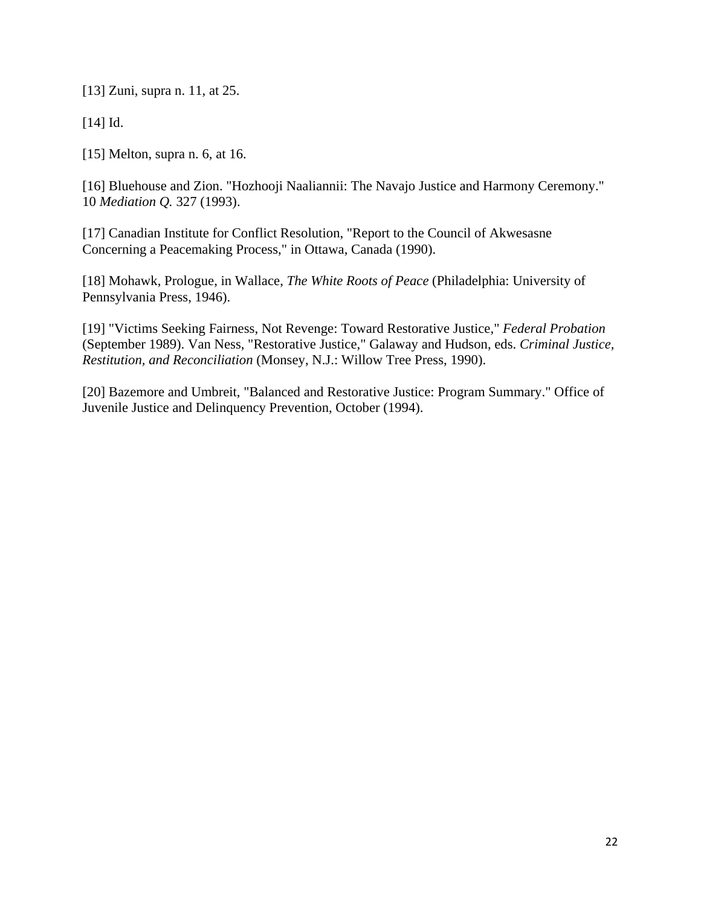[13] Zuni, supra n. 11, at 25.

[14] Id.

[15] Melton, supra n. 6, at 16.

[16] Bluehouse and Zion. "Hozhooji Naaliannii: The Navajo Justice and Harmony Ceremony." 10 *Mediation Q.* 327 (1993).

[17] Canadian Institute for Conflict Resolution, "Report to the Council of Akwesasne Concerning a Peacemaking Process," in Ottawa, Canada (1990).

[18] Mohawk, Prologue, in Wallace, *The White Roots of Peace* (Philadelphia: University of Pennsylvania Press, 1946).

[19] "Victims Seeking Fairness, Not Revenge: Toward Restorative Justice," *Federal Probation* (September 1989). Van Ness, "Restorative Justice," Galaway and Hudson, eds. *Criminal Justice, Restitution, and Reconciliation* (Monsey, N.J.: Willow Tree Press, 1990).

[20] Bazemore and Umbreit, "Balanced and Restorative Justice: Program Summary." Office of Juvenile Justice and Delinquency Prevention, October (1994).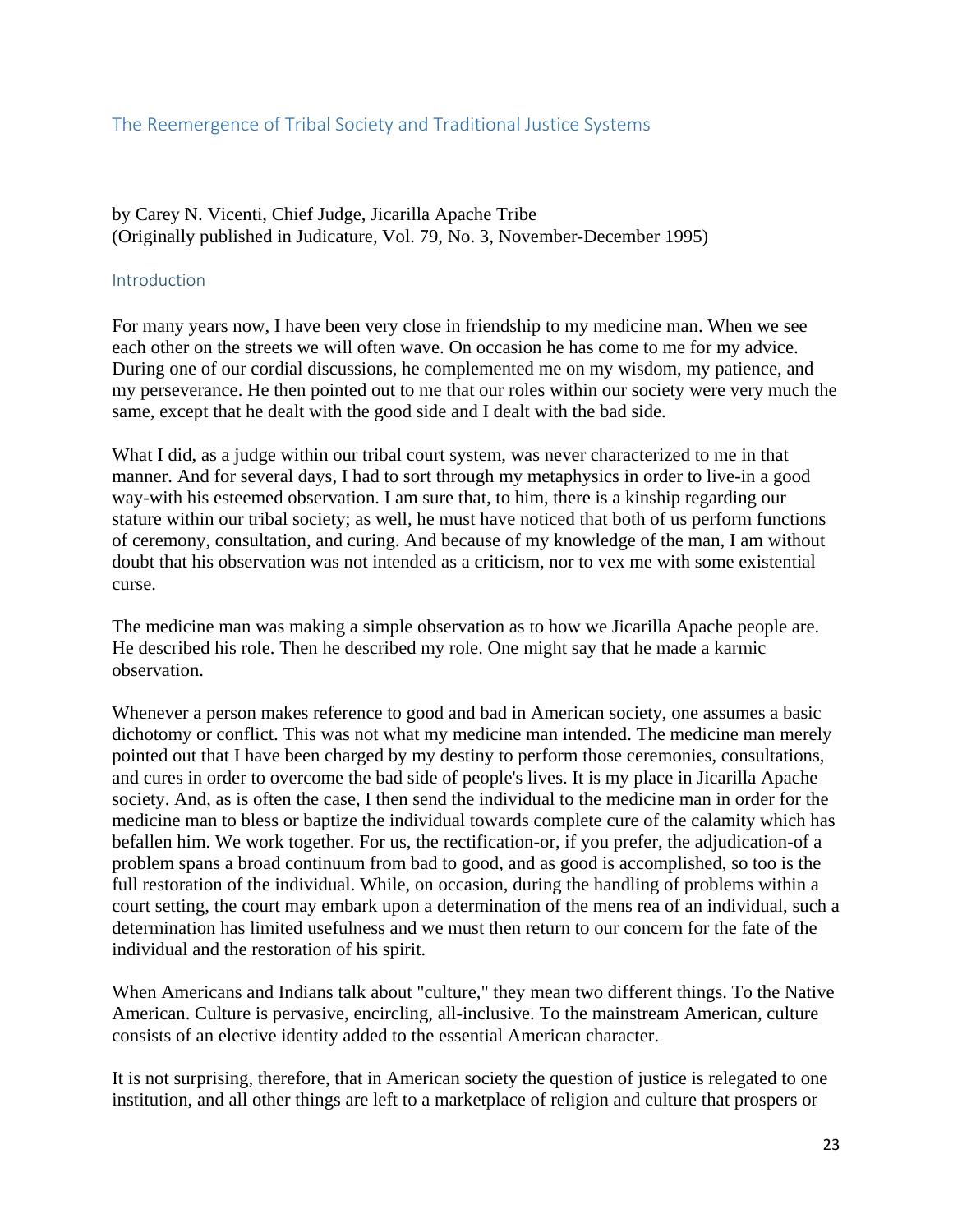## The Reemergence of Tribal Society and Traditional Justice Systems

by Carey N. Vicenti, Chief Judge, Jicarilla Apache Tribe
(Originally published in Judicature, Vol. 79, No. 3, November-December 1995)

### Introduction

For many years now, I have been very close in friendship to my medicine man. When we see each other on the streets we will often wave. On occasion he has come to me for my advice. During one of our cordial discussions, he complemented me on my wisdom, my patience, and my perseverance. He then pointed out to me that our roles within our society were very much the same, except that he dealt with the good side and I dealt with the bad side.

What I did, as a judge within our tribal court system, was never characterized to me in that manner. And for several days, I had to sort through my metaphysics in order to live-in a good way-with his esteemed observation. I am sure that, to him, there is a kinship regarding our stature within our tribal society; as well, he must have noticed that both of us perform functions of ceremony, consultation, and curing. And because of my knowledge of the man, I am without doubt that his observation was not intended as a criticism, nor to vex me with some existential curse.

The medicine man was making a simple observation as to how we Jicarilla Apache people are. He described his role. Then he described my role. One might say that he made a karmic observation.

Whenever a person makes reference to good and bad in American society, one assumes a basic dichotomy or conflict. This was not what my medicine man intended. The medicine man merely pointed out that I have been charged by my destiny to perform those ceremonies, consultations, and cures in order to overcome the bad side of people's lives. It is my place in Jicarilla Apache society. And, as is often the case, I then send the individual to the medicine man in order for the medicine man to bless or baptize the individual towards complete cure of the calamity which has befallen him. We work together. For us, the rectification-or, if you prefer, the adjudication-of a problem spans a broad continuum from bad to good, and as good is accomplished, so too is the full restoration of the individual. While, on occasion, during the handling of problems within a court setting, the court may embark upon a determination of the mens rea of an individual, such a determination has limited usefulness and we must then return to our concern for the fate of the individual and the restoration of his spirit.

When Americans and Indians talk about "culture," they mean two different things. To the Native American. Culture is pervasive, encircling, all-inclusive. To the mainstream American, culture consists of an elective identity added to the essential American character.

It is not surprising, therefore, that in American society the question of justice is relegated to one institution, and all other things are left to a marketplace of religion and culture that prospers or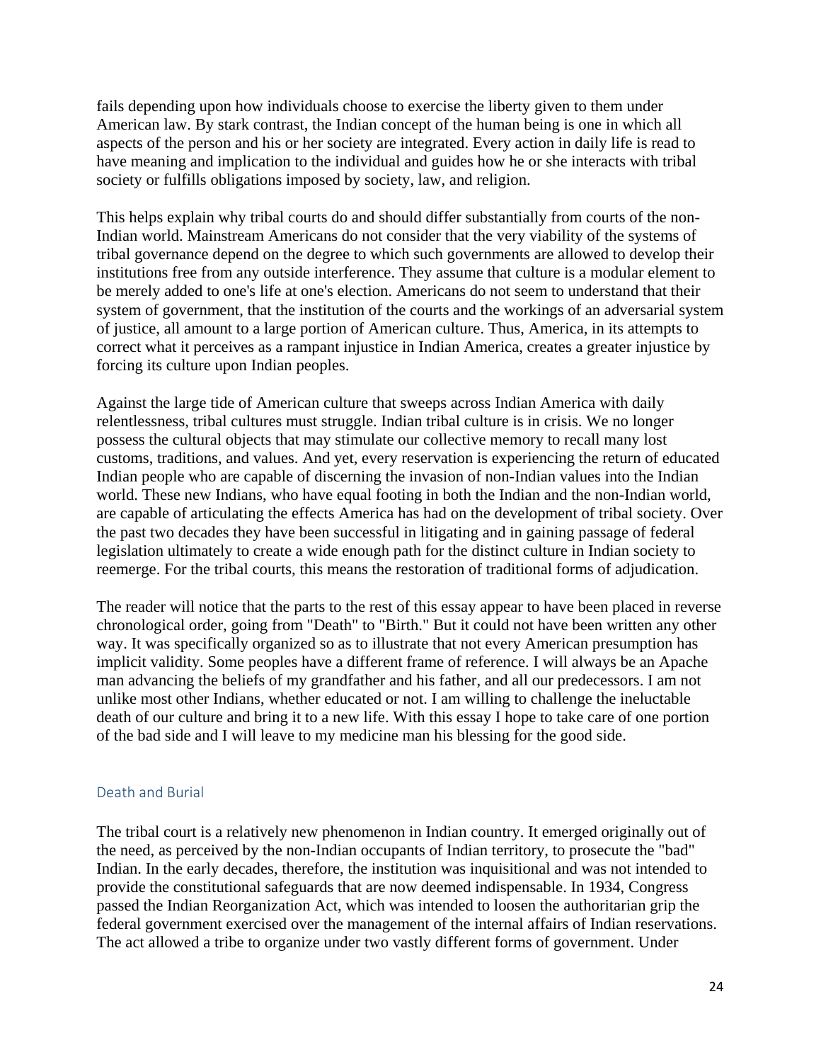fails depending upon how individuals choose to exercise the liberty given to them under American law. By stark contrast, the Indian concept of the human being is one in which all aspects of the person and his or her society are integrated. Every action in daily life is read to have meaning and implication to the individual and guides how he or she interacts with tribal society or fulfills obligations imposed by society, law, and religion.

This helps explain why tribal courts do and should differ substantially from courts of the non-Indian world. Mainstream Americans do not consider that the very viability of the systems of tribal governance depend on the degree to which such governments are allowed to develop their institutions free from any outside interference. They assume that culture is a modular element to be merely added to one's life at one's election. Americans do not seem to understand that their system of government, that the institution of the courts and the workings of an adversarial system of justice, all amount to a large portion of American culture. Thus, America, in its attempts to correct what it perceives as a rampant injustice in Indian America, creates a greater injustice by forcing its culture upon Indian peoples.

Against the large tide of American culture that sweeps across Indian America with daily relentlessness, tribal cultures must struggle. Indian tribal culture is in crisis. We no longer possess the cultural objects that may stimulate our collective memory to recall many lost customs, traditions, and values. And yet, every reservation is experiencing the return of educated Indian people who are capable of discerning the invasion of non-Indian values into the Indian world. These new Indians, who have equal footing in both the Indian and the non-Indian world, are capable of articulating the effects America has had on the development of tribal society. Over the past two decades they have been successful in litigating and in gaining passage of federal legislation ultimately to create a wide enough path for the distinct culture in Indian society to reemerge. For the tribal courts, this means the restoration of traditional forms of adjudication.

The reader will notice that the parts to the rest of this essay appear to have been placed in reverse chronological order, going from "Death" to "Birth." But it could not have been written any other way. It was specifically organized so as to illustrate that not every American presumption has implicit validity. Some peoples have a different frame of reference. I will always be an Apache man advancing the beliefs of my grandfather and his father, and all our predecessors. I am not unlike most other Indians, whether educated or not. I am willing to challenge the ineluctable death of our culture and bring it to a new life. With this essay I hope to take care of one portion of the bad side and I will leave to my medicine man his blessing for the good side.

## Death and Burial

The tribal court is a relatively new phenomenon in Indian country. It emerged originally out of the need, as perceived by the non-Indian occupants of Indian territory, to prosecute the "bad" Indian. In the early decades, therefore, the institution was inquisitional and was not intended to provide the constitutional safeguards that are now deemed indispensable. In 1934, Congress passed the Indian Reorganization Act, which was intended to loosen the authoritarian grip the federal government exercised over the management of the internal affairs of Indian reservations. The act allowed a tribe to organize under two vastly different forms of government. Under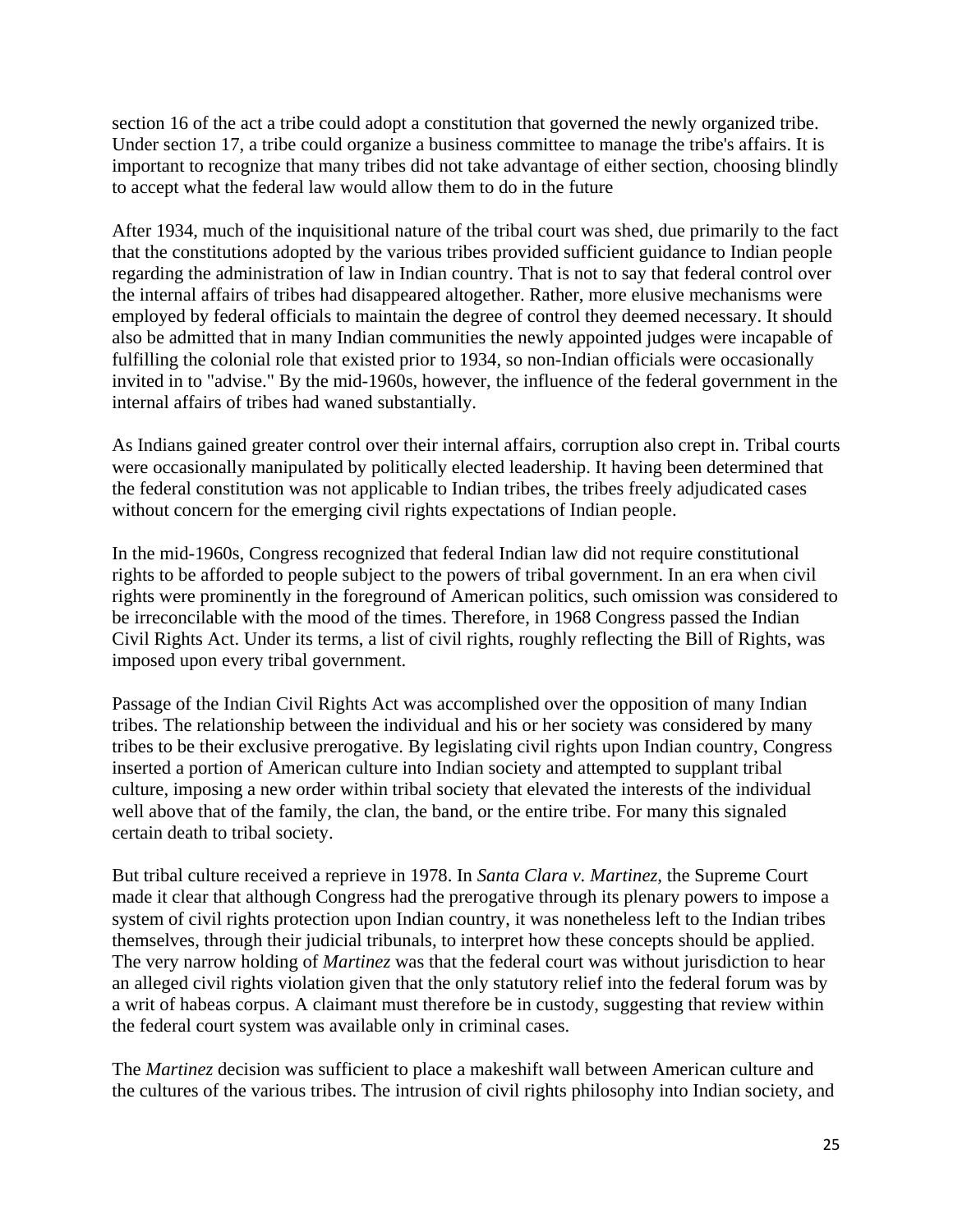section 16 of the act a tribe could adopt a constitution that governed the newly organized tribe. Under section 17, a tribe could organize a business committee to manage the tribe's affairs. It is important to recognize that many tribes did not take advantage of either section, choosing blindly to accept what the federal law would allow them to do in the future

After 1934, much of the inquisitional nature of the tribal court was shed, due primarily to the fact that the constitutions adopted by the various tribes provided sufficient guidance to Indian people regarding the administration of law in Indian country. That is not to say that federal control over the internal affairs of tribes had disappeared altogether. Rather, more elusive mechanisms were employed by federal officials to maintain the degree of control they deemed necessary. It should also be admitted that in many Indian communities the newly appointed judges were incapable of fulfilling the colonial role that existed prior to 1934, so non-Indian officials were occasionally invited in to "advise." By the mid-1960s, however, the influence of the federal government in the internal affairs of tribes had waned substantially.

As Indians gained greater control over their internal affairs, corruption also crept in. Tribal courts were occasionally manipulated by politically elected leadership. It having been determined that the federal constitution was not applicable to Indian tribes, the tribes freely adjudicated cases without concern for the emerging civil rights expectations of Indian people.

In the mid-1960s, Congress recognized that federal Indian law did not require constitutional rights to be afforded to people subject to the powers of tribal government. In an era when civil rights were prominently in the foreground of American politics, such omission was considered to be irreconcilable with the mood of the times. Therefore, in 1968 Congress passed the Indian Civil Rights Act. Under its terms, a list of civil rights, roughly reflecting the Bill of Rights, was imposed upon every tribal government.

Passage of the Indian Civil Rights Act was accomplished over the opposition of many Indian tribes. The relationship between the individual and his or her society was considered by many tribes to be their exclusive prerogative. By legislating civil rights upon Indian country, Congress inserted a portion of American culture into Indian society and attempted to supplant tribal culture, imposing a new order within tribal society that elevated the interests of the individual well above that of the family, the clan, the band, or the entire tribe. For many this signaled certain death to tribal society.

But tribal culture received a reprieve in 1978. In *Santa Clara v. Martinez,* the Supreme Court made it clear that although Congress had the prerogative through its plenary powers to impose a system of civil rights protection upon Indian country, it was nonetheless left to the Indian tribes themselves, through their judicial tribunals, to interpret how these concepts should be applied. The very narrow holding of *Martinez* was that the federal court was without jurisdiction to hear an alleged civil rights violation given that the only statutory relief into the federal forum was by a writ of habeas corpus. A claimant must therefore be in custody, suggesting that review within the federal court system was available only in criminal cases.

The *Martinez* decision was sufficient to place a makeshift wall between American culture and the cultures of the various tribes. The intrusion of civil rights philosophy into Indian society, and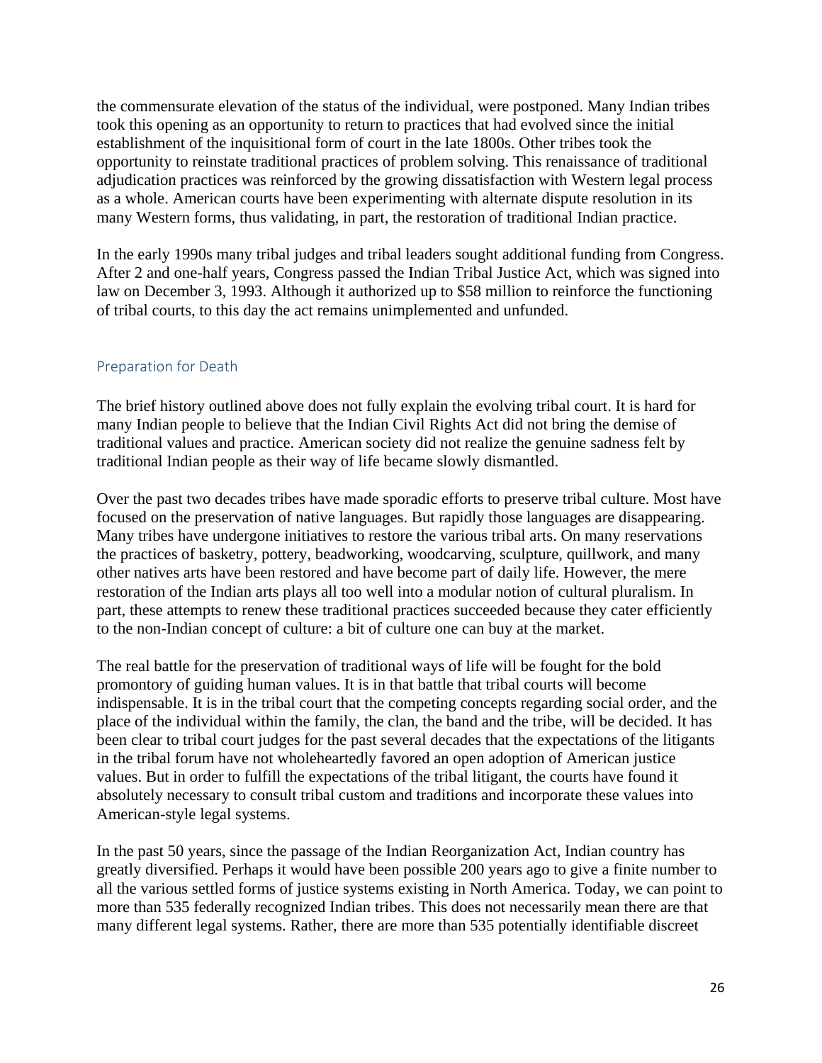the commensurate elevation of the status of the individual, were postponed. Many Indian tribes took this opening as an opportunity to return to practices that had evolved since the initial establishment of the inquisitional form of court in the late 1800s. Other tribes took the opportunity to reinstate traditional practices of problem solving. This renaissance of traditional adjudication practices was reinforced by the growing dissatisfaction with Western legal process as a whole. American courts have been experimenting with alternate dispute resolution in its many Western forms, thus validating, in part, the restoration of traditional Indian practice.

In the early 1990s many tribal judges and tribal leaders sought additional funding from Congress. After 2 and one-half years, Congress passed the Indian Tribal Justice Act, which was signed into law on December 3, 1993. Although it authorized up to $58 million to reinforce the functioning of tribal courts, to this day the act remains unimplemented and unfunded.

## Preparation for Death

The brief history outlined above does not fully explain the evolving tribal court. It is hard for many Indian people to believe that the Indian Civil Rights Act did not bring the demise of traditional values and practice. American society did not realize the genuine sadness felt by traditional Indian people as their way of life became slowly dismantled.

Over the past two decades tribes have made sporadic efforts to preserve tribal culture. Most have focused on the preservation of native languages. But rapidly those languages are disappearing. Many tribes have undergone initiatives to restore the various tribal arts. On many reservations the practices of basketry, pottery, beadworking, woodcarving, sculpture, quillwork, and many other natives arts have been restored and have become part of daily life. However, the mere restoration of the Indian arts plays all too well into a modular notion of cultural pluralism. In part, these attempts to renew these traditional practices succeeded because they cater efficiently to the non-Indian concept of culture: a bit of culture one can buy at the market.

The real battle for the preservation of traditional ways of life will be fought for the bold promontory of guiding human values. It is in that battle that tribal courts will become indispensable. It is in the tribal court that the competing concepts regarding social order, and the place of the individual within the family, the clan, the band and the tribe, will be decided. It has been clear to tribal court judges for the past several decades that the expectations of the litigants in the tribal forum have not wholeheartedly favored an open adoption of American justice values. But in order to fulfill the expectations of the tribal litigant, the courts have found it absolutely necessary to consult tribal custom and traditions and incorporate these values into American-style legal systems.

In the past 50 years, since the passage of the Indian Reorganization Act, Indian country has greatly diversified. Perhaps it would have been possible 200 years ago to give a finite number to all the various settled forms of justice systems existing in North America. Today, we can point to more than 535 federally recognized Indian tribes. This does not necessarily mean there are that many different legal systems. Rather, there are more than 535 potentially identifiable discreet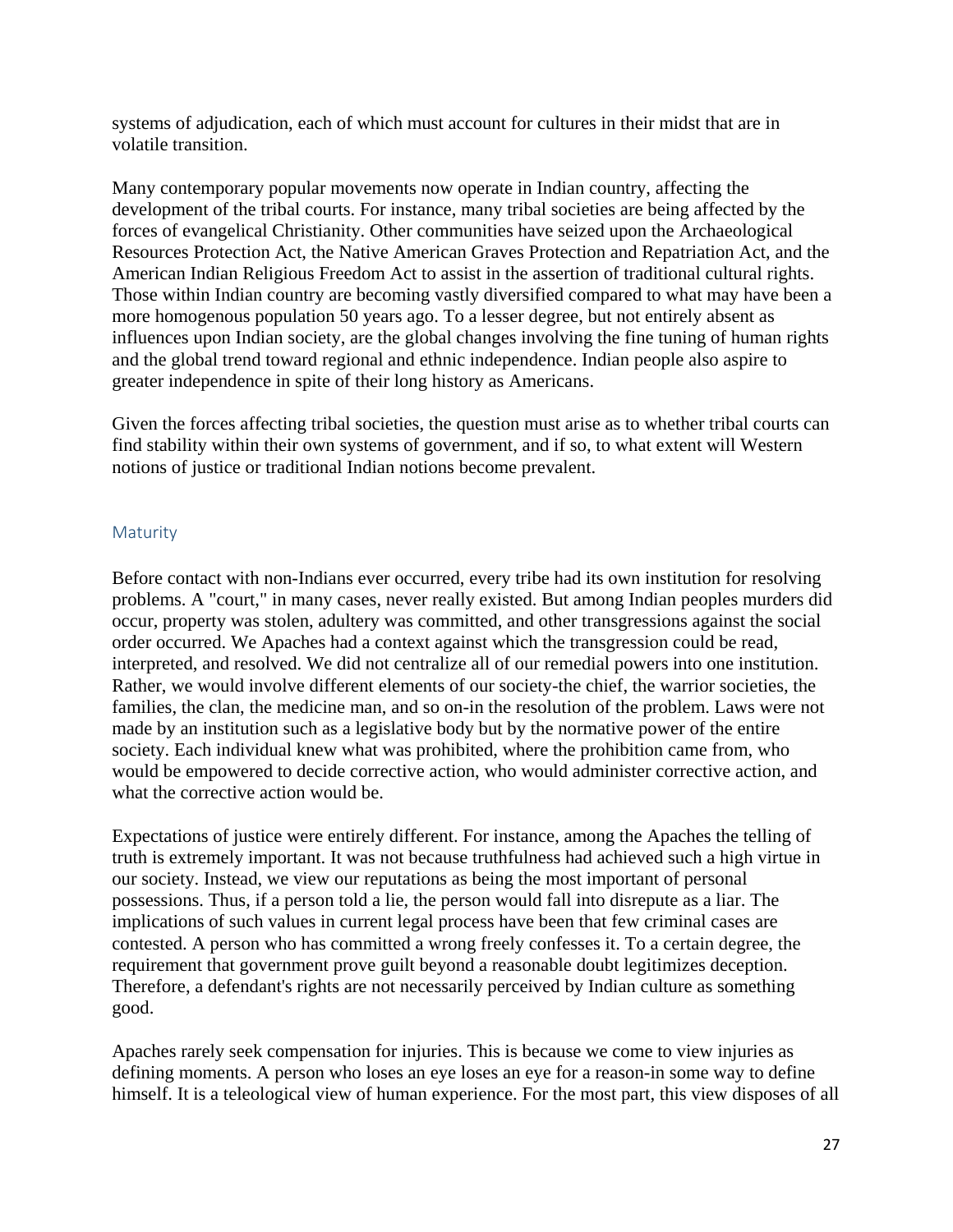systems of adjudication, each of which must account for cultures in their midst that are in volatile transition.

Many contemporary popular movements now operate in Indian country, affecting the development of the tribal courts. For instance, many tribal societies are being affected by the forces of evangelical Christianity. Other communities have seized upon the Archaeological Resources Protection Act, the Native American Graves Protection and Repatriation Act, and the American Indian Religious Freedom Act to assist in the assertion of traditional cultural rights. Those within Indian country are becoming vastly diversified compared to what may have been a more homogenous population 50 years ago. To a lesser degree, but not entirely absent as influences upon Indian society, are the global changes involving the fine tuning of human rights and the global trend toward regional and ethnic independence. Indian people also aspire to greater independence in spite of their long history as Americans.

Given the forces affecting tribal societies, the question must arise as to whether tribal courts can find stability within their own systems of government, and if so, to what extent will Western notions of justice or traditional Indian notions become prevalent.

## Maturity

Before contact with non-Indians ever occurred, every tribe had its own institution for resolving problems. A "court," in many cases, never really existed. But among Indian peoples murders did occur, property was stolen, adultery was committed, and other transgressions against the social order occurred. We Apaches had a context against which the transgression could be read, interpreted, and resolved. We did not centralize all of our remedial powers into one institution. Rather, we would involve different elements of our society-the chief, the warrior societies, the families, the clan, the medicine man, and so on-in the resolution of the problem. Laws were not made by an institution such as a legislative body but by the normative power of the entire society. Each individual knew what was prohibited, where the prohibition came from, who would be empowered to decide corrective action, who would administer corrective action, and what the corrective action would be.

Expectations of justice were entirely different. For instance, among the Apaches the telling of truth is extremely important. It was not because truthfulness had achieved such a high virtue in our society. Instead, we view our reputations as being the most important of personal possessions. Thus, if a person told a lie, the person would fall into disrepute as a liar. The implications of such values in current legal process have been that few criminal cases are contested. A person who has committed a wrong freely confesses it. To a certain degree, the requirement that government prove guilt beyond a reasonable doubt legitimizes deception. Therefore, a defendant's rights are not necessarily perceived by Indian culture as something good.

Apaches rarely seek compensation for injuries. This is because we come to view injuries as defining moments. A person who loses an eye loses an eye for a reason-in some way to define himself. It is a teleological view of human experience. For the most part, this view disposes of all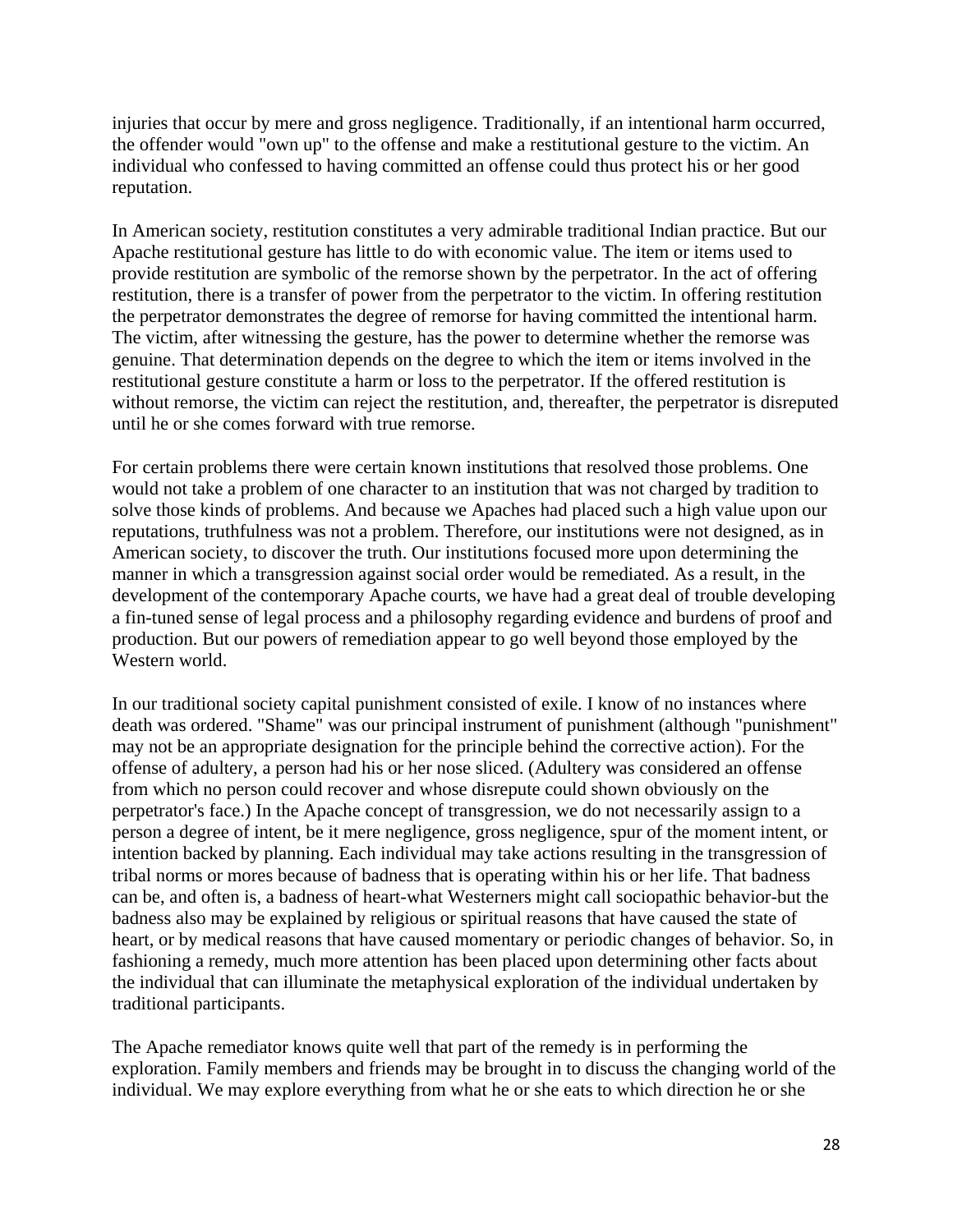injuries that occur by mere and gross negligence. Traditionally, if an intentional harm occurred, the offender would "own up" to the offense and make a restitutional gesture to the victim. An individual who confessed to having committed an offense could thus protect his or her good reputation.

In American society, restitution constitutes a very admirable traditional Indian practice. But our Apache restitutional gesture has little to do with economic value. The item or items used to provide restitution are symbolic of the remorse shown by the perpetrator. In the act of offering restitution, there is a transfer of power from the perpetrator to the victim. In offering restitution the perpetrator demonstrates the degree of remorse for having committed the intentional harm. The victim, after witnessing the gesture, has the power to determine whether the remorse was genuine. That determination depends on the degree to which the item or items involved in the restitutional gesture constitute a harm or loss to the perpetrator. If the offered restitution is without remorse, the victim can reject the restitution, and, thereafter, the perpetrator is disreputed until he or she comes forward with true remorse.

For certain problems there were certain known institutions that resolved those problems. One would not take a problem of one character to an institution that was not charged by tradition to solve those kinds of problems. And because we Apaches had placed such a high value upon our reputations, truthfulness was not a problem. Therefore, our institutions were not designed, as in American society, to discover the truth. Our institutions focused more upon determining the manner in which a transgression against social order would be remediated. As a result, in the development of the contemporary Apache courts, we have had a great deal of trouble developing a fin-tuned sense of legal process and a philosophy regarding evidence and burdens of proof and production. But our powers of remediation appear to go well beyond those employed by the Western world.

In our traditional society capital punishment consisted of exile. I know of no instances where death was ordered. "Shame" was our principal instrument of punishment (although "punishment" may not be an appropriate designation for the principle behind the corrective action). For the offense of adultery, a person had his or her nose sliced. (Adultery was considered an offense from which no person could recover and whose disrepute could shown obviously on the perpetrator's face.) In the Apache concept of transgression, we do not necessarily assign to a person a degree of intent, be it mere negligence, gross negligence, spur of the moment intent, or intention backed by planning. Each individual may take actions resulting in the transgression of tribal norms or mores because of badness that is operating within his or her life. That badness can be, and often is, a badness of heart-what Westerners might call sociopathic behavior-but the badness also may be explained by religious or spiritual reasons that have caused the state of heart, or by medical reasons that have caused momentary or periodic changes of behavior. So, in fashioning a remedy, much more attention has been placed upon determining other facts about the individual that can illuminate the metaphysical exploration of the individual undertaken by traditional participants.

The Apache remediator knows quite well that part of the remedy is in performing the exploration. Family members and friends may be brought in to discuss the changing world of the individual. We may explore everything from what he or she eats to which direction he or she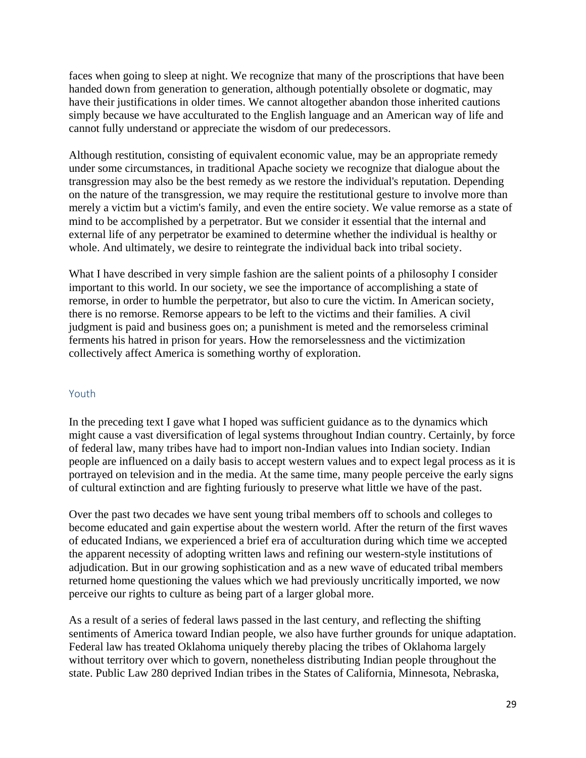faces when going to sleep at night. We recognize that many of the proscriptions that have been handed down from generation to generation, although potentially obsolete or dogmatic, may have their justifications in older times. We cannot altogether abandon those inherited cautions simply because we have acculturated to the English language and an American way of life and cannot fully understand or appreciate the wisdom of our predecessors.

Although restitution, consisting of equivalent economic value, may be an appropriate remedy under some circumstances, in traditional Apache society we recognize that dialogue about the transgression may also be the best remedy as we restore the individual's reputation. Depending on the nature of the transgression, we may require the restitutional gesture to involve more than merely a victim but a victim's family, and even the entire society. We value remorse as a state of mind to be accomplished by a perpetrator. But we consider it essential that the internal and external life of any perpetrator be examined to determine whether the individual is healthy or whole. And ultimately, we desire to reintegrate the individual back into tribal society.

What I have described in very simple fashion are the salient points of a philosophy I consider important to this world. In our society, we see the importance of accomplishing a state of remorse, in order to humble the perpetrator, but also to cure the victim. In American society, there is no remorse. Remorse appears to be left to the victims and their families. A civil judgment is paid and business goes on; a punishment is meted and the remorseless criminal ferments his hatred in prison for years. How the remorselessness and the victimization collectively affect America is something worthy of exploration.

## Youth

In the preceding text I gave what I hoped was sufficient guidance as to the dynamics which might cause a vast diversification of legal systems throughout Indian country. Certainly, by force of federal law, many tribes have had to import non-Indian values into Indian society. Indian people are influenced on a daily basis to accept western values and to expect legal process as it is portrayed on television and in the media. At the same time, many people perceive the early signs of cultural extinction and are fighting furiously to preserve what little we have of the past.

Over the past two decades we have sent young tribal members off to schools and colleges to become educated and gain expertise about the western world. After the return of the first waves of educated Indians, we experienced a brief era of acculturation during which time we accepted the apparent necessity of adopting written laws and refining our western-style institutions of adjudication. But in our growing sophistication and as a new wave of educated tribal members returned home questioning the values which we had previously uncritically imported, we now perceive our rights to culture as being part of a larger global more.

As a result of a series of federal laws passed in the last century, and reflecting the shifting sentiments of America toward Indian people, we also have further grounds for unique adaptation. Federal law has treated Oklahoma uniquely thereby placing the tribes of Oklahoma largely without territory over which to govern, nonetheless distributing Indian people throughout the state. Public Law 280 deprived Indian tribes in the States of California, Minnesota, Nebraska,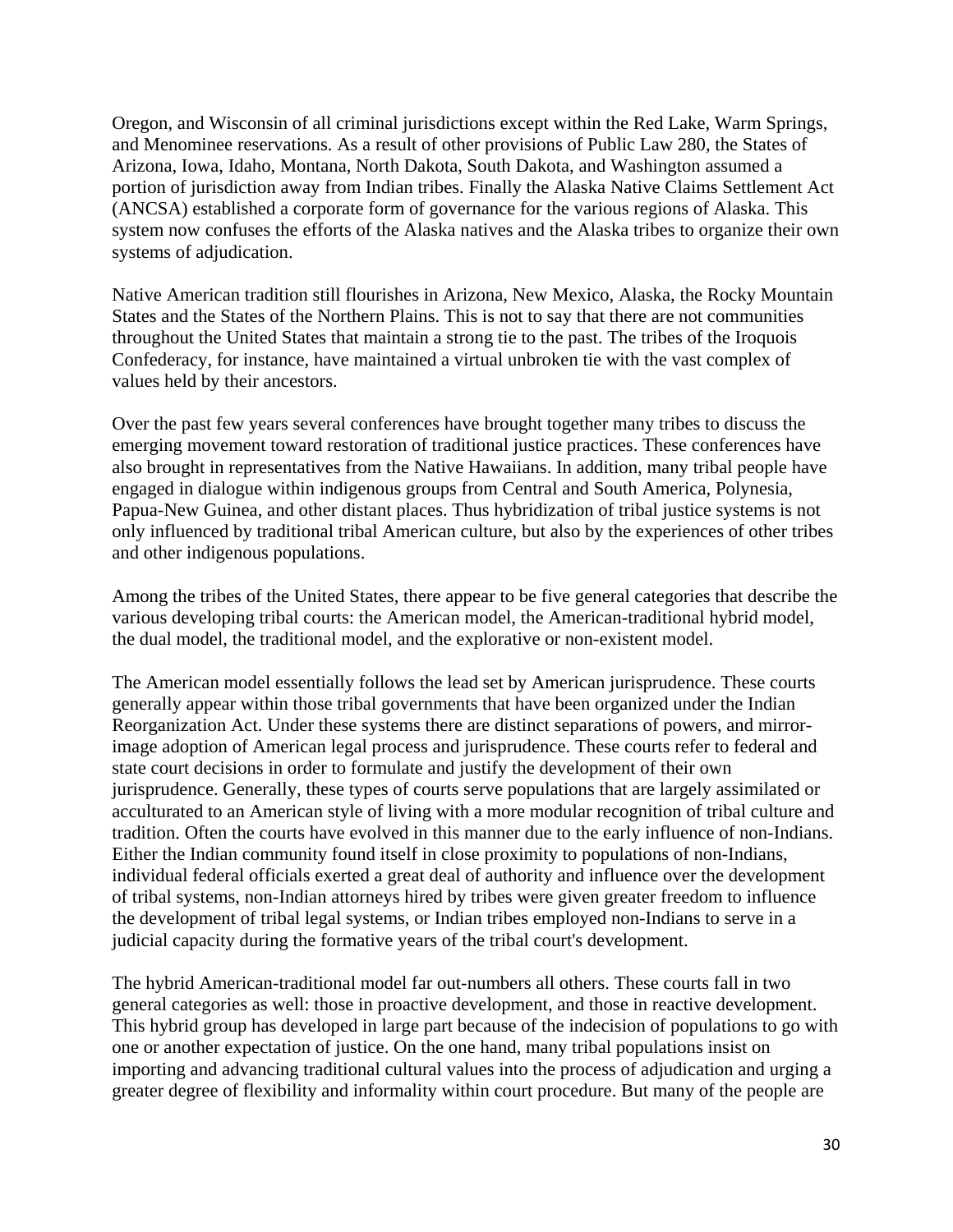Oregon, and Wisconsin of all criminal jurisdictions except within the Red Lake, Warm Springs, and Menominee reservations. As a result of other provisions of Public Law 280, the States of Arizona, Iowa, Idaho, Montana, North Dakota, South Dakota, and Washington assumed a portion of jurisdiction away from Indian tribes. Finally the Alaska Native Claims Settlement Act (ANCSA) established a corporate form of governance for the various regions of Alaska. This system now confuses the efforts of the Alaska natives and the Alaska tribes to organize their own systems of adjudication.

Native American tradition still flourishes in Arizona, New Mexico, Alaska, the Rocky Mountain States and the States of the Northern Plains. This is not to say that there are not communities throughout the United States that maintain a strong tie to the past. The tribes of the Iroquois Confederacy, for instance, have maintained a virtual unbroken tie with the vast complex of values held by their ancestors.

Over the past few years several conferences have brought together many tribes to discuss the emerging movement toward restoration of traditional justice practices. These conferences have also brought in representatives from the Native Hawaiians. In addition, many tribal people have engaged in dialogue within indigenous groups from Central and South America, Polynesia, Papua-New Guinea, and other distant places. Thus hybridization of tribal justice systems is not only influenced by traditional tribal American culture, but also by the experiences of other tribes and other indigenous populations.

Among the tribes of the United States, there appear to be five general categories that describe the various developing tribal courts: the American model, the American-traditional hybrid model, the dual model, the traditional model, and the explorative or non-existent model.

The American model essentially follows the lead set by American jurisprudence. These courts generally appear within those tribal governments that have been organized under the Indian Reorganization Act. Under these systems there are distinct separations of powers, and mirror-image adoption of American legal process and jurisprudence. These courts refer to federal and state court decisions in order to formulate and justify the development of their own jurisprudence. Generally, these types of courts serve populations that are largely assimilated or acculturated to an American style of living with a more modular recognition of tribal culture and tradition. Often the courts have evolved in this manner due to the early influence of non-Indians. Either the Indian community found itself in close proximity to populations of non-Indians, individual federal officials exerted a great deal of authority and influence over the development of tribal systems, non-Indian attorneys hired by tribes were given greater freedom to influence the development of tribal legal systems, or Indian tribes employed non-Indians to serve in a judicial capacity during the formative years of the tribal court's development.

The hybrid American-traditional model far out-numbers all others. These courts fall in two general categories as well: those in proactive development, and those in reactive development. This hybrid group has developed in large part because of the indecision of populations to go with one or another expectation of justice. On the one hand, many tribal populations insist on importing and advancing traditional cultural values into the process of adjudication and urging a greater degree of flexibility and informality within court procedure. But many of the people are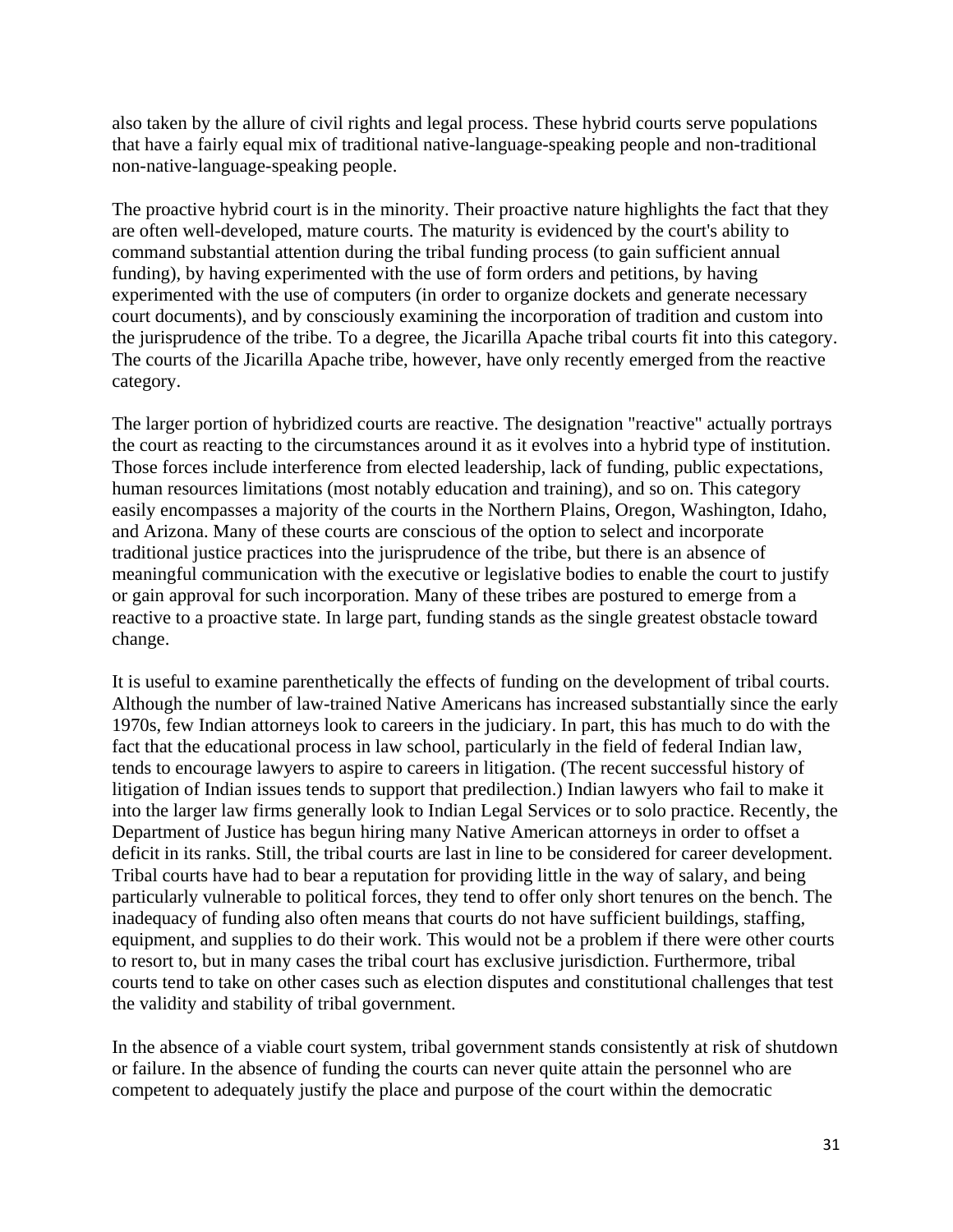also taken by the allure of civil rights and legal process. These hybrid courts serve populations that have a fairly equal mix of traditional native-language-speaking people and non-traditional non-native-language-speaking people.

The proactive hybrid court is in the minority. Their proactive nature highlights the fact that they are often well-developed, mature courts. The maturity is evidenced by the court's ability to command substantial attention during the tribal funding process (to gain sufficient annual funding), by having experimented with the use of form orders and petitions, by having experimented with the use of computers (in order to organize dockets and generate necessary court documents), and by consciously examining the incorporation of tradition and custom into the jurisprudence of the tribe. To a degree, the Jicarilla Apache tribal courts fit into this category. The courts of the Jicarilla Apache tribe, however, have only recently emerged from the reactive category.

The larger portion of hybridized courts are reactive. The designation "reactive" actually portrays the court as reacting to the circumstances around it as it evolves into a hybrid type of institution. Those forces include interference from elected leadership, lack of funding, public expectations, human resources limitations (most notably education and training), and so on. This category easily encompasses a majority of the courts in the Northern Plains, Oregon, Washington, Idaho, and Arizona. Many of these courts are conscious of the option to select and incorporate traditional justice practices into the jurisprudence of the tribe, but there is an absence of meaningful communication with the executive or legislative bodies to enable the court to justify or gain approval for such incorporation. Many of these tribes are postured to emerge from a reactive to a proactive state. In large part, funding stands as the single greatest obstacle toward change.

It is useful to examine parenthetically the effects of funding on the development of tribal courts. Although the number of law-trained Native Americans has increased substantially since the early 1970s, few Indian attorneys look to careers in the judiciary. In part, this has much to do with the fact that the educational process in law school, particularly in the field of federal Indian law, tends to encourage lawyers to aspire to careers in litigation. (The recent successful history of litigation of Indian issues tends to support that predilection.) Indian lawyers who fail to make it into the larger law firms generally look to Indian Legal Services or to solo practice. Recently, the Department of Justice has begun hiring many Native American attorneys in order to offset a deficit in its ranks. Still, the tribal courts are last in line to be considered for career development. Tribal courts have had to bear a reputation for providing little in the way of salary, and being particularly vulnerable to political forces, they tend to offer only short tenures on the bench. The inadequacy of funding also often means that courts do not have sufficient buildings, staffing, equipment, and supplies to do their work. This would not be a problem if there were other courts to resort to, but in many cases the tribal court has exclusive jurisdiction. Furthermore, tribal courts tend to take on other cases such as election disputes and constitutional challenges that test the validity and stability of tribal government.

In the absence of a viable court system, tribal government stands consistently at risk of shutdown or failure. In the absence of funding the courts can never quite attain the personnel who are competent to adequately justify the place and purpose of the court within the democratic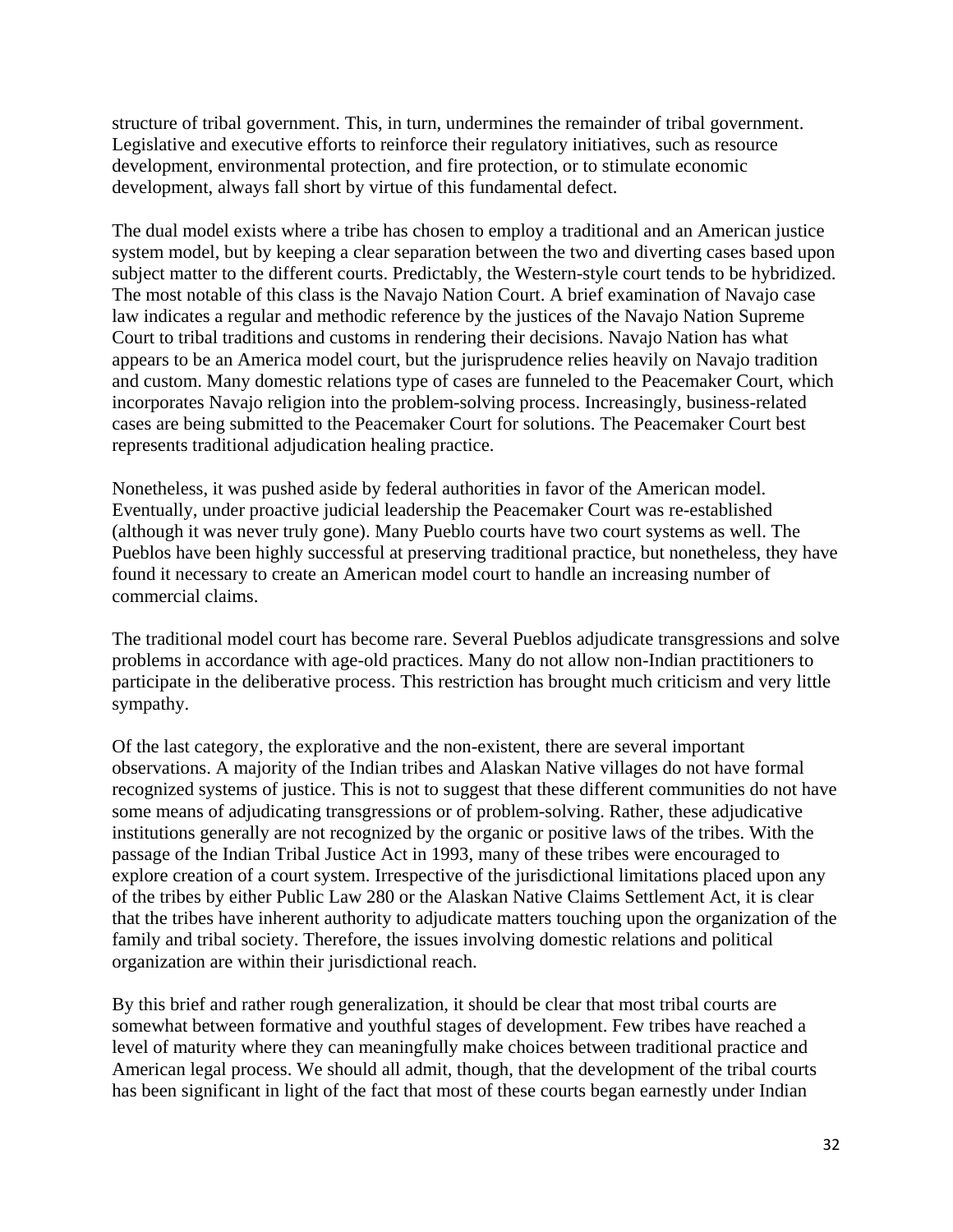structure of tribal government. This, in turn, undermines the remainder of tribal government. Legislative and executive efforts to reinforce their regulatory initiatives, such as resource development, environmental protection, and fire protection, or to stimulate economic development, always fall short by virtue of this fundamental defect.

The dual model exists where a tribe has chosen to employ a traditional and an American justice system model, but by keeping a clear separation between the two and diverting cases based upon subject matter to the different courts. Predictably, the Western-style court tends to be hybridized. The most notable of this class is the Navajo Nation Court. A brief examination of Navajo case law indicates a regular and methodic reference by the justices of the Navajo Nation Supreme Court to tribal traditions and customs in rendering their decisions. Navajo Nation has what appears to be an America model court, but the jurisprudence relies heavily on Navajo tradition and custom. Many domestic relations type of cases are funneled to the Peacemaker Court, which incorporates Navajo religion into the problem-solving process. Increasingly, business-related cases are being submitted to the Peacemaker Court for solutions. The Peacemaker Court best represents traditional adjudication healing practice.

Nonetheless, it was pushed aside by federal authorities in favor of the American model. Eventually, under proactive judicial leadership the Peacemaker Court was re-established (although it was never truly gone). Many Pueblo courts have two court systems as well. The Pueblos have been highly successful at preserving traditional practice, but nonetheless, they have found it necessary to create an American model court to handle an increasing number of commercial claims.

The traditional model court has become rare. Several Pueblos adjudicate transgressions and solve problems in accordance with age-old practices. Many do not allow non-Indian practitioners to participate in the deliberative process. This restriction has brought much criticism and very little sympathy.

Of the last category, the explorative and the non-existent, there are several important observations. A majority of the Indian tribes and Alaskan Native villages do not have formal recognized systems of justice. This is not to suggest that these different communities do not have some means of adjudicating transgressions or of problem-solving. Rather, these adjudicative institutions generally are not recognized by the organic or positive laws of the tribes. With the passage of the Indian Tribal Justice Act in 1993, many of these tribes were encouraged to explore creation of a court system. Irrespective of the jurisdictional limitations placed upon any of the tribes by either Public Law 280 or the Alaskan Native Claims Settlement Act, it is clear that the tribes have inherent authority to adjudicate matters touching upon the organization of the family and tribal society. Therefore, the issues involving domestic relations and political organization are within their jurisdictional reach.

By this brief and rather rough generalization, it should be clear that most tribal courts are somewhat between formative and youthful stages of development. Few tribes have reached a level of maturity where they can meaningfully make choices between traditional practice and American legal process. We should all admit, though, that the development of the tribal courts has been significant in light of the fact that most of these courts began earnestly under Indian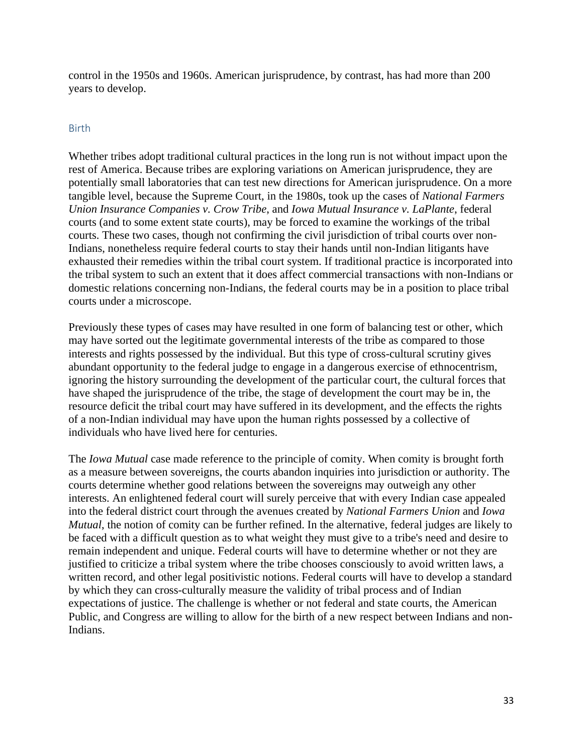control in the 1950s and 1960s. American jurisprudence, by contrast, has had more than 200 years to develop.

## Birth

Whether tribes adopt traditional cultural practices in the long run is not without impact upon the rest of America. Because tribes are exploring variations on American jurisprudence, they are potentially small laboratories that can test new directions for American jurisprudence. On a more tangible level, because the Supreme Court, in the 1980s, took up the cases of *National Farmers Union Insurance Companies v. Crow Tribe*, and *Iowa Mutual Insurance v. LaPlante*, federal courts (and to some extent state courts), may be forced to examine the workings of the tribal courts. These two cases, though not confirming the civil jurisdiction of tribal courts over non-Indians, nonetheless require federal courts to stay their hands until non-Indian litigants have exhausted their remedies within the tribal court system. If traditional practice is incorporated into the tribal system to such an extent that it does affect commercial transactions with non-Indians or domestic relations concerning non-Indians, the federal courts may be in a position to place tribal courts under a microscope.

Previously these types of cases may have resulted in one form of balancing test or other, which may have sorted out the legitimate governmental interests of the tribe as compared to those interests and rights possessed by the individual. But this type of cross-cultural scrutiny gives abundant opportunity to the federal judge to engage in a dangerous exercise of ethnocentrism, ignoring the history surrounding the development of the particular court, the cultural forces that have shaped the jurisprudence of the tribe, the stage of development the court may be in, the resource deficit the tribal court may have suffered in its development, and the effects the rights of a non-Indian individual may have upon the human rights possessed by a collective of individuals who have lived here for centuries.

The *Iowa Mutual* case made reference to the principle of comity. When comity is brought forth as a measure between sovereigns, the courts abandon inquiries into jurisdiction or authority. The courts determine whether good relations between the sovereigns may outweigh any other interests. An enlightened federal court will surely perceive that with every Indian case appealed into the federal district court through the avenues created by *National Farmers Union* and *Iowa Mutual*, the notion of comity can be further refined. In the alternative, federal judges are likely to be faced with a difficult question as to what weight they must give to a tribe's need and desire to remain independent and unique. Federal courts will have to determine whether or not they are justified to criticize a tribal system where the tribe chooses consciously to avoid written laws, a written record, and other legal positivistic notions. Federal courts will have to develop a standard by which they can cross-culturally measure the validity of tribal process and of Indian expectations of justice. The challenge is whether or not federal and state courts, the American Public, and Congress are willing to allow for the birth of a new respect between Indians and non-Indians.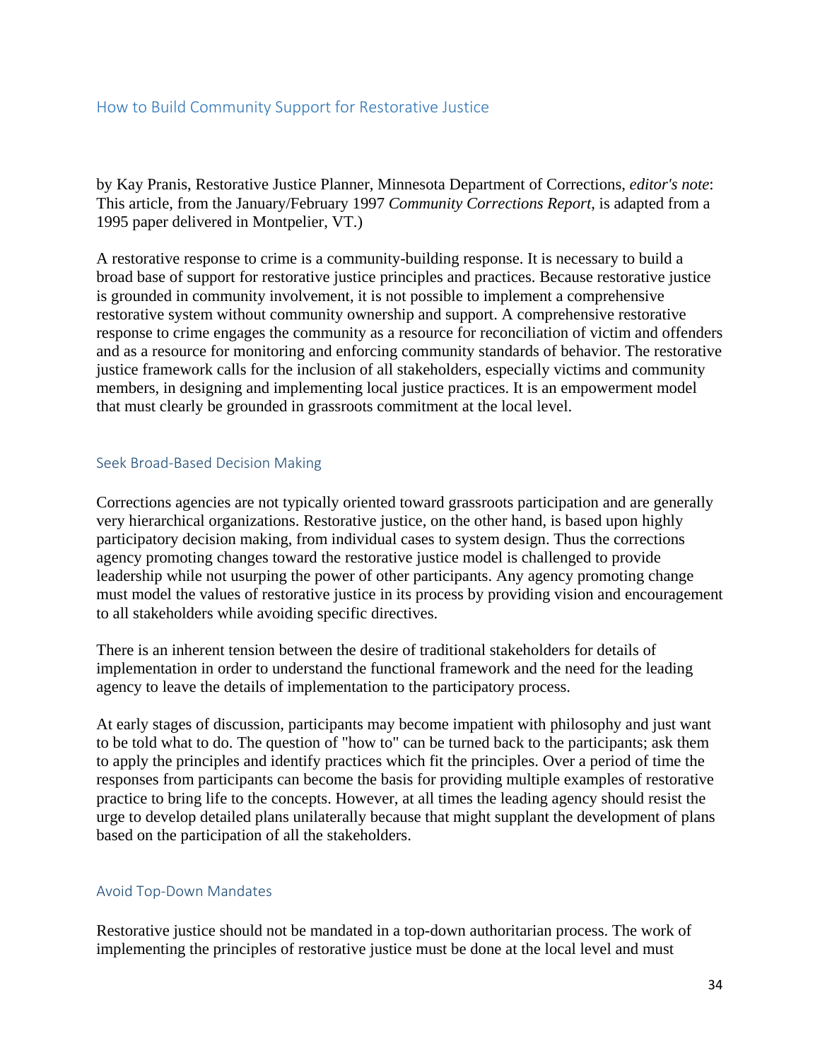## How to Build Community Support for Restorative Justice

by Kay Pranis, Restorative Justice Planner, Minnesota Department of Corrections, *editor's note*: This article, from the January/February 1997 *Community Corrections Report*, is adapted from a 1995 paper delivered in Montpelier, VT.)

A restorative response to crime is a community-building response. It is necessary to build a broad base of support for restorative justice principles and practices. Because restorative justice is grounded in community involvement, it is not possible to implement a comprehensive restorative system without community ownership and support. A comprehensive restorative response to crime engages the community as a resource for reconciliation of victim and offenders and as a resource for monitoring and enforcing community standards of behavior. The restorative justice framework calls for the inclusion of all stakeholders, especially victims and community members, in designing and implementing local justice practices. It is an empowerment model that must clearly be grounded in grassroots commitment at the local level.

### Seek Broad-Based Decision Making

Corrections agencies are not typically oriented toward grassroots participation and are generally very hierarchical organizations. Restorative justice, on the other hand, is based upon highly participatory decision making, from individual cases to system design. Thus the corrections agency promoting changes toward the restorative justice model is challenged to provide leadership while not usurping the power of other participants. Any agency promoting change must model the values of restorative justice in its process by providing vision and encouragement to all stakeholders while avoiding specific directives.

There is an inherent tension between the desire of traditional stakeholders for details of implementation in order to understand the functional framework and the need for the leading agency to leave the details of implementation to the participatory process.

At early stages of discussion, participants may become impatient with philosophy and just want to be told what to do. The question of "how to" can be turned back to the participants; ask them to apply the principles and identify practices which fit the principles. Over a period of time the responses from participants can become the basis for providing multiple examples of restorative practice to bring life to the concepts. However, at all times the leading agency should resist the urge to develop detailed plans unilaterally because that might supplant the development of plans based on the participation of all the stakeholders.

### Avoid Top-Down Mandates

Restorative justice should not be mandated in a top-down authoritarian process. The work of implementing the principles of restorative justice must be done at the local level and must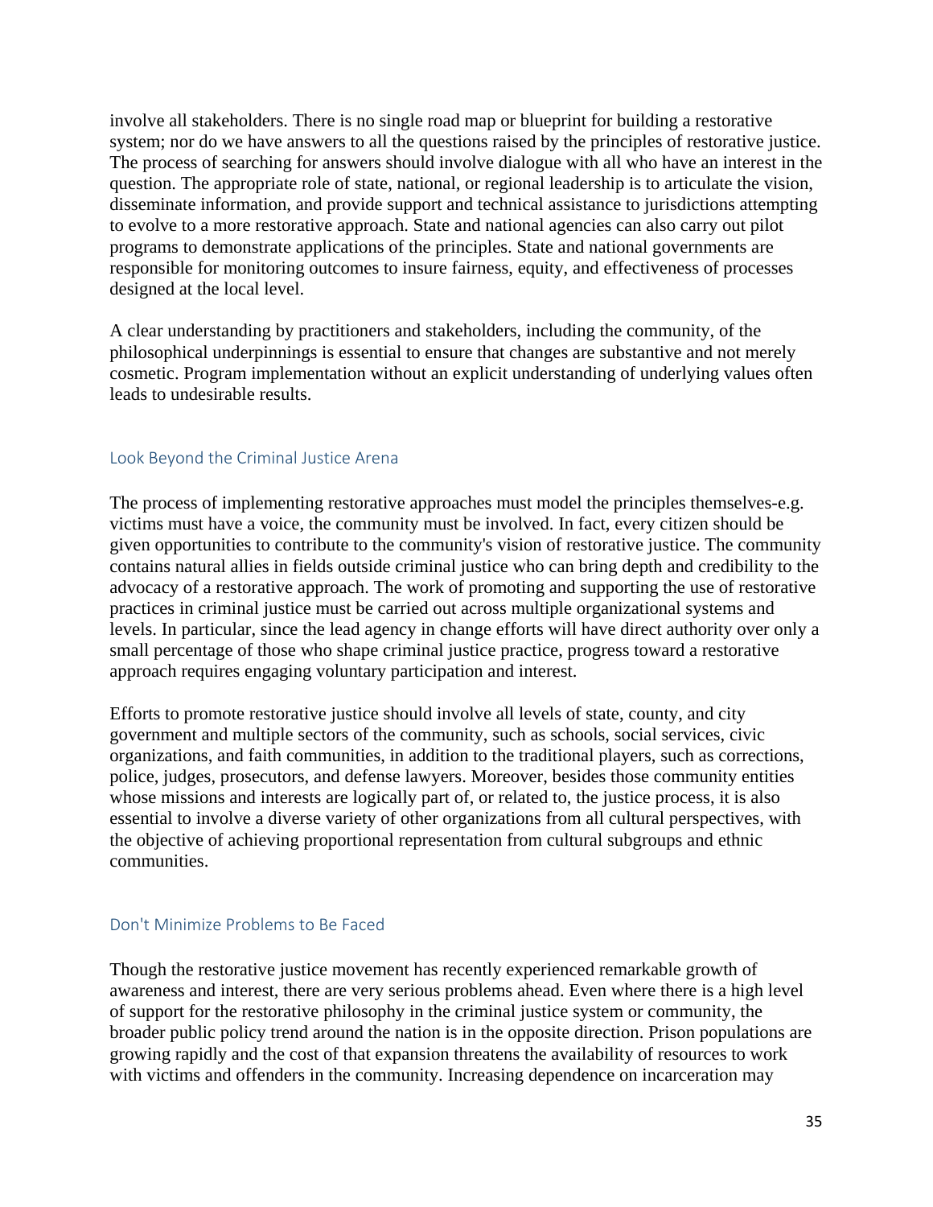involve all stakeholders. There is no single road map or blueprint for building a restorative system; nor do we have answers to all the questions raised by the principles of restorative justice. The process of searching for answers should involve dialogue with all who have an interest in the question. The appropriate role of state, national, or regional leadership is to articulate the vision, disseminate information, and provide support and technical assistance to jurisdictions attempting to evolve to a more restorative approach. State and national agencies can also carry out pilot programs to demonstrate applications of the principles. State and national governments are responsible for monitoring outcomes to insure fairness, equity, and effectiveness of processes designed at the local level.

A clear understanding by practitioners and stakeholders, including the community, of the philosophical underpinnings is essential to ensure that changes are substantive and not merely cosmetic. Program implementation without an explicit understanding of underlying values often leads to undesirable results.

### Look Beyond the Criminal Justice Arena

The process of implementing restorative approaches must model the principles themselves-e.g. victims must have a voice, the community must be involved. In fact, every citizen should be given opportunities to contribute to the community's vision of restorative justice. The community contains natural allies in fields outside criminal justice who can bring depth and credibility to the advocacy of a restorative approach. The work of promoting and supporting the use of restorative practices in criminal justice must be carried out across multiple organizational systems and levels. In particular, since the lead agency in change efforts will have direct authority over only a small percentage of those who shape criminal justice practice, progress toward a restorative approach requires engaging voluntary participation and interest.

Efforts to promote restorative justice should involve all levels of state, county, and city government and multiple sectors of the community, such as schools, social services, civic organizations, and faith communities, in addition to the traditional players, such as corrections, police, judges, prosecutors, and defense lawyers. Moreover, besides those community entities whose missions and interests are logically part of, or related to, the justice process, it is also essential to involve a diverse variety of other organizations from all cultural perspectives, with the objective of achieving proportional representation from cultural subgroups and ethnic communities.

### Don't Minimize Problems to Be Faced

Though the restorative justice movement has recently experienced remarkable growth of awareness and interest, there are very serious problems ahead. Even where there is a high level of support for the restorative philosophy in the criminal justice system or community, the broader public policy trend around the nation is in the opposite direction. Prison populations are growing rapidly and the cost of that expansion threatens the availability of resources to work with victims and offenders in the community. Increasing dependence on incarceration may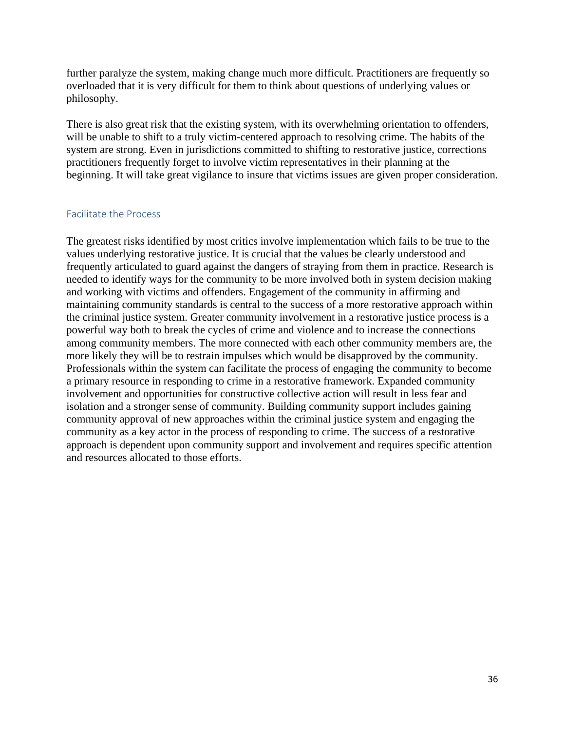further paralyze the system, making change much more difficult. Practitioners are frequently so overloaded that it is very difficult for them to think about questions of underlying values or philosophy.

There is also great risk that the existing system, with its overwhelming orientation to offenders, will be unable to shift to a truly victim-centered approach to resolving crime. The habits of the system are strong. Even in jurisdictions committed to shifting to restorative justice, corrections practitioners frequently forget to involve victim representatives in their planning at the beginning. It will take great vigilance to insure that victims issues are given proper consideration.

## Facilitate the Process

The greatest risks identified by most critics involve implementation which fails to be true to the values underlying restorative justice. It is crucial that the values be clearly understood and frequently articulated to guard against the dangers of straying from them in practice. Research is needed to identify ways for the community to be more involved both in system decision making and working with victims and offenders. Engagement of the community in affirming and maintaining community standards is central to the success of a more restorative approach within the criminal justice system. Greater community involvement in a restorative justice process is a powerful way both to break the cycles of crime and violence and to increase the connections among community members. The more connected with each other community members are, the more likely they will be to restrain impulses which would be disapproved by the community. Professionals within the system can facilitate the process of engaging the community to become a primary resource in responding to crime in a restorative framework. Expanded community involvement and opportunities for constructive collective action will result in less fear and isolation and a stronger sense of community. Building community support includes gaining community approval of new approaches within the criminal justice system and engaging the community as a key actor in the process of responding to crime. The success of a restorative approach is dependent upon community support and involvement and requires specific attention and resources allocated to those efforts.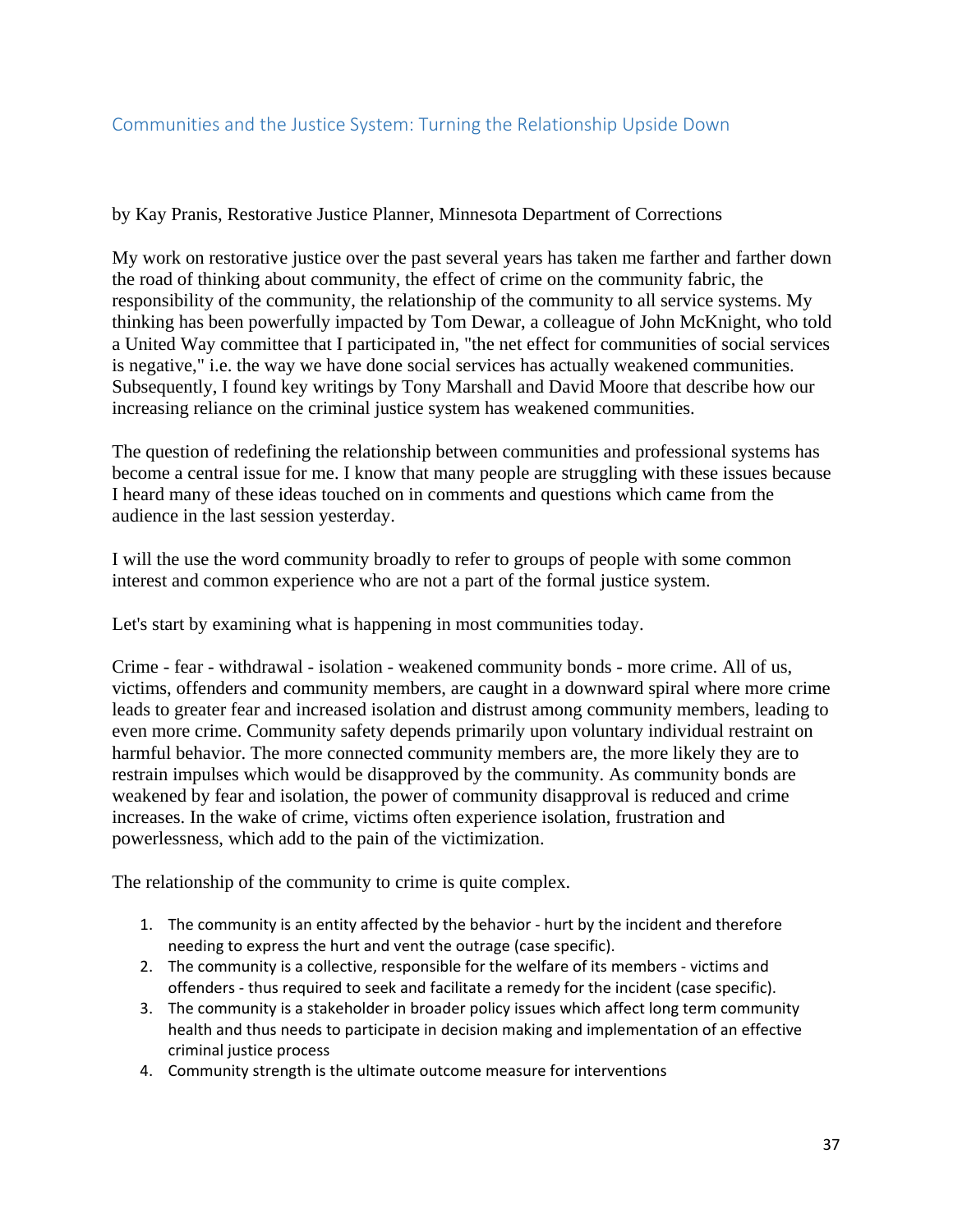## Communities and the Justice System: Turning the Relationship Upside Down

by Kay Pranis, Restorative Justice Planner, Minnesota Department of Corrections

My work on restorative justice over the past several years has taken me farther and farther down the road of thinking about community, the effect of crime on the community fabric, the responsibility of the community, the relationship of the community to all service systems. My thinking has been powerfully impacted by Tom Dewar, a colleague of John McKnight, who told a United Way committee that I participated in, "the net effect for communities of social services is negative," i.e. the way we have done social services has actually weakened communities. Subsequently, I found key writings by Tony Marshall and David Moore that describe how our increasing reliance on the criminal justice system has weakened communities.

The question of redefining the relationship between communities and professional systems has become a central issue for me. I know that many people are struggling with these issues because I heard many of these ideas touched on in comments and questions which came from the audience in the last session yesterday.

I will the use the word community broadly to refer to groups of people with some common interest and common experience who are not a part of the formal justice system.

Let's start by examining what is happening in most communities today.

Crime - fear - withdrawal - isolation - weakened community bonds - more crime. All of us, victims, offenders and community members, are caught in a downward spiral where more crime leads to greater fear and increased isolation and distrust among community members, leading to even more crime. Community safety depends primarily upon voluntary individual restraint on harmful behavior. The more connected community members are, the more likely they are to restrain impulses which would be disapproved by the community. As community bonds are weakened by fear and isolation, the power of community disapproval is reduced and crime increases. In the wake of crime, victims often experience isolation, frustration and powerlessness, which add to the pain of the victimization.

The relationship of the community to crime is quite complex.

1. The community is an entity affected by the behavior - hurt by the incident and therefore needing to express the hurt and vent the outrage (case specific).
2. The community is a collective, responsible for the welfare of its members - victims and offenders - thus required to seek and facilitate a remedy for the incident (case specific).
3. The community is a stakeholder in broader policy issues which affect long term community health and thus needs to participate in decision making and implementation of an effective criminal justice process
4. Community strength is the ultimate outcome measure for interventions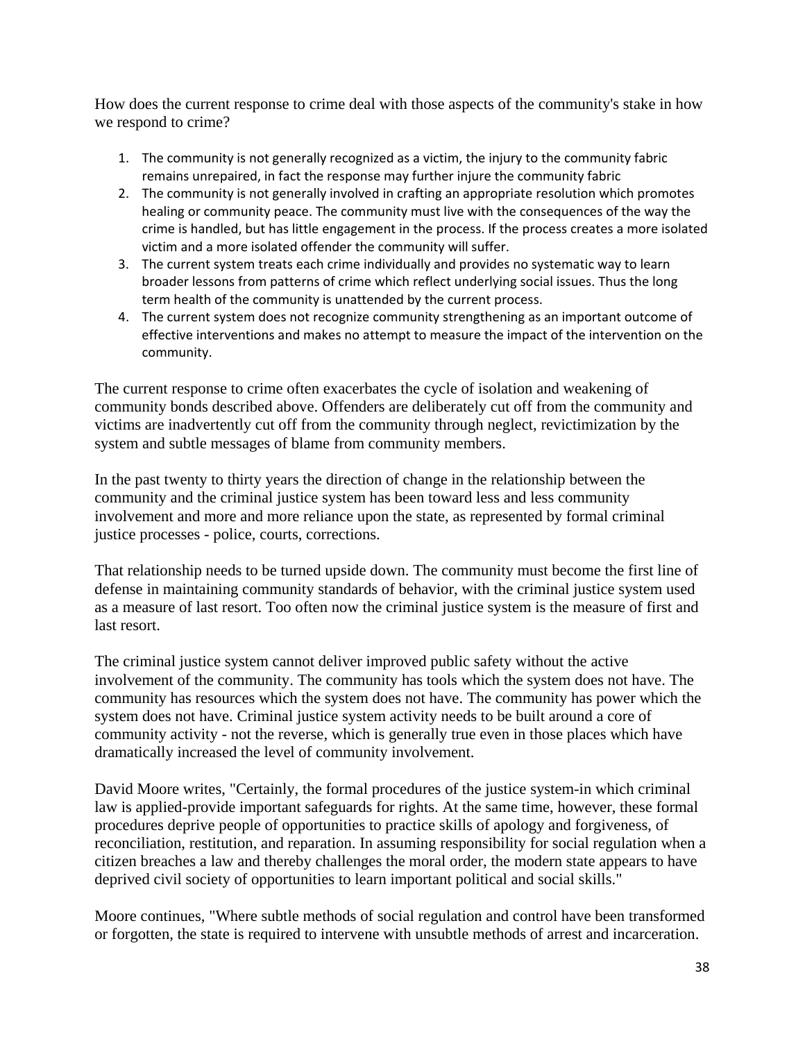How does the current response to crime deal with those aspects of the community's stake in how we respond to crime?

1. The community is not generally recognized as a victim, the injury to the community fabric remains unrepaired, in fact the response may further injure the community fabric
2. The community is not generally involved in crafting an appropriate resolution which promotes healing or community peace. The community must live with the consequences of the way the crime is handled, but has little engagement in the process. If the process creates a more isolated victim and a more isolated offender the community will suffer.
3. The current system treats each crime individually and provides no systematic way to learn broader lessons from patterns of crime which reflect underlying social issues. Thus the long term health of the community is unattended by the current process.
4. The current system does not recognize community strengthening as an important outcome of effective interventions and makes no attempt to measure the impact of the intervention on the community.

The current response to crime often exacerbates the cycle of isolation and weakening of community bonds described above. Offenders are deliberately cut off from the community and victims are inadvertently cut off from the community through neglect, revictimization by the system and subtle messages of blame from community members.

In the past twenty to thirty years the direction of change in the relationship between the community and the criminal justice system has been toward less and less community involvement and more and more reliance upon the state, as represented by formal criminal justice processes - police, courts, corrections.

That relationship needs to be turned upside down. The community must become the first line of defense in maintaining community standards of behavior, with the criminal justice system used as a measure of last resort. Too often now the criminal justice system is the measure of first and last resort.

The criminal justice system cannot deliver improved public safety without the active involvement of the community. The community has tools which the system does not have. The community has resources which the system does not have. The community has power which the system does not have. Criminal justice system activity needs to be built around a core of community activity - not the reverse, which is generally true even in those places which have dramatically increased the level of community involvement.

David Moore writes, "Certainly, the formal procedures of the justice system-in which criminal law is applied-provide important safeguards for rights. At the same time, however, these formal procedures deprive people of opportunities to practice skills of apology and forgiveness, of reconciliation, restitution, and reparation. In assuming responsibility for social regulation when a citizen breaches a law and thereby challenges the moral order, the modern state appears to have deprived civil society of opportunities to learn important political and social skills."

Moore continues, "Where subtle methods of social regulation and control have been transformed or forgotten, the state is required to intervene with unsubtle methods of arrest and incarceration.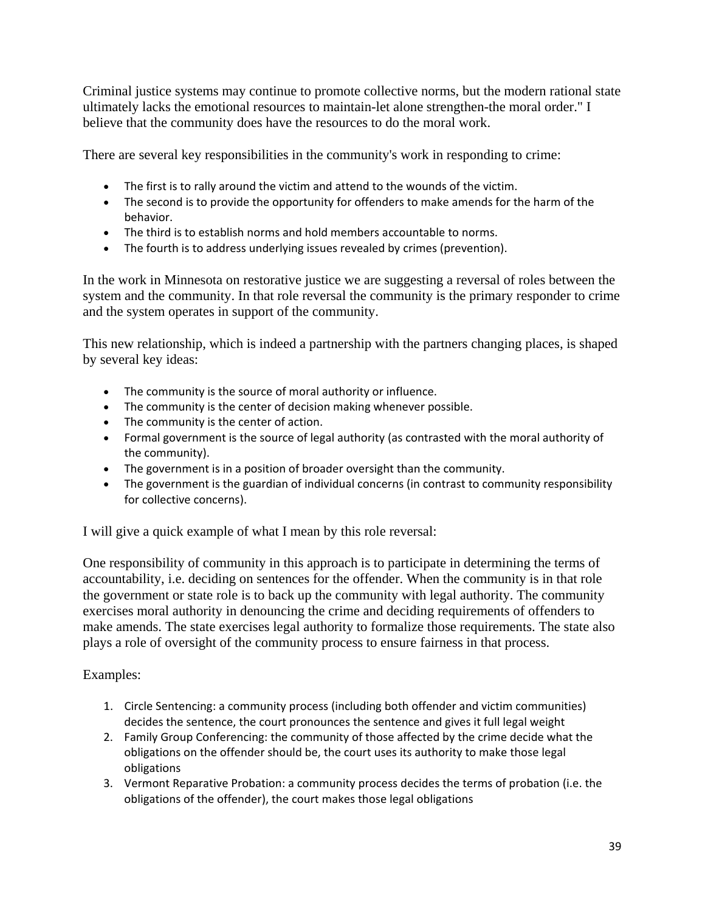Criminal justice systems may continue to promote collective norms, but the modern rational state ultimately lacks the emotional resources to maintain-let alone strengthen-the moral order." I believe that the community does have the resources to do the moral work.

There are several key responsibilities in the community's work in responding to crime:

- The first is to rally around the victim and attend to the wounds of the victim.
- The second is to provide the opportunity for offenders to make amends for the harm of the behavior.
- The third is to establish norms and hold members accountable to norms.
- The fourth is to address underlying issues revealed by crimes (prevention).

In the work in Minnesota on restorative justice we are suggesting a reversal of roles between the system and the community. In that role reversal the community is the primary responder to crime and the system operates in support of the community.

This new relationship, which is indeed a partnership with the partners changing places, is shaped by several key ideas:

- The community is the source of moral authority or influence.
- The community is the center of decision making whenever possible.
- The community is the center of action.
- Formal government is the source of legal authority (as contrasted with the moral authority of the community).
- The government is in a position of broader oversight than the community.
- The government is the guardian of individual concerns (in contrast to community responsibility for collective concerns).

I will give a quick example of what I mean by this role reversal:

One responsibility of community in this approach is to participate in determining the terms of accountability, i.e. deciding on sentences for the offender. When the community is in that role the government or state role is to back up the community with legal authority. The community exercises moral authority in denouncing the crime and deciding requirements of offenders to make amends. The state exercises legal authority to formalize those requirements. The state also plays a role of oversight of the community process to ensure fairness in that process.

Examples:

1. Circle Sentencing: a community process (including both offender and victim communities) decides the sentence, the court pronounces the sentence and gives it full legal weight
2. Family Group Conferencing: the community of those affected by the crime decide what the obligations on the offender should be, the court uses its authority to make those legal obligations
3. Vermont Reparative Probation: a community process decides the terms of probation (i.e. the obligations of the offender), the court makes those legal obligations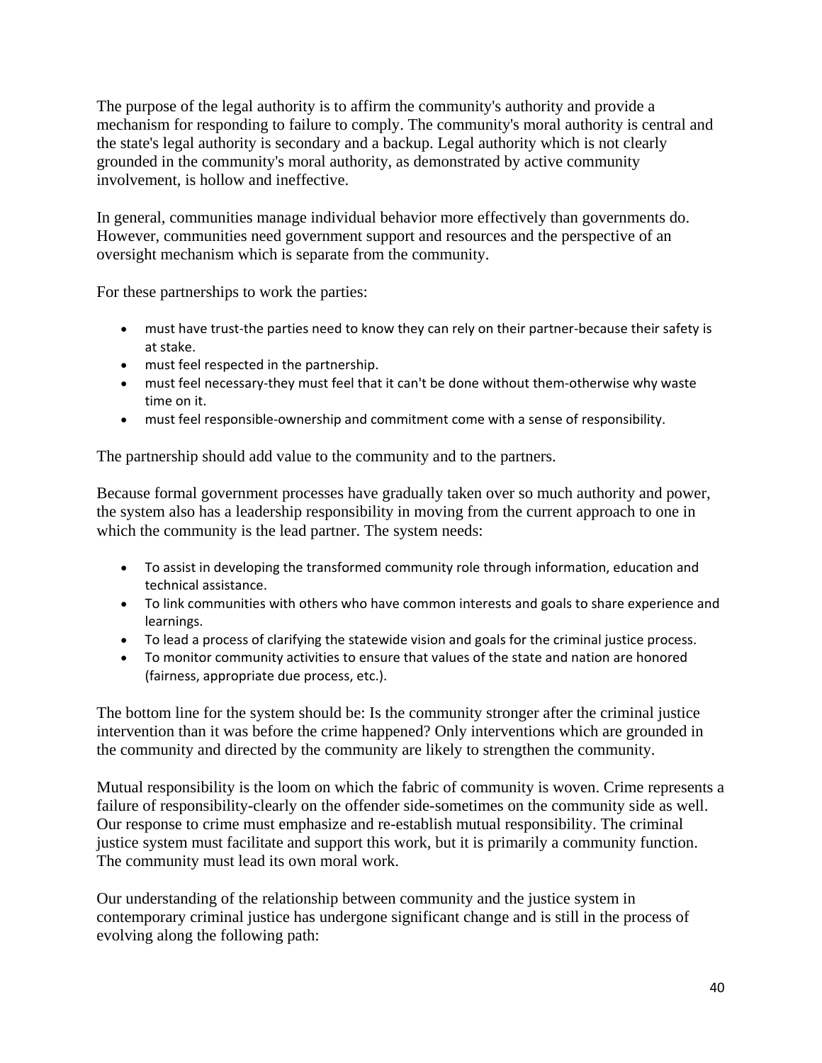The purpose of the legal authority is to affirm the community's authority and provide a mechanism for responding to failure to comply. The community's moral authority is central and the state's legal authority is secondary and a backup. Legal authority which is not clearly grounded in the community's moral authority, as demonstrated by active community involvement, is hollow and ineffective.

In general, communities manage individual behavior more effectively than governments do. However, communities need government support and resources and the perspective of an oversight mechanism which is separate from the community.

For these partnerships to work the parties:

- must have trust-the parties need to know they can rely on their partner-because their safety is at stake.
- must feel respected in the partnership.
- must feel necessary-they must feel that it can't be done without them-otherwise why waste time on it.
- must feel responsible-ownership and commitment come with a sense of responsibility.

The partnership should add value to the community and to the partners.

Because formal government processes have gradually taken over so much authority and power, the system also has a leadership responsibility in moving from the current approach to one in which the community is the lead partner. The system needs:

- To assist in developing the transformed community role through information, education and technical assistance.
- To link communities with others who have common interests and goals to share experience and learnings.
- To lead a process of clarifying the statewide vision and goals for the criminal justice process.
- To monitor community activities to ensure that values of the state and nation are honored (fairness, appropriate due process, etc.).

The bottom line for the system should be: Is the community stronger after the criminal justice intervention than it was before the crime happened? Only interventions which are grounded in the community and directed by the community are likely to strengthen the community.

Mutual responsibility is the loom on which the fabric of community is woven. Crime represents a failure of responsibility-clearly on the offender side-sometimes on the community side as well. Our response to crime must emphasize and re-establish mutual responsibility. The criminal justice system must facilitate and support this work, but it is primarily a community function. The community must lead its own moral work.

Our understanding of the relationship between community and the justice system in contemporary criminal justice has undergone significant change and is still in the process of evolving along the following path: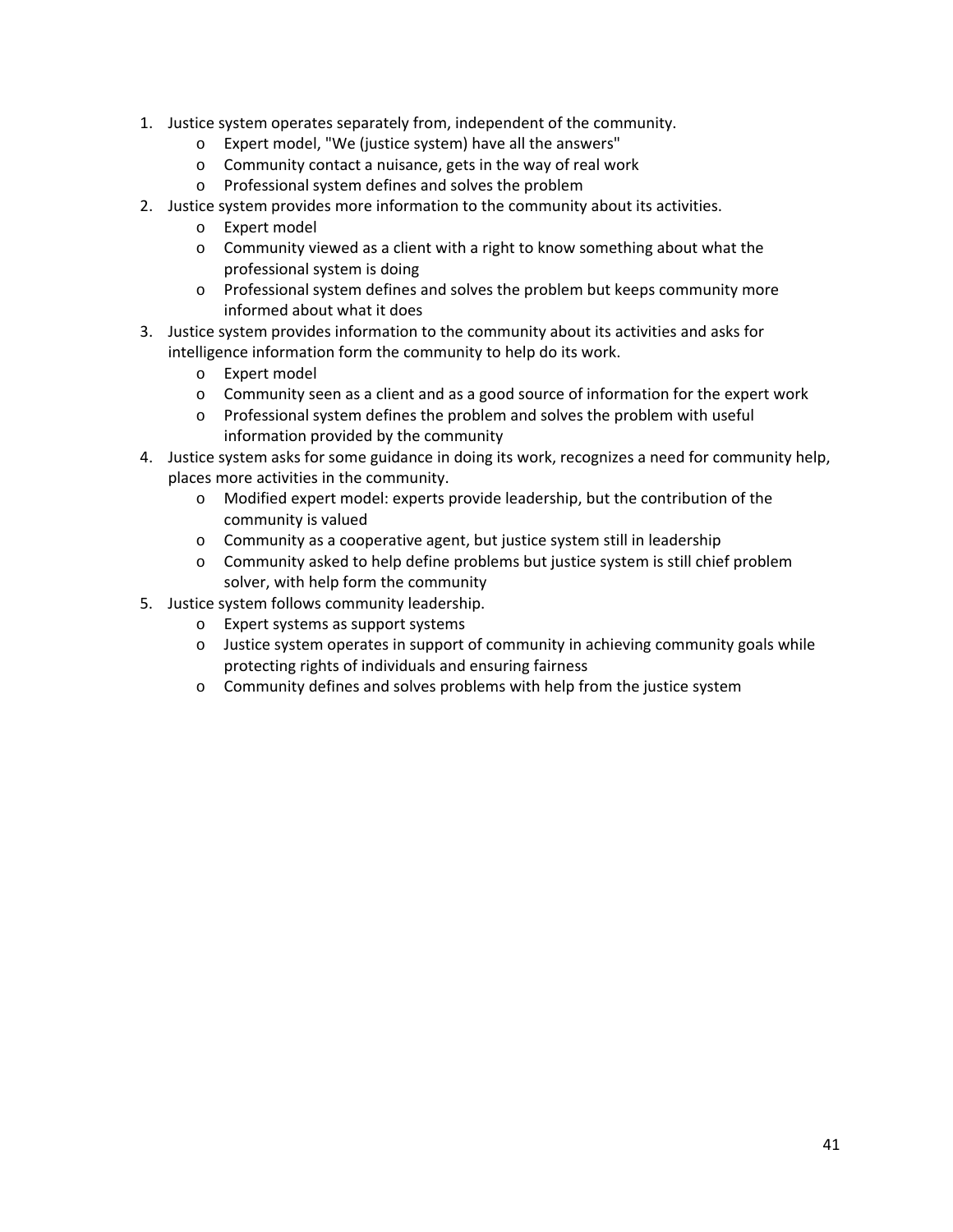1. Justice system operates separately from, independent of the community.
    - Expert model, "We (justice system) have all the answers"
    - Community contact a nuisance, gets in the way of real work
    - Professional system defines and solves the problem
2. Justice system provides more information to the community about its activities.
    - Expert model
    - Community viewed as a client with a right to know something about what the professional system is doing
    - Professional system defines and solves the problem but keeps community more informed about what it does
3. Justice system provides information to the community about its activities and asks for intelligence information form the community to help do its work.
    - Expert model
    - Community seen as a client and as a good source of information for the expert work
    - Professional system defines the problem and solves the problem with useful information provided by the community
4. Justice system asks for some guidance in doing its work, recognizes a need for community help, places more activities in the community.
    - Modified expert model: experts provide leadership, but the contribution of the community is valued
    - Community as a cooperative agent, but justice system still in leadership
    - Community asked to help define problems but justice system is still chief problem solver, with help form the community
5. Justice system follows community leadership.
    - Expert systems as support systems
    - Justice system operates in support of community in achieving community goals while protecting rights of individuals and ensuring fairness
    - Community defines and solves problems with help from the justice system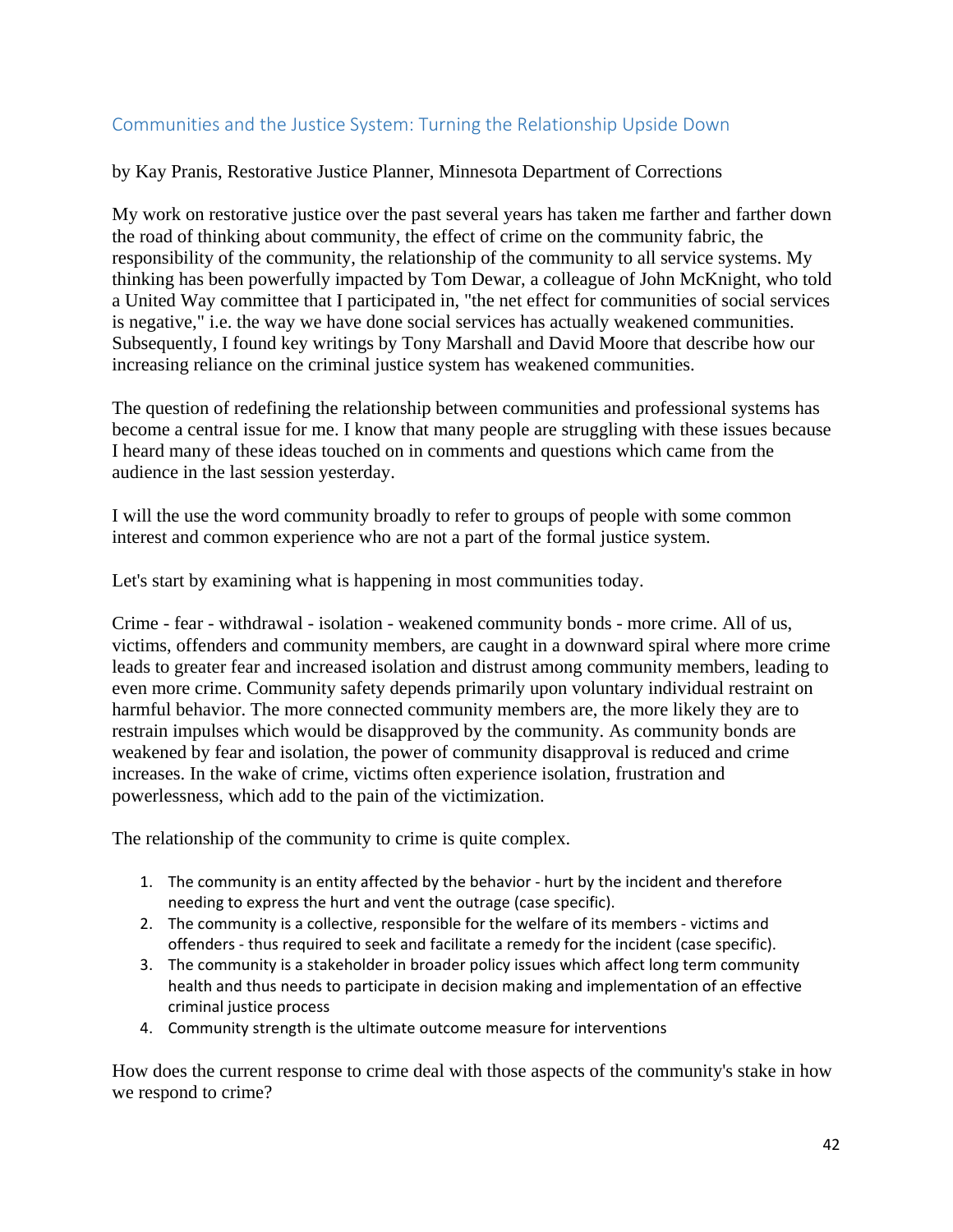## Communities and the Justice System: Turning the Relationship Upside Down

by Kay Pranis, Restorative Justice Planner, Minnesota Department of Corrections

My work on restorative justice over the past several years has taken me farther and farther down the road of thinking about community, the effect of crime on the community fabric, the responsibility of the community, the relationship of the community to all service systems. My thinking has been powerfully impacted by Tom Dewar, a colleague of John McKnight, who told a United Way committee that I participated in, "the net effect for communities of social services is negative," i.e. the way we have done social services has actually weakened communities. Subsequently, I found key writings by Tony Marshall and David Moore that describe how our increasing reliance on the criminal justice system has weakened communities.

The question of redefining the relationship between communities and professional systems has become a central issue for me. I know that many people are struggling with these issues because I heard many of these ideas touched on in comments and questions which came from the audience in the last session yesterday.

I will the use the word community broadly to refer to groups of people with some common interest and common experience who are not a part of the formal justice system.

Let's start by examining what is happening in most communities today.

Crime - fear - withdrawal - isolation - weakened community bonds - more crime. All of us, victims, offenders and community members, are caught in a downward spiral where more crime leads to greater fear and increased isolation and distrust among community members, leading to even more crime. Community safety depends primarily upon voluntary individual restraint on harmful behavior. The more connected community members are, the more likely they are to restrain impulses which would be disapproved by the community. As community bonds are weakened by fear and isolation, the power of community disapproval is reduced and crime increases. In the wake of crime, victims often experience isolation, frustration and powerlessness, which add to the pain of the victimization.

The relationship of the community to crime is quite complex.

1. The community is an entity affected by the behavior - hurt by the incident and therefore needing to express the hurt and vent the outrage (case specific).
2. The community is a collective, responsible for the welfare of its members - victims and offenders - thus required to seek and facilitate a remedy for the incident (case specific).
3. The community is a stakeholder in broader policy issues which affect long term community health and thus needs to participate in decision making and implementation of an effective criminal justice process
4. Community strength is the ultimate outcome measure for interventions

How does the current response to crime deal with those aspects of the community's stake in how we respond to crime?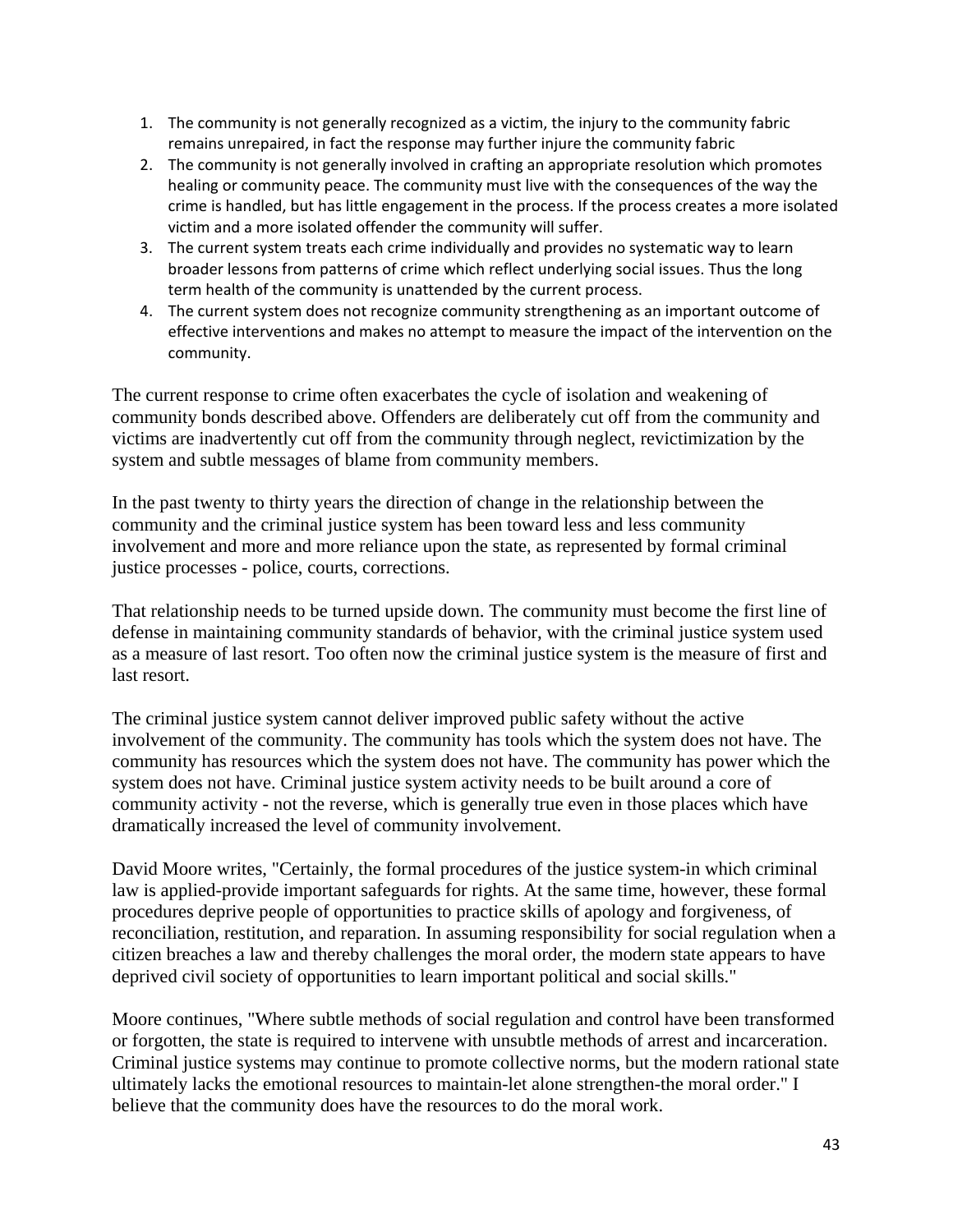1. The community is not generally recognized as a victim, the injury to the community fabric remains unrepaired, in fact the response may further injure the community fabric
2. The community is not generally involved in crafting an appropriate resolution which promotes healing or community peace. The community must live with the consequences of the way the crime is handled, but has little engagement in the process. If the process creates a more isolated victim and a more isolated offender the community will suffer.
3. The current system treats each crime individually and provides no systematic way to learn broader lessons from patterns of crime which reflect underlying social issues. Thus the long term health of the community is unattended by the current process.
4. The current system does not recognize community strengthening as an important outcome of effective interventions and makes no attempt to measure the impact of the intervention on the community.

The current response to crime often exacerbates the cycle of isolation and weakening of community bonds described above. Offenders are deliberately cut off from the community and victims are inadvertently cut off from the community through neglect, revictimization by the system and subtle messages of blame from community members.

In the past twenty to thirty years the direction of change in the relationship between the community and the criminal justice system has been toward less and less community involvement and more and more reliance upon the state, as represented by formal criminal justice processes - police, courts, corrections.

That relationship needs to be turned upside down. The community must become the first line of defense in maintaining community standards of behavior, with the criminal justice system used as a measure of last resort. Too often now the criminal justice system is the measure of first and last resort.

The criminal justice system cannot deliver improved public safety without the active involvement of the community. The community has tools which the system does not have. The community has resources which the system does not have. The community has power which the system does not have. Criminal justice system activity needs to be built around a core of community activity - not the reverse, which is generally true even in those places which have dramatically increased the level of community involvement.

David Moore writes, "Certainly, the formal procedures of the justice system-in which criminal law is applied-provide important safeguards for rights. At the same time, however, these formal procedures deprive people of opportunities to practice skills of apology and forgiveness, of reconciliation, restitution, and reparation. In assuming responsibility for social regulation when a citizen breaches a law and thereby challenges the moral order, the modern state appears to have deprived civil society of opportunities to learn important political and social skills."

Moore continues, "Where subtle methods of social regulation and control have been transformed or forgotten, the state is required to intervene with unsubtle methods of arrest and incarceration. Criminal justice systems may continue to promote collective norms, but the modern rational state ultimately lacks the emotional resources to maintain-let alone strengthen-the moral order." I believe that the community does have the resources to do the moral work.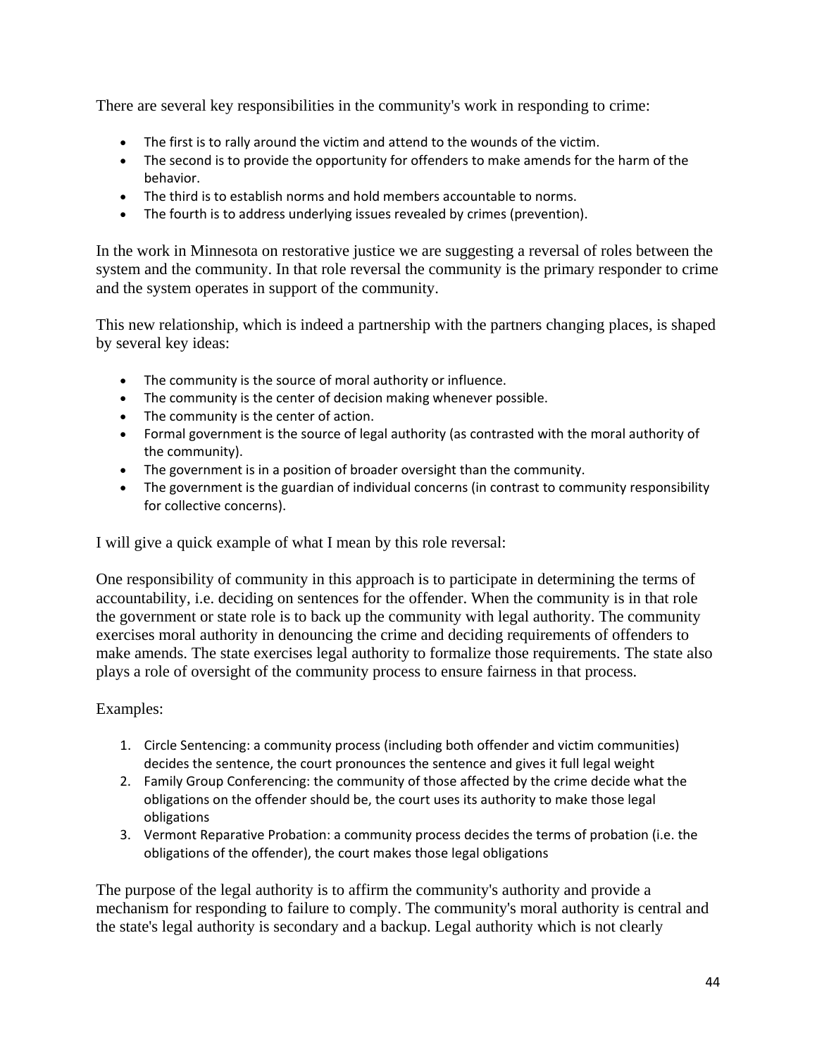There are several key responsibilities in the community's work in responding to crime:

- The first is to rally around the victim and attend to the wounds of the victim.
- The second is to provide the opportunity for offenders to make amends for the harm of the behavior.
- The third is to establish norms and hold members accountable to norms.
- The fourth is to address underlying issues revealed by crimes (prevention).

In the work in Minnesota on restorative justice we are suggesting a reversal of roles between the system and the community. In that role reversal the community is the primary responder to crime and the system operates in support of the community.

This new relationship, which is indeed a partnership with the partners changing places, is shaped by several key ideas:

- The community is the source of moral authority or influence.
- The community is the center of decision making whenever possible.
- The community is the center of action.
- Formal government is the source of legal authority (as contrasted with the moral authority of the community).
- The government is in a position of broader oversight than the community.
- The government is the guardian of individual concerns (in contrast to community responsibility for collective concerns).

I will give a quick example of what I mean by this role reversal:

One responsibility of community in this approach is to participate in determining the terms of accountability, i.e. deciding on sentences for the offender. When the community is in that role the government or state role is to back up the community with legal authority. The community exercises moral authority in denouncing the crime and deciding requirements of offenders to make amends. The state exercises legal authority to formalize those requirements. The state also plays a role of oversight of the community process to ensure fairness in that process.

Examples:

1. Circle Sentencing: a community process (including both offender and victim communities) decides the sentence, the court pronounces the sentence and gives it full legal weight
2. Family Group Conferencing: the community of those affected by the crime decide what the obligations on the offender should be, the court uses its authority to make those legal obligations
3. Vermont Reparative Probation: a community process decides the terms of probation (i.e. the obligations of the offender), the court makes those legal obligations

The purpose of the legal authority is to affirm the community's authority and provide a mechanism for responding to failure to comply. The community's moral authority is central and the state's legal authority is secondary and a backup. Legal authority which is not clearly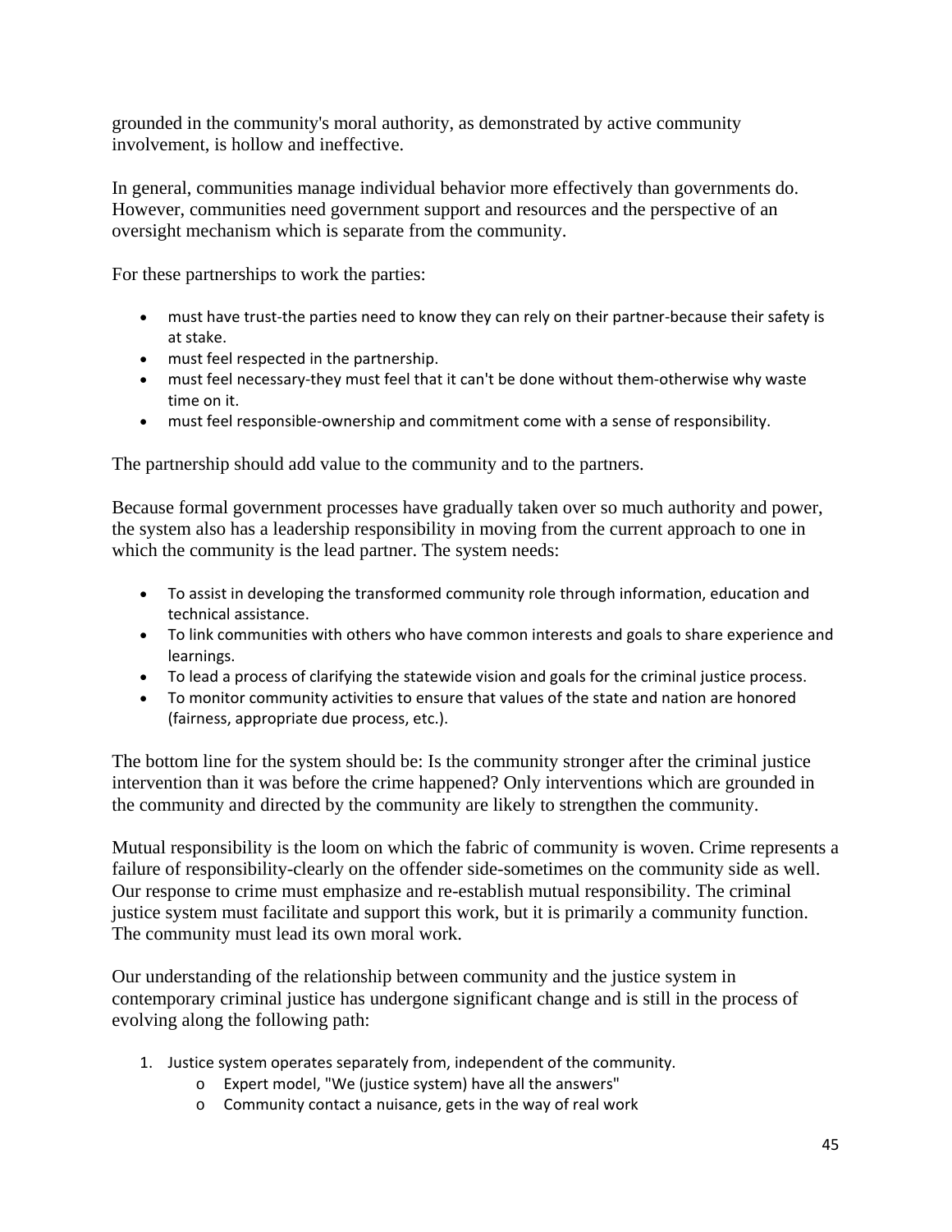grounded in the community's moral authority, as demonstrated by active community involvement, is hollow and ineffective.

In general, communities manage individual behavior more effectively than governments do. However, communities need government support and resources and the perspective of an oversight mechanism which is separate from the community.

For these partnerships to work the parties:

- must have trust-the parties need to know they can rely on their partner-because their safety is at stake.
- must feel respected in the partnership.
- must feel necessary-they must feel that it can't be done without them-otherwise why waste time on it.
- must feel responsible-ownership and commitment come with a sense of responsibility.

The partnership should add value to the community and to the partners.

Because formal government processes have gradually taken over so much authority and power, the system also has a leadership responsibility in moving from the current approach to one in which the community is the lead partner. The system needs:

- To assist in developing the transformed community role through information, education and technical assistance.
- To link communities with others who have common interests and goals to share experience and learnings.
- To lead a process of clarifying the statewide vision and goals for the criminal justice process.
- To monitor community activities to ensure that values of the state and nation are honored (fairness, appropriate due process, etc.).

The bottom line for the system should be: Is the community stronger after the criminal justice intervention than it was before the crime happened? Only interventions which are grounded in the community and directed by the community are likely to strengthen the community.

Mutual responsibility is the loom on which the fabric of community is woven. Crime represents a failure of responsibility-clearly on the offender side-sometimes on the community side as well. Our response to crime must emphasize and re-establish mutual responsibility. The criminal justice system must facilitate and support this work, but it is primarily a community function. The community must lead its own moral work.

Our understanding of the relationship between community and the justice system in contemporary criminal justice has undergone significant change and is still in the process of evolving along the following path:

1. Justice system operates separately from, independent of the community.
   - Expert model, "We (justice system) have all the answers"
   - Community contact a nuisance, gets in the way of real work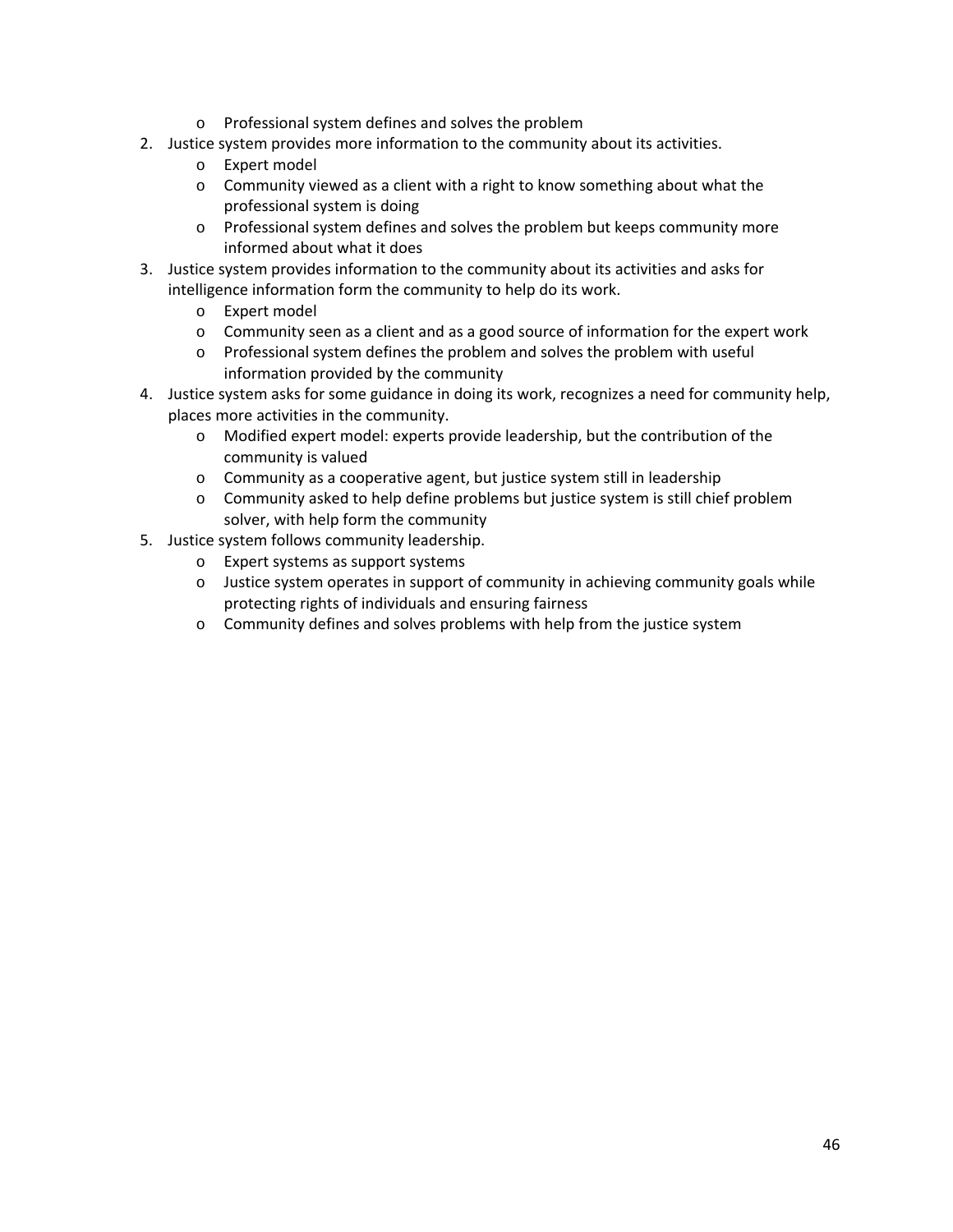- Professional system defines and solves the problem

2. Justice system provides more information to the community about its activities.
   - Expert model
   - Community viewed as a client with a right to know something about what the professional system is doing
   - Professional system defines and solves the problem but keeps community more informed about what it does
3. Justice system provides information to the community about its activities and asks for intelligence information form the community to help do its work.
   - Expert model
   - Community seen as a client and as a good source of information for the expert work
   - Professional system defines the problem and solves the problem with useful information provided by the community
4. Justice system asks for some guidance in doing its work, recognizes a need for community help, places more activities in the community.
   - Modified expert model: experts provide leadership, but the contribution of the community is valued
   - Community as a cooperative agent, but justice system still in leadership
   - Community asked to help define problems but justice system is still chief problem solver, with help form the community
5. Justice system follows community leadership.
   - Expert systems as support systems
   - Justice system operates in support of community in achieving community goals while protecting rights of individuals and ensuring fairness
   - Community defines and solves problems with help from the justice system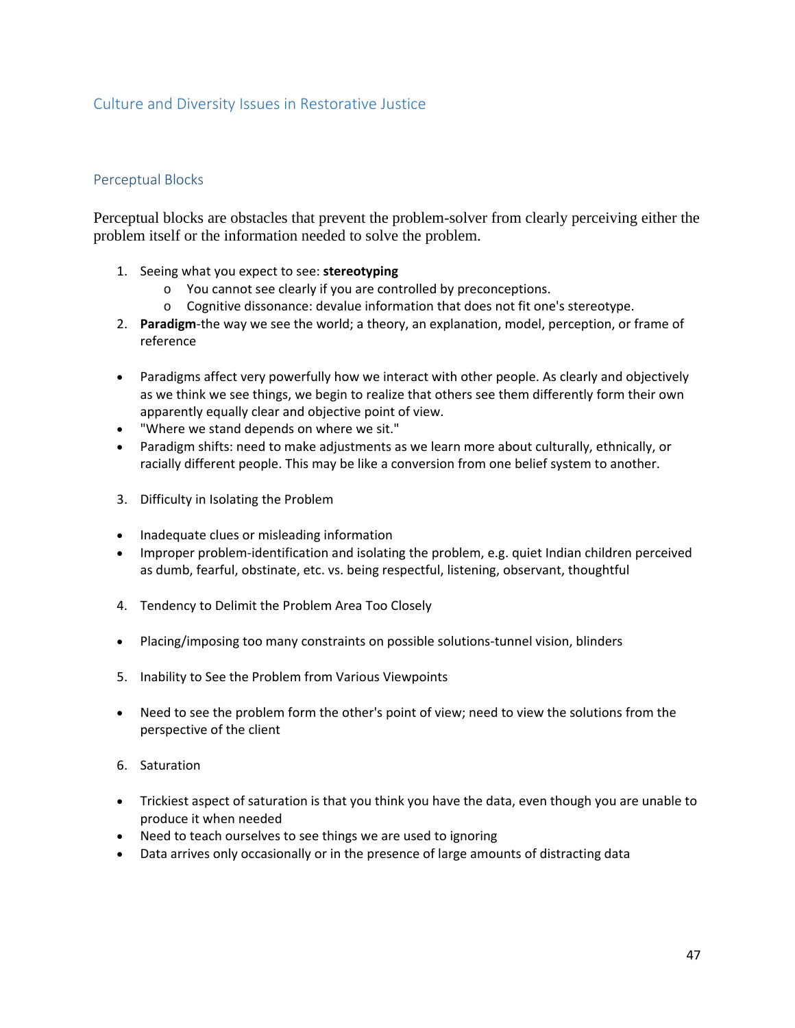## Culture and Diversity Issues in Restorative Justice

### Perceptual Blocks

Perceptual blocks are obstacles that prevent the problem-solver from clearly perceiving either the problem itself or the information needed to solve the problem.

1. Seeing what you expect to see: **stereotyping**
   - You cannot see clearly if you are controlled by preconceptions.
   - Cognitive dissonance: devalue information that does not fit one's stereotype.
2. **Paradigm**-the way we see the world; a theory, an explanation, model, perception, or frame of reference

- Paradigms affect very powerfully how we interact with other people. As clearly and objectively as we think we see things, we begin to realize that others see them differently form their own apparently equally clear and objective point of view.
- "Where we stand depends on where we sit."
- Paradigm shifts: need to make adjustments as we learn more about culturally, ethnically, or racially different people. This may be like a conversion from one belief system to another.

3. Difficulty in Isolating the Problem

- Inadequate clues or misleading information
- Improper problem-identification and isolating the problem, e.g. quiet Indian children perceived as dumb, fearful, obstinate, etc. vs. being respectful, listening, observant, thoughtful

4. Tendency to Delimit the Problem Area Too Closely

- Placing/imposing too many constraints on possible solutions-tunnel vision, blinders

5. Inability to See the Problem from Various Viewpoints

- Need to see the problem form the other's point of view; need to view the solutions from the perspective of the client

6. Saturation

- Trickiest aspect of saturation is that you think you have the data, even though you are unable to produce it when needed
- Need to teach ourselves to see things we are used to ignoring
- Data arrives only occasionally or in the presence of large amounts of distracting data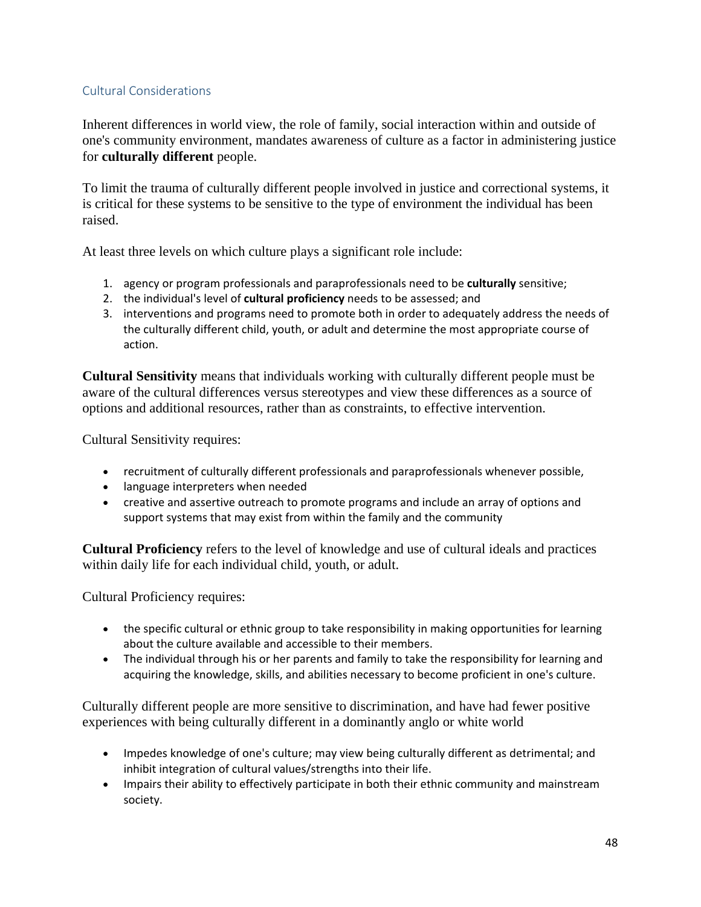## Cultural Considerations

Inherent differences in world view, the role of family, social interaction within and outside of one's community environment, mandates awareness of culture as a factor in administering justice for **culturally different** people.

To limit the trauma of culturally different people involved in justice and correctional systems, it is critical for these systems to be sensitive to the type of environment the individual has been raised.

At least three levels on which culture plays a significant role include:

1. agency or program professionals and paraprofessionals need to be **culturally** sensitive;
2. the individual's level of **cultural proficiency** needs to be assessed; and
3. interventions and programs need to promote both in order to adequately address the needs of the culturally different child, youth, or adult and determine the most appropriate course of action.

**Cultural Sensitivity** means that individuals working with culturally different people must be aware of the cultural differences versus stereotypes and view these differences as a source of options and additional resources, rather than as constraints, to effective intervention.

Cultural Sensitivity requires:

- recruitment of culturally different professionals and paraprofessionals whenever possible,
- language interpreters when needed
- creative and assertive outreach to promote programs and include an array of options and support systems that may exist from within the family and the community

**Cultural Proficiency** refers to the level of knowledge and use of cultural ideals and practices within daily life for each individual child, youth, or adult.

Cultural Proficiency requires:

- the specific cultural or ethnic group to take responsibility in making opportunities for learning about the culture available and accessible to their members.
- The individual through his or her parents and family to take the responsibility for learning and acquiring the knowledge, skills, and abilities necessary to become proficient in one's culture.

Culturally different people are more sensitive to discrimination, and have had fewer positive experiences with being culturally different in a dominantly anglo or white world

- Impedes knowledge of one's culture; may view being culturally different as detrimental; and inhibit integration of cultural values/strengths into their life.
- Impairs their ability to effectively participate in both their ethnic community and mainstream society.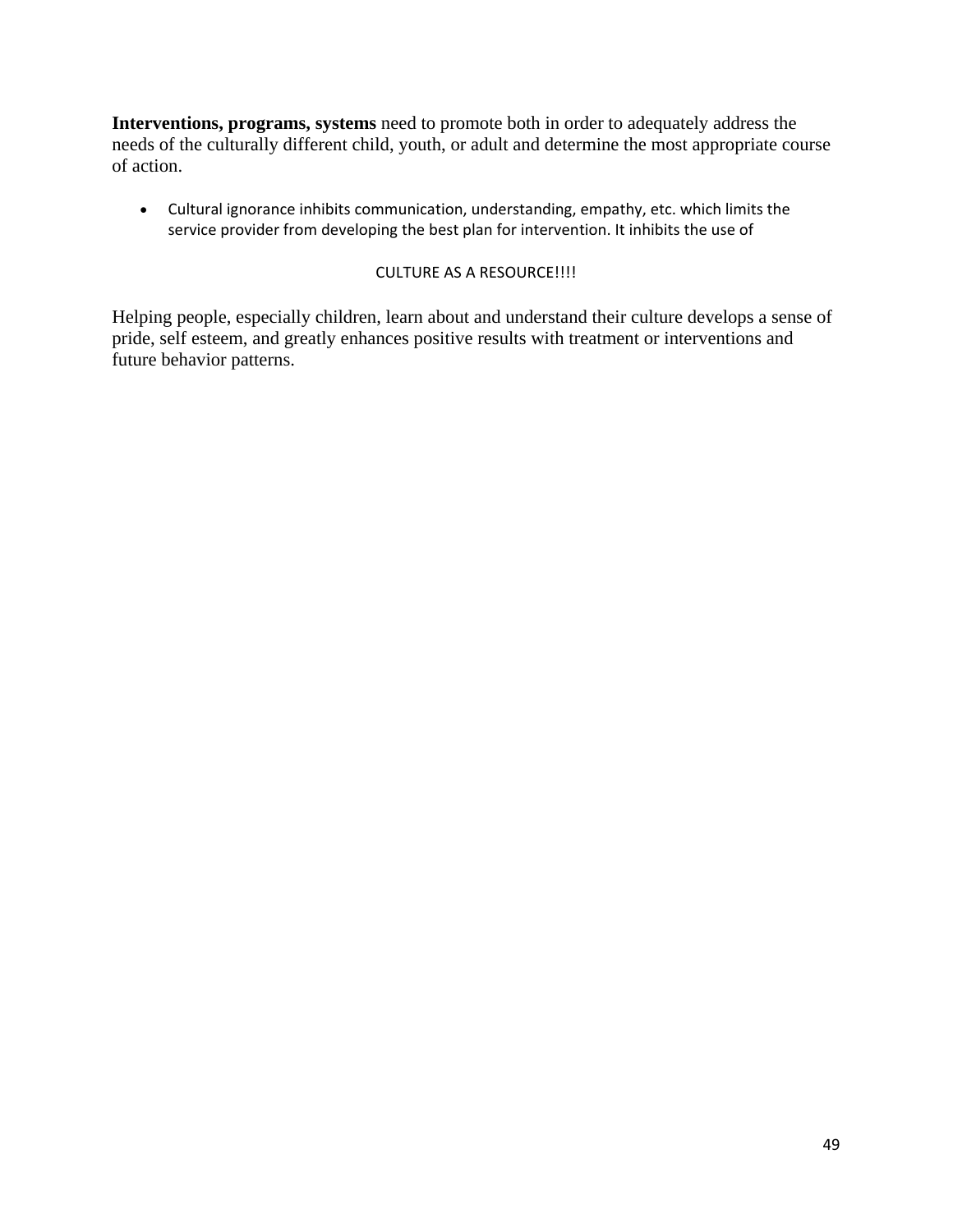**Interventions, programs, systems** need to promote both in order to adequately address the needs of the culturally different child, youth, or adult and determine the most appropriate course of action.

- Cultural ignorance inhibits communication, understanding, empathy, etc. which limits the service provider from developing the best plan for intervention. It inhibits the use of

CULTURE AS A RESOURCE!!!!

Helping people, especially children, learn about and understand their culture develops a sense of pride, self esteem, and greatly enhances positive results with treatment or interventions and future behavior patterns.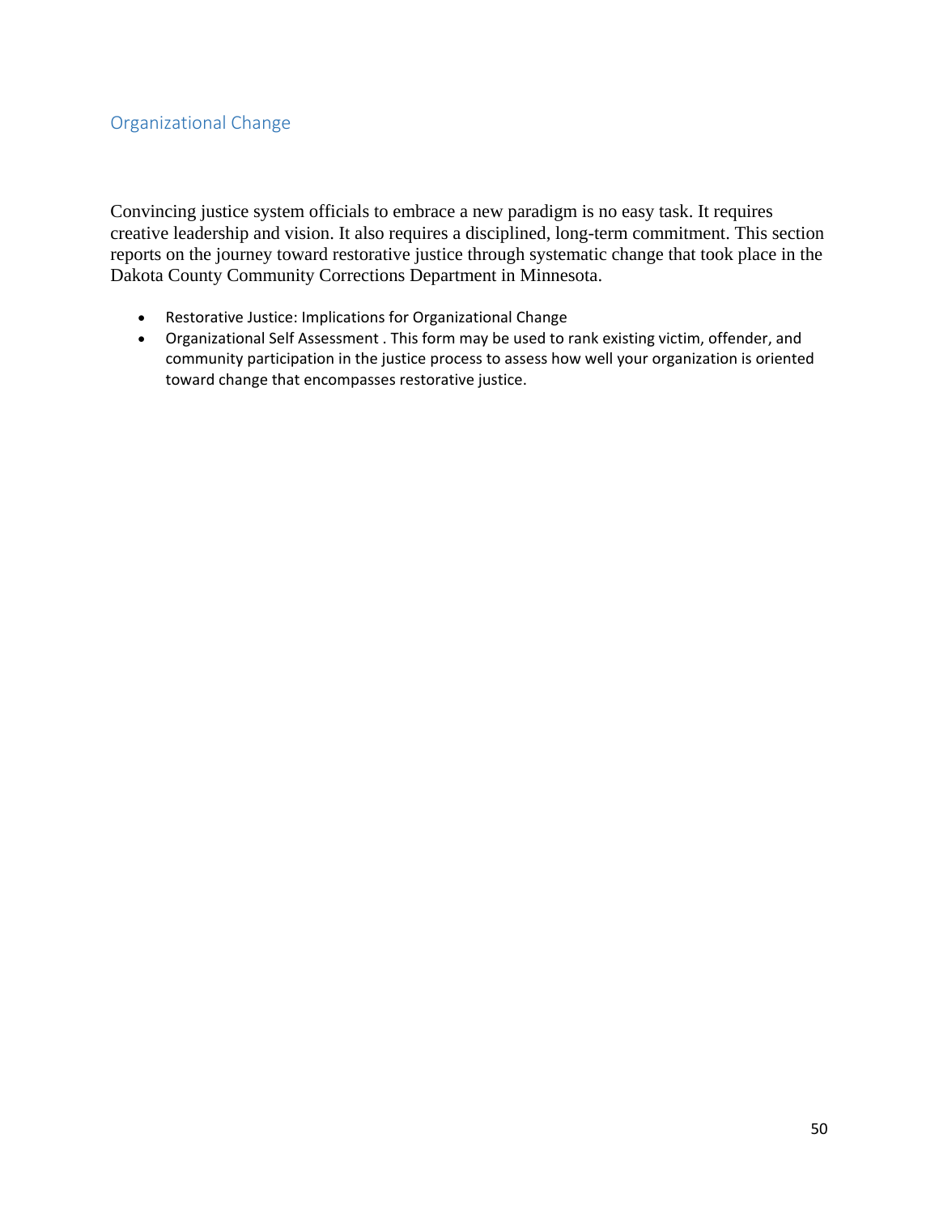## Organizational Change

Convincing justice system officials to embrace a new paradigm is no easy task. It requires creative leadership and vision. It also requires a disciplined, long-term commitment. This section reports on the journey toward restorative justice through systematic change that took place in the Dakota County Community Corrections Department in Minnesota.

- Restorative Justice: Implications for Organizational Change
- Organizational Self Assessment . This form may be used to rank existing victim, offender, and community participation in the justice process to assess how well your organization is oriented toward change that encompasses restorative justice.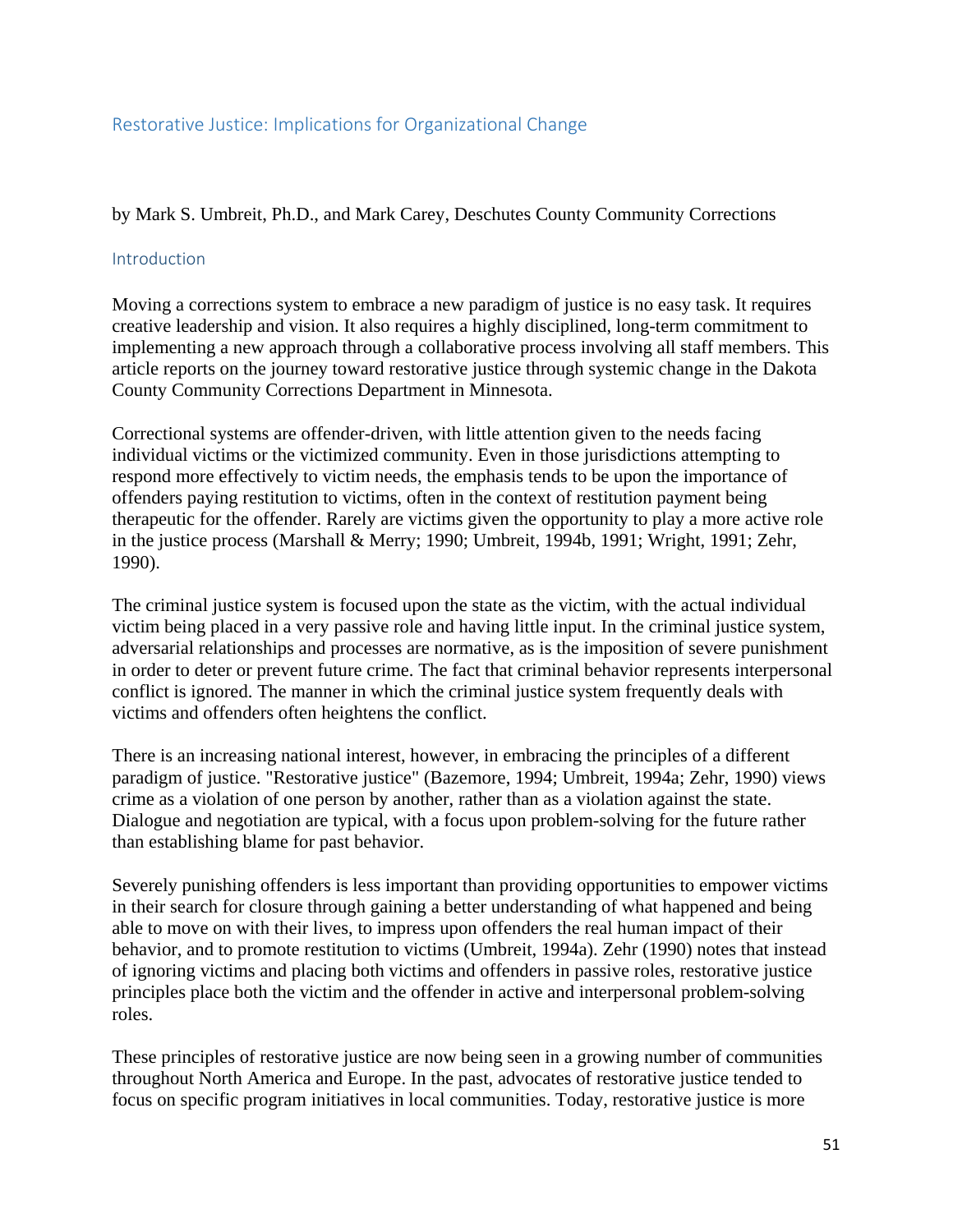## Restorative Justice: Implications for Organizational Change

by Mark S. Umbreit, Ph.D., and Mark Carey, Deschutes County Community Corrections

### Introduction

Moving a corrections system to embrace a new paradigm of justice is no easy task. It requires creative leadership and vision. It also requires a highly disciplined, long-term commitment to implementing a new approach through a collaborative process involving all staff members. This article reports on the journey toward restorative justice through systemic change in the Dakota County Community Corrections Department in Minnesota.

Correctional systems are offender-driven, with little attention given to the needs facing individual victims or the victimized community. Even in those jurisdictions attempting to respond more effectively to victim needs, the emphasis tends to be upon the importance of offenders paying restitution to victims, often in the context of restitution payment being therapeutic for the offender. Rarely are victims given the opportunity to play a more active role in the justice process (Marshall & Merry; 1990; Umbreit, 1994b, 1991; Wright, 1991; Zehr, 1990).

The criminal justice system is focused upon the state as the victim, with the actual individual victim being placed in a very passive role and having little input. In the criminal justice system, adversarial relationships and processes are normative, as is the imposition of severe punishment in order to deter or prevent future crime. The fact that criminal behavior represents interpersonal conflict is ignored. The manner in which the criminal justice system frequently deals with victims and offenders often heightens the conflict.

There is an increasing national interest, however, in embracing the principles of a different paradigm of justice. "Restorative justice" (Bazemore, 1994; Umbreit, 1994a; Zehr, 1990) views crime as a violation of one person by another, rather than as a violation against the state. Dialogue and negotiation are typical, with a focus upon problem-solving for the future rather than establishing blame for past behavior.

Severely punishing offenders is less important than providing opportunities to empower victims in their search for closure through gaining a better understanding of what happened and being able to move on with their lives, to impress upon offenders the real human impact of their behavior, and to promote restitution to victims (Umbreit, 1994a). Zehr (1990) notes that instead of ignoring victims and placing both victims and offenders in passive roles, restorative justice principles place both the victim and the offender in active and interpersonal problem-solving roles.

These principles of restorative justice are now being seen in a growing number of communities throughout North America and Europe. In the past, advocates of restorative justice tended to focus on specific program initiatives in local communities. Today, restorative justice is more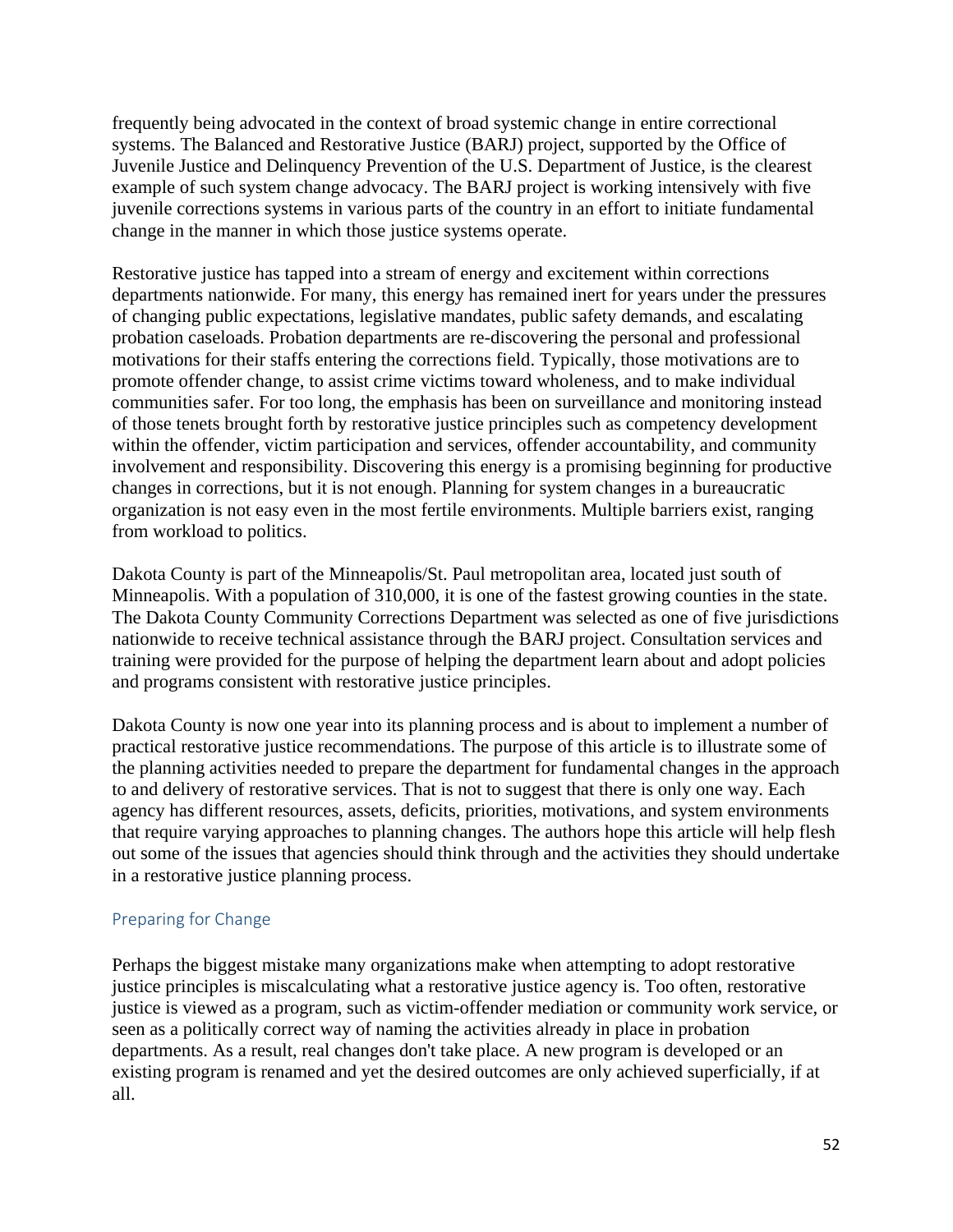frequently being advocated in the context of broad systemic change in entire correctional systems. The Balanced and Restorative Justice (BARJ) project, supported by the Office of Juvenile Justice and Delinquency Prevention of the U.S. Department of Justice, is the clearest example of such system change advocacy. The BARJ project is working intensively with five juvenile corrections systems in various parts of the country in an effort to initiate fundamental change in the manner in which those justice systems operate.

Restorative justice has tapped into a stream of energy and excitement within corrections departments nationwide. For many, this energy has remained inert for years under the pressures of changing public expectations, legislative mandates, public safety demands, and escalating probation caseloads. Probation departments are re-discovering the personal and professional motivations for their staffs entering the corrections field. Typically, those motivations are to promote offender change, to assist crime victims toward wholeness, and to make individual communities safer. For too long, the emphasis has been on surveillance and monitoring instead of those tenets brought forth by restorative justice principles such as competency development within the offender, victim participation and services, offender accountability, and community involvement and responsibility. Discovering this energy is a promising beginning for productive changes in corrections, but it is not enough. Planning for system changes in a bureaucratic organization is not easy even in the most fertile environments. Multiple barriers exist, ranging from workload to politics.

Dakota County is part of the Minneapolis/St. Paul metropolitan area, located just south of Minneapolis. With a population of 310,000, it is one of the fastest growing counties in the state. The Dakota County Community Corrections Department was selected as one of five jurisdictions nationwide to receive technical assistance through the BARJ project. Consultation services and training were provided for the purpose of helping the department learn about and adopt policies and programs consistent with restorative justice principles.

Dakota County is now one year into its planning process and is about to implement a number of practical restorative justice recommendations. The purpose of this article is to illustrate some of the planning activities needed to prepare the department for fundamental changes in the approach to and delivery of restorative services. That is not to suggest that there is only one way. Each agency has different resources, assets, deficits, priorities, motivations, and system environments that require varying approaches to planning changes. The authors hope this article will help flesh out some of the issues that agencies should think through and the activities they should undertake in a restorative justice planning process.

## Preparing for Change

Perhaps the biggest mistake many organizations make when attempting to adopt restorative justice principles is miscalculating what a restorative justice agency is. Too often, restorative justice is viewed as a program, such as victim-offender mediation or community work service, or seen as a politically correct way of naming the activities already in place in probation departments. As a result, real changes don't take place. A new program is developed or an existing program is renamed and yet the desired outcomes are only achieved superficially, if at all.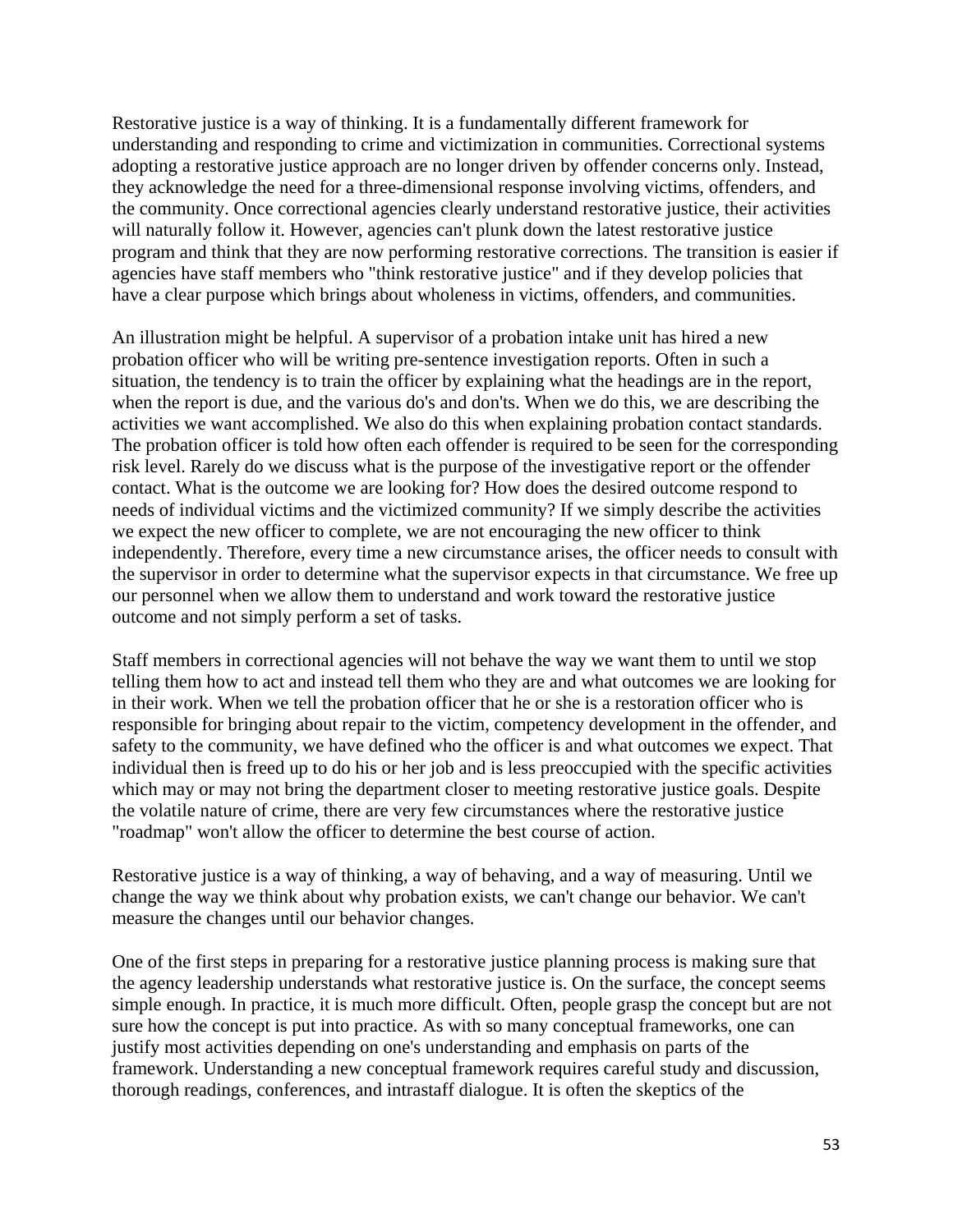Restorative justice is a way of thinking. It is a fundamentally different framework for understanding and responding to crime and victimization in communities. Correctional systems adopting a restorative justice approach are no longer driven by offender concerns only. Instead, they acknowledge the need for a three-dimensional response involving victims, offenders, and the community. Once correctional agencies clearly understand restorative justice, their activities will naturally follow it. However, agencies can't plunk down the latest restorative justice program and think that they are now performing restorative corrections. The transition is easier if agencies have staff members who "think restorative justice" and if they develop policies that have a clear purpose which brings about wholeness in victims, offenders, and communities.

An illustration might be helpful. A supervisor of a probation intake unit has hired a new probation officer who will be writing pre-sentence investigation reports. Often in such a situation, the tendency is to train the officer by explaining what the headings are in the report, when the report is due, and the various do's and don'ts. When we do this, we are describing the activities we want accomplished. We also do this when explaining probation contact standards. The probation officer is told how often each offender is required to be seen for the corresponding risk level. Rarely do we discuss what is the purpose of the investigative report or the offender contact. What is the outcome we are looking for? How does the desired outcome respond to needs of individual victims and the victimized community? If we simply describe the activities we expect the new officer to complete, we are not encouraging the new officer to think independently. Therefore, every time a new circumstance arises, the officer needs to consult with the supervisor in order to determine what the supervisor expects in that circumstance. We free up our personnel when we allow them to understand and work toward the restorative justice outcome and not simply perform a set of tasks.

Staff members in correctional agencies will not behave the way we want them to until we stop telling them how to act and instead tell them who they are and what outcomes we are looking for in their work. When we tell the probation officer that he or she is a restoration officer who is responsible for bringing about repair to the victim, competency development in the offender, and safety to the community, we have defined who the officer is and what outcomes we expect. That individual then is freed up to do his or her job and is less preoccupied with the specific activities which may or may not bring the department closer to meeting restorative justice goals. Despite the volatile nature of crime, there are very few circumstances where the restorative justice "roadmap" won't allow the officer to determine the best course of action.

Restorative justice is a way of thinking, a way of behaving, and a way of measuring. Until we change the way we think about why probation exists, we can't change our behavior. We can't measure the changes until our behavior changes.

One of the first steps in preparing for a restorative justice planning process is making sure that the agency leadership understands what restorative justice is. On the surface, the concept seems simple enough. In practice, it is much more difficult. Often, people grasp the concept but are not sure how the concept is put into practice. As with so many conceptual frameworks, one can justify most activities depending on one's understanding and emphasis on parts of the framework. Understanding a new conceptual framework requires careful study and discussion, thorough readings, conferences, and intrastaff dialogue. It is often the skeptics of the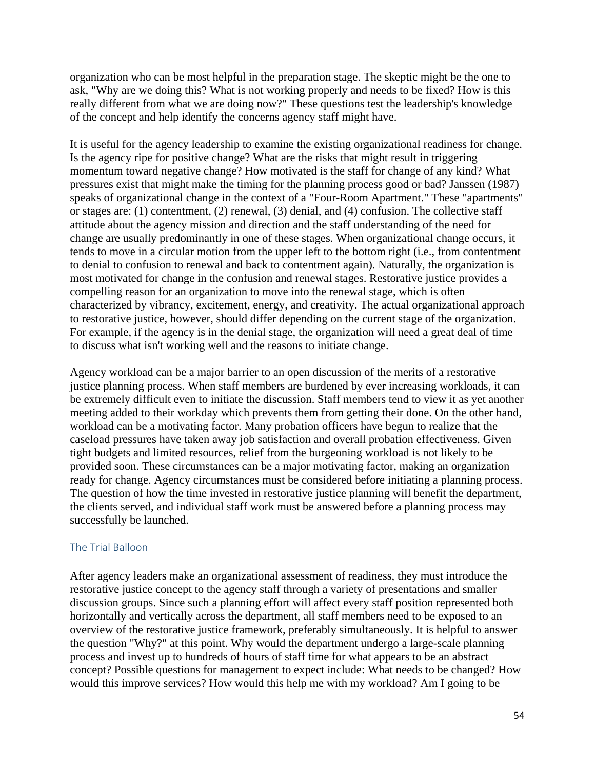organization who can be most helpful in the preparation stage. The skeptic might be the one to ask, "Why are we doing this? What is not working properly and needs to be fixed? How is this really different from what we are doing now?" These questions test the leadership's knowledge of the concept and help identify the concerns agency staff might have.

It is useful for the agency leadership to examine the existing organizational readiness for change. Is the agency ripe for positive change? What are the risks that might result in triggering momentum toward negative change? How motivated is the staff for change of any kind? What pressures exist that might make the timing for the planning process good or bad? Janssen (1987) speaks of organizational change in the context of a "Four-Room Apartment." These "apartments" or stages are: (1) contentment, (2) renewal, (3) denial, and (4) confusion. The collective staff attitude about the agency mission and direction and the staff understanding of the need for change are usually predominantly in one of these stages. When organizational change occurs, it tends to move in a circular motion from the upper left to the bottom right (i.e., from contentment to denial to confusion to renewal and back to contentment again). Naturally, the organization is most motivated for change in the confusion and renewal stages. Restorative justice provides a compelling reason for an organization to move into the renewal stage, which is often characterized by vibrancy, excitement, energy, and creativity. The actual organizational approach to restorative justice, however, should differ depending on the current stage of the organization. For example, if the agency is in the denial stage, the organization will need a great deal of time to discuss what isn't working well and the reasons to initiate change.

Agency workload can be a major barrier to an open discussion of the merits of a restorative justice planning process. When staff members are burdened by ever increasing workloads, it can be extremely difficult even to initiate the discussion. Staff members tend to view it as yet another meeting added to their workday which prevents them from getting their done. On the other hand, workload can be a motivating factor. Many probation officers have begun to realize that the caseload pressures have taken away job satisfaction and overall probation effectiveness. Given tight budgets and limited resources, relief from the burgeoning workload is not likely to be provided soon. These circumstances can be a major motivating factor, making an organization ready for change. Agency circumstances must be considered before initiating a planning process. The question of how the time invested in restorative justice planning will benefit the department, the clients served, and individual staff work must be answered before a planning process may successfully be launched.

### The Trial Balloon

After agency leaders make an organizational assessment of readiness, they must introduce the restorative justice concept to the agency staff through a variety of presentations and smaller discussion groups. Since such a planning effort will affect every staff position represented both horizontally and vertically across the department, all staff members need to be exposed to an overview of the restorative justice framework, preferably simultaneously. It is helpful to answer the question "Why?" at this point. Why would the department undergo a large-scale planning process and invest up to hundreds of hours of staff time for what appears to be an abstract concept? Possible questions for management to expect include: What needs to be changed? How would this improve services? How would this help me with my workload? Am I going to be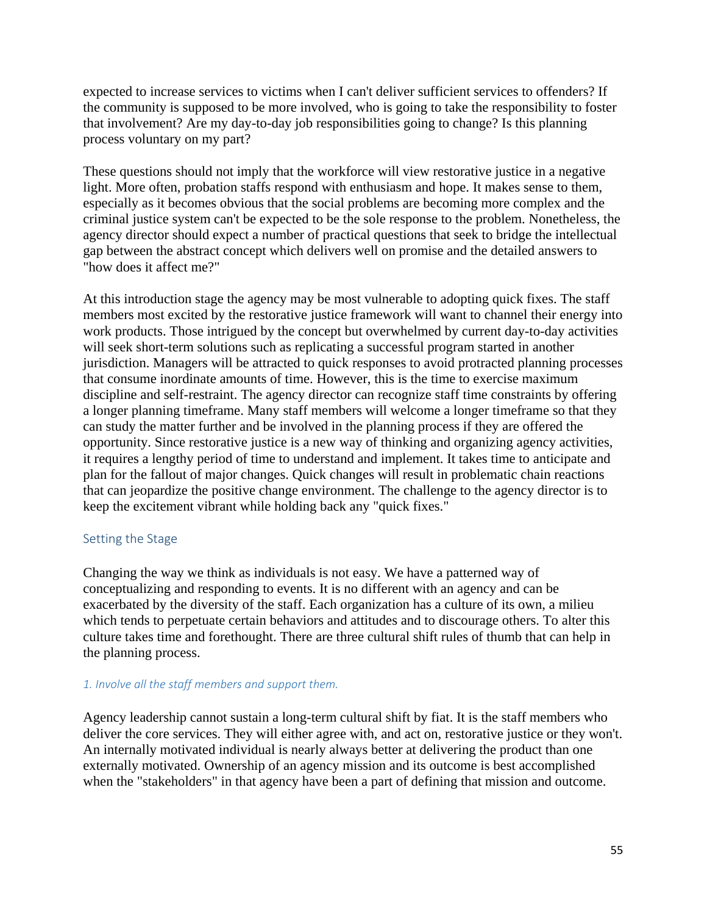expected to increase services to victims when I can't deliver sufficient services to offenders? If the community is supposed to be more involved, who is going to take the responsibility to foster that involvement? Are my day-to-day job responsibilities going to change? Is this planning process voluntary on my part?

These questions should not imply that the workforce will view restorative justice in a negative light. More often, probation staffs respond with enthusiasm and hope. It makes sense to them, especially as it becomes obvious that the social problems are becoming more complex and the criminal justice system can't be expected to be the sole response to the problem. Nonetheless, the agency director should expect a number of practical questions that seek to bridge the intellectual gap between the abstract concept which delivers well on promise and the detailed answers to "how does it affect me?"

At this introduction stage the agency may be most vulnerable to adopting quick fixes. The staff members most excited by the restorative justice framework will want to channel their energy into work products. Those intrigued by the concept but overwhelmed by current day-to-day activities will seek short-term solutions such as replicating a successful program started in another jurisdiction. Managers will be attracted to quick responses to avoid protracted planning processes that consume inordinate amounts of time. However, this is the time to exercise maximum discipline and self-restraint. The agency director can recognize staff time constraints by offering a longer planning timeframe. Many staff members will welcome a longer timeframe so that they can study the matter further and be involved in the planning process if they are offered the opportunity. Since restorative justice is a new way of thinking and organizing agency activities, it requires a lengthy period of time to understand and implement. It takes time to anticipate and plan for the fallout of major changes. Quick changes will result in problematic chain reactions that can jeopardize the positive change environment. The challenge to the agency director is to keep the excitement vibrant while holding back any "quick fixes."

## Setting the Stage

Changing the way we think as individuals is not easy. We have a patterned way of conceptualizing and responding to events. It is no different with an agency and can be exacerbated by the diversity of the staff. Each organization has a culture of its own, a milieu which tends to perpetuate certain behaviors and attitudes and to discourage others. To alter this culture takes time and forethought. There are three cultural shift rules of thumb that can help in the planning process.

### *1. Involve all the staff members and support them.*

Agency leadership cannot sustain a long-term cultural shift by fiat. It is the staff members who deliver the core services. They will either agree with, and act on, restorative justice or they won't. An internally motivated individual is nearly always better at delivering the product than one externally motivated. Ownership of an agency mission and its outcome is best accomplished when the "stakeholders" in that agency have been a part of defining that mission and outcome.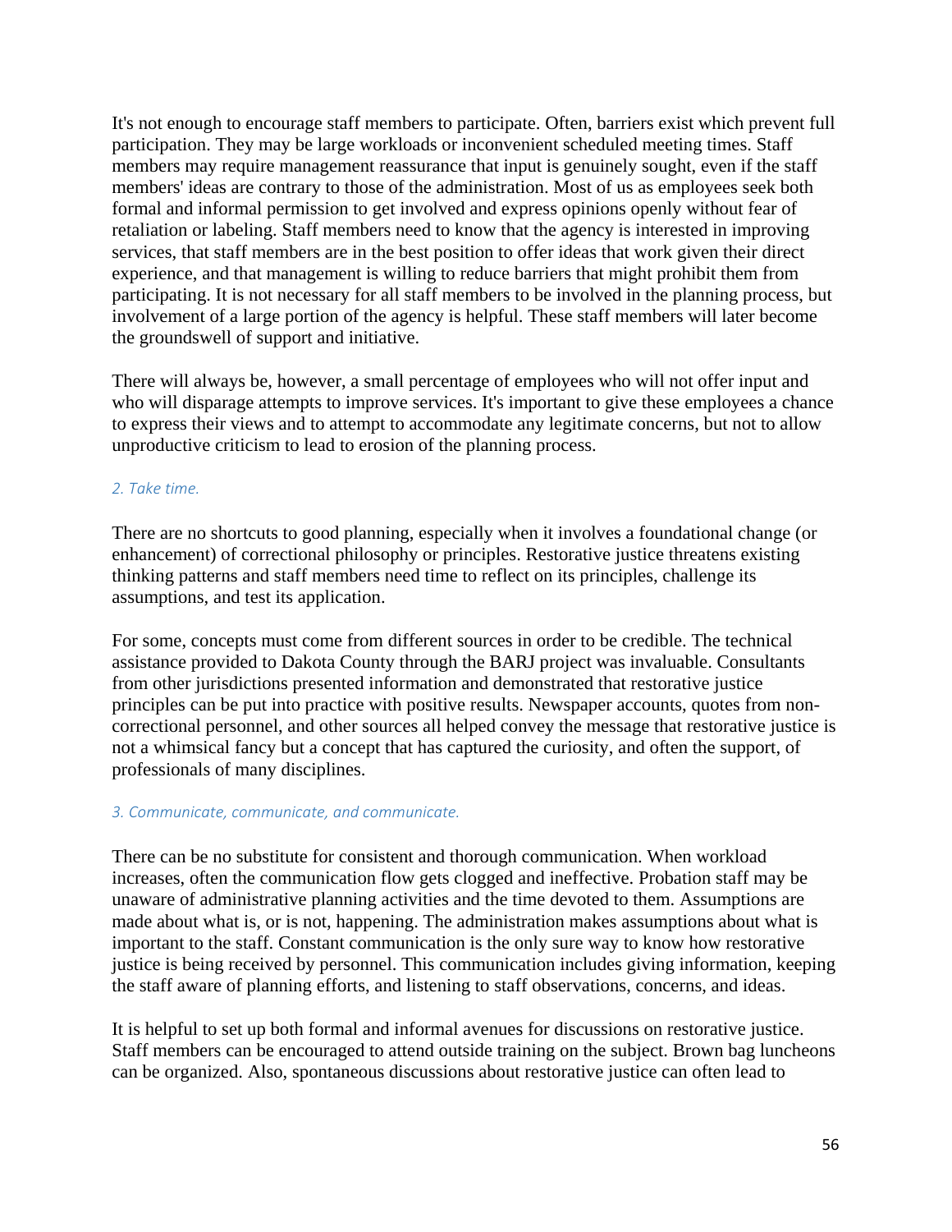It's not enough to encourage staff members to participate. Often, barriers exist which prevent full participation. They may be large workloads or inconvenient scheduled meeting times. Staff members may require management reassurance that input is genuinely sought, even if the staff members' ideas are contrary to those of the administration. Most of us as employees seek both formal and informal permission to get involved and express opinions openly without fear of retaliation or labeling. Staff members need to know that the agency is interested in improving services, that staff members are in the best position to offer ideas that work given their direct experience, and that management is willing to reduce barriers that might prohibit them from participating. It is not necessary for all staff members to be involved in the planning process, but involvement of a large portion of the agency is helpful. These staff members will later become the groundswell of support and initiative.

There will always be, however, a small percentage of employees who will not offer input and who will disparage attempts to improve services. It's important to give these employees a chance to express their views and to attempt to accommodate any legitimate concerns, but not to allow unproductive criticism to lead to erosion of the planning process.

#### *2. Take time.*

There are no shortcuts to good planning, especially when it involves a foundational change (or enhancement) of correctional philosophy or principles. Restorative justice threatens existing thinking patterns and staff members need time to reflect on its principles, challenge its assumptions, and test its application.

For some, concepts must come from different sources in order to be credible. The technical assistance provided to Dakota County through the BARJ project was invaluable. Consultants from other jurisdictions presented information and demonstrated that restorative justice principles can be put into practice with positive results. Newspaper accounts, quotes from non-correctional personnel, and other sources all helped convey the message that restorative justice is not a whimsical fancy but a concept that has captured the curiosity, and often the support, of professionals of many disciplines.

#### *3. Communicate, communicate, and communicate.*

There can be no substitute for consistent and thorough communication. When workload increases, often the communication flow gets clogged and ineffective. Probation staff may be unaware of administrative planning activities and the time devoted to them. Assumptions are made about what is, or is not, happening. The administration makes assumptions about what is important to the staff. Constant communication is the only sure way to know how restorative justice is being received by personnel. This communication includes giving information, keeping the staff aware of planning efforts, and listening to staff observations, concerns, and ideas.

It is helpful to set up both formal and informal avenues for discussions on restorative justice. Staff members can be encouraged to attend outside training on the subject. Brown bag luncheons can be organized. Also, spontaneous discussions about restorative justice can often lead to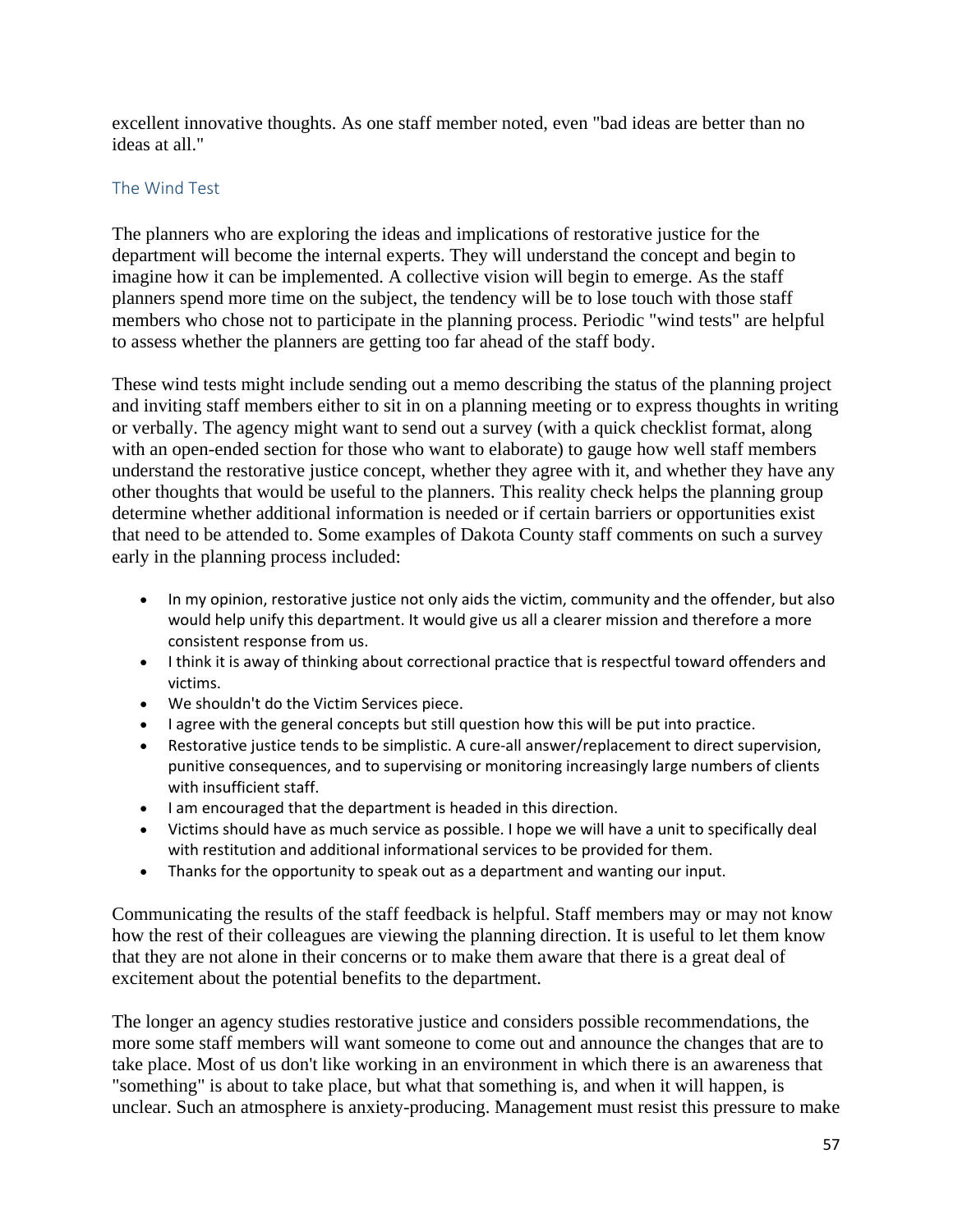excellent innovative thoughts. As one staff member noted, even "bad ideas are better than no ideas at all."

### The Wind Test

The planners who are exploring the ideas and implications of restorative justice for the department will become the internal experts. They will understand the concept and begin to imagine how it can be implemented. A collective vision will begin to emerge. As the staff planners spend more time on the subject, the tendency will be to lose touch with those staff members who chose not to participate in the planning process. Periodic "wind tests" are helpful to assess whether the planners are getting too far ahead of the staff body.

These wind tests might include sending out a memo describing the status of the planning project and inviting staff members either to sit in on a planning meeting or to express thoughts in writing or verbally. The agency might want to send out a survey (with a quick checklist format, along with an open-ended section for those who want to elaborate) to gauge how well staff members understand the restorative justice concept, whether they agree with it, and whether they have any other thoughts that would be useful to the planners. This reality check helps the planning group determine whether additional information is needed or if certain barriers or opportunities exist that need to be attended to. Some examples of Dakota County staff comments on such a survey early in the planning process included:

- In my opinion, restorative justice not only aids the victim, community and the offender, but also would help unify this department. It would give us all a clearer mission and therefore a more consistent response from us.
- I think it is away of thinking about correctional practice that is respectful toward offenders and victims.
- We shouldn't do the Victim Services piece.
- I agree with the general concepts but still question how this will be put into practice.
- Restorative justice tends to be simplistic. A cure-all answer/replacement to direct supervision, punitive consequences, and to supervising or monitoring increasingly large numbers of clients with insufficient staff.
- I am encouraged that the department is headed in this direction.
- Victims should have as much service as possible. I hope we will have a unit to specifically deal with restitution and additional informational services to be provided for them.
- Thanks for the opportunity to speak out as a department and wanting our input.

Communicating the results of the staff feedback is helpful. Staff members may or may not know how the rest of their colleagues are viewing the planning direction. It is useful to let them know that they are not alone in their concerns or to make them aware that there is a great deal of excitement about the potential benefits to the department.

The longer an agency studies restorative justice and considers possible recommendations, the more some staff members will want someone to come out and announce the changes that are to take place. Most of us don't like working in an environment in which there is an awareness that "something" is about to take place, but what that something is, and when it will happen, is unclear. Such an atmosphere is anxiety-producing. Management must resist this pressure to make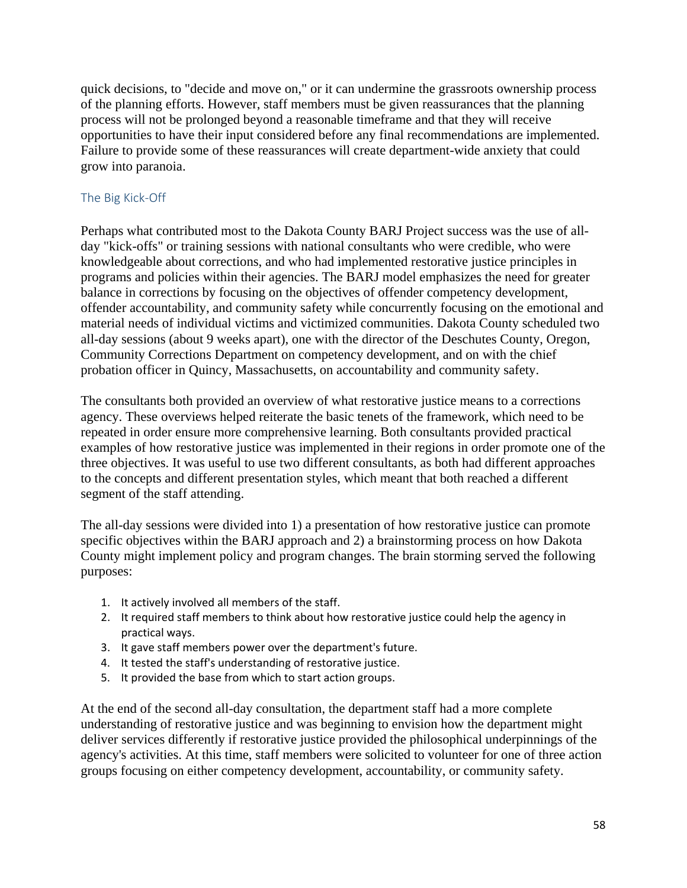quick decisions, to "decide and move on," or it can undermine the grassroots ownership process of the planning efforts. However, staff members must be given reassurances that the planning process will not be prolonged beyond a reasonable timeframe and that they will receive opportunities to have their input considered before any final recommendations are implemented. Failure to provide some of these reassurances will create department-wide anxiety that could grow into paranoia.

### The Big Kick-Off

Perhaps what contributed most to the Dakota County BARJ Project success was the use of all-day "kick-offs" or training sessions with national consultants who were credible, who were knowledgeable about corrections, and who had implemented restorative justice principles in programs and policies within their agencies. The BARJ model emphasizes the need for greater balance in corrections by focusing on the objectives of offender competency development, offender accountability, and community safety while concurrently focusing on the emotional and material needs of individual victims and victimized communities. Dakota County scheduled two all-day sessions (about 9 weeks apart), one with the director of the Deschutes County, Oregon, Community Corrections Department on competency development, and on with the chief probation officer in Quincy, Massachusetts, on accountability and community safety.

The consultants both provided an overview of what restorative justice means to a corrections agency. These overviews helped reiterate the basic tenets of the framework, which need to be repeated in order ensure more comprehensive learning. Both consultants provided practical examples of how restorative justice was implemented in their regions in order promote one of the three objectives. It was useful to use two different consultants, as both had different approaches to the concepts and different presentation styles, which meant that both reached a different segment of the staff attending.

The all-day sessions were divided into 1) a presentation of how restorative justice can promote specific objectives within the BARJ approach and 2) a brainstorming process on how Dakota County might implement policy and program changes. The brain storming served the following purposes:

1. It actively involved all members of the staff.
2. It required staff members to think about how restorative justice could help the agency in practical ways.
3. It gave staff members power over the department's future.
4. It tested the staff's understanding of restorative justice.
5. It provided the base from which to start action groups.

At the end of the second all-day consultation, the department staff had a more complete understanding of restorative justice and was beginning to envision how the department might deliver services differently if restorative justice provided the philosophical underpinnings of the agency's activities. At this time, staff members were solicited to volunteer for one of three action groups focusing on either competency development, accountability, or community safety.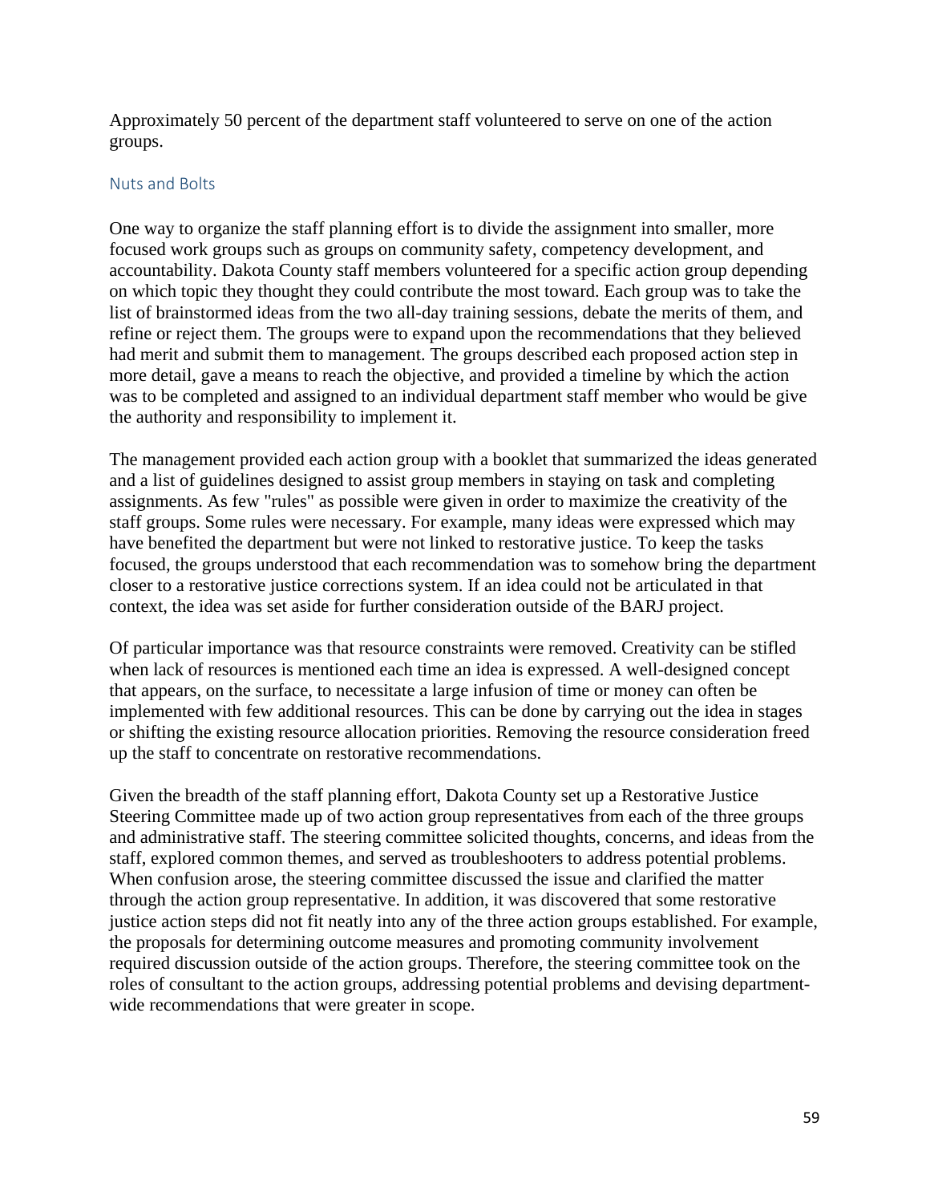Approximately 50 percent of the department staff volunteered to serve on one of the action groups.

### Nuts and Bolts

One way to organize the staff planning effort is to divide the assignment into smaller, more focused work groups such as groups on community safety, competency development, and accountability. Dakota County staff members volunteered for a specific action group depending on which topic they thought they could contribute the most toward. Each group was to take the list of brainstormed ideas from the two all-day training sessions, debate the merits of them, and refine or reject them. The groups were to expand upon the recommendations that they believed had merit and submit them to management. The groups described each proposed action step in more detail, gave a means to reach the objective, and provided a timeline by which the action was to be completed and assigned to an individual department staff member who would be give the authority and responsibility to implement it.

The management provided each action group with a booklet that summarized the ideas generated and a list of guidelines designed to assist group members in staying on task and completing assignments. As few "rules" as possible were given in order to maximize the creativity of the staff groups. Some rules were necessary. For example, many ideas were expressed which may have benefited the department but were not linked to restorative justice. To keep the tasks focused, the groups understood that each recommendation was to somehow bring the department closer to a restorative justice corrections system. If an idea could not be articulated in that context, the idea was set aside for further consideration outside of the BARJ project.

Of particular importance was that resource constraints were removed. Creativity can be stifled when lack of resources is mentioned each time an idea is expressed. A well-designed concept that appears, on the surface, to necessitate a large infusion of time or money can often be implemented with few additional resources. This can be done by carrying out the idea in stages or shifting the existing resource allocation priorities. Removing the resource consideration freed up the staff to concentrate on restorative recommendations.

Given the breadth of the staff planning effort, Dakota County set up a Restorative Justice Steering Committee made up of two action group representatives from each of the three groups and administrative staff. The steering committee solicited thoughts, concerns, and ideas from the staff, explored common themes, and served as troubleshooters to address potential problems. When confusion arose, the steering committee discussed the issue and clarified the matter through the action group representative. In addition, it was discovered that some restorative justice action steps did not fit neatly into any of the three action groups established. For example, the proposals for determining outcome measures and promoting community involvement required discussion outside of the action groups. Therefore, the steering committee took on the roles of consultant to the action groups, addressing potential problems and devising department-wide recommendations that were greater in scope.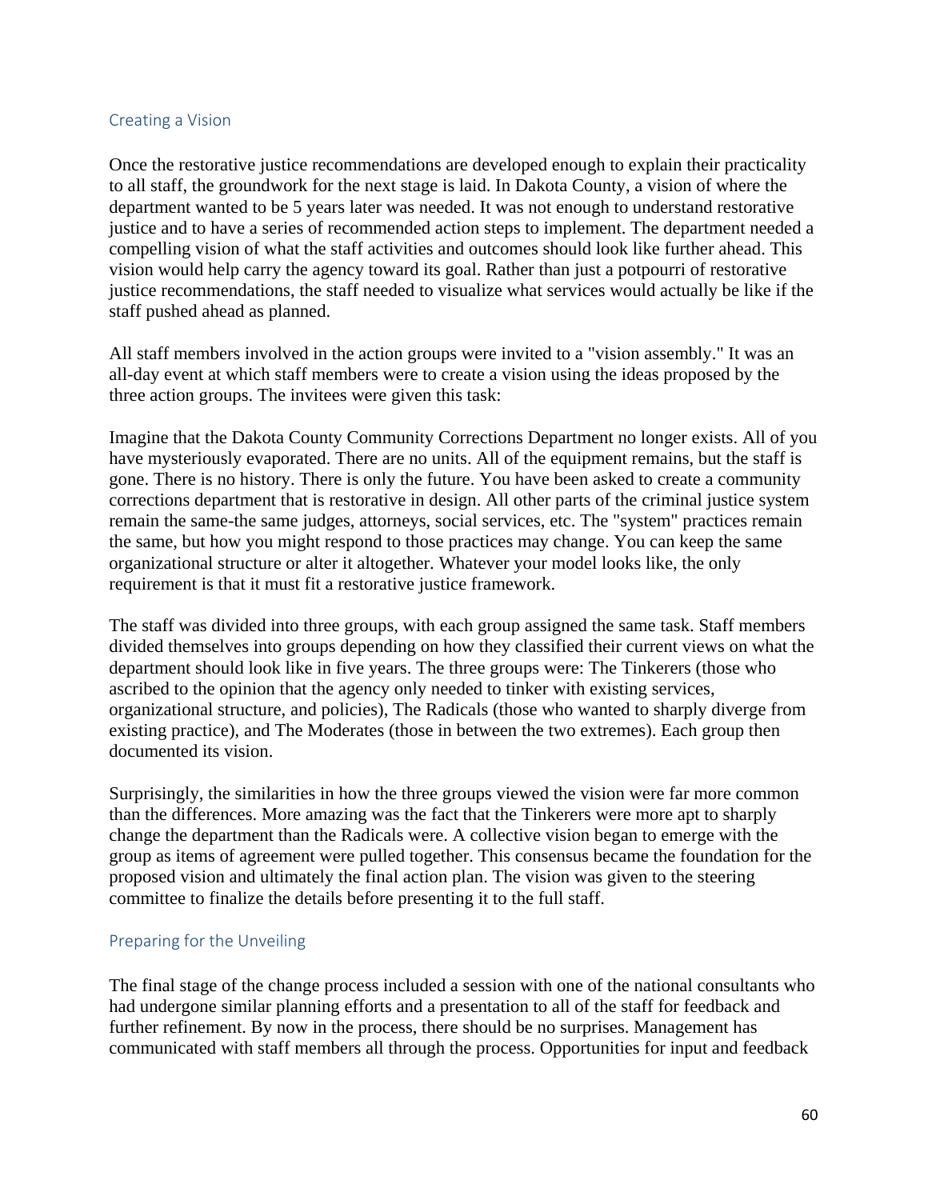## Creating a Vision

Once the restorative justice recommendations are developed enough to explain their practicality to all staff, the groundwork for the next stage is laid. In Dakota County, a vision of where the department wanted to be 5 years later was needed. It was not enough to understand restorative justice and to have a series of recommended action steps to implement. The department needed a compelling vision of what the staff activities and outcomes should look like further ahead. This vision would help carry the agency toward its goal. Rather than just a potpourri of restorative justice recommendations, the staff needed to visualize what services would actually be like if the staff pushed ahead as planned.

All staff members involved in the action groups were invited to a "vision assembly." It was an all-day event at which staff members were to create a vision using the ideas proposed by the three action groups. The invitees were given this task:

Imagine that the Dakota County Community Corrections Department no longer exists. All of you have mysteriously evaporated. There are no units. All of the equipment remains, but the staff is gone. There is no history. There is only the future. You have been asked to create a community corrections department that is restorative in design. All other parts of the criminal justice system remain the same-the same judges, attorneys, social services, etc. The "system" practices remain the same, but how you might respond to those practices may change. You can keep the same organizational structure or alter it altogether. Whatever your model looks like, the only requirement is that it must fit a restorative justice framework.

The staff was divided into three groups, with each group assigned the same task. Staff members divided themselves into groups depending on how they classified their current views on what the department should look like in five years. The three groups were: The Tinkerers (those who ascribed to the opinion that the agency only needed to tinker with existing services, organizational structure, and policies), The Radicals (those who wanted to sharply diverge from existing practice), and The Moderates (those in between the two extremes). Each group then documented its vision.

Surprisingly, the similarities in how the three groups viewed the vision were far more common than the differences. More amazing was the fact that the Tinkerers were more apt to sharply change the department than the Radicals were. A collective vision began to emerge with the group as items of agreement were pulled together. This consensus became the foundation for the proposed vision and ultimately the final action plan. The vision was given to the steering committee to finalize the details before presenting it to the full staff.

## Preparing for the Unveiling

The final stage of the change process included a session with one of the national consultants who had undergone similar planning efforts and a presentation to all of the staff for feedback and further refinement. By now in the process, there should be no surprises. Management has communicated with staff members all through the process. Opportunities for input and feedback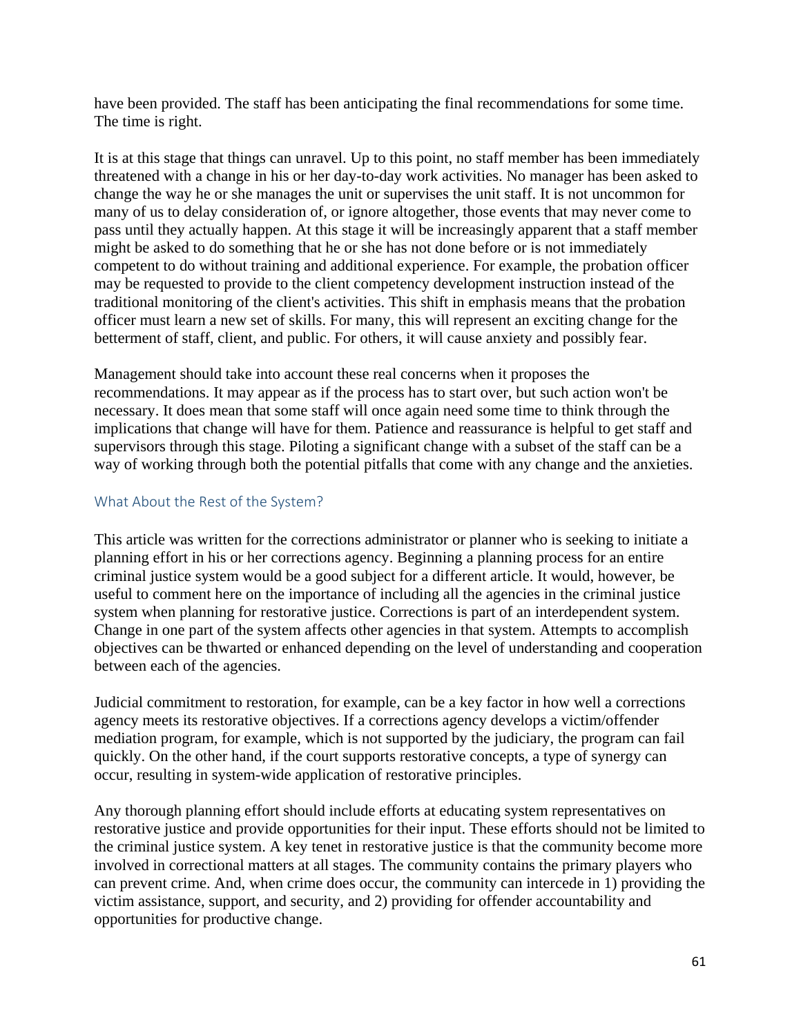have been provided. The staff has been anticipating the final recommendations for some time. The time is right.

It is at this stage that things can unravel. Up to this point, no staff member has been immediately threatened with a change in his or her day-to-day work activities. No manager has been asked to change the way he or she manages the unit or supervises the unit staff. It is not uncommon for many of us to delay consideration of, or ignore altogether, those events that may never come to pass until they actually happen. At this stage it will be increasingly apparent that a staff member might be asked to do something that he or she has not done before or is not immediately competent to do without training and additional experience. For example, the probation officer may be requested to provide to the client competency development instruction instead of the traditional monitoring of the client's activities. This shift in emphasis means that the probation officer must learn a new set of skills. For many, this will represent an exciting change for the betterment of staff, client, and public. For others, it will cause anxiety and possibly fear.

Management should take into account these real concerns when it proposes the recommendations. It may appear as if the process has to start over, but such action won't be necessary. It does mean that some staff will once again need some time to think through the implications that change will have for them. Patience and reassurance is helpful to get staff and supervisors through this stage. Piloting a significant change with a subset of the staff can be a way of working through both the potential pitfalls that come with any change and the anxieties.

### What About the Rest of the System?

This article was written for the corrections administrator or planner who is seeking to initiate a planning effort in his or her corrections agency. Beginning a planning process for an entire criminal justice system would be a good subject for a different article. It would, however, be useful to comment here on the importance of including all the agencies in the criminal justice system when planning for restorative justice. Corrections is part of an interdependent system. Change in one part of the system affects other agencies in that system. Attempts to accomplish objectives can be thwarted or enhanced depending on the level of understanding and cooperation between each of the agencies.

Judicial commitment to restoration, for example, can be a key factor in how well a corrections agency meets its restorative objectives. If a corrections agency develops a victim/offender mediation program, for example, which is not supported by the judiciary, the program can fail quickly. On the other hand, if the court supports restorative concepts, a type of synergy can occur, resulting in system-wide application of restorative principles.

Any thorough planning effort should include efforts at educating system representatives on restorative justice and provide opportunities for their input. These efforts should not be limited to the criminal justice system. A key tenet in restorative justice is that the community become more involved in correctional matters at all stages. The community contains the primary players who can prevent crime. And, when crime does occur, the community can intercede in 1) providing the victim assistance, support, and security, and 2) providing for offender accountability and opportunities for productive change.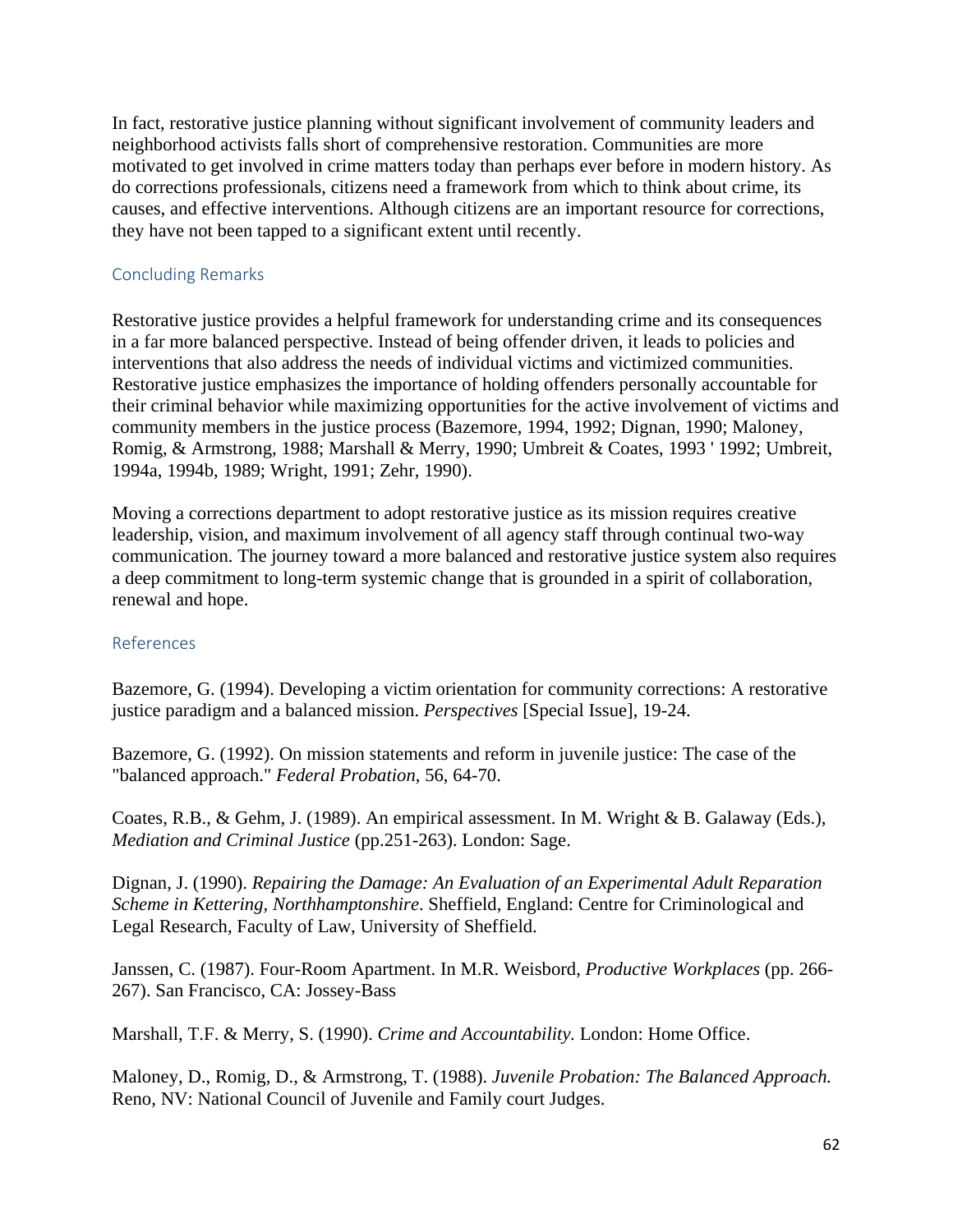In fact, restorative justice planning without significant involvement of community leaders and neighborhood activists falls short of comprehensive restoration. Communities are more motivated to get involved in crime matters today than perhaps ever before in modern history. As do corrections professionals, citizens need a framework from which to think about crime, its causes, and effective interventions. Although citizens are an important resource for corrections, they have not been tapped to a significant extent until recently.

## Concluding Remarks

Restorative justice provides a helpful framework for understanding crime and its consequences in a far more balanced perspective. Instead of being offender driven, it leads to policies and interventions that also address the needs of individual victims and victimized communities. Restorative justice emphasizes the importance of holding offenders personally accountable for their criminal behavior while maximizing opportunities for the active involvement of victims and community members in the justice process (Bazemore, 1994, 1992; Dignan, 1990; Maloney, Romig, & Armstrong, 1988; Marshall & Merry, 1990; Umbreit & Coates, 1993 ' 1992; Umbreit, 1994a, 1994b, 1989; Wright, 1991; Zehr, 1990).

Moving a corrections department to adopt restorative justice as its mission requires creative leadership, vision, and maximum involvement of all agency staff through continual two-way communication. The journey toward a more balanced and restorative justice system also requires a deep commitment to long-term systemic change that is grounded in a spirit of collaboration, renewal and hope.

## References

Bazemore, G. (1994). Developing a victim orientation for community corrections: A restorative justice paradigm and a balanced mission. *Perspectives* [Special Issue], 19-24.

Bazemore, G. (1992). On mission statements and reform in juvenile justice: The case of the "balanced approach." *Federal Probation*, 56, 64-70.

Coates, R.B., & Gehm, J. (1989). An empirical assessment. In M. Wright & B. Galaway (Eds.), *Mediation and Criminal Justice* (pp.251-263). London: Sage.

Dignan, J. (1990). *Repairing the Damage: An Evaluation of an Experimental Adult Reparation Scheme in Kettering, Northhamptonshire*. Sheffield, England: Centre for Criminological and Legal Research, Faculty of Law, University of Sheffield.

Janssen, C. (1987). Four-Room Apartment. In M.R. Weisbord, *Productive Workplaces* (pp. 266-267). San Francisco, CA: Jossey-Bass

Marshall, T.F. & Merry, S. (1990). *Crime and Accountability.* London: Home Office.

Maloney, D., Romig, D., & Armstrong, T. (1988). *Juvenile Probation: The Balanced Approach.* Reno, NV: National Council of Juvenile and Family court Judges.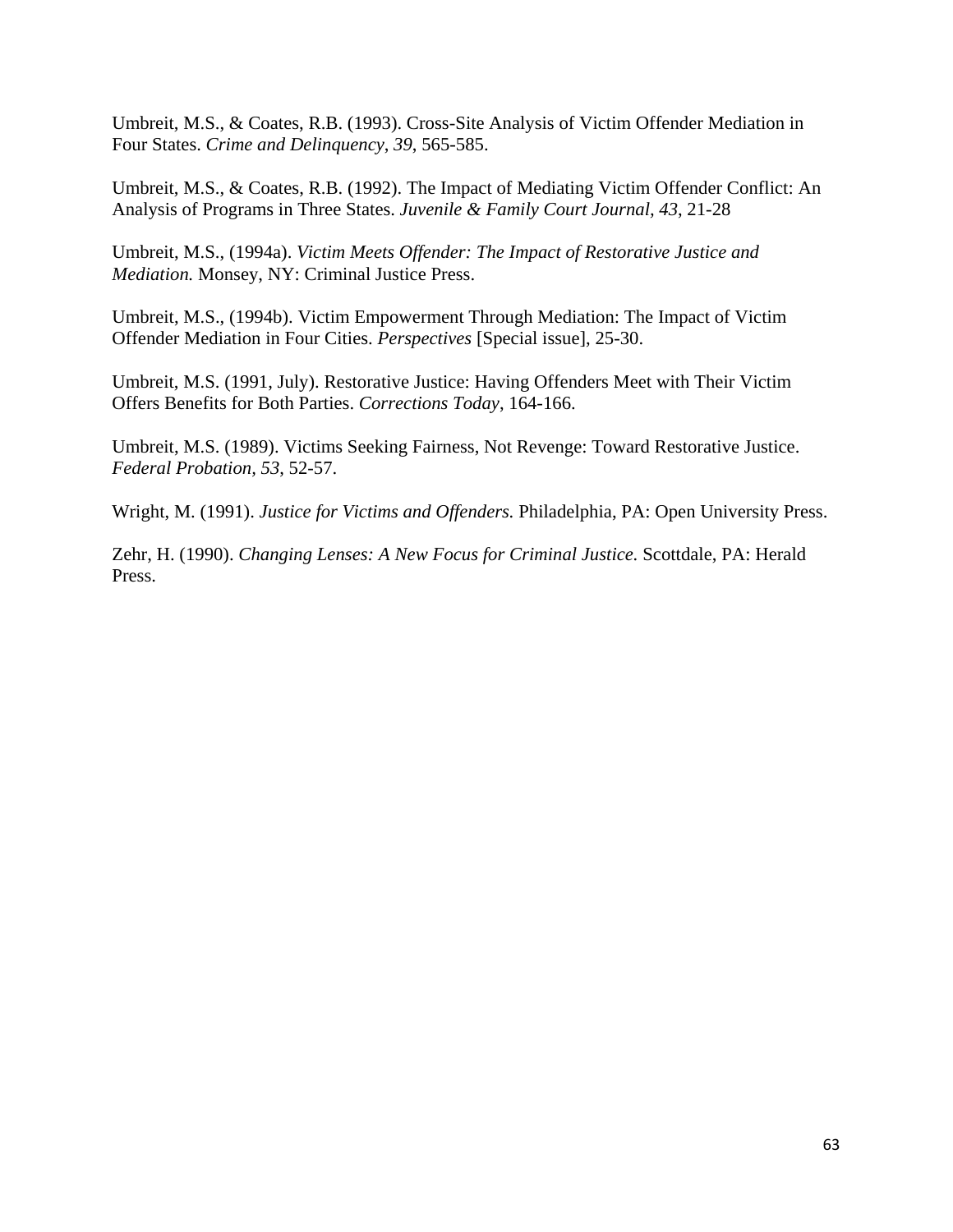Umbreit, M.S., & Coates, R.B. (1993). Cross-Site Analysis of Victim Offender Mediation in Four States. *Crime and Delinquency*, *39*, 565-585.

Umbreit, M.S., & Coates, R.B. (1992). The Impact of Mediating Victim Offender Conflict: An Analysis of Programs in Three States. *Juvenile & Family Court Journal, 43*, 21-28

Umbreit, M.S., (1994a). *Victim Meets Offender: The Impact of Restorative Justice and Mediation.* Monsey, NY: Criminal Justice Press.

Umbreit, M.S., (1994b). Victim Empowerment Through Mediation: The Impact of Victim Offender Mediation in Four Cities. *Perspectives* [Special issue], 25-30.

Umbreit, M.S. (1991, July). Restorative Justice: Having Offenders Meet with Their Victim Offers Benefits for Both Parties. *Corrections Today*, 164-166.

Umbreit, M.S. (1989). Victims Seeking Fairness, Not Revenge: Toward Restorative Justice. *Federal Probation*, *53*, 52-57.

Wright, M. (1991). *Justice for Victims and Offenders.* Philadelphia, PA: Open University Press.

Zehr, H. (1990). *Changing Lenses: A New Focus for Criminal Justice.* Scottdale, PA: Herald Press.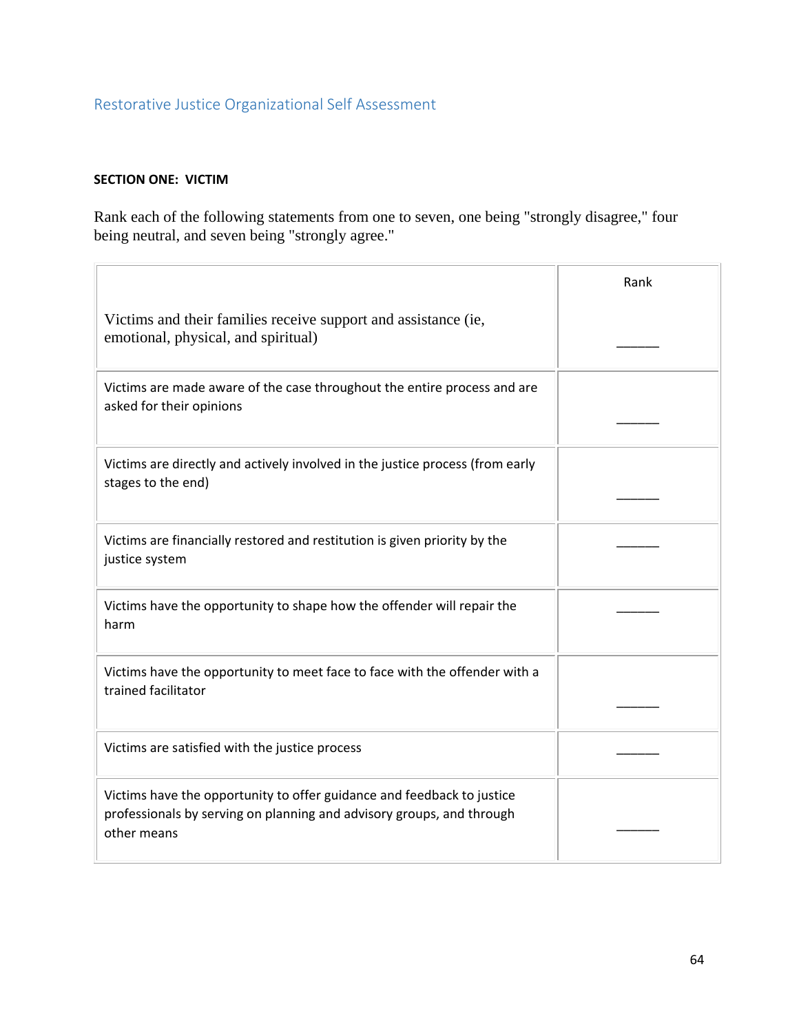## Restorative Justice Organizational Self Assessment

**SECTION ONE: VICTIM**

Rank each of the following statements from one to seven, one being "strongly disagree," four being neutral, and seven being "strongly agree."

| | Rank |
|---|---|
| Victims and their families receive support and assistance (ie, emotional, physical, and spiritual) | _____ |
| Victims are made aware of the case throughout the entire process and are asked for their opinions | _____ |
| Victims are directly and actively involved in the justice process (from early stages to the end) | _____ |
| Victims are financially restored and restitution is given priority by the justice system | _____ |
| Victims have the opportunity to shape how the offender will repair the harm | _____ |
| Victims have the opportunity to meet face to face with the offender with a trained facilitator | _____ |
| Victims are satisfied with the justice process | _____ |
| Victims have the opportunity to offer guidance and feedback to justice professionals by serving on planning and advisory groups, and through other means | _____ |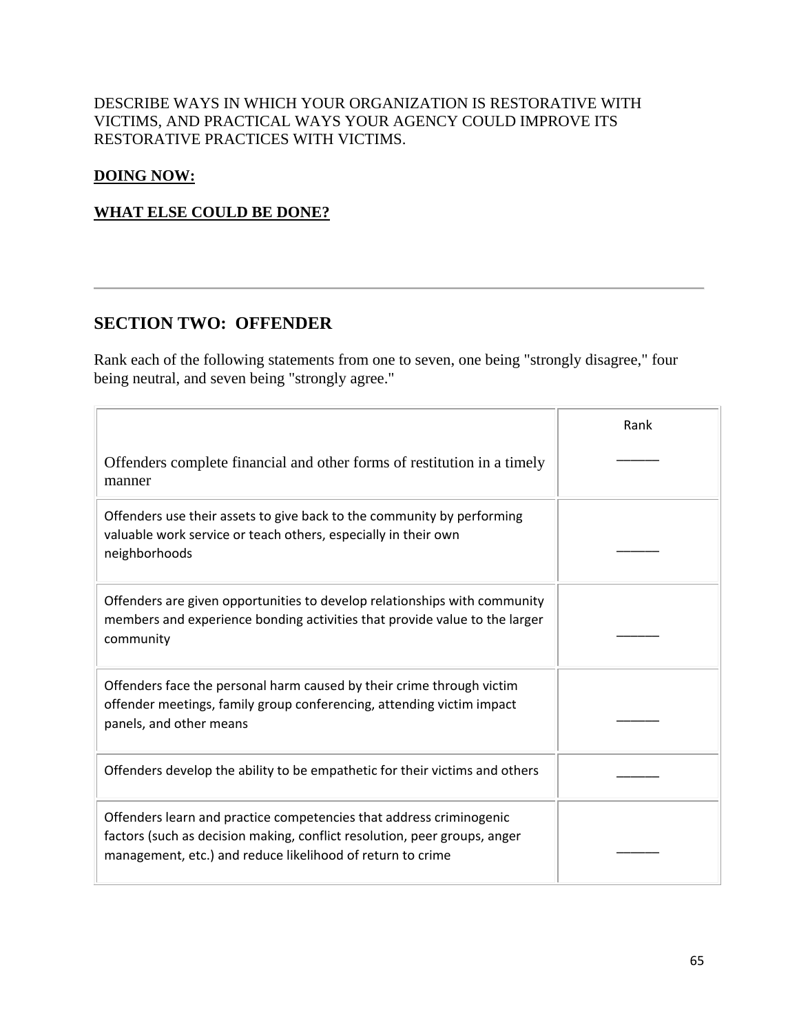DESCRIBE WAYS IN WHICH YOUR ORGANIZATION IS RESTORATIVE WITH VICTIMS, AND PRACTICAL WAYS YOUR AGENCY COULD IMPROVE ITS RESTORATIVE PRACTICES WITH VICTIMS.

**DOING NOW:**

**WHAT ELSE COULD BE DONE?**

---

## SECTION TWO: OFFENDER

Rank each of the following statements from one to seven, one being "strongly disagree," four being neutral, and seven being "strongly agree."

| | Rank |
|---|---|
| Offenders complete financial and other forms of restitution in a timely manner | ______ |
| Offenders use their assets to give back to the community by performing valuable work service or teach others, especially in their own neighborhoods | ______ |
| Offenders are given opportunities to develop relationships with community members and experience bonding activities that provide value to the larger community | ______ |
| Offenders face the personal harm caused by their crime through victim offender meetings, family group conferencing, attending victim impact panels, and other means | ______ |
| Offenders develop the ability to be empathetic for their victims and others | ______ |
| Offenders learn and practice competencies that address criminogenic factors (such as decision making, conflict resolution, peer groups, anger management, etc.) and reduce likelihood of return to crime | ______ |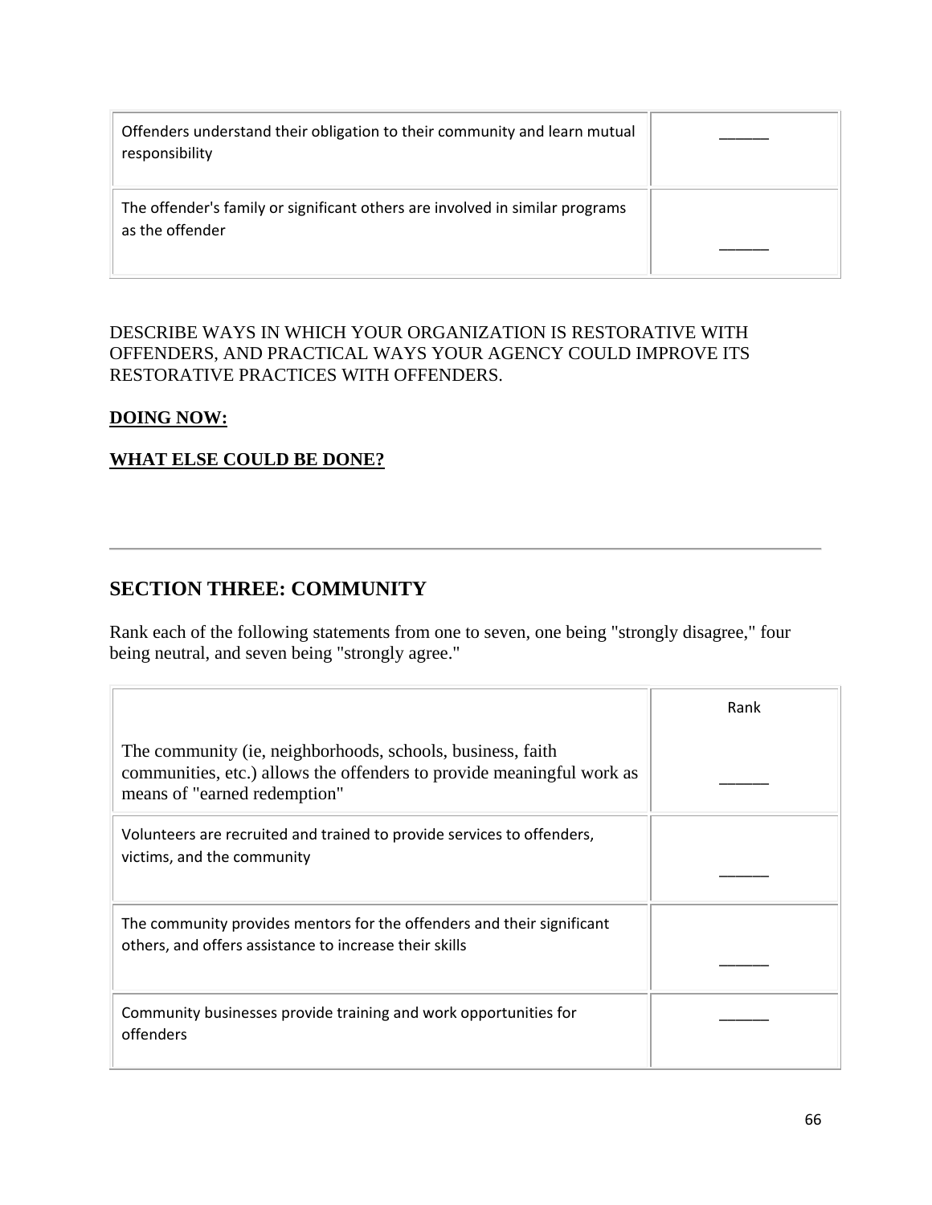| | |
|---|---|
| Offenders understand their obligation to their community and learn mutual responsibility | ______ |
| The offender's family or significant others are involved in similar programs as the offender | ______ |

DESCRIBE WAYS IN WHICH YOUR ORGANIZATION IS RESTORATIVE WITH OFFENDERS, AND PRACTICAL WAYS YOUR AGENCY COULD IMPROVE ITS RESTORATIVE PRACTICES WITH OFFENDERS.

**DOING NOW:**

**WHAT ELSE COULD BE DONE?**

---

## SECTION THREE: COMMUNITY

Rank each of the following statements from one to seven, one being "strongly disagree," four being neutral, and seven being "strongly agree."

| | Rank |
|---|---|
| The community (ie, neighborhoods, schools, business, faith communities, etc.) allows the offenders to provide meaningful work as means of "earned redemption" | ______ |
| Volunteers are recruited and trained to provide services to offenders, victims, and the community | ______ |
| The community provides mentors for the offenders and their significant others, and offers assistance to increase their skills | ______ |
| Community businesses provide training and work opportunities for offenders | ______ |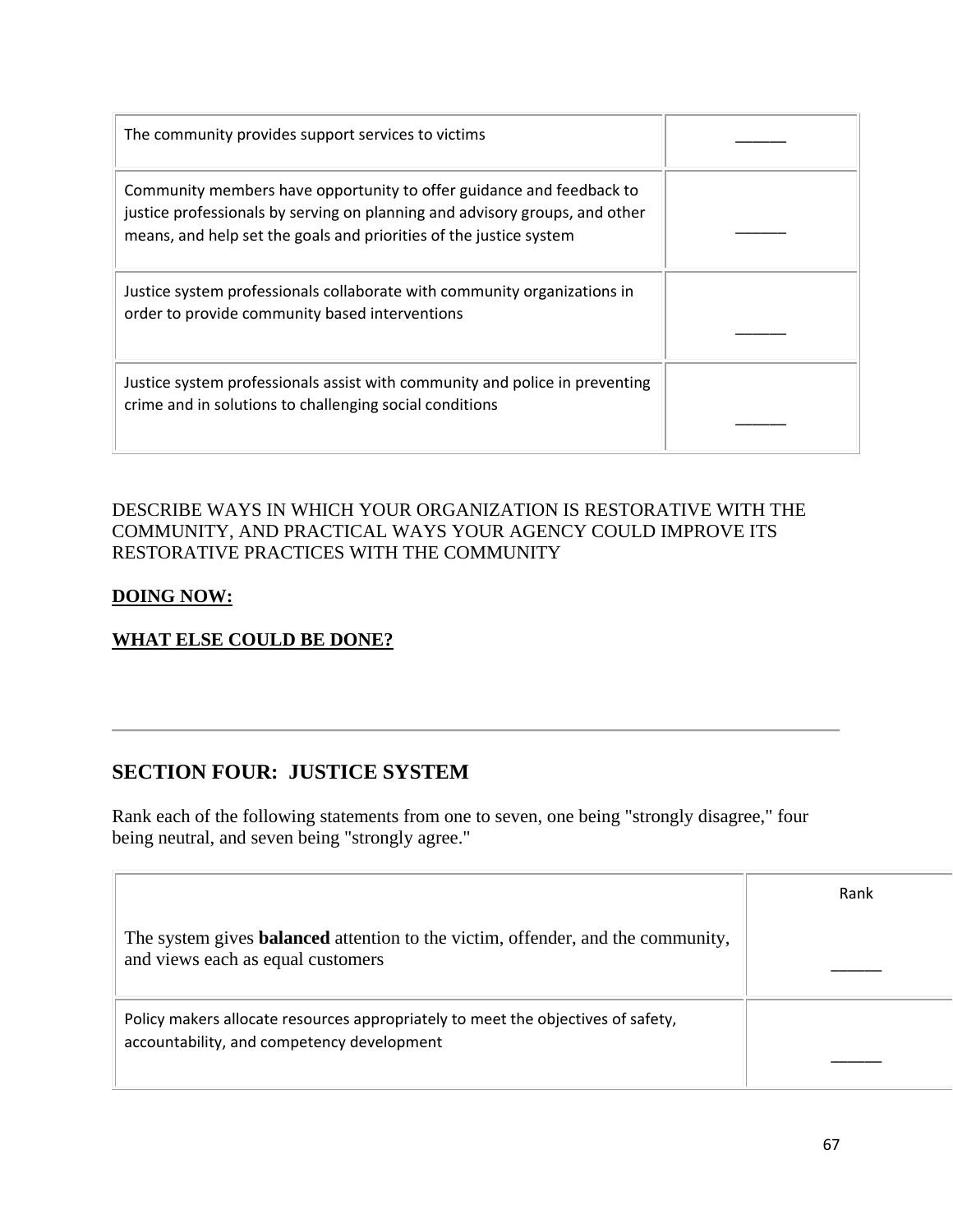| | |
|---|---|
| The community provides support services to victims | ______ |
| Community members have opportunity to offer guidance and feedback to justice professionals by serving on planning and advisory groups, and other means, and help set the goals and priorities of the justice system | ______ |
| Justice system professionals collaborate with community organizations in order to provide community based interventions | ______ |
| Justice system professionals assist with community and police in preventing crime and in solutions to challenging social conditions | ______ |

DESCRIBE WAYS IN WHICH YOUR ORGANIZATION IS RESTORATIVE WITH THE COMMUNITY, AND PRACTICAL WAYS YOUR AGENCY COULD IMPROVE ITS RESTORATIVE PRACTICES WITH THE COMMUNITY

**DOING NOW:**

**WHAT ELSE COULD BE DONE?**

---

## SECTION FOUR: JUSTICE SYSTEM

Rank each of the following statements from one to seven, one being "strongly disagree," four being neutral, and seven being "strongly agree."

| | Rank |
|---|---|
| The system gives **balanced** attention to the victim, offender, and the community, and views each as equal customers | ______ |
| Policy makers allocate resources appropriately to meet the objectives of safety, accountability, and competency development | ______ |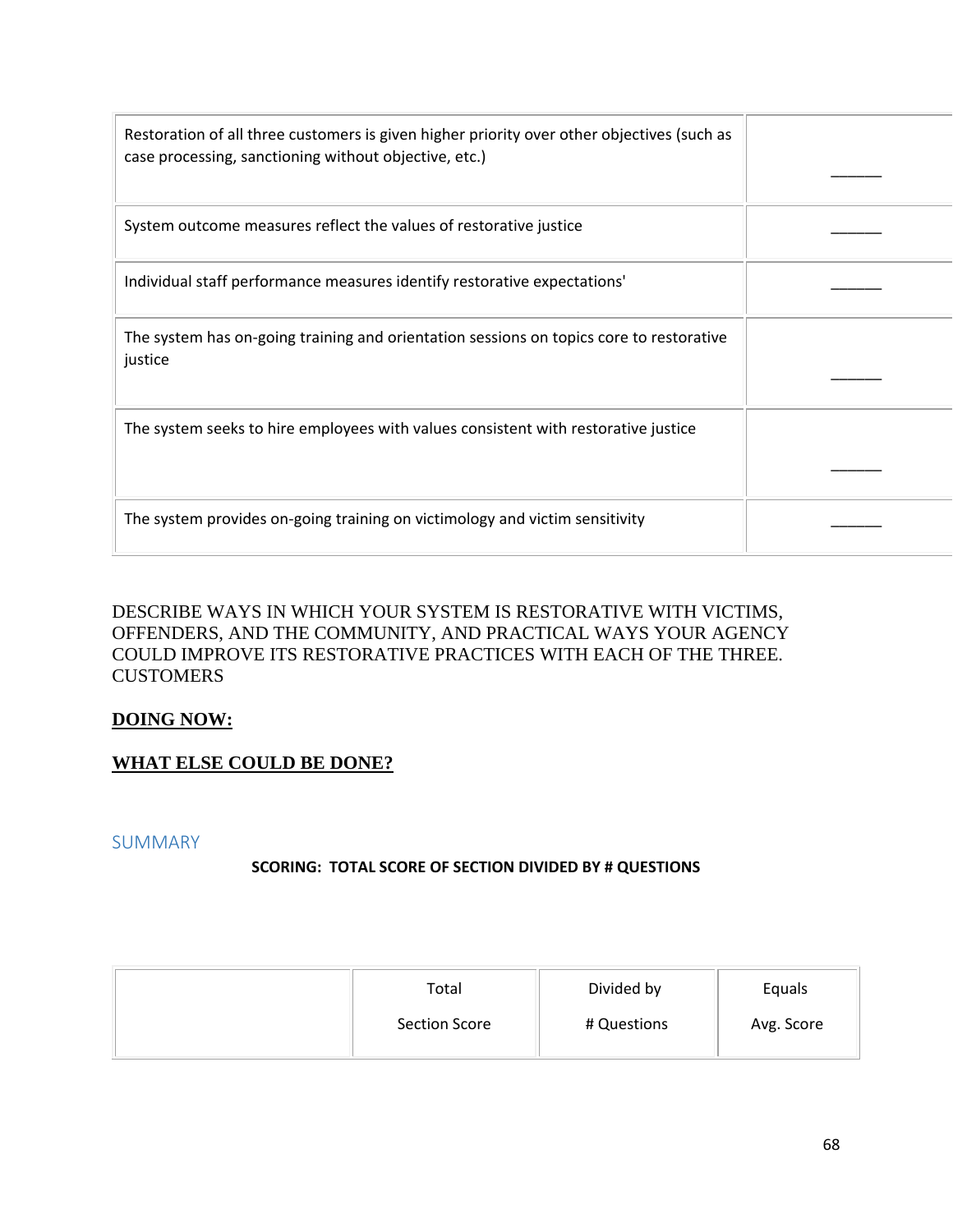| | |
|---|---|
| Restoration of all three customers is given higher priority over other objectives (such as case processing, sanctioning without objective, etc.) | _____ |
| System outcome measures reflect the values of restorative justice | _____ |
| Individual staff performance measures identify restorative expectations' | _____ |
| The system has on-going training and orientation sessions on topics core to restorative justice | _____ |
| The system seeks to hire employees with values consistent with restorative justice | _____ |
| The system provides on-going training on victimology and victim sensitivity | _____ |

DESCRIBE WAYS IN WHICH YOUR SYSTEM IS RESTORATIVE WITH VICTIMS, OFFENDERS, AND THE COMMUNITY, AND PRACTICAL WAYS YOUR AGENCY COULD IMPROVE ITS RESTORATIVE PRACTICES WITH EACH OF THE THREE. CUSTOMERS

**DOING NOW:**

**WHAT ELSE COULD BE DONE?**

## SUMMARY

**SCORING: TOTAL SCORE OF SECTION DIVIDED BY # QUESTIONS**

| | Total Section Score | Divided by # Questions | Equals Avg. Score |
|---|---|---|---|
| | | | |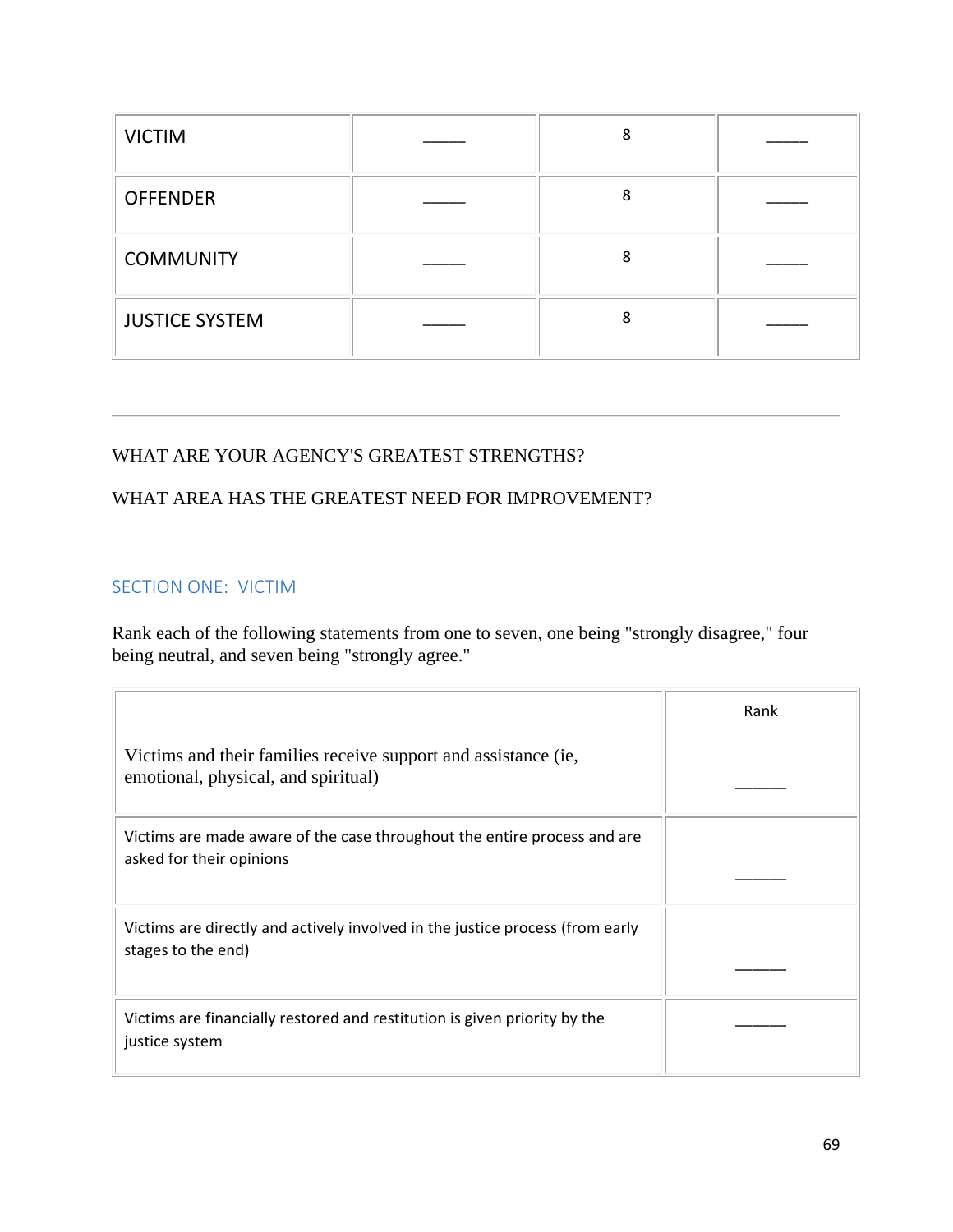| | | | |
|---|---|---|---|
| VICTIM | _____ | 8 | _____ |
| OFFENDER | _____ | 8 | _____ |
| COMMUNITY | _____ | 8 | _____ |
| JUSTICE SYSTEM | _____ | 8 | _____ |

---

WHAT ARE YOUR AGENCY'S GREATEST STRENGTHS?

WHAT AREA HAS THE GREATEST NEED FOR IMPROVEMENT?

## SECTION ONE: VICTIM

Rank each of the following statements from one to seven, one being "strongly disagree," four being neutral, and seven being "strongly agree."

| | Rank |
|---|---|
| Victims and their families receive support and assistance (ie, emotional, physical, and spiritual) | ______ |
| Victims are made aware of the case throughout the entire process and are asked for their opinions | ______ |
| Victims are directly and actively involved in the justice process (from early stages to the end) | ______ |
| Victims are financially restored and restitution is given priority by the justice system | ______ |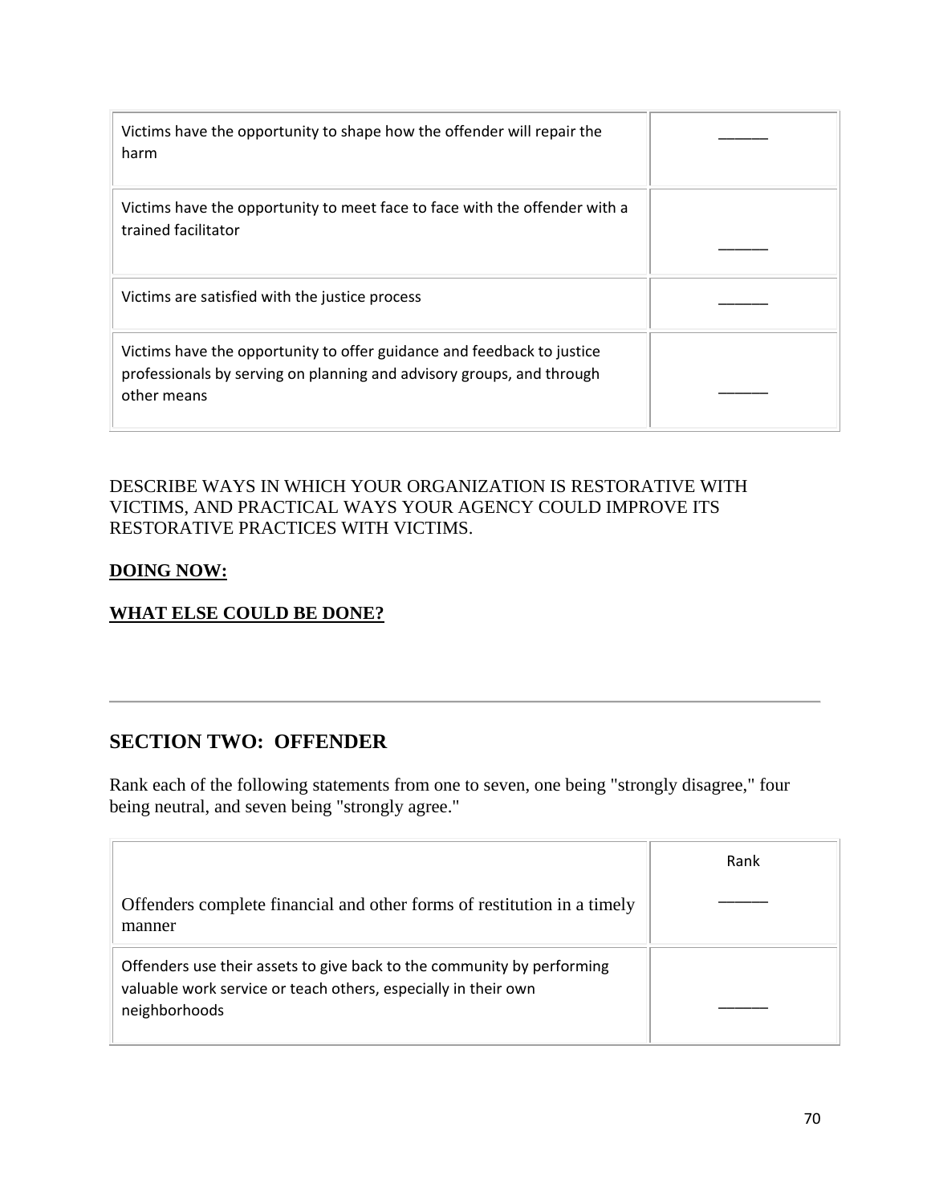| | |
|---|---|
| Victims have the opportunity to shape how the offender will repair the harm | ______ |
| Victims have the opportunity to meet face to face with the offender with a trained facilitator | ______ |
| Victims are satisfied with the justice process | ______ |
| Victims have the opportunity to offer guidance and feedback to justice professionals by serving on planning and advisory groups, and through other means | ______ |

DESCRIBE WAYS IN WHICH YOUR ORGANIZATION IS RESTORATIVE WITH VICTIMS, AND PRACTICAL WAYS YOUR AGENCY COULD IMPROVE ITS RESTORATIVE PRACTICES WITH VICTIMS.

**DOING NOW:**

**WHAT ELSE COULD BE DONE?**

---

## SECTION TWO: OFFENDER

Rank each of the following statements from one to seven, one being "strongly disagree," four being neutral, and seven being "strongly agree."

| | Rank |
|---|---|
| Offenders complete financial and other forms of restitution in a timely manner | ______ |
| Offenders use their assets to give back to the community by performing valuable work service or teach others, especially in their own neighborhoods | ______ |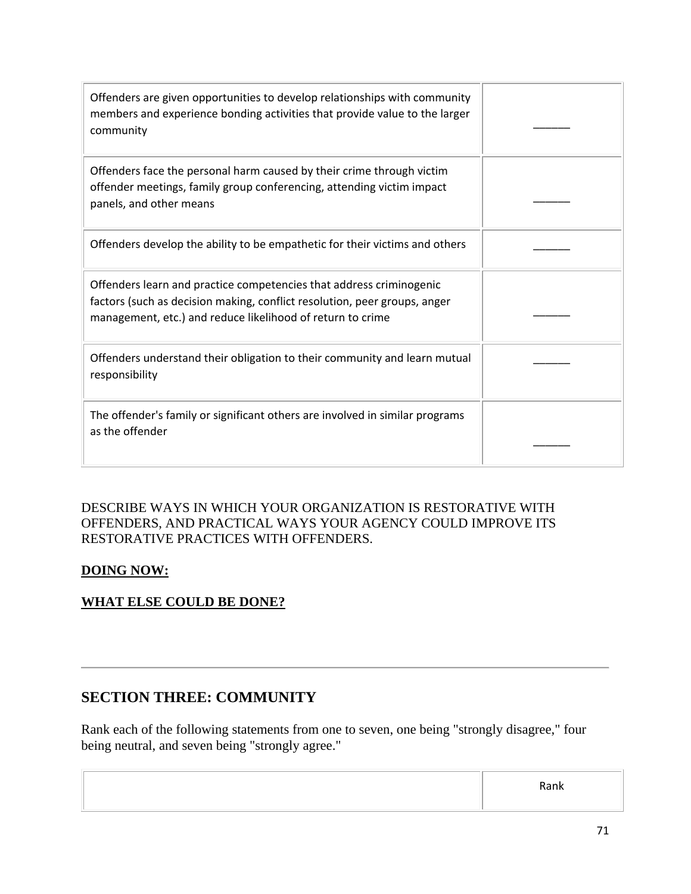| | |
|---|---|
| Offenders are given opportunities to develop relationships with community members and experience bonding activities that provide value to the larger community | _____ |
| Offenders face the personal harm caused by their crime through victim offender meetings, family group conferencing, attending victim impact panels, and other means | _____ |
| Offenders develop the ability to be empathetic for their victims and others | _____ |
| Offenders learn and practice competencies that address criminogenic factors (such as decision making, conflict resolution, peer groups, anger management, etc.) and reduce likelihood of return to crime | _____ |
| Offenders understand their obligation to their community and learn mutual responsibility | _____ |
| The offender's family or significant others are involved in similar programs as the offender | _____ |

DESCRIBE WAYS IN WHICH YOUR ORGANIZATION IS RESTORATIVE WITH OFFENDERS, AND PRACTICAL WAYS YOUR AGENCY COULD IMPROVE ITS RESTORATIVE PRACTICES WITH OFFENDERS.

**DOING NOW:**

**WHAT ELSE COULD BE DONE?**

---

## SECTION THREE: COMMUNITY

Rank each of the following statements from one to seven, one being "strongly disagree," four being neutral, and seven being "strongly agree."

| | Rank |
|---|---|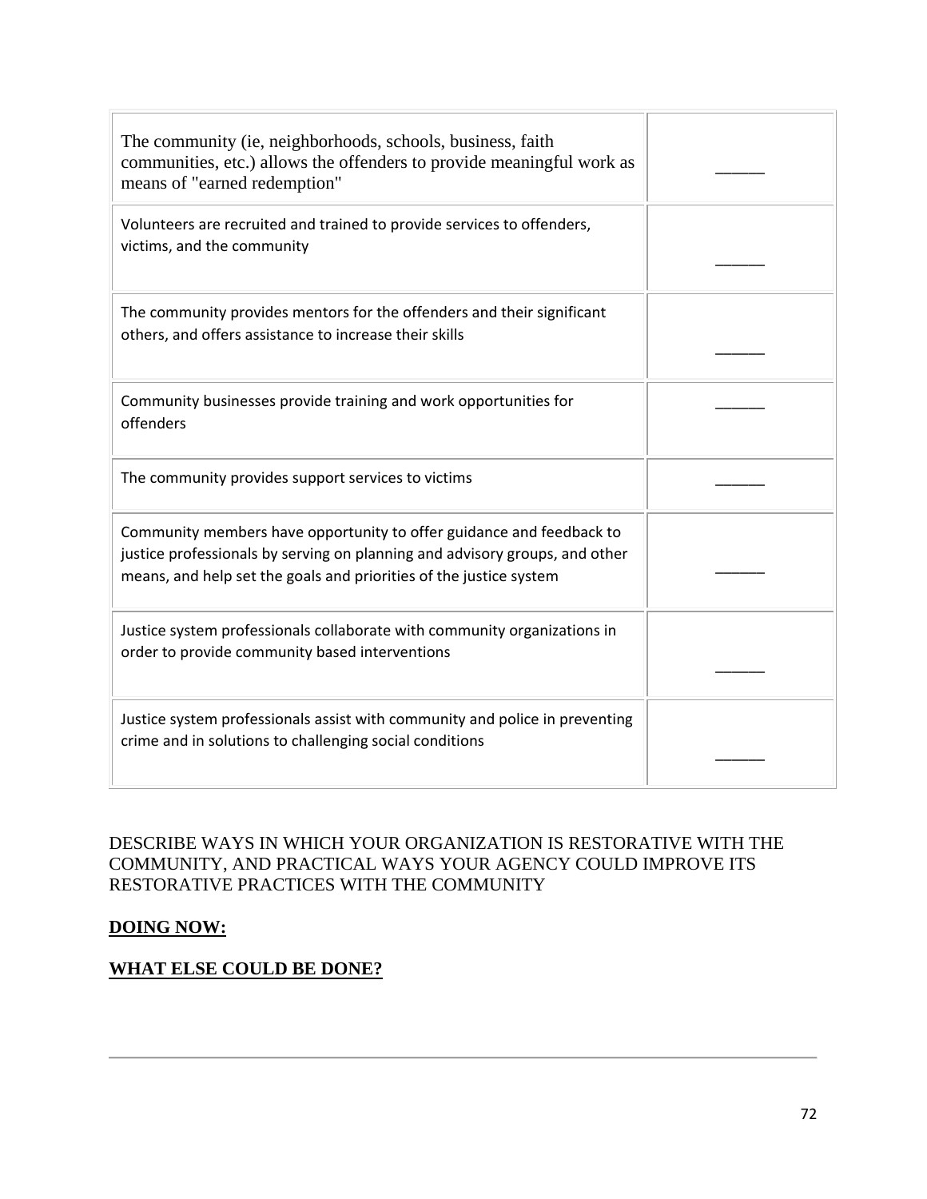| | |
|---|---|
| The community (ie, neighborhoods, schools, business, faith communities, etc.) allows the offenders to provide meaningful work as means of "earned redemption" | _____ |
| Volunteers are recruited and trained to provide services to offenders, victims, and the community | _____ |
| The community provides mentors for the offenders and their significant others, and offers assistance to increase their skills | _____ |
| Community businesses provide training and work opportunities for offenders | _____ |
| The community provides support services to victims | _____ |
| Community members have opportunity to offer guidance and feedback to justice professionals by serving on planning and advisory groups, and other means, and help set the goals and priorities of the justice system | _____ |
| Justice system professionals collaborate with community organizations in order to provide community based interventions | _____ |
| Justice system professionals assist with community and police in preventing crime and in solutions to challenging social conditions | _____ |

DESCRIBE WAYS IN WHICH YOUR ORGANIZATION IS RESTORATIVE WITH THE COMMUNITY, AND PRACTICAL WAYS YOUR AGENCY COULD IMPROVE ITS RESTORATIVE PRACTICES WITH THE COMMUNITY

**DOING NOW:**

**WHAT ELSE COULD BE DONE?**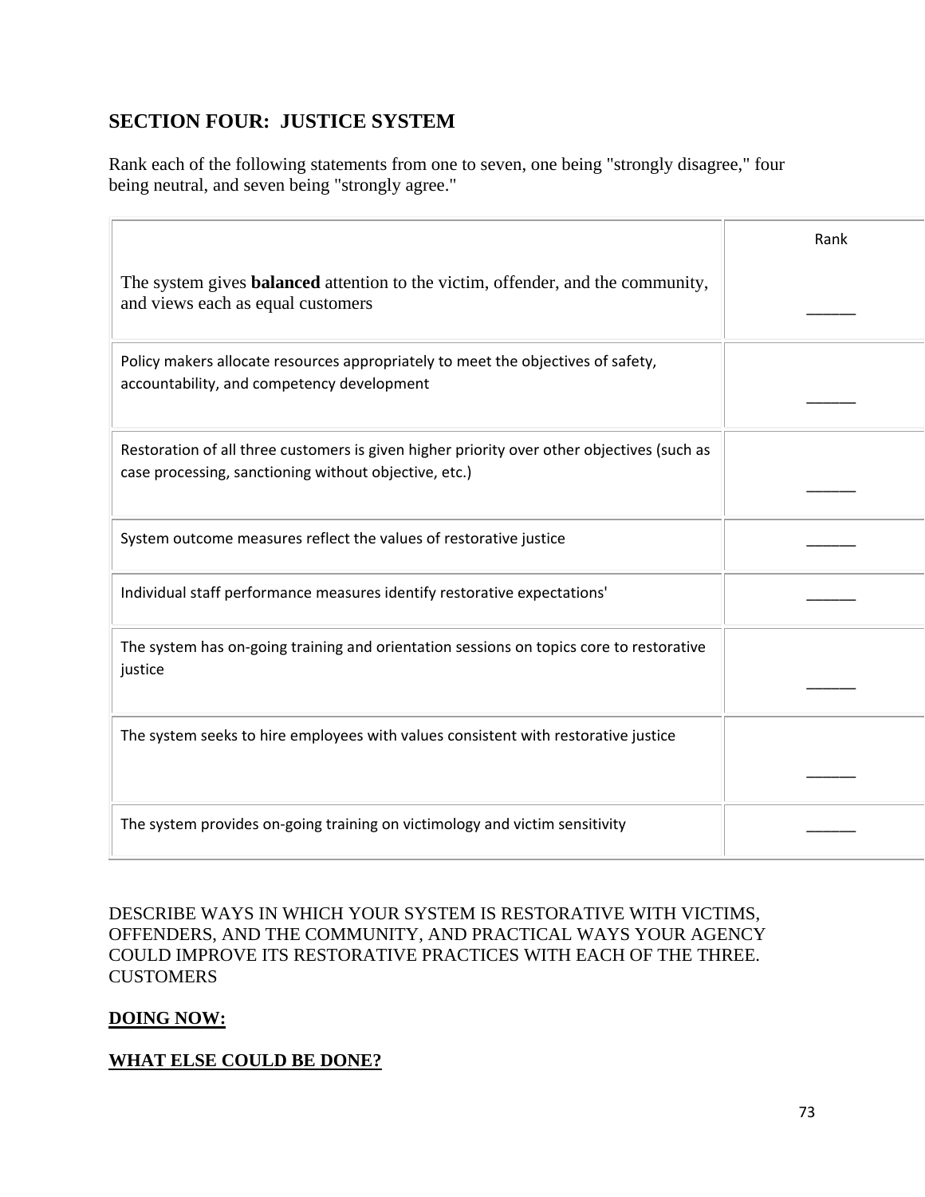## SECTION FOUR: JUSTICE SYSTEM

Rank each of the following statements from one to seven, one being "strongly disagree," four being neutral, and seven being "strongly agree."

| | Rank |
|---|---|
| The system gives **balanced** attention to the victim, offender, and the community, and views each as equal customers | _____ |
| Policy makers allocate resources appropriately to meet the objectives of safety, accountability, and competency development | _____ |
| Restoration of all three customers is given higher priority over other objectives (such as case processing, sanctioning without objective, etc.) | _____ |
| System outcome measures reflect the values of restorative justice | _____ |
| Individual staff performance measures identify restorative expectations' | _____ |
| The system has on-going training and orientation sessions on topics core to restorative justice | _____ |
| The system seeks to hire employees with values consistent with restorative justice | _____ |
| The system provides on-going training on victimology and victim sensitivity | _____ |

DESCRIBE WAYS IN WHICH YOUR SYSTEM IS RESTORATIVE WITH VICTIMS, OFFENDERS, AND THE COMMUNITY, AND PRACTICAL WAYS YOUR AGENCY COULD IMPROVE ITS RESTORATIVE PRACTICES WITH EACH OF THE THREE. CUSTOMERS

**DOING NOW:**

**WHAT ELSE COULD BE DONE?**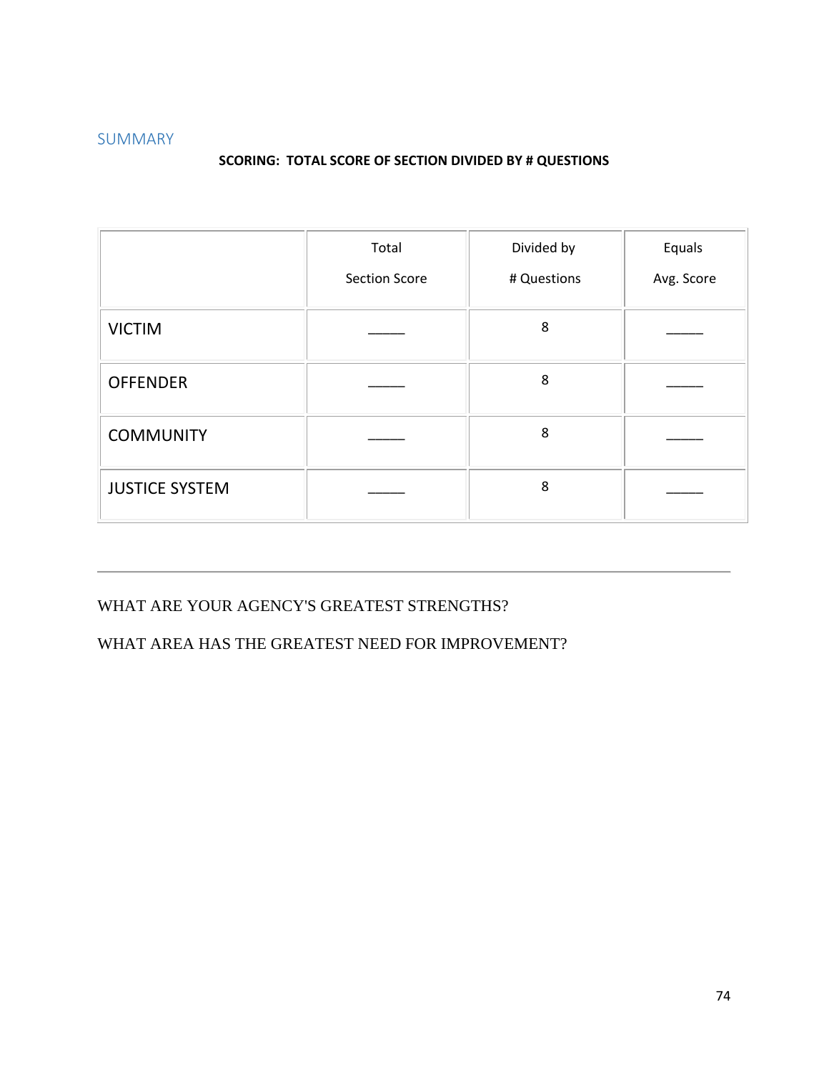## SUMMARY

**SCORING: TOTAL SCORE OF SECTION DIVIDED BY # QUESTIONS**

| | Total Section Score | Divided by # Questions | Equals Avg. Score |
|---|---|---|---|
| VICTIM | _____ | 8 | _____ |
| OFFENDER | _____ | 8 | _____ |
| COMMUNITY | _____ | 8 | _____ |
| JUSTICE SYSTEM | _____ | 8 | _____ |

---

WHAT ARE YOUR AGENCY'S GREATEST STRENGTHS?

WHAT AREA HAS THE GREATEST NEED FOR IMPROVEMENT?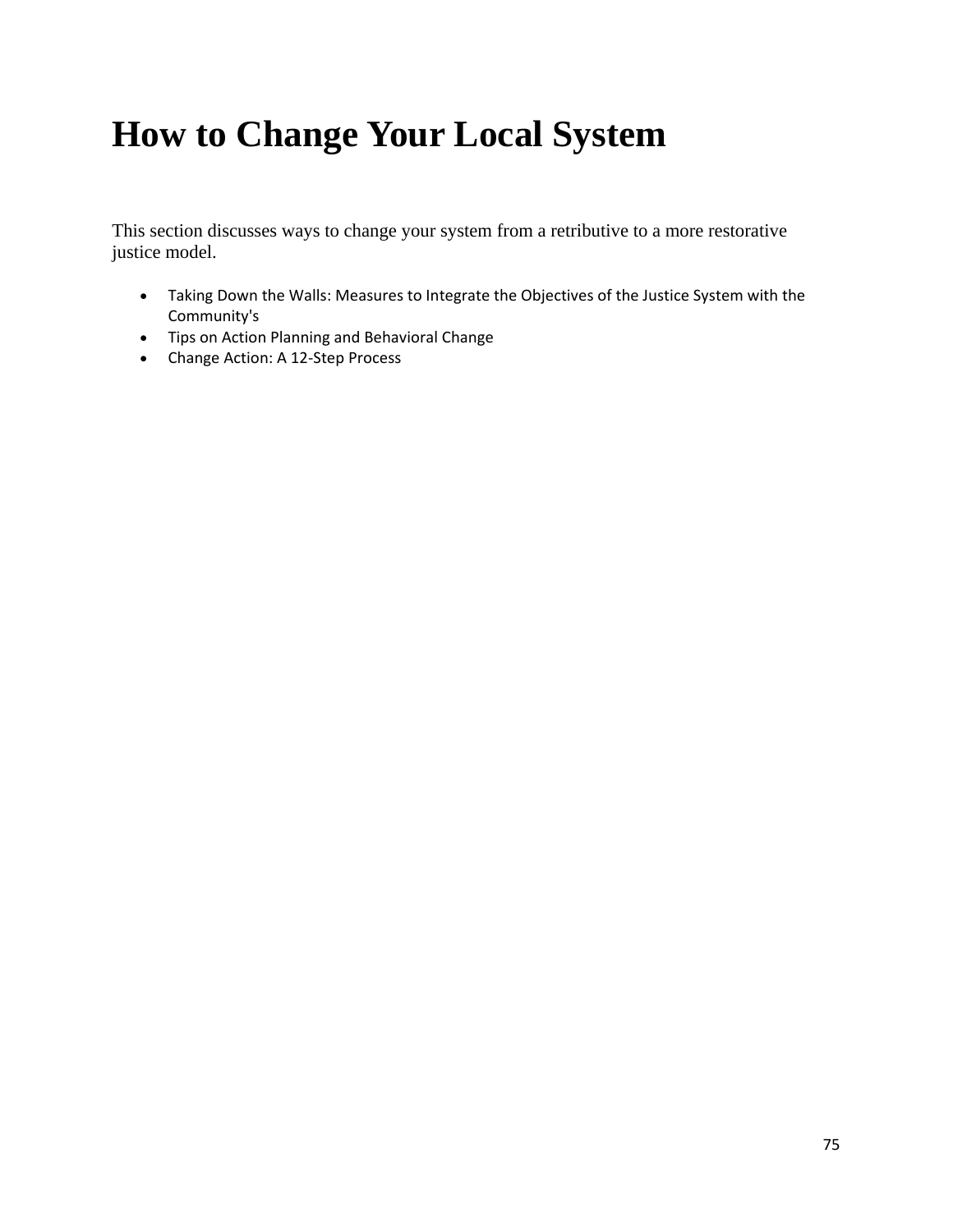# How to Change Your Local System

This section discusses ways to change your system from a retributive to a more restorative justice model.

- Taking Down the Walls: Measures to Integrate the Objectives of the Justice System with the Community's
- Tips on Action Planning and Behavioral Change
- Change Action: A 12-Step Process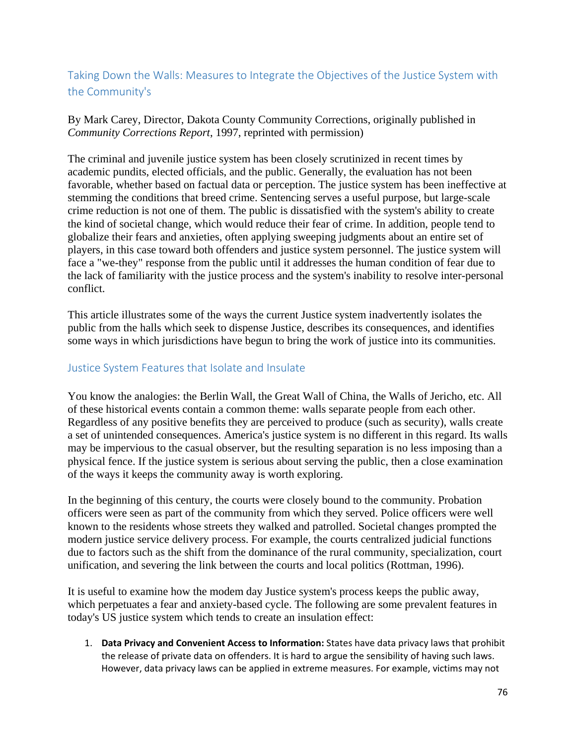## Taking Down the Walls: Measures to Integrate the Objectives of the Justice System with the Community's

By Mark Carey, Director, Dakota County Community Corrections, originally published in *Community Corrections Report*, 1997, reprinted with permission)

The criminal and juvenile justice system has been closely scrutinized in recent times by academic pundits, elected officials, and the public. Generally, the evaluation has not been favorable, whether based on factual data or perception. The justice system has been ineffective at stemming the conditions that breed crime. Sentencing serves a useful purpose, but large-scale crime reduction is not one of them. The public is dissatisfied with the system's ability to create the kind of societal change, which would reduce their fear of crime. In addition, people tend to globalize their fears and anxieties, often applying sweeping judgments about an entire set of players, in this case toward both offenders and justice system personnel. The justice system will face a "we-they" response from the public until it addresses the human condition of fear due to the lack of familiarity with the justice process and the system's inability to resolve inter-personal conflict.

This article illustrates some of the ways the current Justice system inadvertently isolates the public from the halls which seek to dispense Justice, describes its consequences, and identifies some ways in which jurisdictions have begun to bring the work of justice into its communities.

### Justice System Features that Isolate and Insulate

You know the analogies: the Berlin Wall, the Great Wall of China, the Walls of Jericho, etc. All of these historical events contain a common theme: walls separate people from each other. Regardless of any positive benefits they are perceived to produce (such as security), walls create a set of unintended consequences. America's justice system is no different in this regard. Its walls may be impervious to the casual observer, but the resulting separation is no less imposing than a physical fence. If the justice system is serious about serving the public, then a close examination of the ways it keeps the community away is worth exploring.

In the beginning of this century, the courts were closely bound to the community. Probation officers were seen as part of the community from which they served. Police officers were well known to the residents whose streets they walked and patrolled. Societal changes prompted the modern justice service delivery process. For example, the courts centralized judicial functions due to factors such as the shift from the dominance of the rural community, specialization, court unification, and severing the link between the courts and local politics (Rottman, 1996).

It is useful to examine how the modem day Justice system's process keeps the public away, which perpetuates a fear and anxiety-based cycle. The following are some prevalent features in today's US justice system which tends to create an insulation effect:

1. **Data Privacy and Convenient Access to Information:** States have data privacy laws that prohibit the release of private data on offenders. It is hard to argue the sensibility of having such laws. However, data privacy laws can be applied in extreme measures. For example, victims may not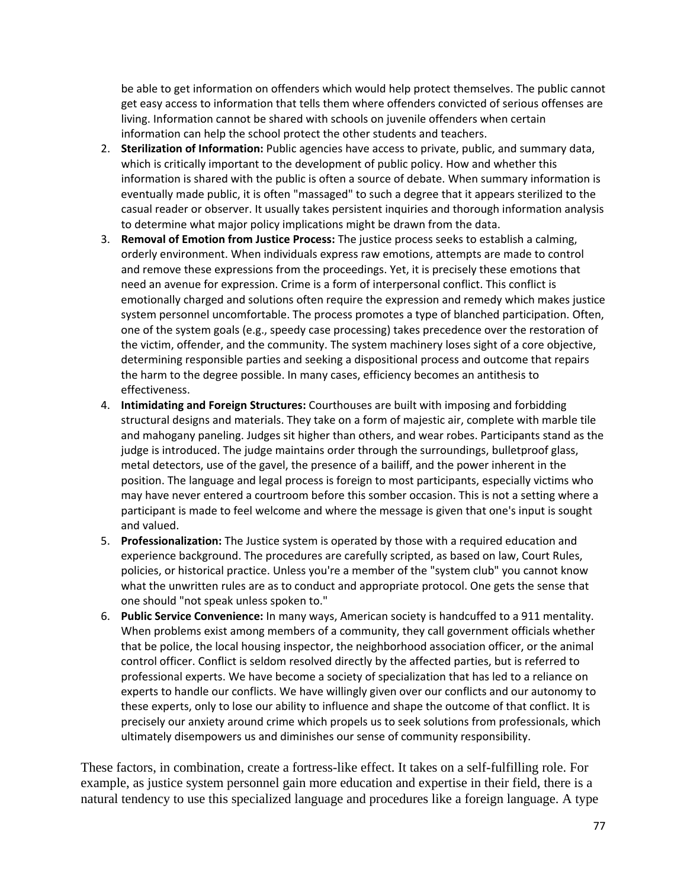be able to get information on offenders which would help protect themselves. The public cannot get easy access to information that tells them where offenders convicted of serious offenses are living. Information cannot be shared with schools on juvenile offenders when certain information can help the school protect the other students and teachers.

2. **Sterilization of Information:** Public agencies have access to private, public, and summary data, which is critically important to the development of public policy. How and whether this information is shared with the public is often a source of debate. When summary information is eventually made public, it is often "massaged" to such a degree that it appears sterilized to the casual reader or observer. It usually takes persistent inquiries and thorough information analysis to determine what major policy implications might be drawn from the data.
3. **Removal of Emotion from Justice Process:** The justice process seeks to establish a calming, orderly environment. When individuals express raw emotions, attempts are made to control and remove these expressions from the proceedings. Yet, it is precisely these emotions that need an avenue for expression. Crime is a form of interpersonal conflict. This conflict is emotionally charged and solutions often require the expression and remedy which makes justice system personnel uncomfortable. The process promotes a type of blanched participation. Often, one of the system goals (e.g., speedy case processing) takes precedence over the restoration of the victim, offender, and the community. The system machinery loses sight of a core objective, determining responsible parties and seeking a dispositional process and outcome that repairs the harm to the degree possible. In many cases, efficiency becomes an antithesis to effectiveness.
4. **Intimidating and Foreign Structures:** Courthouses are built with imposing and forbidding structural designs and materials. They take on a form of majestic air, complete with marble tile and mahogany paneling. Judges sit higher than others, and wear robes. Participants stand as the judge is introduced. The judge maintains order through the surroundings, bulletproof glass, metal detectors, use of the gavel, the presence of a bailiff, and the power inherent in the position. The language and legal process is foreign to most participants, especially victims who may have never entered a courtroom before this somber occasion. This is not a setting where a participant is made to feel welcome and where the message is given that one's input is sought and valued.
5. **Professionalization:** The Justice system is operated by those with a required education and experience background. The procedures are carefully scripted, as based on law, Court Rules, policies, or historical practice. Unless you're a member of the "system club" you cannot know what the unwritten rules are as to conduct and appropriate protocol. One gets the sense that one should "not speak unless spoken to."
6. **Public Service Convenience:** In many ways, American society is handcuffed to a 911 mentality. When problems exist among members of a community, they call government officials whether that be police, the local housing inspector, the neighborhood association officer, or the animal control officer. Conflict is seldom resolved directly by the affected parties, but is referred to professional experts. We have become a society of specialization that has led to a reliance on experts to handle our conflicts. We have willingly given over our conflicts and our autonomy to these experts, only to lose our ability to influence and shape the outcome of that conflict. It is precisely our anxiety around crime which propels us to seek solutions from professionals, which ultimately disempowers us and diminishes our sense of community responsibility.

These factors, in combination, create a fortress-like effect. It takes on a self-fulfilling role. For example, as justice system personnel gain more education and expertise in their field, there is a natural tendency to use this specialized language and procedures like a foreign language. A type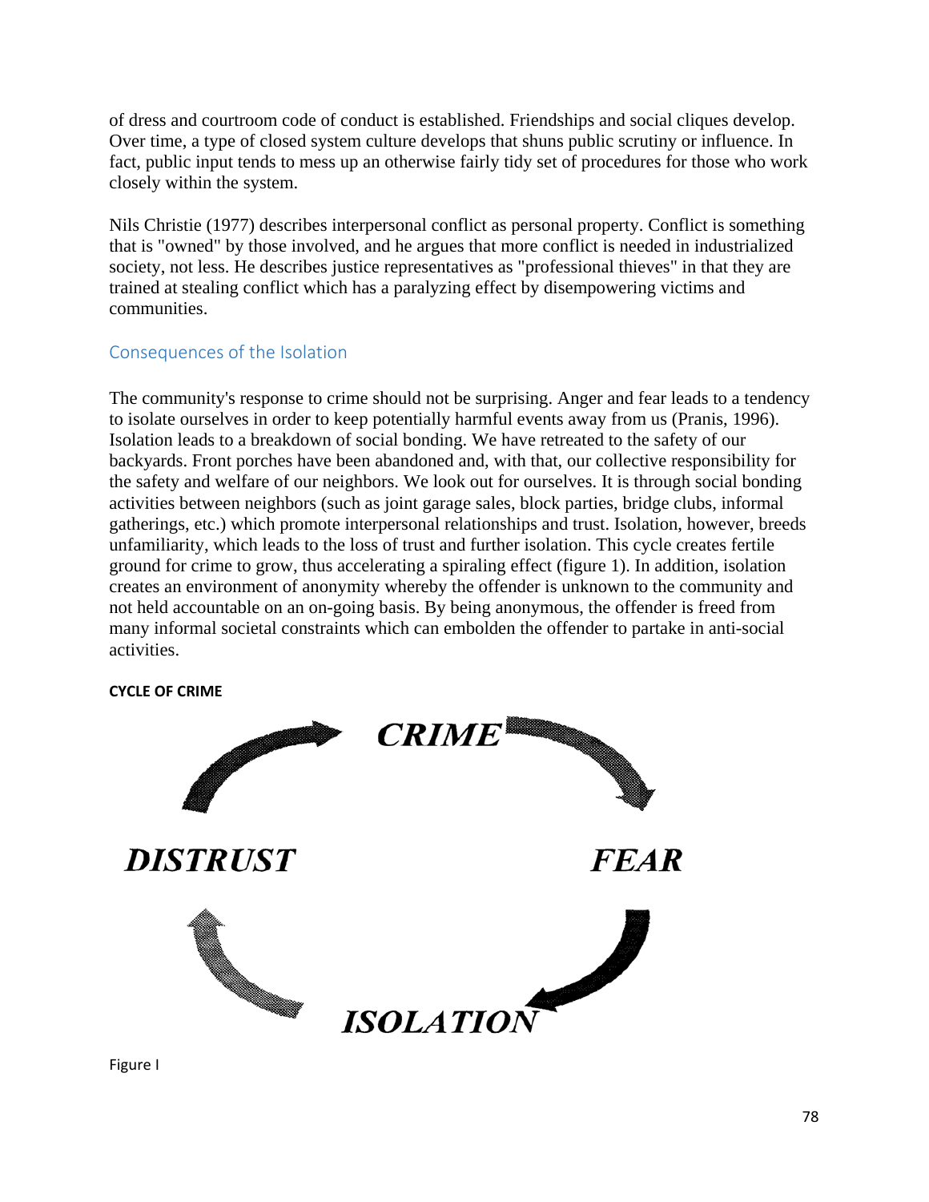of dress and courtroom code of conduct is established. Friendships and social cliques develop. Over time, a type of closed system culture develops that shuns public scrutiny or influence. In fact, public input tends to mess up an otherwise fairly tidy set of procedures for those who work closely within the system.

Nils Christie (1977) describes interpersonal conflict as personal property. Conflict is something that is "owned" by those involved, and he argues that more conflict is needed in industrialized society, not less. He describes justice representatives as "professional thieves" in that they are trained at stealing conflict which has a paralyzing effect by disempowering victims and communities.

## Consequences of the Isolation

The community's response to crime should not be surprising. Anger and fear leads to a tendency to isolate ourselves in order to keep potentially harmful events away from us (Pranis, 1996). Isolation leads to a breakdown of social bonding. We have retreated to the safety of our backyards. Front porches have been abandoned and, with that, our collective responsibility for the safety and welfare of our neighbors. We look out for ourselves. It is through social bonding activities between neighbors (such as joint garage sales, block parties, bridge clubs, informal gatherings, etc.) which promote interpersonal relationships and trust. Isolation, however, breeds unfamiliarity, which leads to the loss of trust and further isolation. This cycle creates fertile ground for crime to grow, thus accelerating a spiraling effect (figure 1). In addition, isolation creates an environment of anonymity whereby the offender is unknown to the community and not held accountable on an on-going basis. By being anonymous, the offender is freed from many informal societal constraints which can embolden the offender to partake in anti-social activities.

**CYCLE OF CRIME**

***CRIME***

***FEAR***

***ISOLATION***

***DISTRUST***

Figure I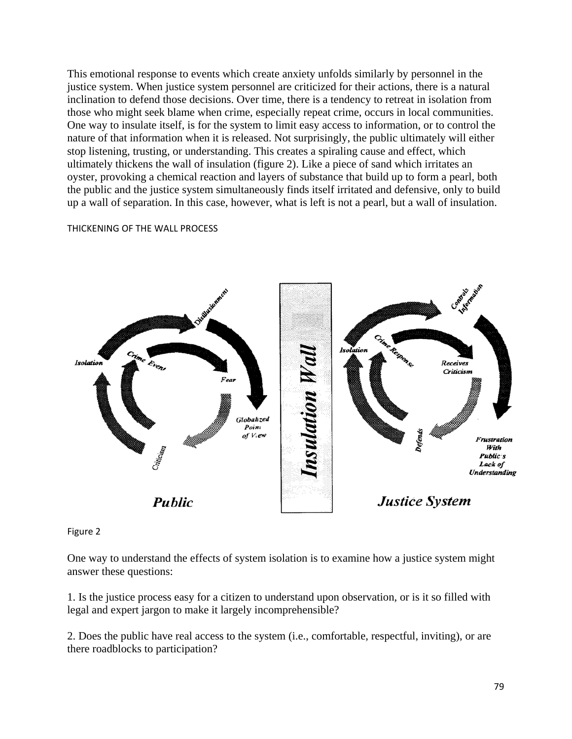This emotional response to events which create anxiety unfolds similarly by personnel in the justice system. When justice system personnel are criticized for their actions, there is a natural inclination to defend those decisions. Over time, there is a tendency to retreat in isolation from those who might seek blame when crime, especially repeat crime, occurs in local communities. One way to insulate itself, is for the system to limit easy access to information, or to control the nature of that information when it is released. Not surprisingly, the public ultimately will either stop listening, trusting, or understanding. This creates a spiraling cause and effect, which ultimately thickens the wall of insulation (figure 2). Like a piece of sand which irritates an oyster, provoking a chemical reaction and layers of substance that build up to form a pearl, both the public and the justice system simultaneously finds itself irritated and defensive, only to build up a wall of separation. In this case, however, what is left is not a pearl, but a wall of insulation.

THICKENING OF THE WALL PROCESS

Disillusionment · Isolation · Crime Event · Fear · Globalized Point of View · Criticism — **Public**

**Insulation Wall**

Controls Information · Isolation · Crime Response · Receives Criticism · Defends · Frustration With Public's Lack of Understanding — **Justice System**

Figure 2

One way to understand the effects of system isolation is to examine how a justice system might answer these questions:

1. Is the justice process easy for a citizen to understand upon observation, or is it so filled with legal and expert jargon to make it largely incomprehensible?

2. Does the public have real access to the system (i.e., comfortable, respectful, inviting), or are there roadblocks to participation?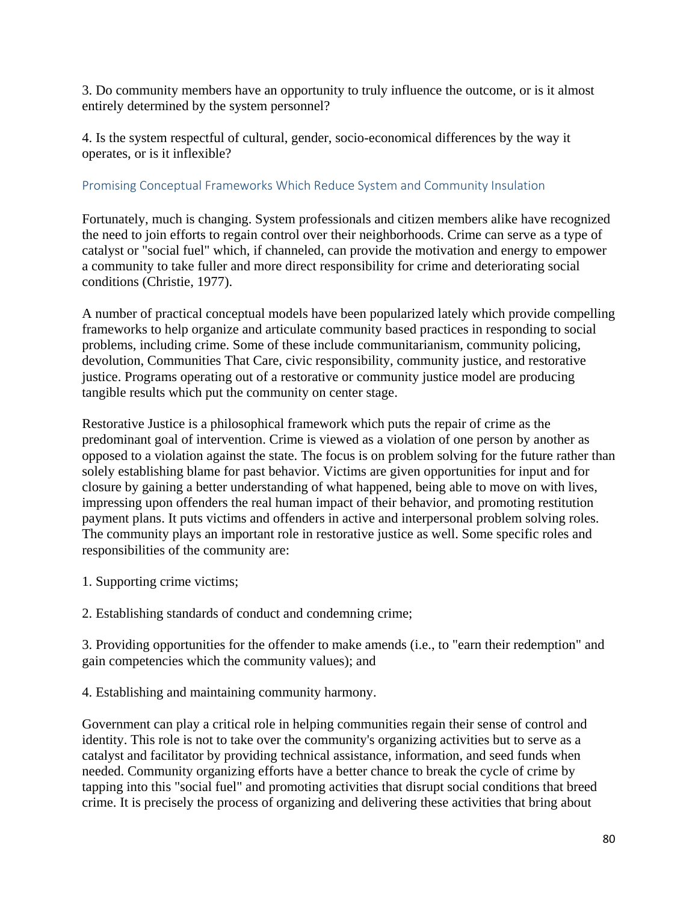3. Do community members have an opportunity to truly influence the outcome, or is it almost entirely determined by the system personnel?

4. Is the system respectful of cultural, gender, socio-economical differences by the way it operates, or is it inflexible?

### Promising Conceptual Frameworks Which Reduce System and Community Insulation

Fortunately, much is changing. System professionals and citizen members alike have recognized the need to join efforts to regain control over their neighborhoods. Crime can serve as a type of catalyst or "social fuel" which, if channeled, can provide the motivation and energy to empower a community to take fuller and more direct responsibility for crime and deteriorating social conditions (Christie, 1977).

A number of practical conceptual models have been popularized lately which provide compelling frameworks to help organize and articulate community based practices in responding to social problems, including crime. Some of these include communitarianism, community policing, devolution, Communities That Care, civic responsibility, community justice, and restorative justice. Programs operating out of a restorative or community justice model are producing tangible results which put the community on center stage.

Restorative Justice is a philosophical framework which puts the repair of crime as the predominant goal of intervention. Crime is viewed as a violation of one person by another as opposed to a violation against the state. The focus is on problem solving for the future rather than solely establishing blame for past behavior. Victims are given opportunities for input and for closure by gaining a better understanding of what happened, being able to move on with lives, impressing upon offenders the real human impact of their behavior, and promoting restitution payment plans. It puts victims and offenders in active and interpersonal problem solving roles. The community plays an important role in restorative justice as well. Some specific roles and responsibilities of the community are:

1. Supporting crime victims;

2. Establishing standards of conduct and condemning crime;

3. Providing opportunities for the offender to make amends (i.e., to "earn their redemption" and gain competencies which the community values); and

4. Establishing and maintaining community harmony.

Government can play a critical role in helping communities regain their sense of control and identity. This role is not to take over the community's organizing activities but to serve as a catalyst and facilitator by providing technical assistance, information, and seed funds when needed. Community organizing efforts have a better chance to break the cycle of crime by tapping into this "social fuel" and promoting activities that disrupt social conditions that breed crime. It is precisely the process of organizing and delivering these activities that bring about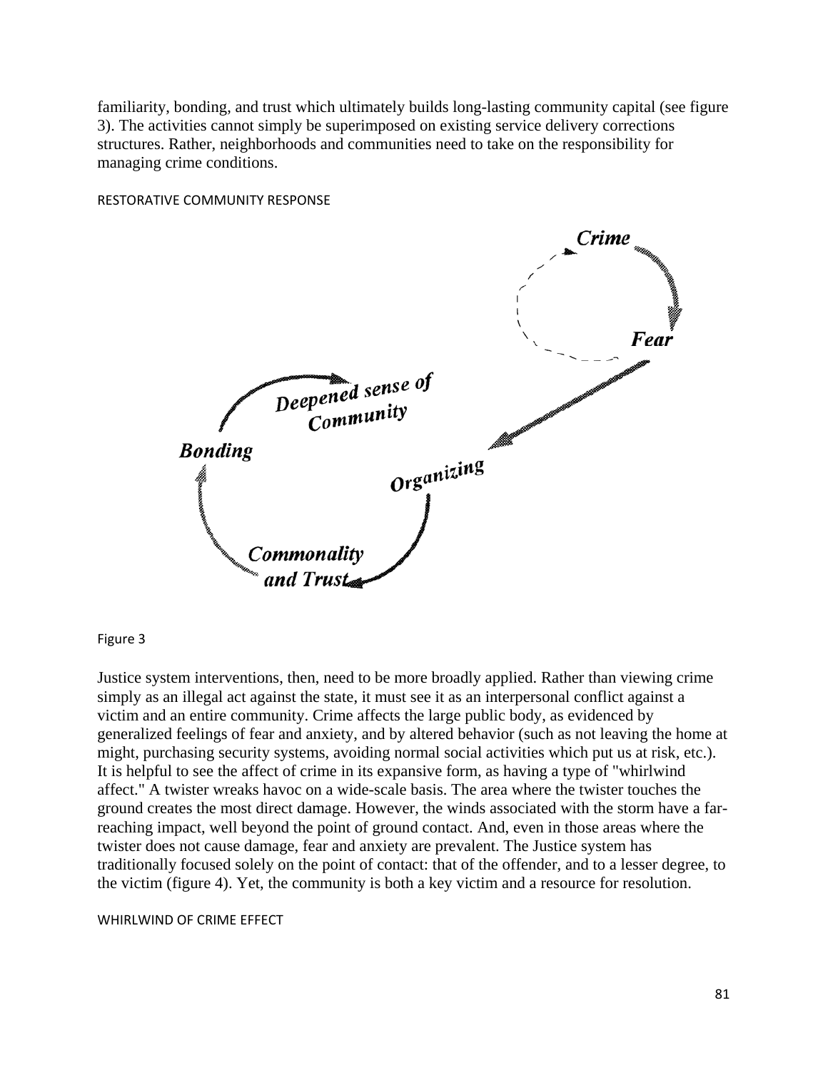familiarity, bonding, and trust which ultimately builds long-lasting community capital (see figure 3). The activities cannot simply be superimposed on existing service delivery corrections structures. Rather, neighborhoods and communities need to take on the responsibility for managing crime conditions.

RESTORATIVE COMMUNITY RESPONSE

Figure 3

Justice system interventions, then, need to be more broadly applied. Rather than viewing crime simply as an illegal act against the state, it must see it as an interpersonal conflict against a victim and an entire community. Crime affects the large public body, as evidenced by generalized feelings of fear and anxiety, and by altered behavior (such as not leaving the home at might, purchasing security systems, avoiding normal social activities which put us at risk, etc.). It is helpful to see the affect of crime in its expansive form, as having a type of "whirlwind affect." A twister wreaks havoc on a wide-scale basis. The area where the twister touches the ground creates the most direct damage. However, the winds associated with the storm have a far-reaching impact, well beyond the point of ground contact. And, even in those areas where the twister does not cause damage, fear and anxiety are prevalent. The Justice system has traditionally focused solely on the point of contact: that of the offender, and to a lesser degree, to the victim (figure 4). Yet, the community is both a key victim and a resource for resolution.

WHIRLWIND OF CRIME EFFECT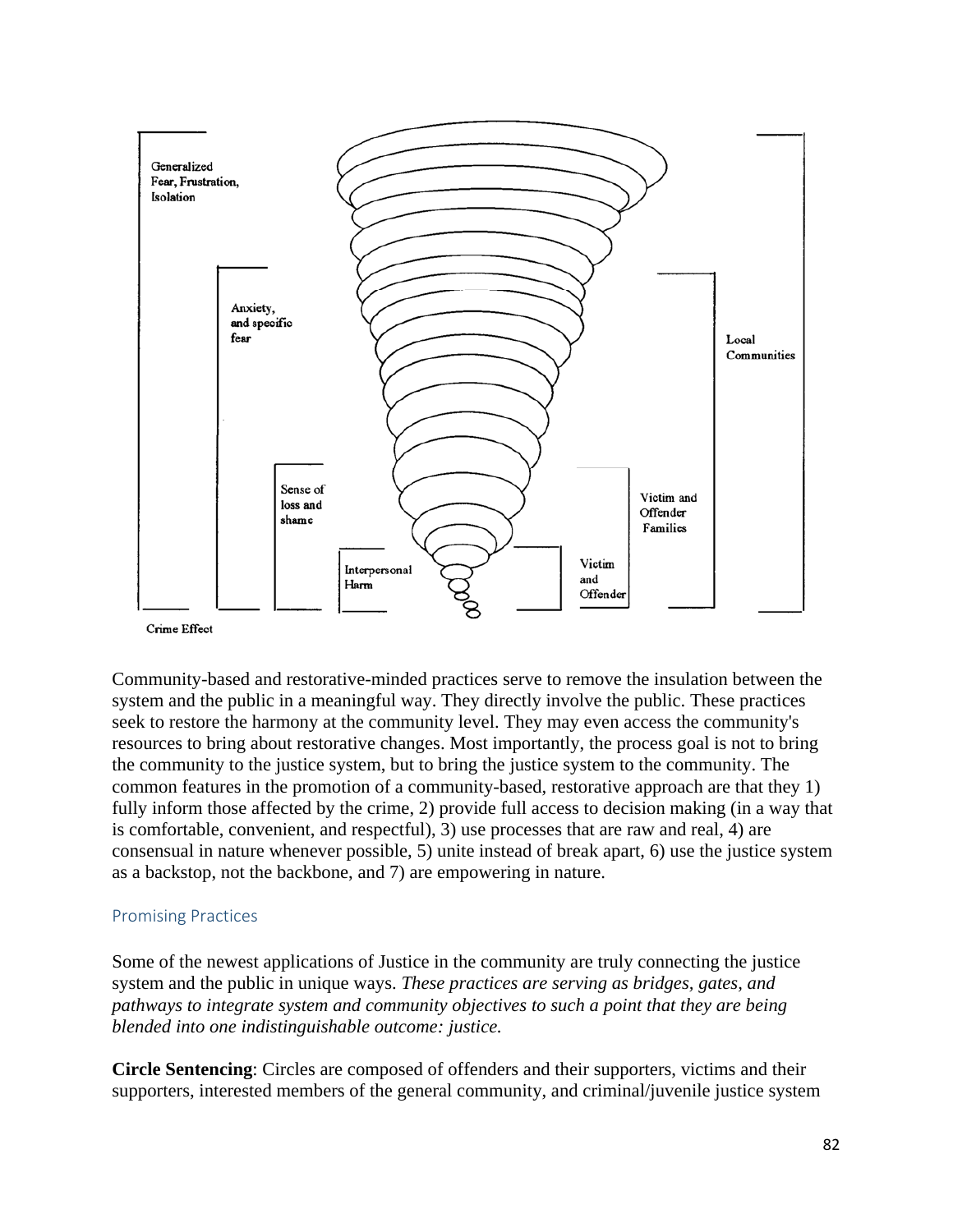Generalized Fear, Frustration, Isolation

Anxiety, and specific fear

Sense of loss and shame

Interpersonal Harm

Crime Effect

Victim and Offender

Victim and Offender Families

Local Communities

Community-based and restorative-minded practices serve to remove the insulation between the system and the public in a meaningful way. They directly involve the public. These practices seek to restore the harmony at the community level. They may even access the community's resources to bring about restorative changes. Most importantly, the process goal is not to bring the community to the justice system, but to bring the justice system to the community. The common features in the promotion of a community-based, restorative approach are that they 1) fully inform those affected by the crime, 2) provide full access to decision making (in a way that is comfortable, convenient, and respectful), 3) use processes that are raw and real, 4) are consensual in nature whenever possible, 5) unite instead of break apart, 6) use the justice system as a backstop, not the backbone, and 7) are empowering in nature.

## Promising Practices

Some of the newest applications of Justice in the community are truly connecting the justice system and the public in unique ways. *These practices are serving as bridges, gates, and pathways to integrate system and community objectives to such a point that they are being blended into one indistinguishable outcome: justice.*

**Circle Sentencing**: Circles are composed of offenders and their supporters, victims and their supporters, interested members of the general community, and criminal/juvenile justice system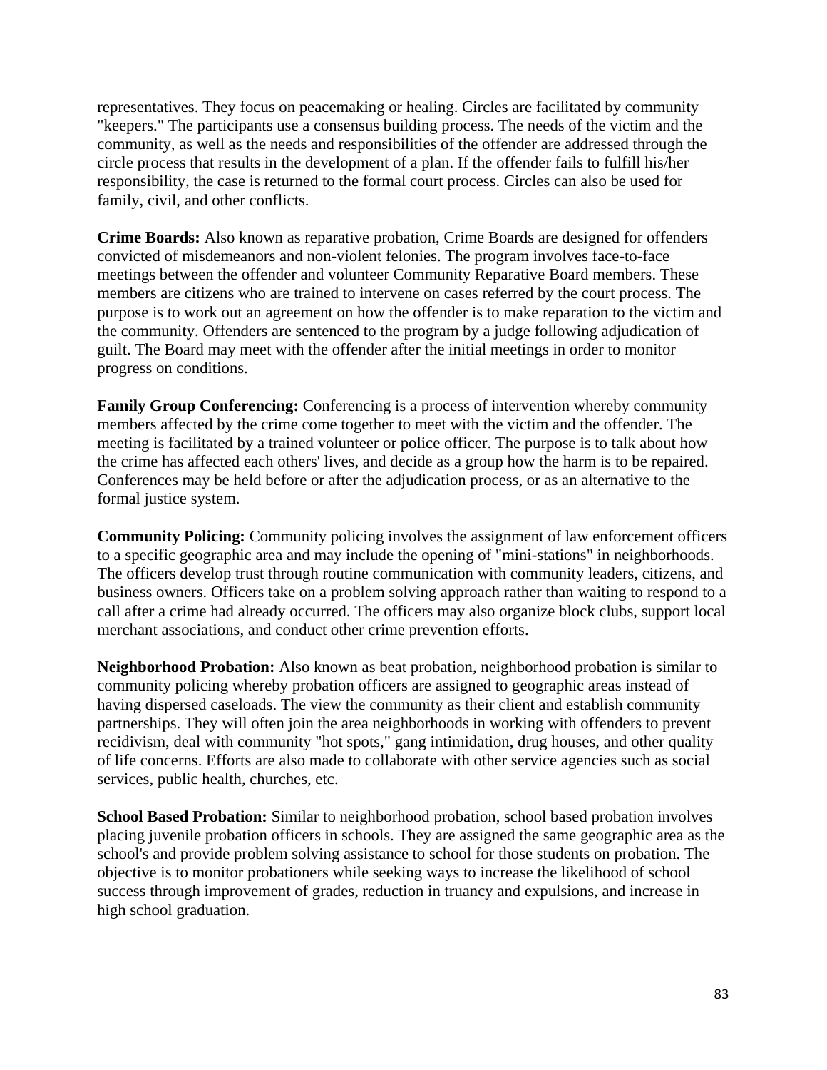representatives. They focus on peacemaking or healing. Circles are facilitated by community "keepers." The participants use a consensus building process. The needs of the victim and the community, as well as the needs and responsibilities of the offender are addressed through the circle process that results in the development of a plan. If the offender fails to fulfill his/her responsibility, the case is returned to the formal court process. Circles can also be used for family, civil, and other conflicts.

**Crime Boards:** Also known as reparative probation, Crime Boards are designed for offenders convicted of misdemeanors and non-violent felonies. The program involves face-to-face meetings between the offender and volunteer Community Reparative Board members. These members are citizens who are trained to intervene on cases referred by the court process. The purpose is to work out an agreement on how the offender is to make reparation to the victim and the community. Offenders are sentenced to the program by a judge following adjudication of guilt. The Board may meet with the offender after the initial meetings in order to monitor progress on conditions.

**Family Group Conferencing:** Conferencing is a process of intervention whereby community members affected by the crime come together to meet with the victim and the offender. The meeting is facilitated by a trained volunteer or police officer. The purpose is to talk about how the crime has affected each others' lives, and decide as a group how the harm is to be repaired. Conferences may be held before or after the adjudication process, or as an alternative to the formal justice system.

**Community Policing:** Community policing involves the assignment of law enforcement officers to a specific geographic area and may include the opening of "mini-stations" in neighborhoods. The officers develop trust through routine communication with community leaders, citizens, and business owners. Officers take on a problem solving approach rather than waiting to respond to a call after a crime had already occurred. The officers may also organize block clubs, support local merchant associations, and conduct other crime prevention efforts.

**Neighborhood Probation:** Also known as beat probation, neighborhood probation is similar to community policing whereby probation officers are assigned to geographic areas instead of having dispersed caseloads. The view the community as their client and establish community partnerships. They will often join the area neighborhoods in working with offenders to prevent recidivism, deal with community "hot spots," gang intimidation, drug houses, and other quality of life concerns. Efforts are also made to collaborate with other service agencies such as social services, public health, churches, etc.

**School Based Probation:** Similar to neighborhood probation, school based probation involves placing juvenile probation officers in schools. They are assigned the same geographic area as the school's and provide problem solving assistance to school for those students on probation. The objective is to monitor probationers while seeking ways to increase the likelihood of school success through improvement of grades, reduction in truancy and expulsions, and increase in high school graduation.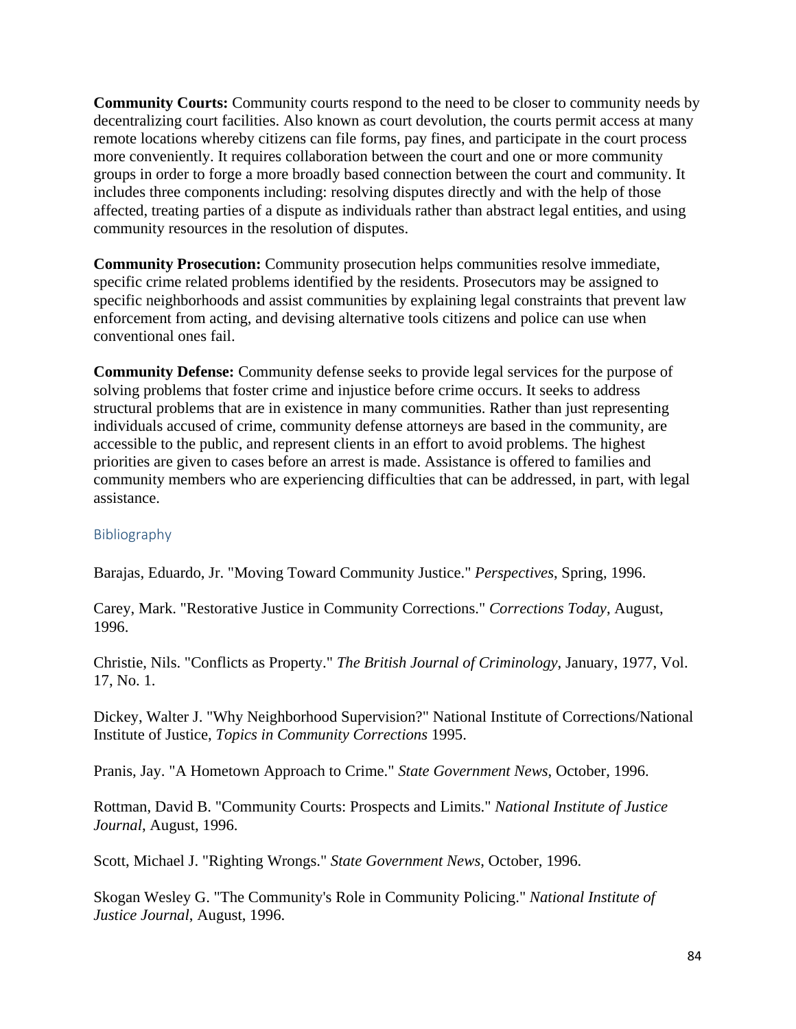**Community Courts:** Community courts respond to the need to be closer to community needs by decentralizing court facilities. Also known as court devolution, the courts permit access at many remote locations whereby citizens can file forms, pay fines, and participate in the court process more conveniently. It requires collaboration between the court and one or more community groups in order to forge a more broadly based connection between the court and community. It includes three components including: resolving disputes directly and with the help of those affected, treating parties of a dispute as individuals rather than abstract legal entities, and using community resources in the resolution of disputes.

**Community Prosecution:** Community prosecution helps communities resolve immediate, specific crime related problems identified by the residents. Prosecutors may be assigned to specific neighborhoods and assist communities by explaining legal constraints that prevent law enforcement from acting, and devising alternative tools citizens and police can use when conventional ones fail.

**Community Defense:** Community defense seeks to provide legal services for the purpose of solving problems that foster crime and injustice before crime occurs. It seeks to address structural problems that are in existence in many communities. Rather than just representing individuals accused of crime, community defense attorneys are based in the community, are accessible to the public, and represent clients in an effort to avoid problems. The highest priorities are given to cases before an arrest is made. Assistance is offered to families and community members who are experiencing difficulties that can be addressed, in part, with legal assistance.

## Bibliography

Barajas, Eduardo, Jr. "Moving Toward Community Justice." *Perspectives*, Spring, 1996.

Carey, Mark. "Restorative Justice in Community Corrections." *Corrections Today*, August, 1996.

Christie, Nils. "Conflicts as Property." *The British Journal of Criminology*, January, 1977, Vol. 17, No. 1.

Dickey, Walter J. "Why Neighborhood Supervision?" National Institute of Corrections/National Institute of Justice, *Topics in Community Corrections* 1995.

Pranis, Jay. "A Hometown Approach to Crime." *State Government News*, October, 1996.

Rottman, David B. "Community Courts: Prospects and Limits." *National Institute of Justice Journal*, August, 1996.

Scott, Michael J. "Righting Wrongs." *State Government News*, October, 1996.

Skogan Wesley G. "The Community's Role in Community Policing." *National Institute of Justice Journal*, August, 1996.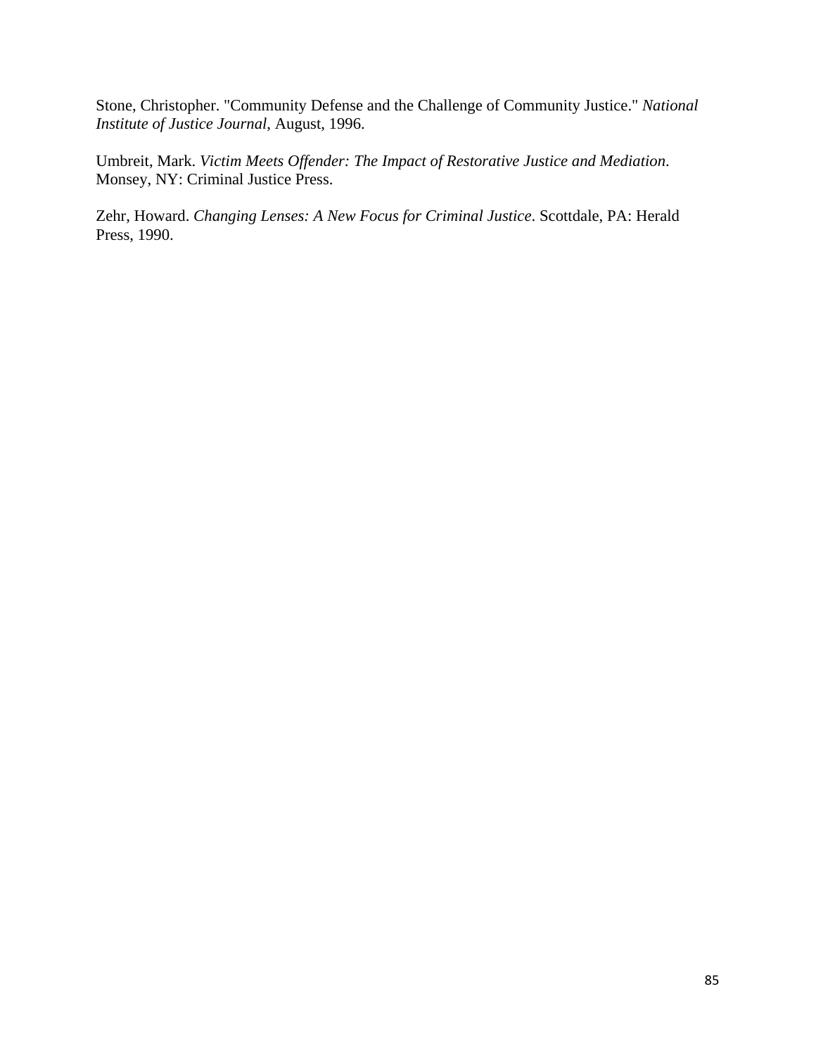Stone, Christopher. "Community Defense and the Challenge of Community Justice." *National Institute of Justice Journal*, August, 1996.

Umbreit, Mark. *Victim Meets Offender: The Impact of Restorative Justice and Mediation*. Monsey, NY: Criminal Justice Press.

Zehr, Howard. *Changing Lenses: A New Focus for Criminal Justice*. Scottdale, PA: Herald Press, 1990.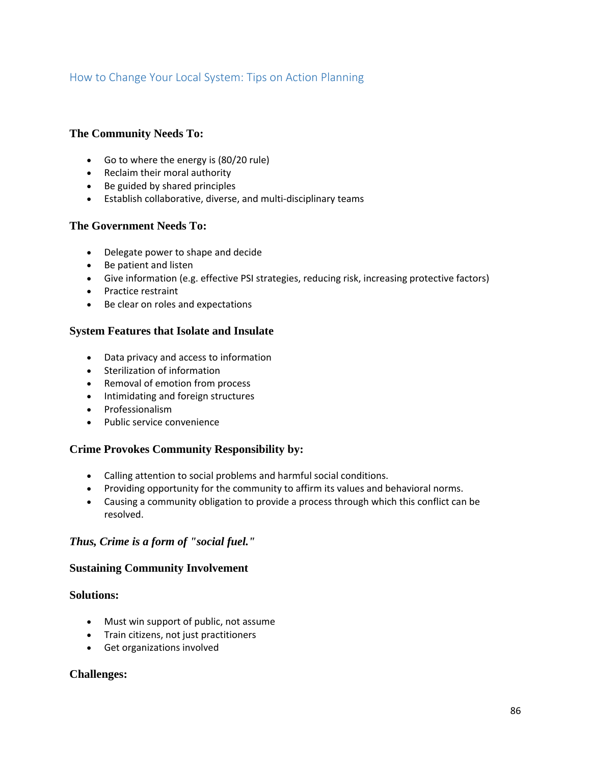## How to Change Your Local System: Tips on Action Planning

### The Community Needs To:

- Go to where the energy is (80/20 rule)
- Reclaim their moral authority
- Be guided by shared principles
- Establish collaborative, diverse, and multi-disciplinary teams

### The Government Needs To:

- Delegate power to shape and decide
- Be patient and listen
- Give information (e.g. effective PSI strategies, reducing risk, increasing protective factors)
- Practice restraint
- Be clear on roles and expectations

### System Features that Isolate and Insulate

- Data privacy and access to information
- Sterilization of information
- Removal of emotion from process
- Intimidating and foreign structures
- Professionalism
- Public service convenience

### Crime Provokes Community Responsibility by:

- Calling attention to social problems and harmful social conditions.
- Providing opportunity for the community to affirm its values and behavioral norms.
- Causing a community obligation to provide a process through which this conflict can be resolved.

***Thus, Crime is a form of "social fuel."***

### Sustaining Community Involvement

### Solutions:

- Must win support of public, not assume
- Train citizens, not just practitioners
- Get organizations involved

### Challenges: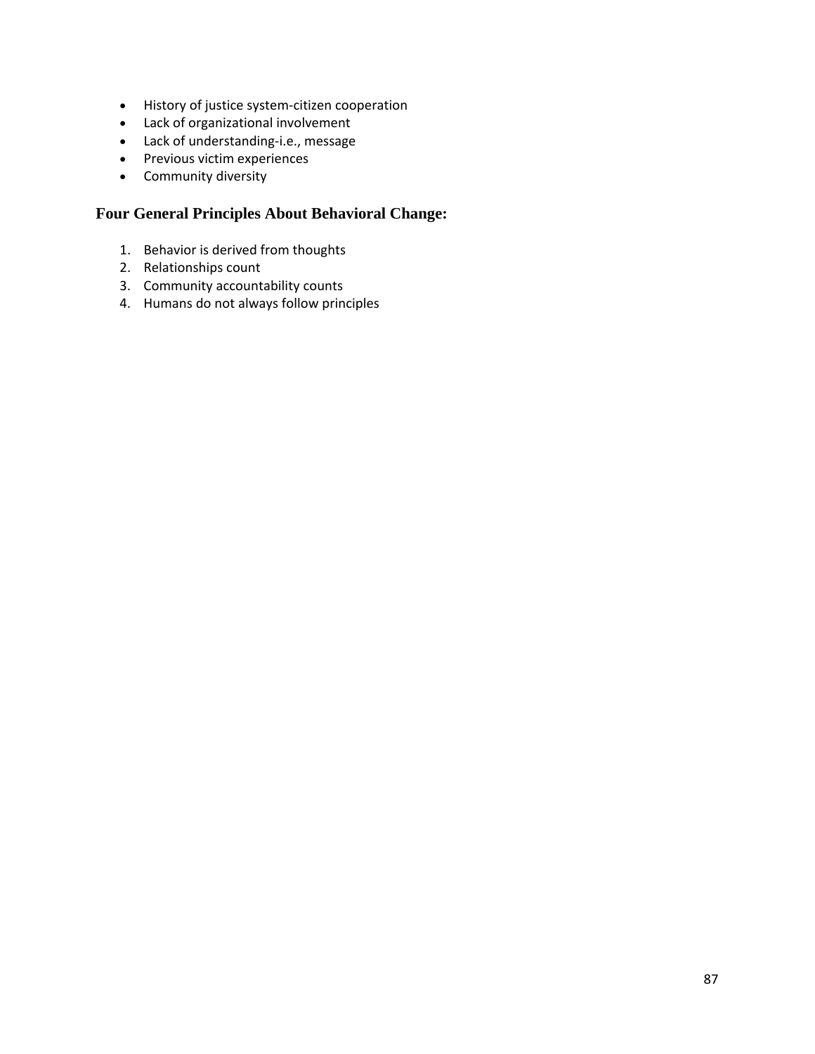- History of justice system-citizen cooperation
- Lack of organizational involvement
- Lack of understanding-i.e., message
- Previous victim experiences
- Community diversity

## Four General Principles About Behavioral Change:

1. Behavior is derived from thoughts
2. Relationships count
3. Community accountability counts
4. Humans do not always follow principles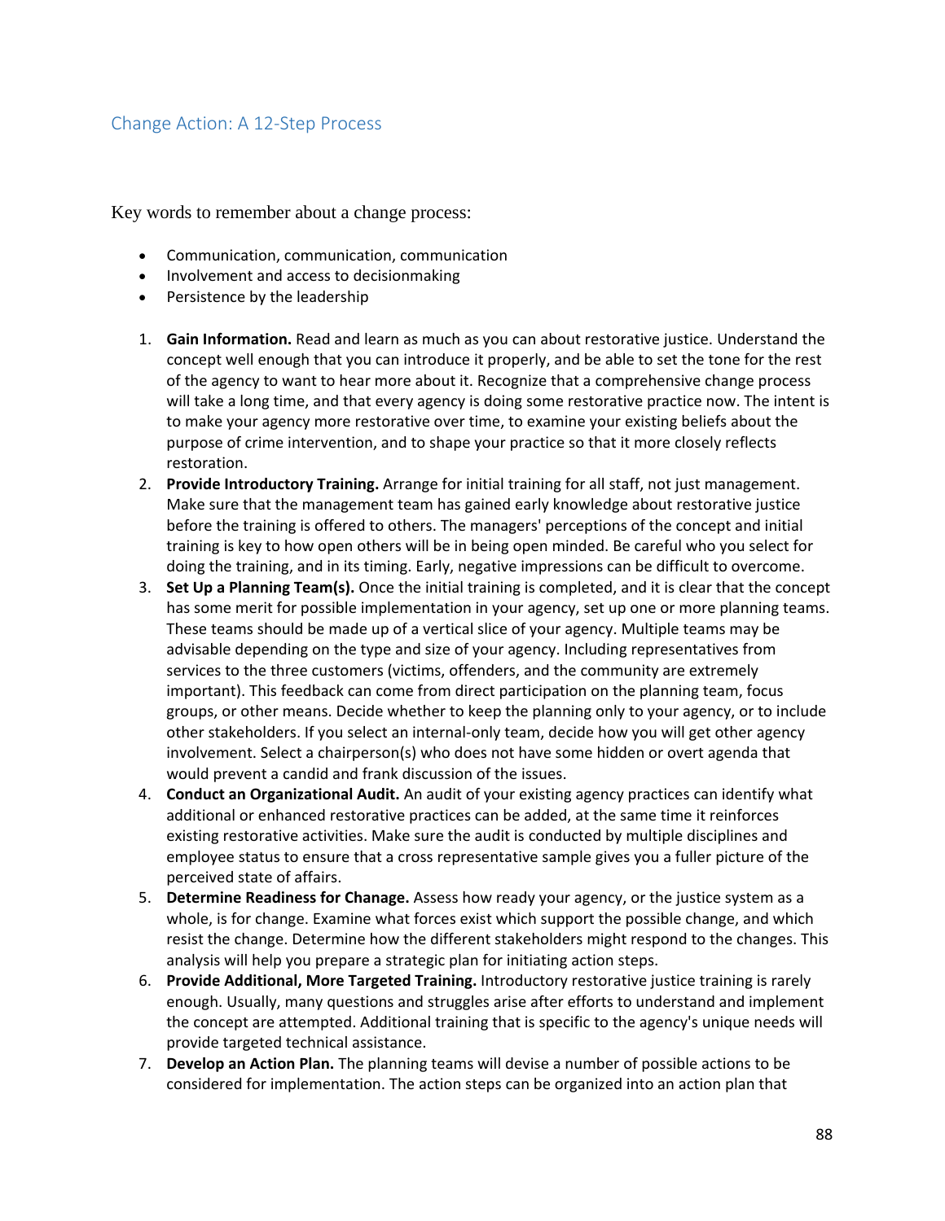## Change Action: A 12-Step Process

Key words to remember about a change process:

- Communication, communication, communication
- Involvement and access to decisionmaking
- Persistence by the leadership

1. **Gain Information.** Read and learn as much as you can about restorative justice. Understand the concept well enough that you can introduce it properly, and be able to set the tone for the rest of the agency to want to hear more about it. Recognize that a comprehensive change process will take a long time, and that every agency is doing some restorative practice now. The intent is to make your agency more restorative over time, to examine your existing beliefs about the purpose of crime intervention, and to shape your practice so that it more closely reflects restoration.
2. **Provide Introductory Training.** Arrange for initial training for all staff, not just management. Make sure that the management team has gained early knowledge about restorative justice before the training is offered to others. The managers' perceptions of the concept and initial training is key to how open others will be in being open minded. Be careful who you select for doing the training, and in its timing. Early, negative impressions can be difficult to overcome.
3. **Set Up a Planning Team(s).** Once the initial training is completed, and it is clear that the concept has some merit for possible implementation in your agency, set up one or more planning teams. These teams should be made up of a vertical slice of your agency. Multiple teams may be advisable depending on the type and size of your agency. Including representatives from services to the three customers (victims, offenders, and the community are extremely important). This feedback can come from direct participation on the planning team, focus groups, or other means. Decide whether to keep the planning only to your agency, or to include other stakeholders. If you select an internal-only team, decide how you will get other agency involvement. Select a chairperson(s) who does not have some hidden or overt agenda that would prevent a candid and frank discussion of the issues.
4. **Conduct an Organizational Audit.** An audit of your existing agency practices can identify what additional or enhanced restorative practices can be added, at the same time it reinforces existing restorative activities. Make sure the audit is conducted by multiple disciplines and employee status to ensure that a cross representative sample gives you a fuller picture of the perceived state of affairs.
5. **Determine Readiness for Chanage.** Assess how ready your agency, or the justice system as a whole, is for change. Examine what forces exist which support the possible change, and which resist the change. Determine how the different stakeholders might respond to the changes. This analysis will help you prepare a strategic plan for initiating action steps.
6. **Provide Additional, More Targeted Training.** Introductory restorative justice training is rarely enough. Usually, many questions and struggles arise after efforts to understand and implement the concept are attempted. Additional training that is specific to the agency's unique needs will provide targeted technical assistance.
7. **Develop an Action Plan.** The planning teams will devise a number of possible actions to be considered for implementation. The action steps can be organized into an action plan that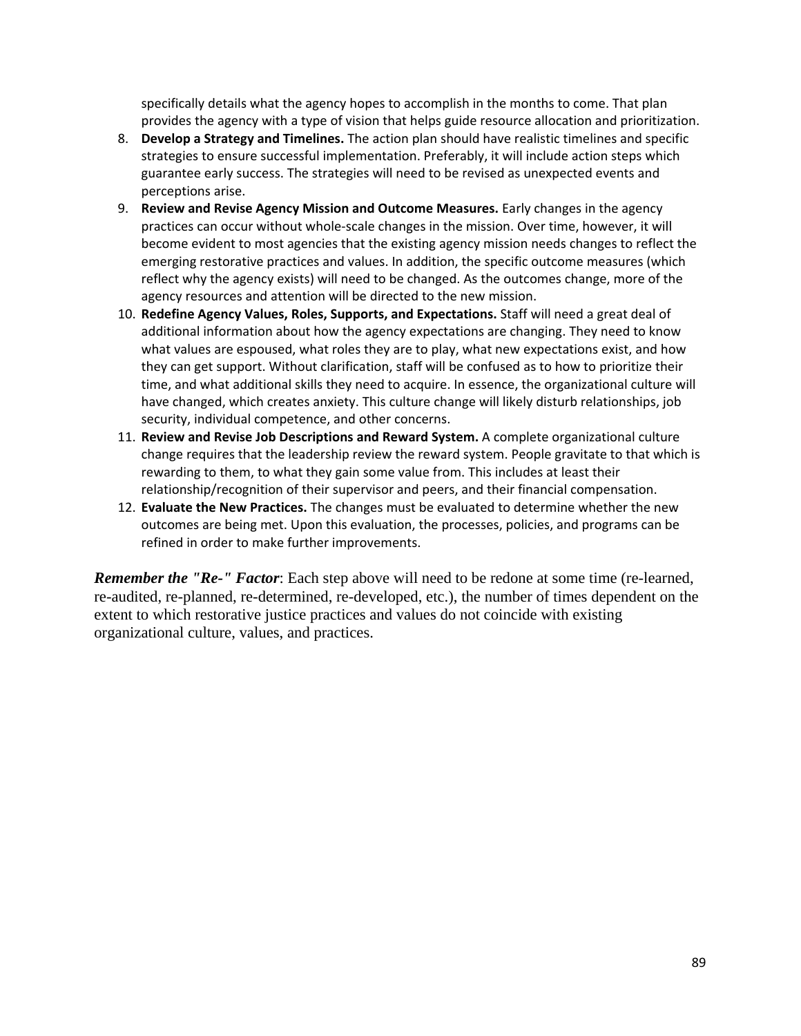specifically details what the agency hopes to accomplish in the months to come. That plan provides the agency with a type of vision that helps guide resource allocation and prioritization.

8. **Develop a Strategy and Timelines.** The action plan should have realistic timelines and specific strategies to ensure successful implementation. Preferably, it will include action steps which guarantee early success. The strategies will need to be revised as unexpected events and perceptions arise.
9. **Review and Revise Agency Mission and Outcome Measures.** Early changes in the agency practices can occur without whole-scale changes in the mission. Over time, however, it will become evident to most agencies that the existing agency mission needs changes to reflect the emerging restorative practices and values. In addition, the specific outcome measures (which reflect why the agency exists) will need to be changed. As the outcomes change, more of the agency resources and attention will be directed to the new mission.
10. **Redefine Agency Values, Roles, Supports, and Expectations.** Staff will need a great deal of additional information about how the agency expectations are changing. They need to know what values are espoused, what roles they are to play, what new expectations exist, and how they can get support. Without clarification, staff will be confused as to how to prioritize their time, and what additional skills they need to acquire. In essence, the organizational culture will have changed, which creates anxiety. This culture change will likely disturb relationships, job security, individual competence, and other concerns.
11. **Review and Revise Job Descriptions and Reward System.** A complete organizational culture change requires that the leadership review the reward system. People gravitate to that which is rewarding to them, to what they gain some value from. This includes at least their relationship/recognition of their supervisor and peers, and their financial compensation.
12. **Evaluate the New Practices.** The changes must be evaluated to determine whether the new outcomes are being met. Upon this evaluation, the processes, policies, and programs can be refined in order to make further improvements.

***Remember the "Re-" Factor***: Each step above will need to be redone at some time (re-learned, re-audited, re-planned, re-determined, re-developed, etc.), the number of times dependent on the extent to which restorative justice practices and values do not coincide with existing organizational culture, values, and practices.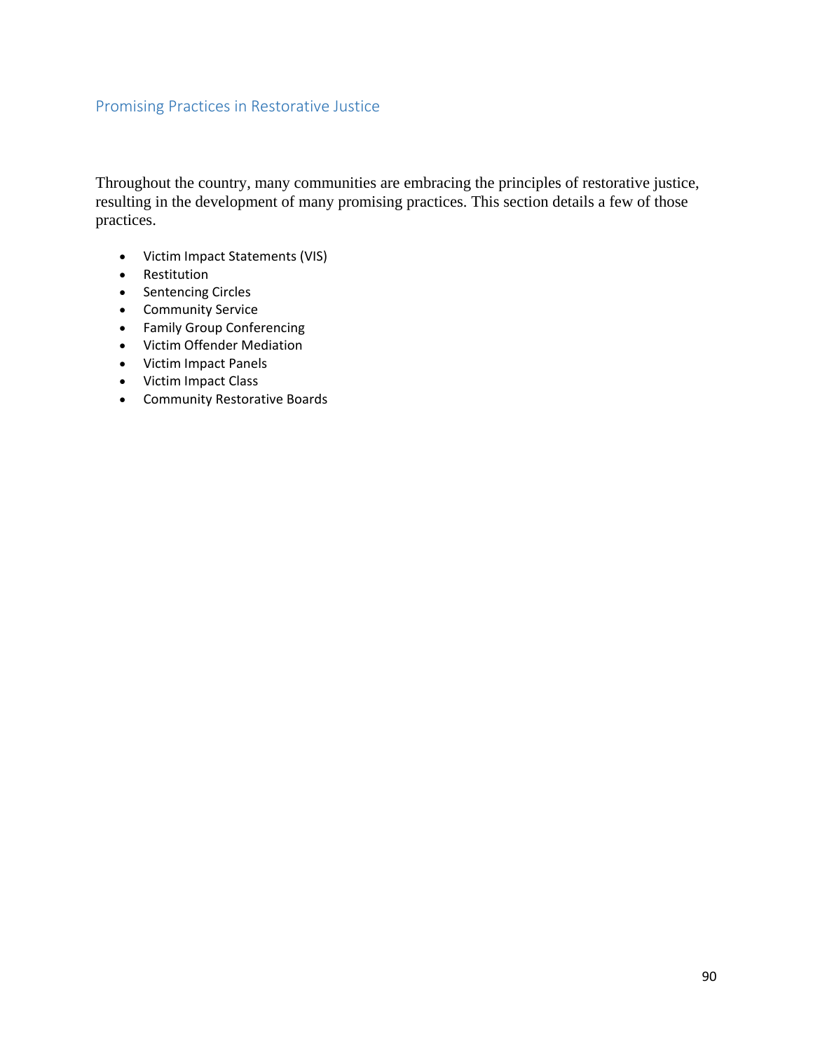## Promising Practices in Restorative Justice

Throughout the country, many communities are embracing the principles of restorative justice, resulting in the development of many promising practices. This section details a few of those practices.

- Victim Impact Statements (VIS)
- Restitution
- Sentencing Circles
- Community Service
- Family Group Conferencing
- Victim Offender Mediation
- Victim Impact Panels
- Victim Impact Class
- Community Restorative Boards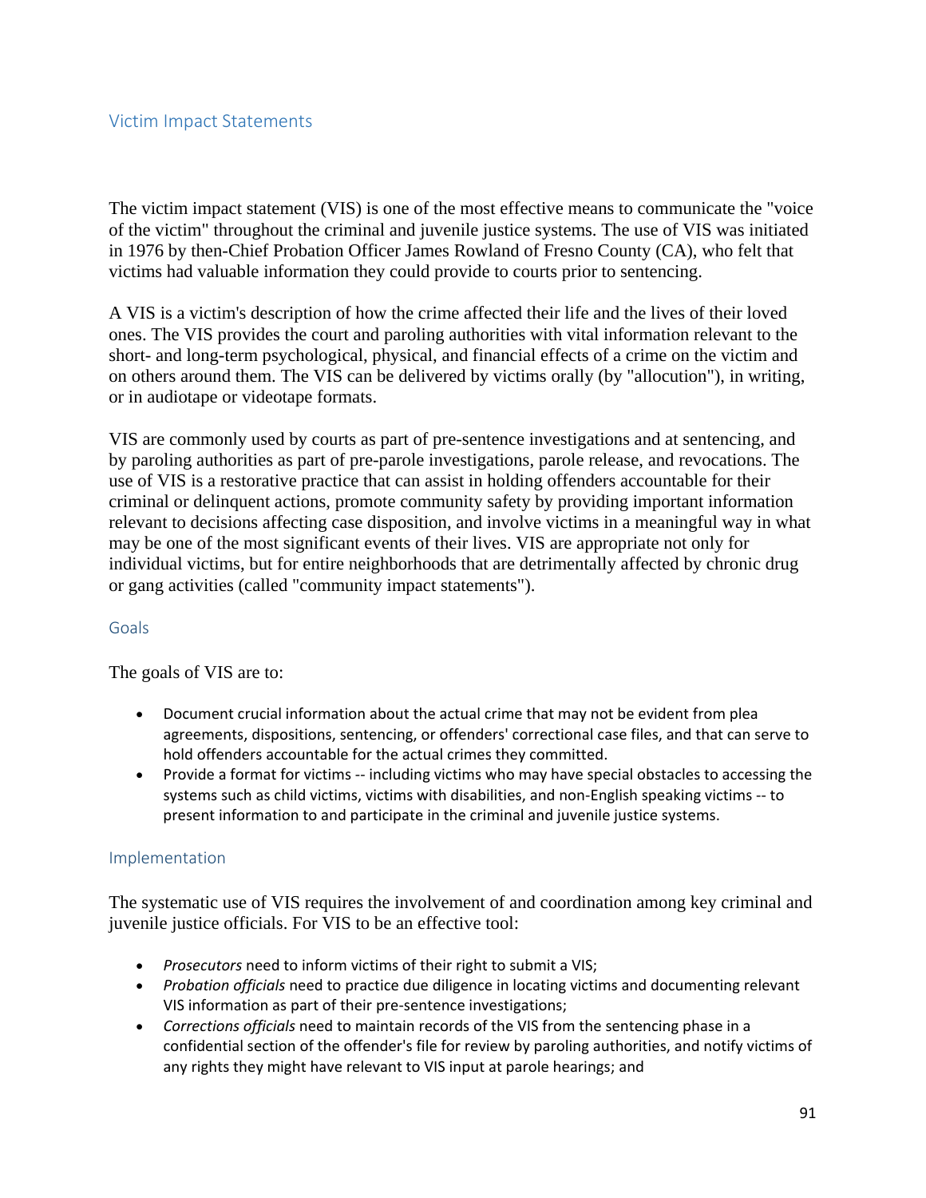## Victim Impact Statements

The victim impact statement (VIS) is one of the most effective means to communicate the "voice of the victim" throughout the criminal and juvenile justice systems. The use of VIS was initiated in 1976 by then-Chief Probation Officer James Rowland of Fresno County (CA), who felt that victims had valuable information they could provide to courts prior to sentencing.

A VIS is a victim's description of how the crime affected their life and the lives of their loved ones. The VIS provides the court and paroling authorities with vital information relevant to the short- and long-term psychological, physical, and financial effects of a crime on the victim and on others around them. The VIS can be delivered by victims orally (by "allocution"), in writing, or in audiotape or videotape formats.

VIS are commonly used by courts as part of pre-sentence investigations and at sentencing, and by paroling authorities as part of pre-parole investigations, parole release, and revocations. The use of VIS is a restorative practice that can assist in holding offenders accountable for their criminal or delinquent actions, promote community safety by providing important information relevant to decisions affecting case disposition, and involve victims in a meaningful way in what may be one of the most significant events of their lives. VIS are appropriate not only for individual victims, but for entire neighborhoods that are detrimentally affected by chronic drug or gang activities (called "community impact statements").

### Goals

The goals of VIS are to:

- Document crucial information about the actual crime that may not be evident from plea agreements, dispositions, sentencing, or offenders' correctional case files, and that can serve to hold offenders accountable for the actual crimes they committed.
- Provide a format for victims -- including victims who may have special obstacles to accessing the systems such as child victims, victims with disabilities, and non-English speaking victims -- to present information to and participate in the criminal and juvenile justice systems.

### Implementation

The systematic use of VIS requires the involvement of and coordination among key criminal and juvenile justice officials. For VIS to be an effective tool:

- *Prosecutors* need to inform victims of their right to submit a VIS;
- *Probation officials* need to practice due diligence in locating victims and documenting relevant VIS information as part of their pre-sentence investigations;
- *Corrections officials* need to maintain records of the VIS from the sentencing phase in a confidential section of the offender's file for review by paroling authorities, and notify victims of any rights they might have relevant to VIS input at parole hearings; and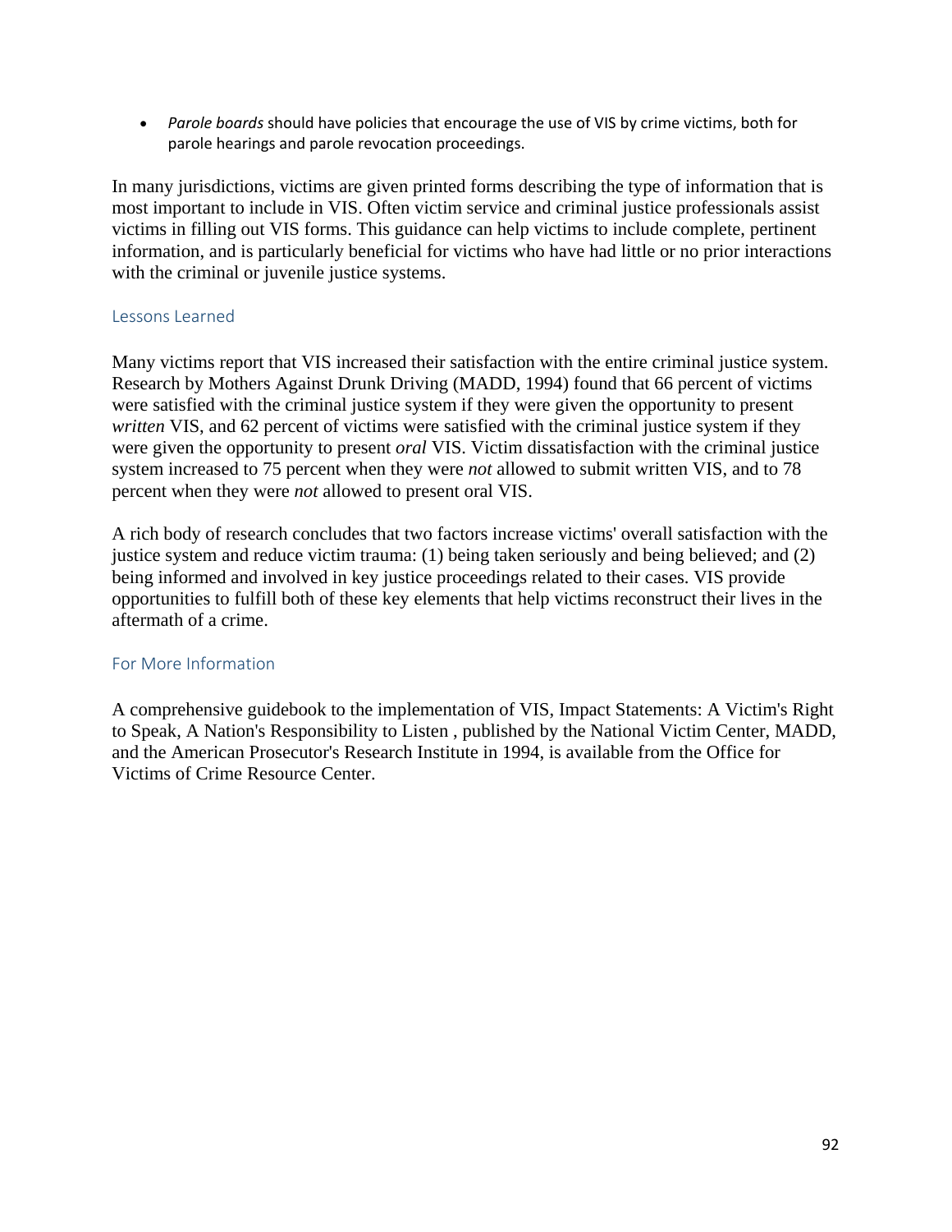- *Parole boards* should have policies that encourage the use of VIS by crime victims, both for parole hearings and parole revocation proceedings.

In many jurisdictions, victims are given printed forms describing the type of information that is most important to include in VIS. Often victim service and criminal justice professionals assist victims in filling out VIS forms. This guidance can help victims to include complete, pertinent information, and is particularly beneficial for victims who have had little or no prior interactions with the criminal or juvenile justice systems.

### Lessons Learned

Many victims report that VIS increased their satisfaction with the entire criminal justice system. Research by Mothers Against Drunk Driving (MADD, 1994) found that 66 percent of victims were satisfied with the criminal justice system if they were given the opportunity to present *written* VIS, and 62 percent of victims were satisfied with the criminal justice system if they were given the opportunity to present *oral* VIS. Victim dissatisfaction with the criminal justice system increased to 75 percent when they were *not* allowed to submit written VIS, and to 78 percent when they were *not* allowed to present oral VIS.

A rich body of research concludes that two factors increase victims' overall satisfaction with the justice system and reduce victim trauma: (1) being taken seriously and being believed; and (2) being informed and involved in key justice proceedings related to their cases. VIS provide opportunities to fulfill both of these key elements that help victims reconstruct their lives in the aftermath of a crime.

### For More Information

A comprehensive guidebook to the implementation of VIS, Impact Statements: A Victim's Right to Speak, A Nation's Responsibility to Listen , published by the National Victim Center, MADD, and the American Prosecutor's Research Institute in 1994, is available from the Office for Victims of Crime Resource Center.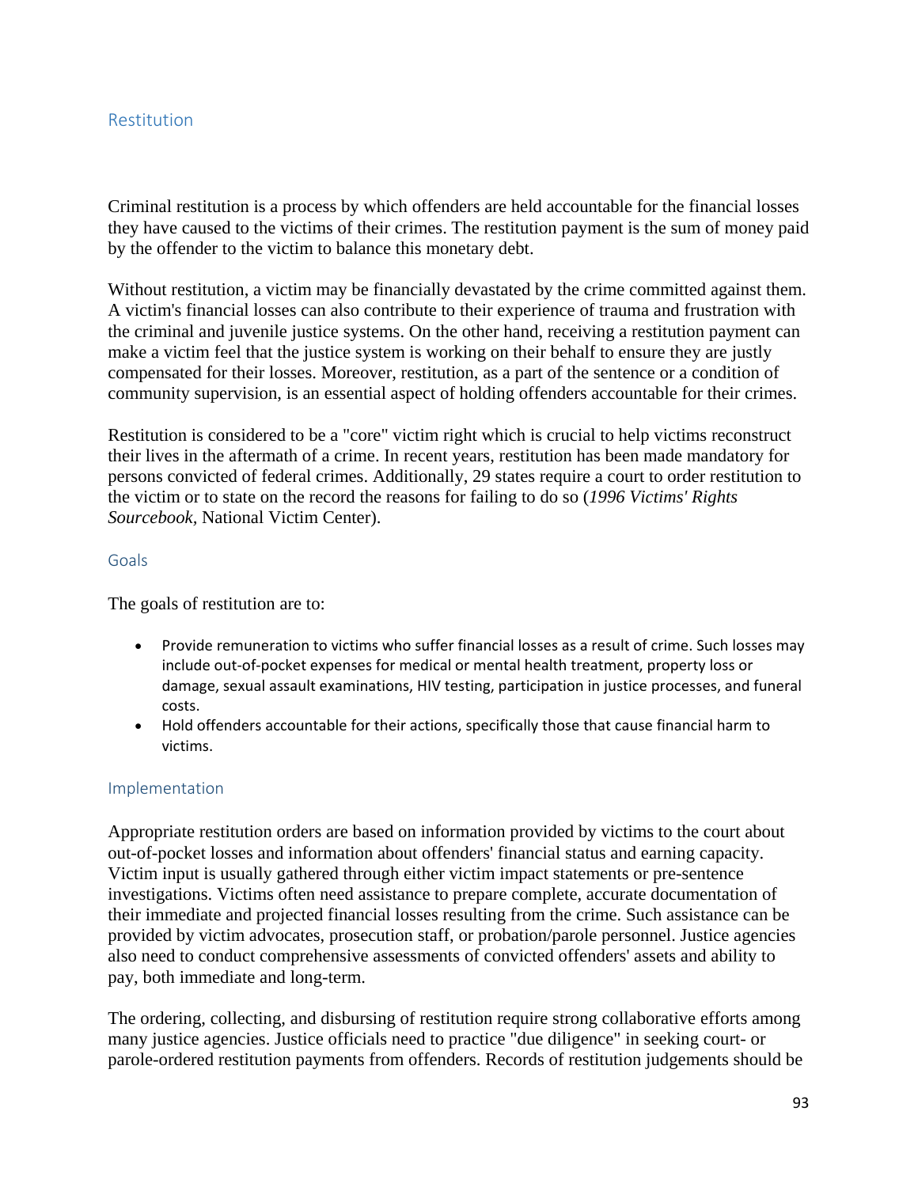## Restitution

Criminal restitution is a process by which offenders are held accountable for the financial losses they have caused to the victims of their crimes. The restitution payment is the sum of money paid by the offender to the victim to balance this monetary debt.

Without restitution, a victim may be financially devastated by the crime committed against them. A victim's financial losses can also contribute to their experience of trauma and frustration with the criminal and juvenile justice systems. On the other hand, receiving a restitution payment can make a victim feel that the justice system is working on their behalf to ensure they are justly compensated for their losses. Moreover, restitution, as a part of the sentence or a condition of community supervision, is an essential aspect of holding offenders accountable for their crimes.

Restitution is considered to be a "core" victim right which is crucial to help victims reconstruct their lives in the aftermath of a crime. In recent years, restitution has been made mandatory for persons convicted of federal crimes. Additionally, 29 states require a court to order restitution to the victim or to state on the record the reasons for failing to do so (*1996 Victims' Rights Sourcebook,* National Victim Center).

### Goals

The goals of restitution are to:

- Provide remuneration to victims who suffer financial losses as a result of crime. Such losses may include out-of-pocket expenses for medical or mental health treatment, property loss or damage, sexual assault examinations, HIV testing, participation in justice processes, and funeral costs.
- Hold offenders accountable for their actions, specifically those that cause financial harm to victims.

### Implementation

Appropriate restitution orders are based on information provided by victims to the court about out-of-pocket losses and information about offenders' financial status and earning capacity. Victim input is usually gathered through either victim impact statements or pre-sentence investigations. Victims often need assistance to prepare complete, accurate documentation of their immediate and projected financial losses resulting from the crime. Such assistance can be provided by victim advocates, prosecution staff, or probation/parole personnel. Justice agencies also need to conduct comprehensive assessments of convicted offenders' assets and ability to pay, both immediate and long-term.

The ordering, collecting, and disbursing of restitution require strong collaborative efforts among many justice agencies. Justice officials need to practice "due diligence" in seeking court- or parole-ordered restitution payments from offenders. Records of restitution judgements should be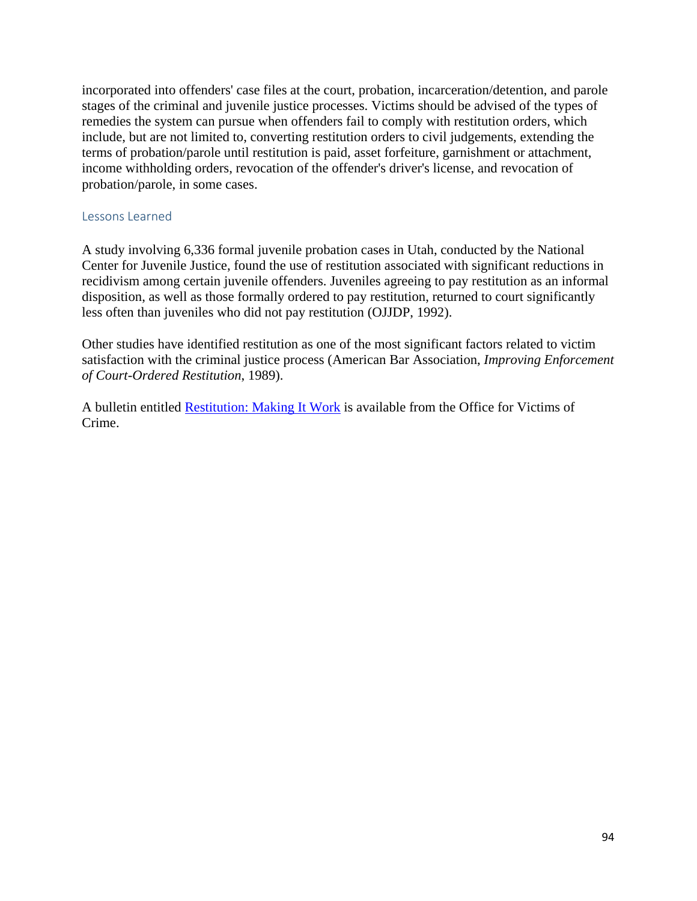incorporated into offenders' case files at the court, probation, incarceration/detention, and parole stages of the criminal and juvenile justice processes. Victims should be advised of the types of remedies the system can pursue when offenders fail to comply with restitution orders, which include, but are not limited to, converting restitution orders to civil judgements, extending the terms of probation/parole until restitution is paid, asset forfeiture, garnishment or attachment, income withholding orders, revocation of the offender's driver's license, and revocation of probation/parole, in some cases.

### Lessons Learned

A study involving 6,336 formal juvenile probation cases in Utah, conducted by the National Center for Juvenile Justice, found the use of restitution associated with significant reductions in recidivism among certain juvenile offenders. Juveniles agreeing to pay restitution as an informal disposition, as well as those formally ordered to pay restitution, returned to court significantly less often than juveniles who did not pay restitution (OJJDP, 1992).

Other studies have identified restitution as one of the most significant factors related to victim satisfaction with the criminal justice process (American Bar Association, *Improving Enforcement of Court-Ordered Restitution*, 1989).

A bulletin entitled Restitution: Making It Work is available from the Office for Victims of Crime.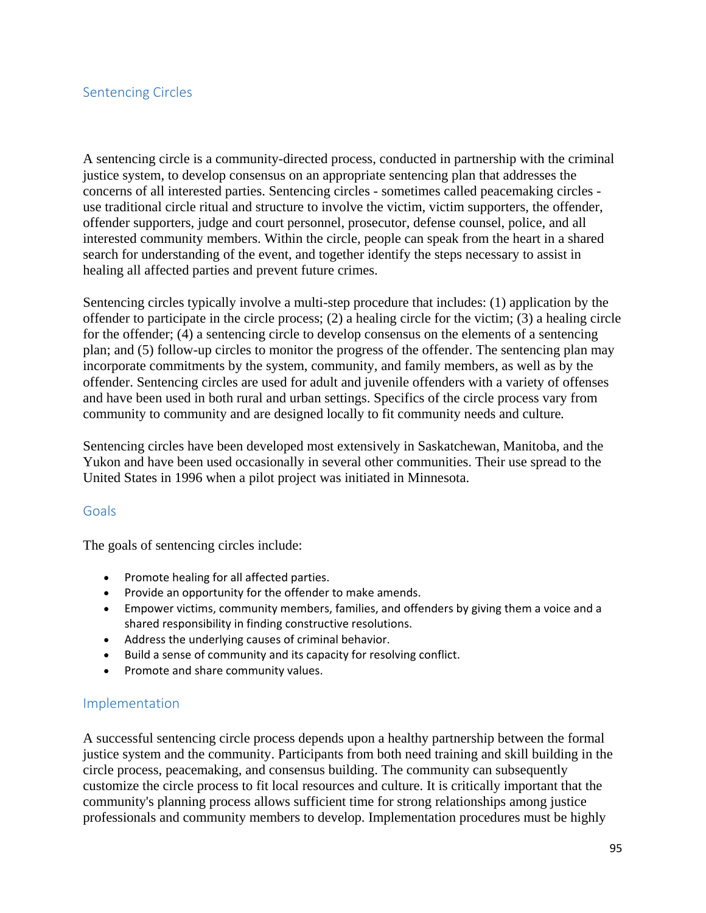## Sentencing Circles

A sentencing circle is a community-directed process, conducted in partnership with the criminal justice system, to develop consensus on an appropriate sentencing plan that addresses the concerns of all interested parties. Sentencing circles - sometimes called peacemaking circles - use traditional circle ritual and structure to involve the victim, victim supporters, the offender, offender supporters, judge and court personnel, prosecutor, defense counsel, police, and all interested community members. Within the circle, people can speak from the heart in a shared search for understanding of the event, and together identify the steps necessary to assist in healing all affected parties and prevent future crimes.

Sentencing circles typically involve a multi-step procedure that includes: (1) application by the offender to participate in the circle process; (2) a healing circle for the victim; (3) a healing circle for the offender; (4) a sentencing circle to develop consensus on the elements of a sentencing plan; and (5) follow-up circles to monitor the progress of the offender. The sentencing plan may incorporate commitments by the system, community, and family members, as well as by the offender. Sentencing circles are used for adult and juvenile offenders with a variety of offenses and have been used in both rural and urban settings. Specifics of the circle process vary from community to community and are designed locally to fit community needs and culture.

Sentencing circles have been developed most extensively in Saskatchewan, Manitoba, and the Yukon and have been used occasionally in several other communities. Their use spread to the United States in 1996 when a pilot project was initiated in Minnesota.

### Goals

The goals of sentencing circles include:

- Promote healing for all affected parties.
- Provide an opportunity for the offender to make amends.
- Empower victims, community members, families, and offenders by giving them a voice and a shared responsibility in finding constructive resolutions.
- Address the underlying causes of criminal behavior.
- Build a sense of community and its capacity for resolving conflict.
- Promote and share community values.

### Implementation

A successful sentencing circle process depends upon a healthy partnership between the formal justice system and the community. Participants from both need training and skill building in the circle process, peacemaking, and consensus building. The community can subsequently customize the circle process to fit local resources and culture. It is critically important that the community's planning process allows sufficient time for strong relationships among justice professionals and community members to develop. Implementation procedures must be highly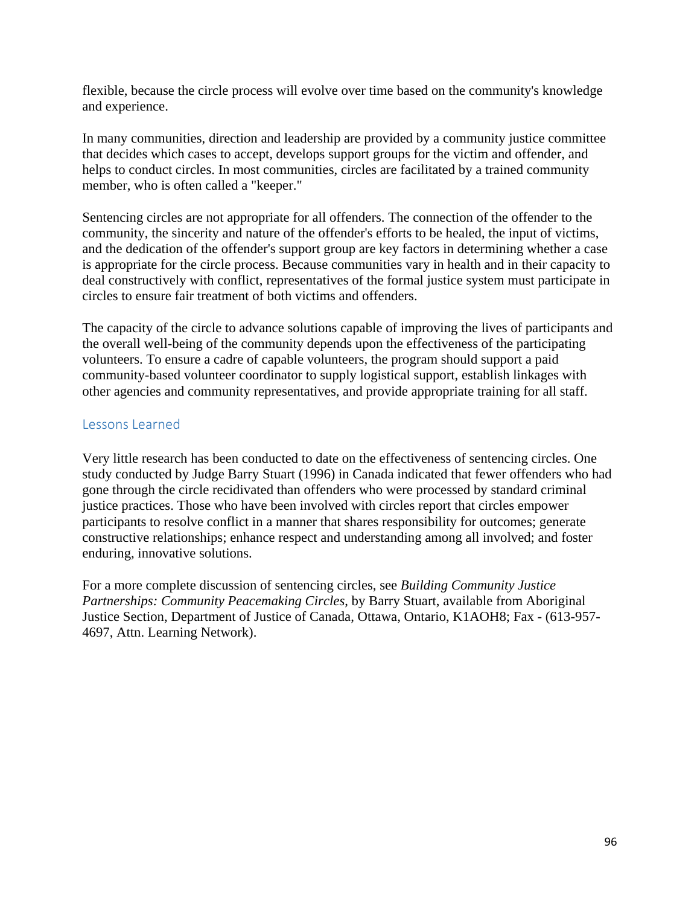flexible, because the circle process will evolve over time based on the community's knowledge and experience.

In many communities, direction and leadership are provided by a community justice committee that decides which cases to accept, develops support groups for the victim and offender, and helps to conduct circles. In most communities, circles are facilitated by a trained community member, who is often called a "keeper."

Sentencing circles are not appropriate for all offenders. The connection of the offender to the community, the sincerity and nature of the offender's efforts to be healed, the input of victims, and the dedication of the offender's support group are key factors in determining whether a case is appropriate for the circle process. Because communities vary in health and in their capacity to deal constructively with conflict, representatives of the formal justice system must participate in circles to ensure fair treatment of both victims and offenders.

The capacity of the circle to advance solutions capable of improving the lives of participants and the overall well-being of the community depends upon the effectiveness of the participating volunteers. To ensure a cadre of capable volunteers, the program should support a paid community-based volunteer coordinator to supply logistical support, establish linkages with other agencies and community representatives, and provide appropriate training for all staff.

### Lessons Learned

Very little research has been conducted to date on the effectiveness of sentencing circles. One study conducted by Judge Barry Stuart (1996) in Canada indicated that fewer offenders who had gone through the circle recidivated than offenders who were processed by standard criminal justice practices. Those who have been involved with circles report that circles empower participants to resolve conflict in a manner that shares responsibility for outcomes; generate constructive relationships; enhance respect and understanding among all involved; and foster enduring, innovative solutions.

For a more complete discussion of sentencing circles, see *Building Community Justice Partnerships: Community Peacemaking Circles*, by Barry Stuart, available from Aboriginal Justice Section, Department of Justice of Canada, Ottawa, Ontario, K1AOH8; Fax - (613-957-4697, Attn. Learning Network).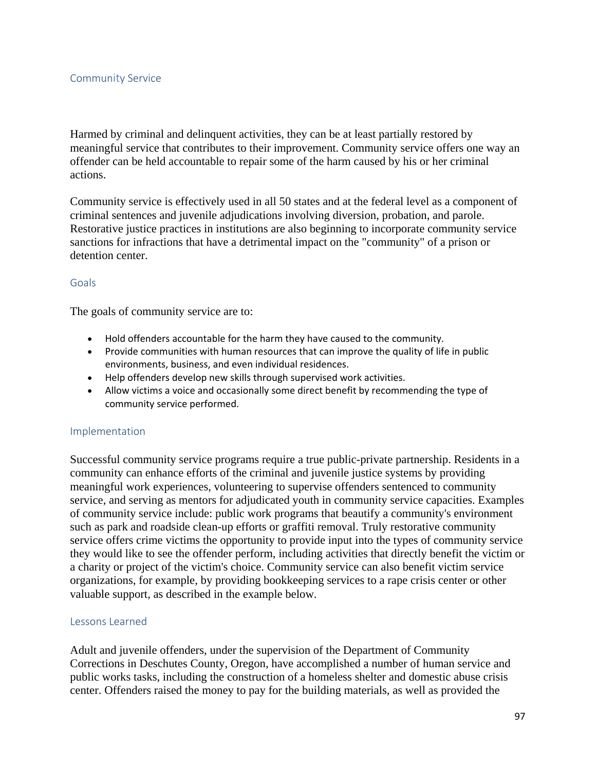## Community Service

Harmed by criminal and delinquent activities, they can be at least partially restored by meaningful service that contributes to their improvement. Community service offers one way an offender can be held accountable to repair some of the harm caused by his or her criminal actions.

Community service is effectively used in all 50 states and at the federal level as a component of criminal sentences and juvenile adjudications involving diversion, probation, and parole. Restorative justice practices in institutions are also beginning to incorporate community service sanctions for infractions that have a detrimental impact on the "community" of a prison or detention center.

### Goals

The goals of community service are to:

- Hold offenders accountable for the harm they have caused to the community.
- Provide communities with human resources that can improve the quality of life in public environments, business, and even individual residences.
- Help offenders develop new skills through supervised work activities.
- Allow victims a voice and occasionally some direct benefit by recommending the type of community service performed.

### Implementation

Successful community service programs require a true public-private partnership. Residents in a community can enhance efforts of the criminal and juvenile justice systems by providing meaningful work experiences, volunteering to supervise offenders sentenced to community service, and serving as mentors for adjudicated youth in community service capacities. Examples of community service include: public work programs that beautify a community's environment such as park and roadside clean-up efforts or graffiti removal. Truly restorative community service offers crime victims the opportunity to provide input into the types of community service they would like to see the offender perform, including activities that directly benefit the victim or a charity or project of the victim's choice. Community service can also benefit victim service organizations, for example, by providing bookkeeping services to a rape crisis center or other valuable support, as described in the example below.

### Lessons Learned

Adult and juvenile offenders, under the supervision of the Department of Community Corrections in Deschutes County, Oregon, have accomplished a number of human service and public works tasks, including the construction of a homeless shelter and domestic abuse crisis center. Offenders raised the money to pay for the building materials, as well as provided the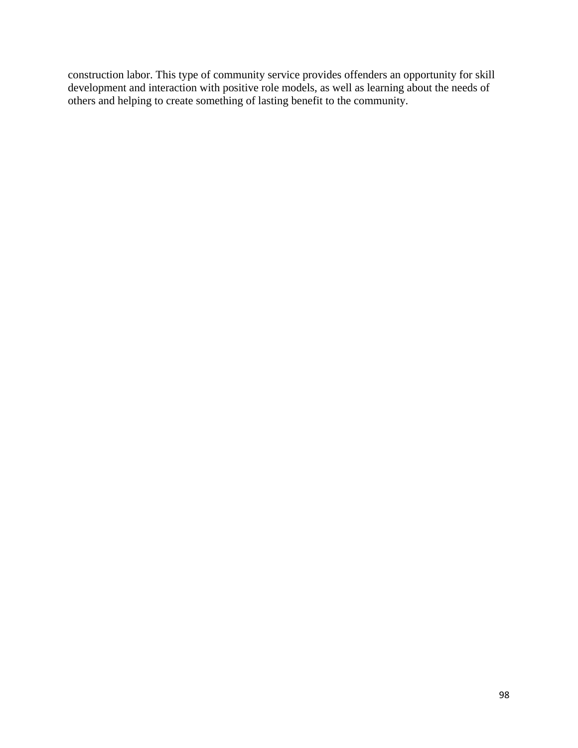construction labor. This type of community service provides offenders an opportunity for skill development and interaction with positive role models, as well as learning about the needs of others and helping to create something of lasting benefit to the community.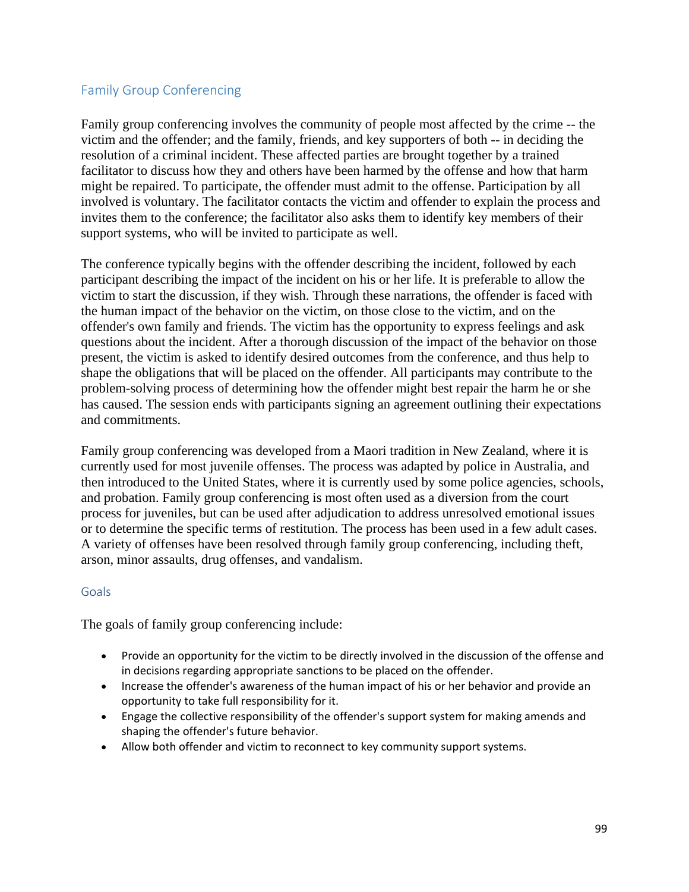## Family Group Conferencing

Family group conferencing involves the community of people most affected by the crime -- the victim and the offender; and the family, friends, and key supporters of both -- in deciding the resolution of a criminal incident. These affected parties are brought together by a trained facilitator to discuss how they and others have been harmed by the offense and how that harm might be repaired. To participate, the offender must admit to the offense. Participation by all involved is voluntary. The facilitator contacts the victim and offender to explain the process and invites them to the conference; the facilitator also asks them to identify key members of their support systems, who will be invited to participate as well.

The conference typically begins with the offender describing the incident, followed by each participant describing the impact of the incident on his or her life. It is preferable to allow the victim to start the discussion, if they wish. Through these narrations, the offender is faced with the human impact of the behavior on the victim, on those close to the victim, and on the offender's own family and friends. The victim has the opportunity to express feelings and ask questions about the incident. After a thorough discussion of the impact of the behavior on those present, the victim is asked to identify desired outcomes from the conference, and thus help to shape the obligations that will be placed on the offender. All participants may contribute to the problem-solving process of determining how the offender might best repair the harm he or she has caused. The session ends with participants signing an agreement outlining their expectations and commitments.

Family group conferencing was developed from a Maori tradition in New Zealand, where it is currently used for most juvenile offenses. The process was adapted by police in Australia, and then introduced to the United States, where it is currently used by some police agencies, schools, and probation. Family group conferencing is most often used as a diversion from the court process for juveniles, but can be used after adjudication to address unresolved emotional issues or to determine the specific terms of restitution. The process has been used in a few adult cases. A variety of offenses have been resolved through family group conferencing, including theft, arson, minor assaults, drug offenses, and vandalism.

### Goals

The goals of family group conferencing include:

- Provide an opportunity for the victim to be directly involved in the discussion of the offense and in decisions regarding appropriate sanctions to be placed on the offender.
- Increase the offender's awareness of the human impact of his or her behavior and provide an opportunity to take full responsibility for it.
- Engage the collective responsibility of the offender's support system for making amends and shaping the offender's future behavior.
- Allow both offender and victim to reconnect to key community support systems.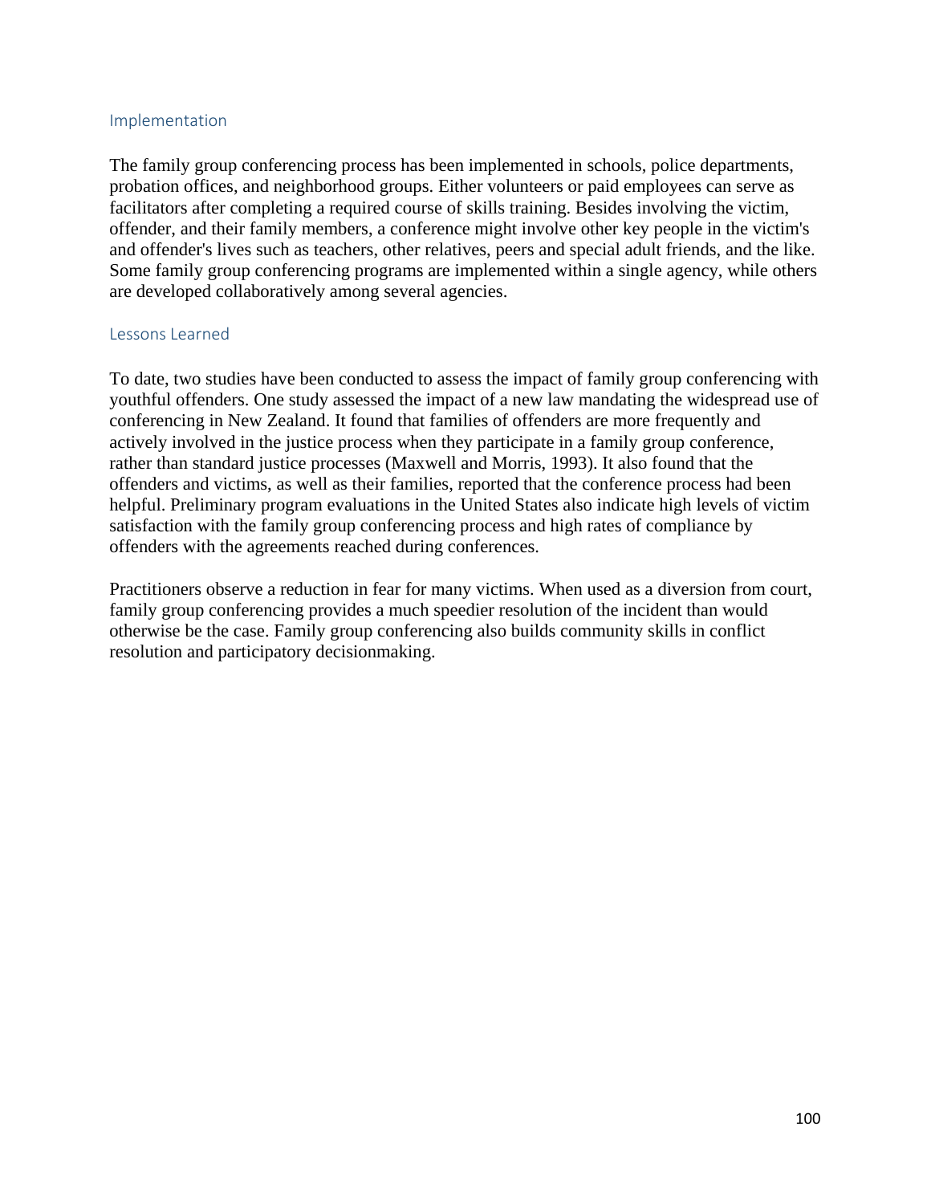## Implementation

The family group conferencing process has been implemented in schools, police departments, probation offices, and neighborhood groups. Either volunteers or paid employees can serve as facilitators after completing a required course of skills training. Besides involving the victim, offender, and their family members, a conference might involve other key people in the victim's and offender's lives such as teachers, other relatives, peers and special adult friends, and the like. Some family group conferencing programs are implemented within a single agency, while others are developed collaboratively among several agencies.

## Lessons Learned

To date, two studies have been conducted to assess the impact of family group conferencing with youthful offenders. One study assessed the impact of a new law mandating the widespread use of conferencing in New Zealand. It found that families of offenders are more frequently and actively involved in the justice process when they participate in a family group conference, rather than standard justice processes (Maxwell and Morris, 1993). It also found that the offenders and victims, as well as their families, reported that the conference process had been helpful. Preliminary program evaluations in the United States also indicate high levels of victim satisfaction with the family group conferencing process and high rates of compliance by offenders with the agreements reached during conferences.

Practitioners observe a reduction in fear for many victims. When used as a diversion from court, family group conferencing provides a much speedier resolution of the incident than would otherwise be the case. Family group conferencing also builds community skills in conflict resolution and participatory decisionmaking.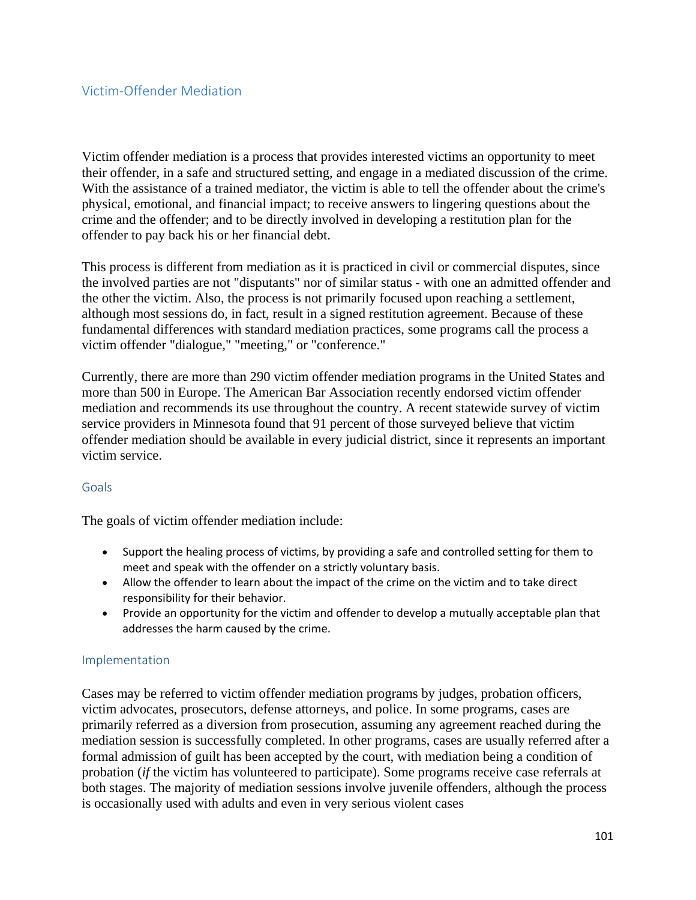## Victim-Offender Mediation

Victim offender mediation is a process that provides interested victims an opportunity to meet their offender, in a safe and structured setting, and engage in a mediated discussion of the crime. With the assistance of a trained mediator, the victim is able to tell the offender about the crime's physical, emotional, and financial impact; to receive answers to lingering questions about the crime and the offender; and to be directly involved in developing a restitution plan for the offender to pay back his or her financial debt.

This process is different from mediation as it is practiced in civil or commercial disputes, since the involved parties are not "disputants" nor of similar status - with one an admitted offender and the other the victim. Also, the process is not primarily focused upon reaching a settlement, although most sessions do, in fact, result in a signed restitution agreement. Because of these fundamental differences with standard mediation practices, some programs call the process a victim offender "dialogue," "meeting," or "conference."

Currently, there are more than 290 victim offender mediation programs in the United States and more than 500 in Europe. The American Bar Association recently endorsed victim offender mediation and recommends its use throughout the country. A recent statewide survey of victim service providers in Minnesota found that 91 percent of those surveyed believe that victim offender mediation should be available in every judicial district, since it represents an important victim service.

### Goals

The goals of victim offender mediation include:

- Support the healing process of victims, by providing a safe and controlled setting for them to meet and speak with the offender on a strictly voluntary basis.
- Allow the offender to learn about the impact of the crime on the victim and to take direct responsibility for their behavior.
- Provide an opportunity for the victim and offender to develop a mutually acceptable plan that addresses the harm caused by the crime.

### Implementation

Cases may be referred to victim offender mediation programs by judges, probation officers, victim advocates, prosecutors, defense attorneys, and police. In some programs, cases are primarily referred as a diversion from prosecution, assuming any agreement reached during the mediation session is successfully completed. In other programs, cases are usually referred after a formal admission of guilt has been accepted by the court, with mediation being a condition of probation (*if* the victim has volunteered to participate). Some programs receive case referrals at both stages. The majority of mediation sessions involve juvenile offenders, although the process is occasionally used with adults and even in very serious violent cases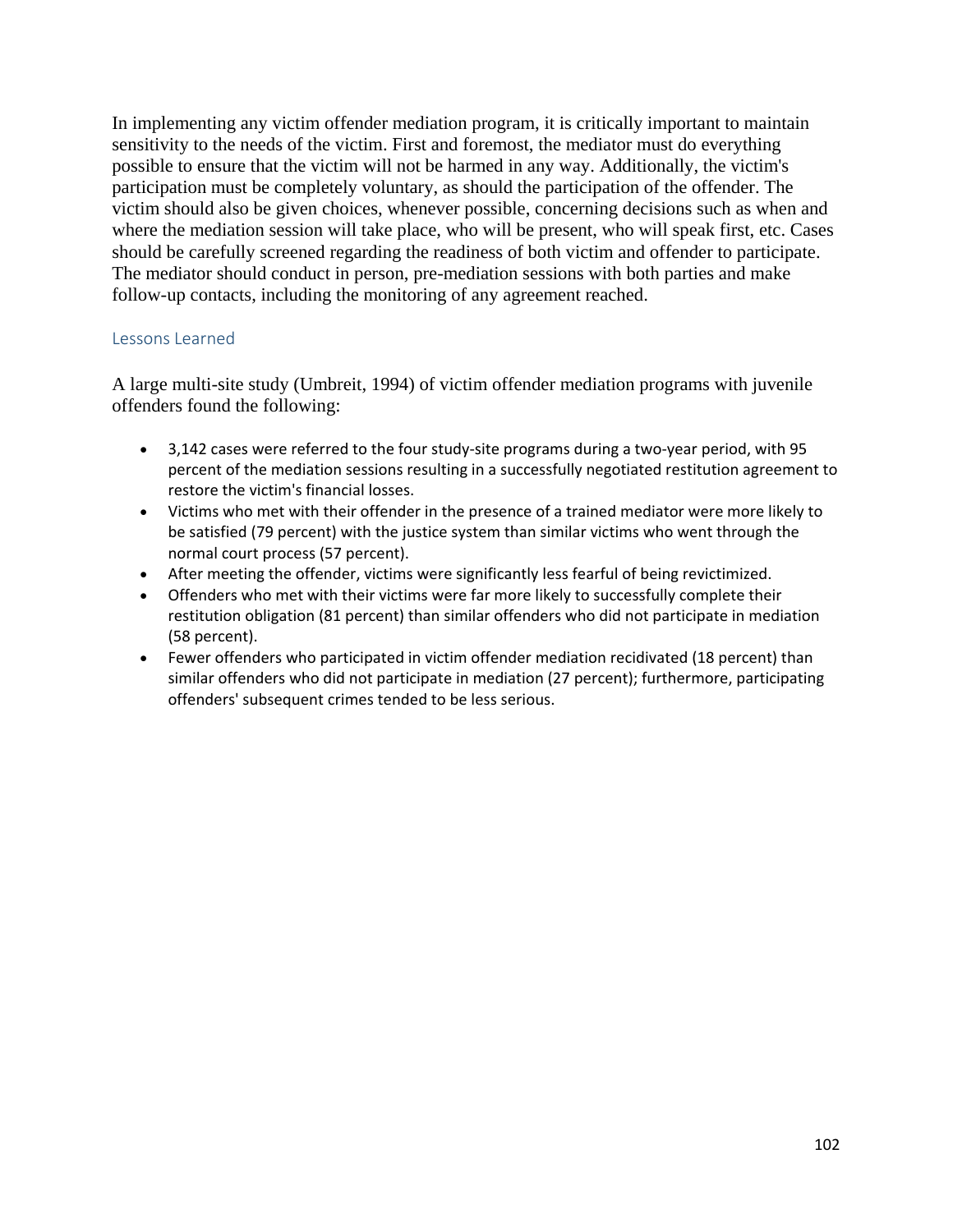In implementing any victim offender mediation program, it is critically important to maintain sensitivity to the needs of the victim. First and foremost, the mediator must do everything possible to ensure that the victim will not be harmed in any way. Additionally, the victim's participation must be completely voluntary, as should the participation of the offender. The victim should also be given choices, whenever possible, concerning decisions such as when and where the mediation session will take place, who will be present, who will speak first, etc. Cases should be carefully screened regarding the readiness of both victim and offender to participate. The mediator should conduct in person, pre-mediation sessions with both parties and make follow-up contacts, including the monitoring of any agreement reached.

### Lessons Learned

A large multi-site study (Umbreit, 1994) of victim offender mediation programs with juvenile offenders found the following:

- 3,142 cases were referred to the four study-site programs during a two-year period, with 95 percent of the mediation sessions resulting in a successfully negotiated restitution agreement to restore the victim's financial losses.
- Victims who met with their offender in the presence of a trained mediator were more likely to be satisfied (79 percent) with the justice system than similar victims who went through the normal court process (57 percent).
- After meeting the offender, victims were significantly less fearful of being revictimized.
- Offenders who met with their victims were far more likely to successfully complete their restitution obligation (81 percent) than similar offenders who did not participate in mediation (58 percent).
- Fewer offenders who participated in victim offender mediation recidivated (18 percent) than similar offenders who did not participate in mediation (27 percent); furthermore, participating offenders' subsequent crimes tended to be less serious.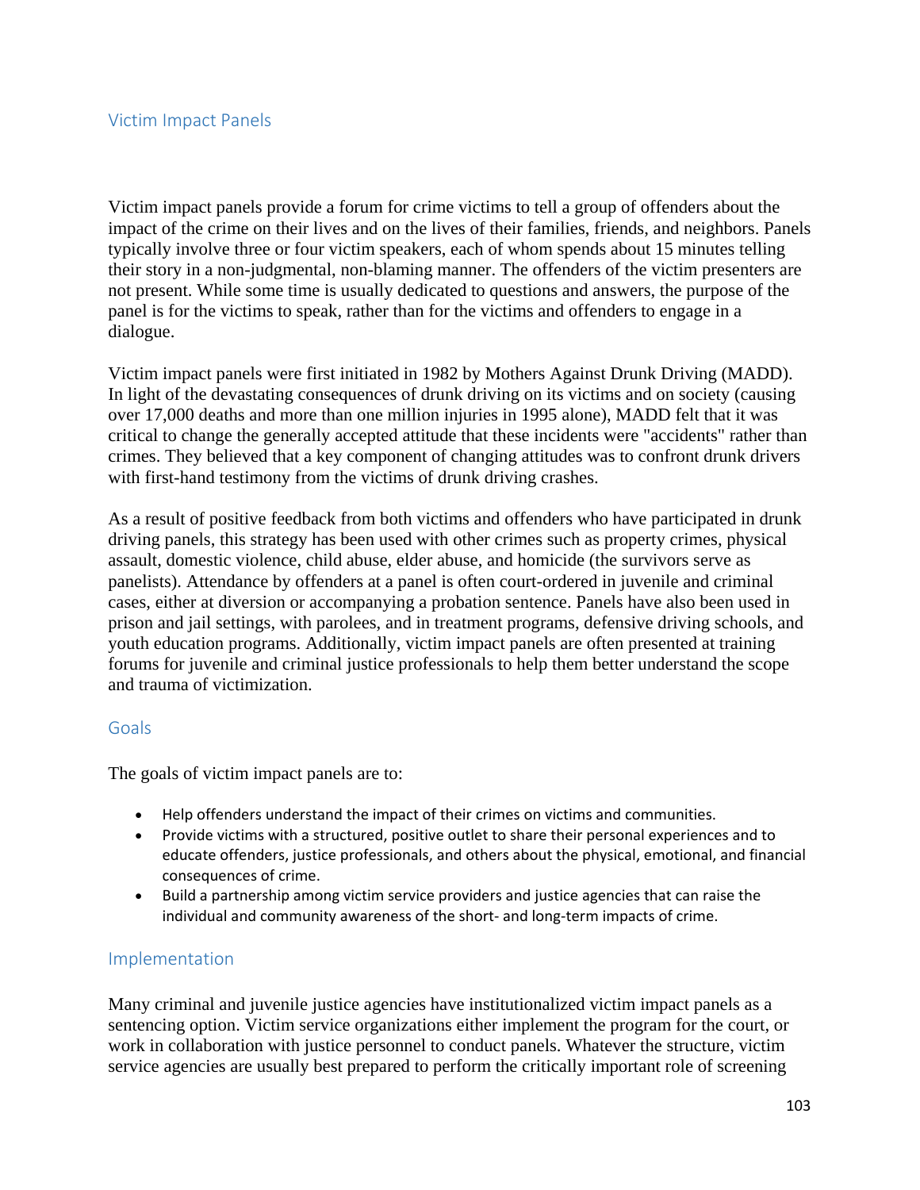## Victim Impact Panels

Victim impact panels provide a forum for crime victims to tell a group of offenders about the impact of the crime on their lives and on the lives of their families, friends, and neighbors. Panels typically involve three or four victim speakers, each of whom spends about 15 minutes telling their story in a non-judgmental, non-blaming manner. The offenders of the victim presenters are not present. While some time is usually dedicated to questions and answers, the purpose of the panel is for the victims to speak, rather than for the victims and offenders to engage in a dialogue.

Victim impact panels were first initiated in 1982 by Mothers Against Drunk Driving (MADD). In light of the devastating consequences of drunk driving on its victims and on society (causing over 17,000 deaths and more than one million injuries in 1995 alone), MADD felt that it was critical to change the generally accepted attitude that these incidents were "accidents" rather than crimes. They believed that a key component of changing attitudes was to confront drunk drivers with first-hand testimony from the victims of drunk driving crashes.

As a result of positive feedback from both victims and offenders who have participated in drunk driving panels, this strategy has been used with other crimes such as property crimes, physical assault, domestic violence, child abuse, elder abuse, and homicide (the survivors serve as panelists). Attendance by offenders at a panel is often court-ordered in juvenile and criminal cases, either at diversion or accompanying a probation sentence. Panels have also been used in prison and jail settings, with parolees, and in treatment programs, defensive driving schools, and youth education programs. Additionally, victim impact panels are often presented at training forums for juvenile and criminal justice professionals to help them better understand the scope and trauma of victimization.

### Goals

The goals of victim impact panels are to:

- Help offenders understand the impact of their crimes on victims and communities.
- Provide victims with a structured, positive outlet to share their personal experiences and to educate offenders, justice professionals, and others about the physical, emotional, and financial consequences of crime.
- Build a partnership among victim service providers and justice agencies that can raise the individual and community awareness of the short- and long-term impacts of crime.

### Implementation

Many criminal and juvenile justice agencies have institutionalized victim impact panels as a sentencing option. Victim service organizations either implement the program for the court, or work in collaboration with justice personnel to conduct panels. Whatever the structure, victim service agencies are usually best prepared to perform the critically important role of screening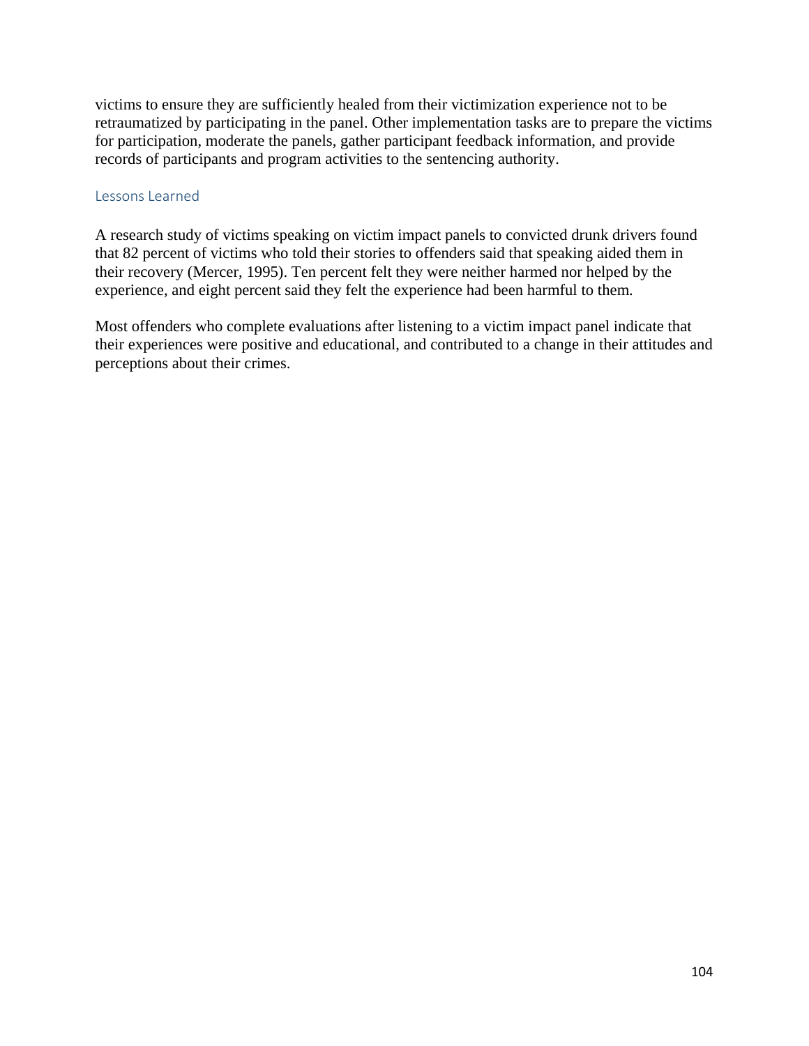victims to ensure they are sufficiently healed from their victimization experience not to be retraumatized by participating in the panel. Other implementation tasks are to prepare the victims for participation, moderate the panels, gather participant feedback information, and provide records of participants and program activities to the sentencing authority.

### Lessons Learned

A research study of victims speaking on victim impact panels to convicted drunk drivers found that 82 percent of victims who told their stories to offenders said that speaking aided them in their recovery (Mercer, 1995). Ten percent felt they were neither harmed nor helped by the experience, and eight percent said they felt the experience had been harmful to them.

Most offenders who complete evaluations after listening to a victim impact panel indicate that their experiences were positive and educational, and contributed to a change in their attitudes and perceptions about their crimes.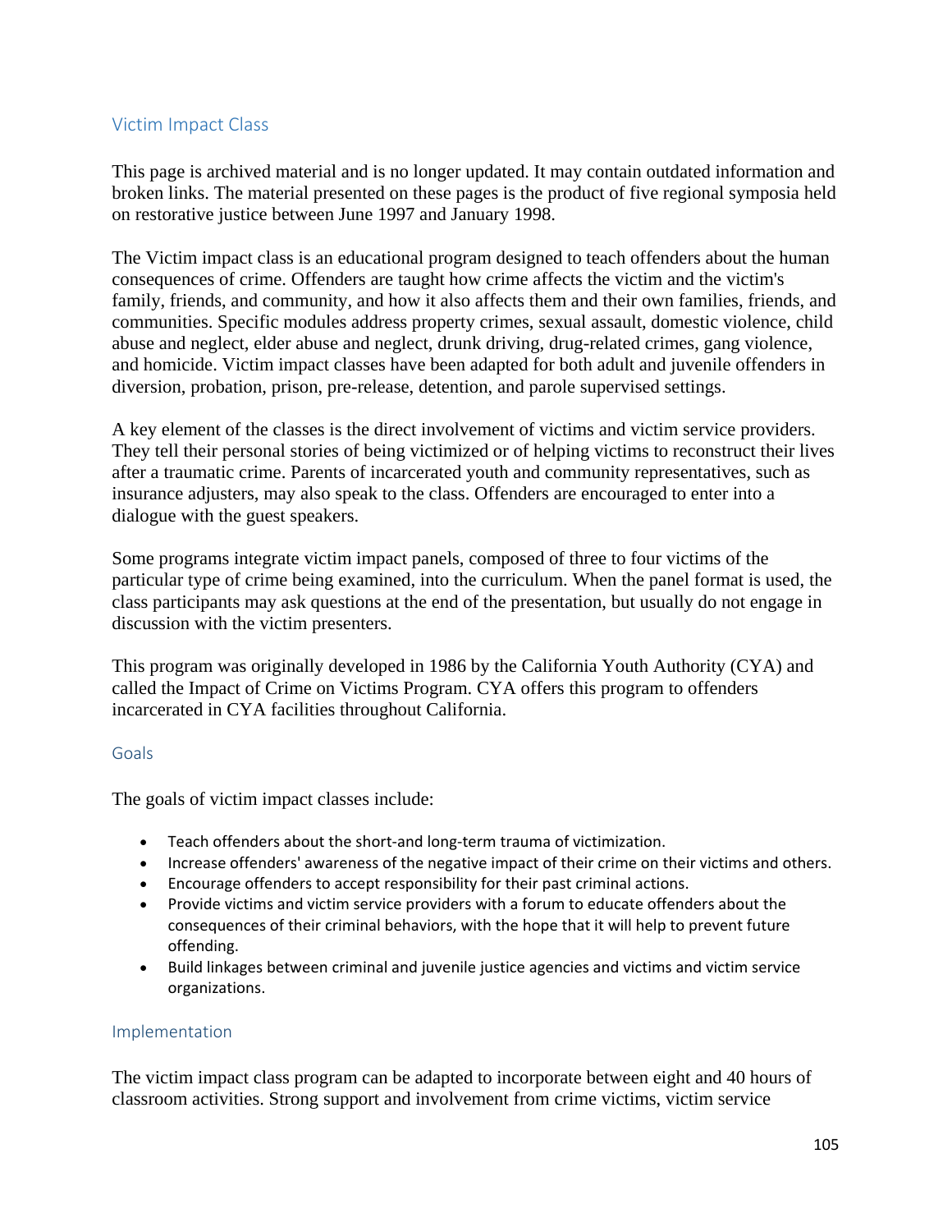## Victim Impact Class

This page is archived material and is no longer updated. It may contain outdated information and broken links. The material presented on these pages is the product of five regional symposia held on restorative justice between June 1997 and January 1998.

The Victim impact class is an educational program designed to teach offenders about the human consequences of crime. Offenders are taught how crime affects the victim and the victim's family, friends, and community, and how it also affects them and their own families, friends, and communities. Specific modules address property crimes, sexual assault, domestic violence, child abuse and neglect, elder abuse and neglect, drunk driving, drug-related crimes, gang violence, and homicide. Victim impact classes have been adapted for both adult and juvenile offenders in diversion, probation, prison, pre-release, detention, and parole supervised settings.

A key element of the classes is the direct involvement of victims and victim service providers. They tell their personal stories of being victimized or of helping victims to reconstruct their lives after a traumatic crime. Parents of incarcerated youth and community representatives, such as insurance adjusters, may also speak to the class. Offenders are encouraged to enter into a dialogue with the guest speakers.

Some programs integrate victim impact panels, composed of three to four victims of the particular type of crime being examined, into the curriculum. When the panel format is used, the class participants may ask questions at the end of the presentation, but usually do not engage in discussion with the victim presenters.

This program was originally developed in 1986 by the California Youth Authority (CYA) and called the Impact of Crime on Victims Program. CYA offers this program to offenders incarcerated in CYA facilities throughout California.

### Goals

The goals of victim impact classes include:

- Teach offenders about the short-and long-term trauma of victimization.
- Increase offenders' awareness of the negative impact of their crime on their victims and others.
- Encourage offenders to accept responsibility for their past criminal actions.
- Provide victims and victim service providers with a forum to educate offenders about the consequences of their criminal behaviors, with the hope that it will help to prevent future offending.
- Build linkages between criminal and juvenile justice agencies and victims and victim service organizations.

### Implementation

The victim impact class program can be adapted to incorporate between eight and 40 hours of classroom activities. Strong support and involvement from crime victims, victim service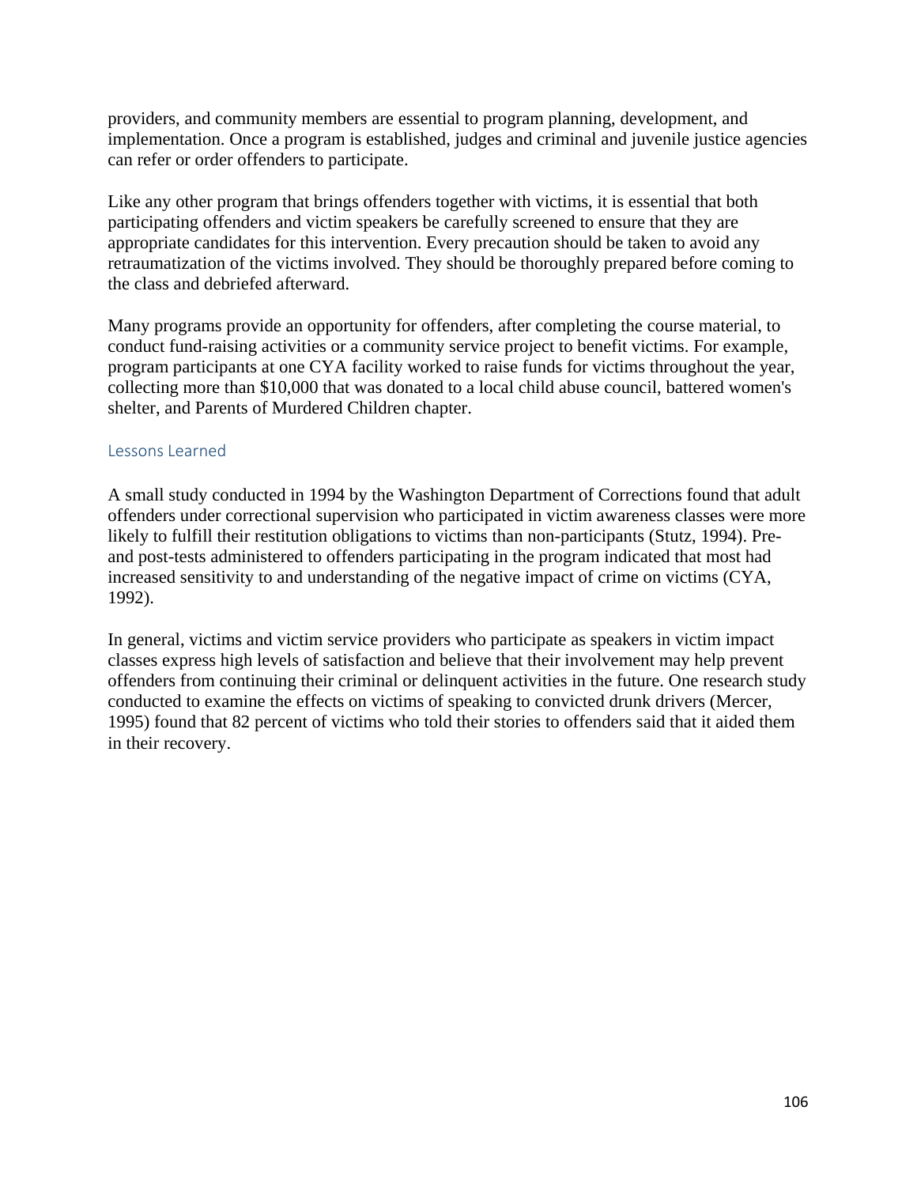providers, and community members are essential to program planning, development, and implementation. Once a program is established, judges and criminal and juvenile justice agencies can refer or order offenders to participate.

Like any other program that brings offenders together with victims, it is essential that both participating offenders and victim speakers be carefully screened to ensure that they are appropriate candidates for this intervention. Every precaution should be taken to avoid any retraumatization of the victims involved. They should be thoroughly prepared before coming to the class and debriefed afterward.

Many programs provide an opportunity for offenders, after completing the course material, to conduct fund-raising activities or a community service project to benefit victims. For example, program participants at one CYA facility worked to raise funds for victims throughout the year, collecting more than $10,000 that was donated to a local child abuse council, battered women's shelter, and Parents of Murdered Children chapter.

### Lessons Learned

A small study conducted in 1994 by the Washington Department of Corrections found that adult offenders under correctional supervision who participated in victim awareness classes were more likely to fulfill their restitution obligations to victims than non-participants (Stutz, 1994). Pre- and post-tests administered to offenders participating in the program indicated that most had increased sensitivity to and understanding of the negative impact of crime on victims (CYA, 1992).

In general, victims and victim service providers who participate as speakers in victim impact classes express high levels of satisfaction and believe that their involvement may help prevent offenders from continuing their criminal or delinquent activities in the future. One research study conducted to examine the effects on victims of speaking to convicted drunk drivers (Mercer, 1995) found that 82 percent of victims who told their stories to offenders said that it aided them in their recovery.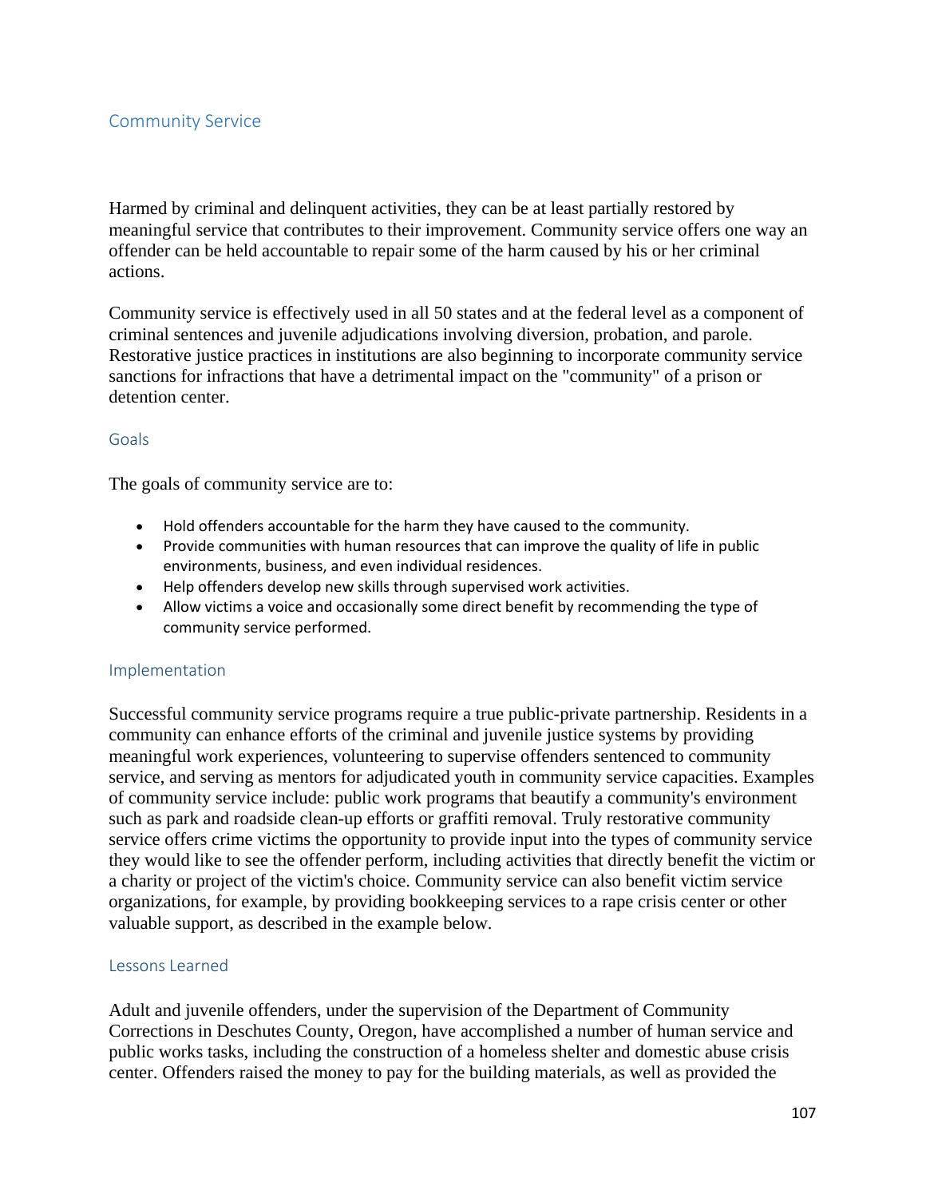## Community Service

Harmed by criminal and delinquent activities, they can be at least partially restored by meaningful service that contributes to their improvement. Community service offers one way an offender can be held accountable to repair some of the harm caused by his or her criminal actions.

Community service is effectively used in all 50 states and at the federal level as a component of criminal sentences and juvenile adjudications involving diversion, probation, and parole. Restorative justice practices in institutions are also beginning to incorporate community service sanctions for infractions that have a detrimental impact on the "community" of a prison or detention center.

### Goals

The goals of community service are to:

- Hold offenders accountable for the harm they have caused to the community.
- Provide communities with human resources that can improve the quality of life in public environments, business, and even individual residences.
- Help offenders develop new skills through supervised work activities.
- Allow victims a voice and occasionally some direct benefit by recommending the type of community service performed.

### Implementation

Successful community service programs require a true public-private partnership. Residents in a community can enhance efforts of the criminal and juvenile justice systems by providing meaningful work experiences, volunteering to supervise offenders sentenced to community service, and serving as mentors for adjudicated youth in community service capacities. Examples of community service include: public work programs that beautify a community's environment such as park and roadside clean-up efforts or graffiti removal. Truly restorative community service offers crime victims the opportunity to provide input into the types of community service they would like to see the offender perform, including activities that directly benefit the victim or a charity or project of the victim's choice. Community service can also benefit victim service organizations, for example, by providing bookkeeping services to a rape crisis center or other valuable support, as described in the example below.

### Lessons Learned

Adult and juvenile offenders, under the supervision of the Department of Community Corrections in Deschutes County, Oregon, have accomplished a number of human service and public works tasks, including the construction of a homeless shelter and domestic abuse crisis center. Offenders raised the money to pay for the building materials, as well as provided the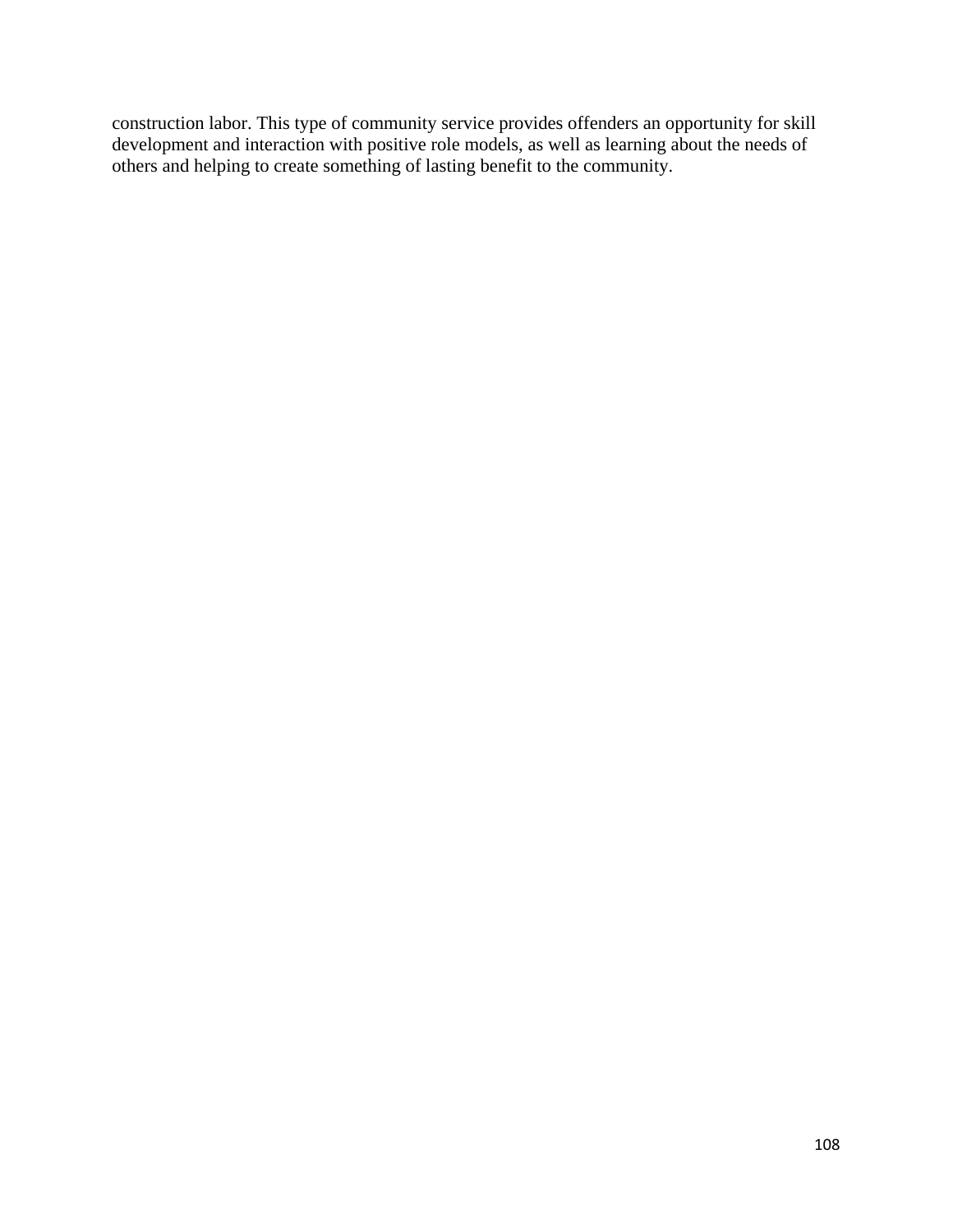construction labor. This type of community service provides offenders an opportunity for skill development and interaction with positive role models, as well as learning about the needs of others and helping to create something of lasting benefit to the community.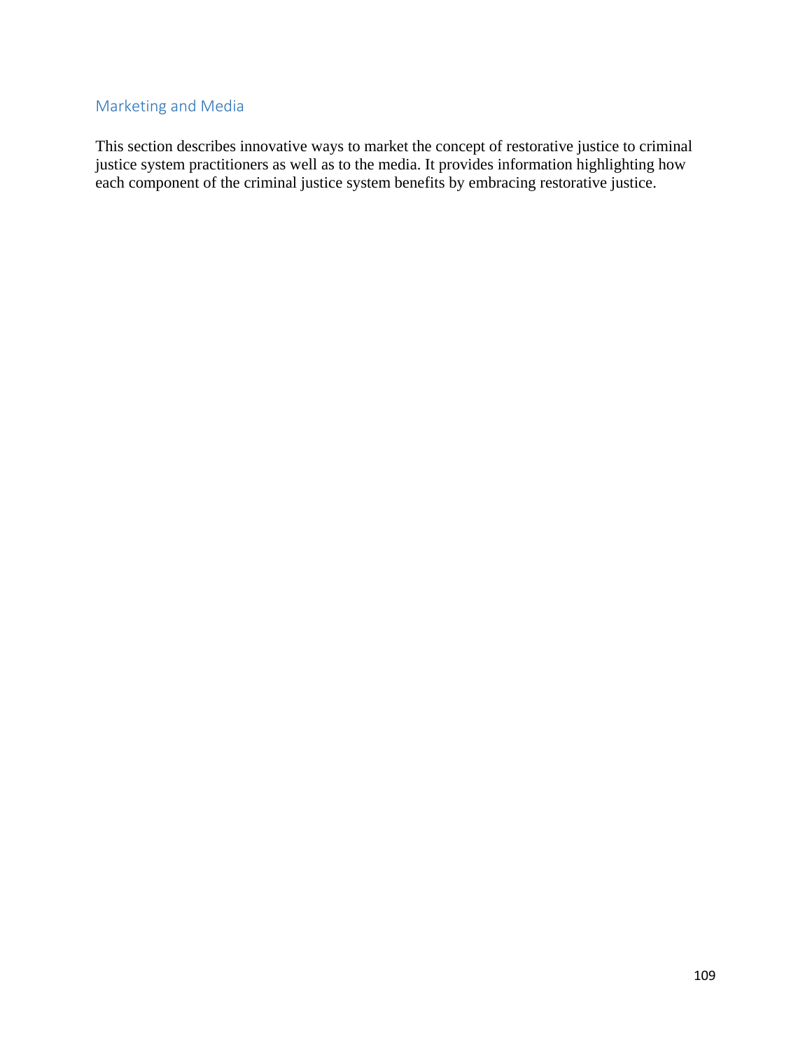## Marketing and Media

This section describes innovative ways to market the concept of restorative justice to criminal justice system practitioners as well as to the media. It provides information highlighting how each component of the criminal justice system benefits by embracing restorative justice.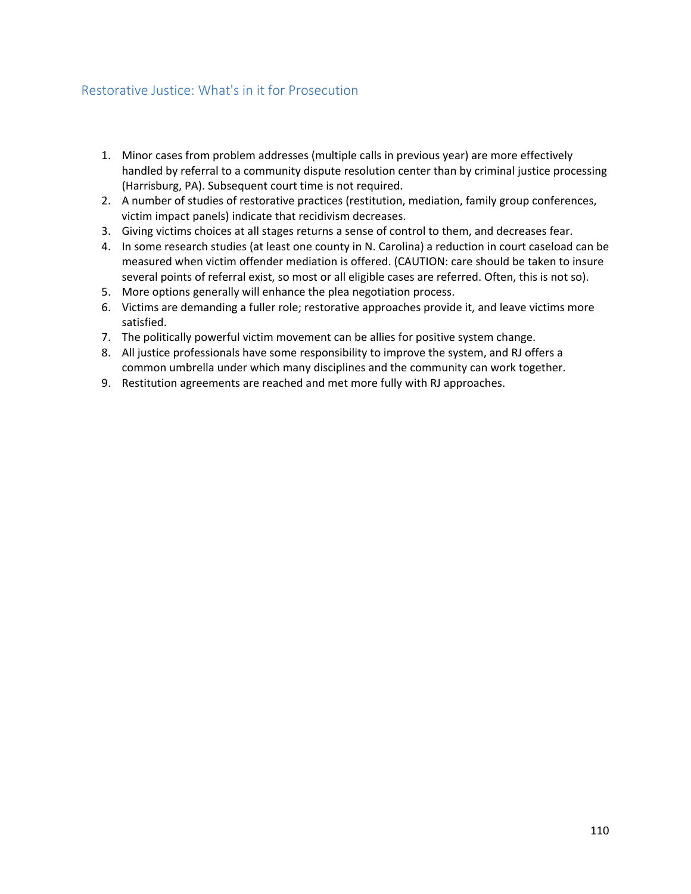## Restorative Justice: What's in it for Prosecution

1. Minor cases from problem addresses (multiple calls in previous year) are more effectively handled by referral to a community dispute resolution center than by criminal justice processing (Harrisburg, PA). Subsequent court time is not required.
2. A number of studies of restorative practices (restitution, mediation, family group conferences, victim impact panels) indicate that recidivism decreases.
3. Giving victims choices at all stages returns a sense of control to them, and decreases fear.
4. In some research studies (at least one county in N. Carolina) a reduction in court caseload can be measured when victim offender mediation is offered. (CAUTION: care should be taken to insure several points of referral exist, so most or all eligible cases are referred. Often, this is not so).
5. More options generally will enhance the plea negotiation process.
6. Victims are demanding a fuller role; restorative approaches provide it, and leave victims more satisfied.
7. The politically powerful victim movement can be allies for positive system change.
8. All justice professionals have some responsibility to improve the system, and RJ offers a common umbrella under which many disciplines and the community can work together.
9. Restitution agreements are reached and met more fully with RJ approaches.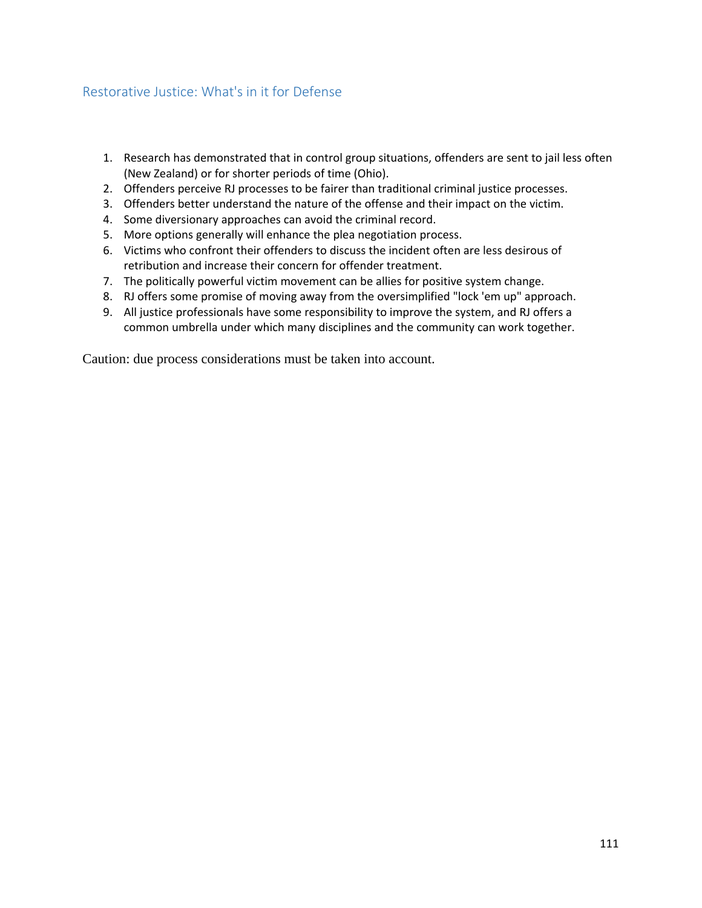## Restorative Justice: What's in it for Defense

1. Research has demonstrated that in control group situations, offenders are sent to jail less often (New Zealand) or for shorter periods of time (Ohio).
2. Offenders perceive RJ processes to be fairer than traditional criminal justice processes.
3. Offenders better understand the nature of the offense and their impact on the victim.
4. Some diversionary approaches can avoid the criminal record.
5. More options generally will enhance the plea negotiation process.
6. Victims who confront their offenders to discuss the incident often are less desirous of retribution and increase their concern for offender treatment.
7. The politically powerful victim movement can be allies for positive system change.
8. RJ offers some promise of moving away from the oversimplified "lock 'em up" approach.
9. All justice professionals have some responsibility to improve the system, and RJ offers a common umbrella under which many disciplines and the community can work together.

Caution: due process considerations must be taken into account.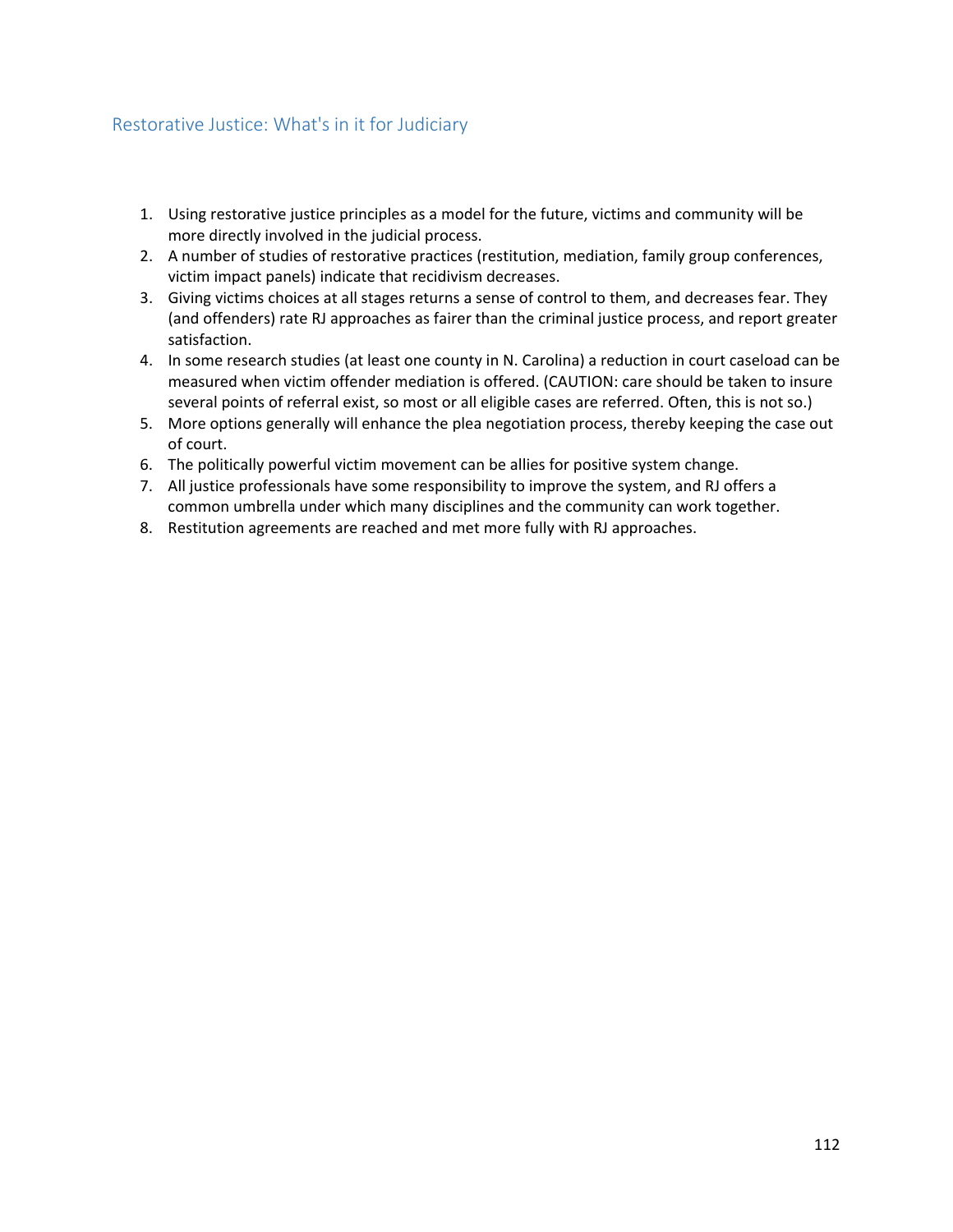## Restorative Justice: What's in it for Judiciary

1. Using restorative justice principles as a model for the future, victims and community will be more directly involved in the judicial process.
2. A number of studies of restorative practices (restitution, mediation, family group conferences, victim impact panels) indicate that recidivism decreases.
3. Giving victims choices at all stages returns a sense of control to them, and decreases fear. They (and offenders) rate RJ approaches as fairer than the criminal justice process, and report greater satisfaction.
4. In some research studies (at least one county in N. Carolina) a reduction in court caseload can be measured when victim offender mediation is offered. (CAUTION: care should be taken to insure several points of referral exist, so most or all eligible cases are referred. Often, this is not so.)
5. More options generally will enhance the plea negotiation process, thereby keeping the case out of court.
6. The politically powerful victim movement can be allies for positive system change.
7. All justice professionals have some responsibility to improve the system, and RJ offers a common umbrella under which many disciplines and the community can work together.
8. Restitution agreements are reached and met more fully with RJ approaches.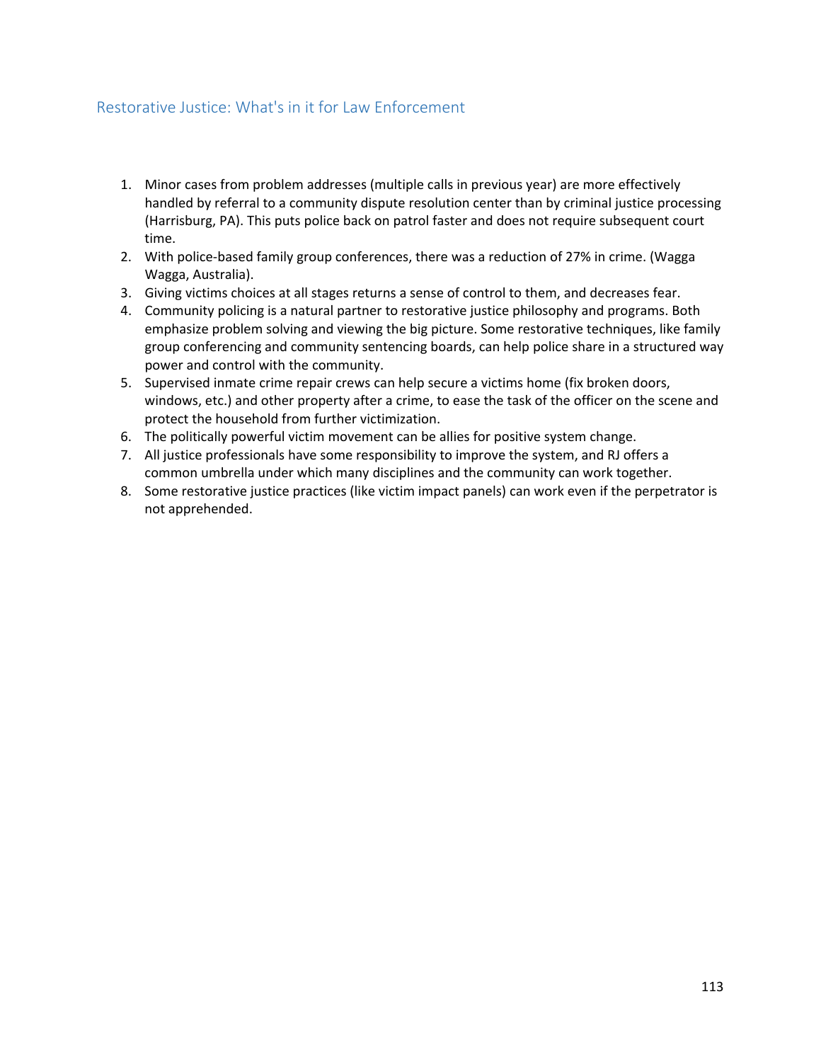## Restorative Justice: What's in it for Law Enforcement

1. Minor cases from problem addresses (multiple calls in previous year) are more effectively handled by referral to a community dispute resolution center than by criminal justice processing (Harrisburg, PA). This puts police back on patrol faster and does not require subsequent court time.
2. With police-based family group conferences, there was a reduction of 27% in crime. (Wagga Wagga, Australia).
3. Giving victims choices at all stages returns a sense of control to them, and decreases fear.
4. Community policing is a natural partner to restorative justice philosophy and programs. Both emphasize problem solving and viewing the big picture. Some restorative techniques, like family group conferencing and community sentencing boards, can help police share in a structured way power and control with the community.
5. Supervised inmate crime repair crews can help secure a victims home (fix broken doors, windows, etc.) and other property after a crime, to ease the task of the officer on the scene and protect the household from further victimization.
6. The politically powerful victim movement can be allies for positive system change.
7. All justice professionals have some responsibility to improve the system, and RJ offers a common umbrella under which many disciplines and the community can work together.
8. Some restorative justice practices (like victim impact panels) can work even if the perpetrator is not apprehended.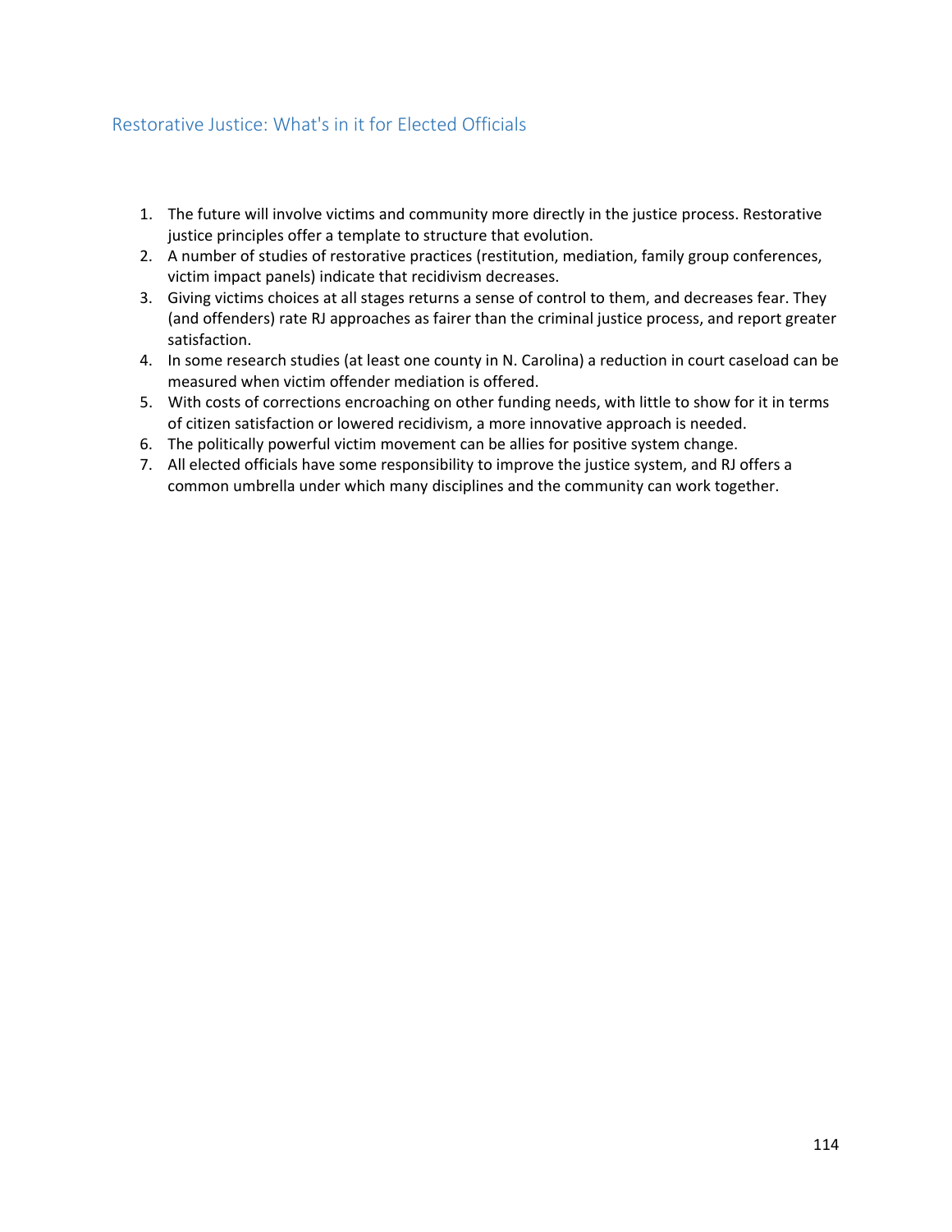## Restorative Justice: What's in it for Elected Officials

1. The future will involve victims and community more directly in the justice process. Restorative justice principles offer a template to structure that evolution.
2. A number of studies of restorative practices (restitution, mediation, family group conferences, victim impact panels) indicate that recidivism decreases.
3. Giving victims choices at all stages returns a sense of control to them, and decreases fear. They (and offenders) rate RJ approaches as fairer than the criminal justice process, and report greater satisfaction.
4. In some research studies (at least one county in N. Carolina) a reduction in court caseload can be measured when victim offender mediation is offered.
5. With costs of corrections encroaching on other funding needs, with little to show for it in terms of citizen satisfaction or lowered recidivism, a more innovative approach is needed.
6. The politically powerful victim movement can be allies for positive system change.
7. All elected officials have some responsibility to improve the justice system, and RJ offers a common umbrella under which many disciplines and the community can work together.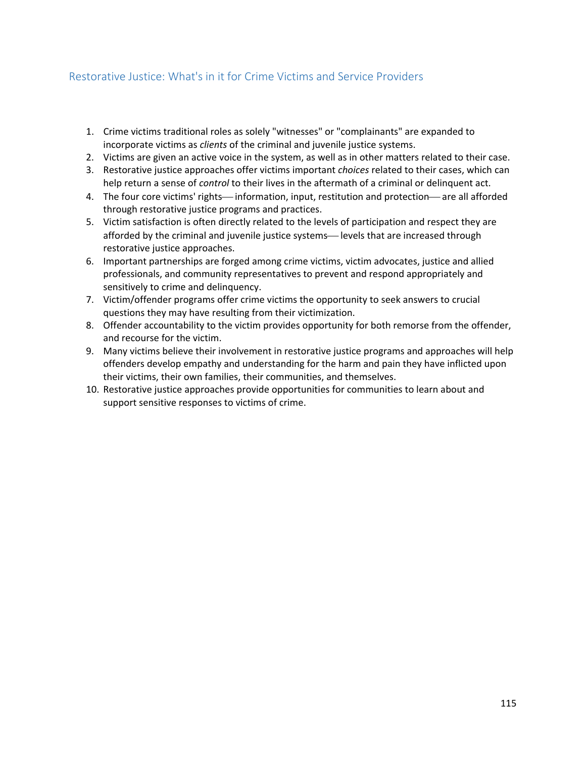## Restorative Justice: What's in it for Crime Victims and Service Providers

1. Crime victims traditional roles as solely "witnesses" or "complainants" are expanded to incorporate victims as *clients* of the criminal and juvenile justice systems.
2. Victims are given an active voice in the system, as well as in other matters related to their case.
3. Restorative justice approaches offer victims important *choices* related to their cases, which can help return a sense of *control* to their lives in the aftermath of a criminal or delinquent act.
4. The four core victims' rights— information, input, restitution and protection— are all afforded through restorative justice programs and practices.
5. Victim satisfaction is often directly related to the levels of participation and respect they are afforded by the criminal and juvenile justice systems— levels that are increased through restorative justice approaches.
6. Important partnerships are forged among crime victims, victim advocates, justice and allied professionals, and community representatives to prevent and respond appropriately and sensitively to crime and delinquency.
7. Victim/offender programs offer crime victims the opportunity to seek answers to crucial questions they may have resulting from their victimization.
8. Offender accountability to the victim provides opportunity for both remorse from the offender, and recourse for the victim.
9. Many victims believe their involvement in restorative justice programs and approaches will help offenders develop empathy and understanding for the harm and pain they have inflicted upon their victims, their own families, their communities, and themselves.
10. Restorative justice approaches provide opportunities for communities to learn about and support sensitive responses to victims of crime.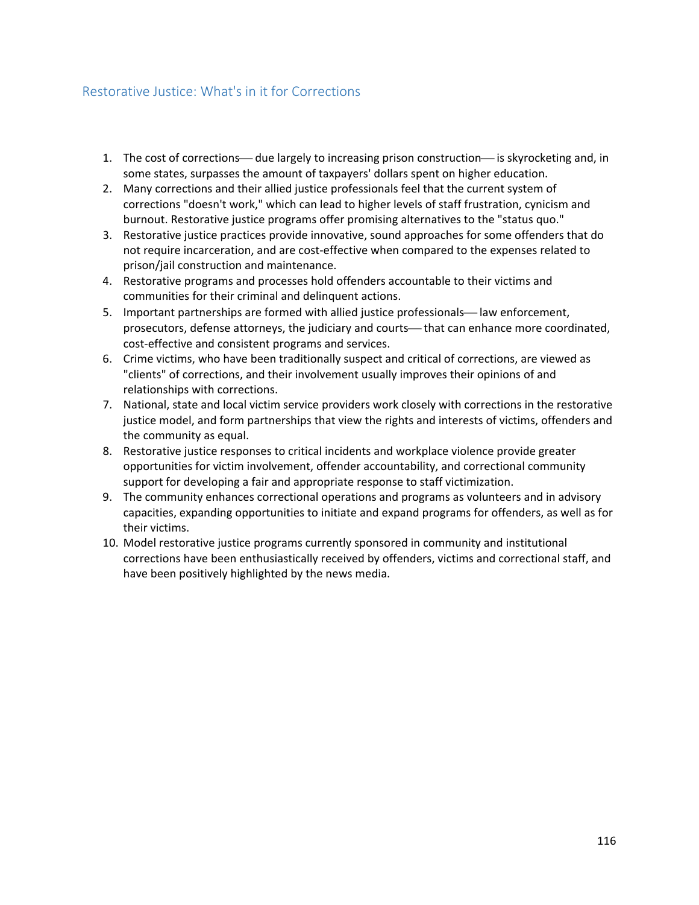## Restorative Justice: What's in it for Corrections

1. The cost of corrections— due largely to increasing prison construction— is skyrocketing and, in some states, surpasses the amount of taxpayers' dollars spent on higher education.
2. Many corrections and their allied justice professionals feel that the current system of corrections "doesn't work," which can lead to higher levels of staff frustration, cynicism and burnout. Restorative justice programs offer promising alternatives to the "status quo."
3. Restorative justice practices provide innovative, sound approaches for some offenders that do not require incarceration, and are cost-effective when compared to the expenses related to prison/jail construction and maintenance.
4. Restorative programs and processes hold offenders accountable to their victims and communities for their criminal and delinquent actions.
5. Important partnerships are formed with allied justice professionals— law enforcement, prosecutors, defense attorneys, the judiciary and courts— that can enhance more coordinated, cost-effective and consistent programs and services.
6. Crime victims, who have been traditionally suspect and critical of corrections, are viewed as "clients" of corrections, and their involvement usually improves their opinions of and relationships with corrections.
7. National, state and local victim service providers work closely with corrections in the restorative justice model, and form partnerships that view the rights and interests of victims, offenders and the community as equal.
8. Restorative justice responses to critical incidents and workplace violence provide greater opportunities for victim involvement, offender accountability, and correctional community support for developing a fair and appropriate response to staff victimization.
9. The community enhances correctional operations and programs as volunteers and in advisory capacities, expanding opportunities to initiate and expand programs for offenders, as well as for their victims.
10. Model restorative justice programs currently sponsored in community and institutional corrections have been enthusiastically received by offenders, victims and correctional staff, and have been positively highlighted by the news media.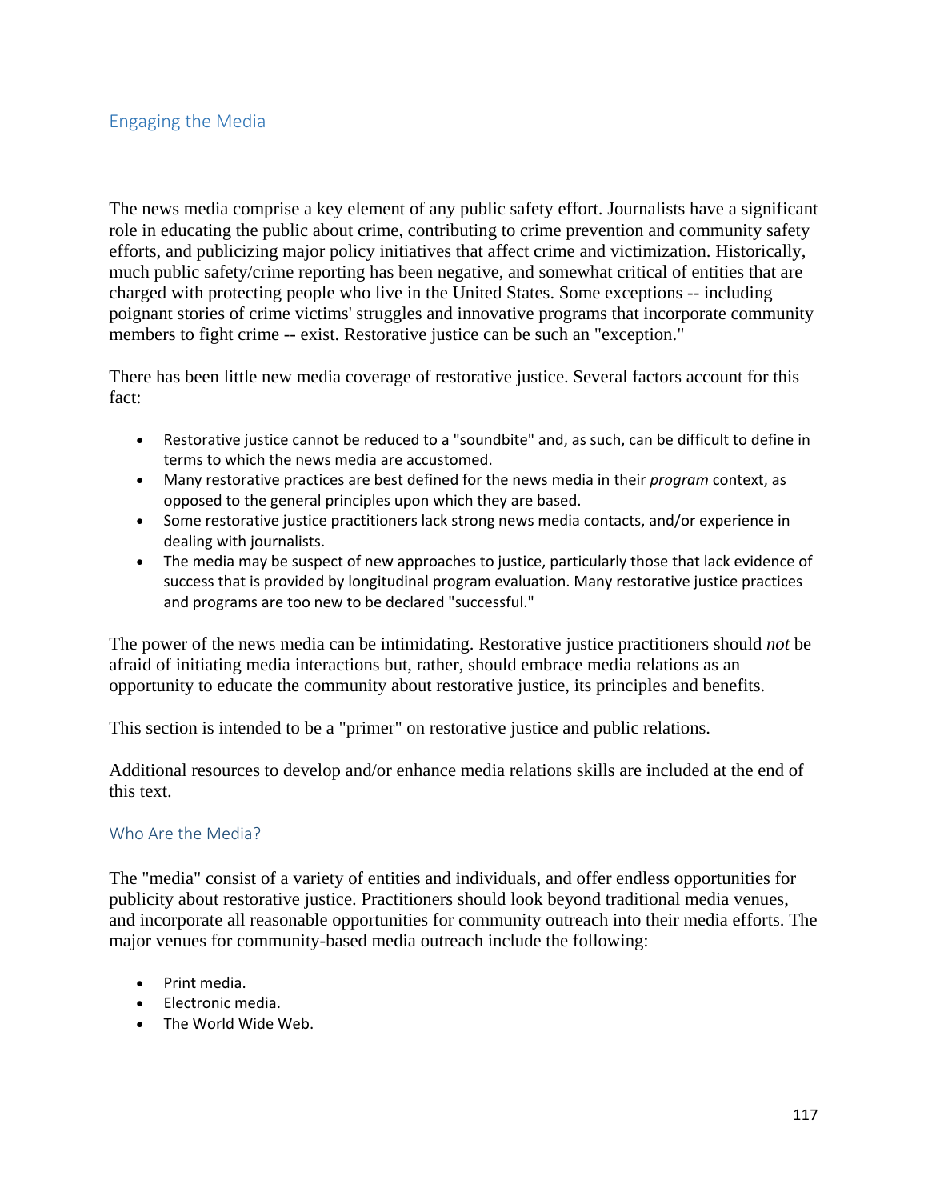## Engaging the Media

The news media comprise a key element of any public safety effort. Journalists have a significant role in educating the public about crime, contributing to crime prevention and community safety efforts, and publicizing major policy initiatives that affect crime and victimization. Historically, much public safety/crime reporting has been negative, and somewhat critical of entities that are charged with protecting people who live in the United States. Some exceptions -- including poignant stories of crime victims' struggles and innovative programs that incorporate community members to fight crime -- exist. Restorative justice can be such an "exception."

There has been little new media coverage of restorative justice. Several factors account for this fact:

- Restorative justice cannot be reduced to a "soundbite" and, as such, can be difficult to define in terms to which the news media are accustomed.
- Many restorative practices are best defined for the news media in their *program* context, as opposed to the general principles upon which they are based.
- Some restorative justice practitioners lack strong news media contacts, and/or experience in dealing with journalists.
- The media may be suspect of new approaches to justice, particularly those that lack evidence of success that is provided by longitudinal program evaluation. Many restorative justice practices and programs are too new to be declared "successful."

The power of the news media can be intimidating. Restorative justice practitioners should *not* be afraid of initiating media interactions but, rather, should embrace media relations as an opportunity to educate the community about restorative justice, its principles and benefits.

This section is intended to be a "primer" on restorative justice and public relations.

Additional resources to develop and/or enhance media relations skills are included at the end of this text.

### Who Are the Media?

The "media" consist of a variety of entities and individuals, and offer endless opportunities for publicity about restorative justice. Practitioners should look beyond traditional media venues, and incorporate all reasonable opportunities for community outreach into their media efforts. The major venues for community-based media outreach include the following:

- Print media.
- Electronic media.
- The World Wide Web.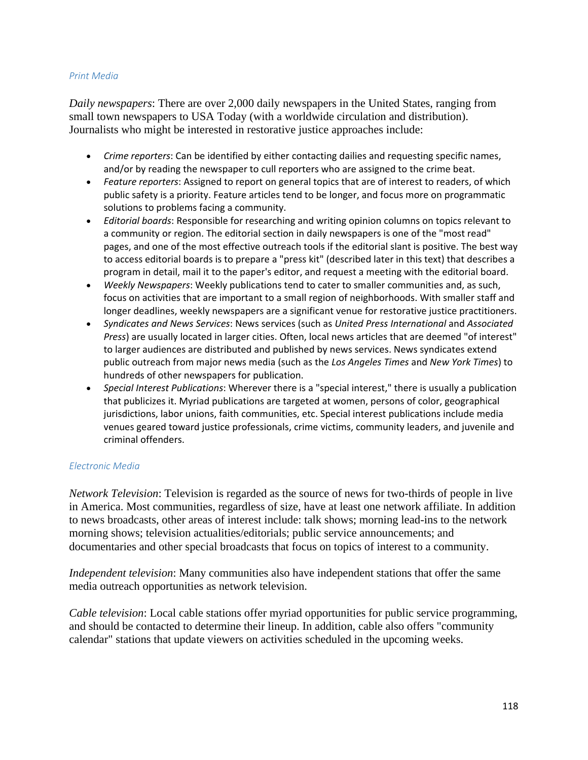### *Print Media*

*Daily newspapers*: There are over 2,000 daily newspapers in the United States, ranging from small town newspapers to USA Today (with a worldwide circulation and distribution). Journalists who might be interested in restorative justice approaches include:

- *Crime reporters*: Can be identified by either contacting dailies and requesting specific names, and/or by reading the newspaper to cull reporters who are assigned to the crime beat.
- *Feature reporters*: Assigned to report on general topics that are of interest to readers, of which public safety is a priority. Feature articles tend to be longer, and focus more on programmatic solutions to problems facing a community.
- *Editorial boards*: Responsible for researching and writing opinion columns on topics relevant to a community or region. The editorial section in daily newspapers is one of the "most read" pages, and one of the most effective outreach tools if the editorial slant is positive. The best way to access editorial boards is to prepare a "press kit" (described later in this text) that describes a program in detail, mail it to the paper's editor, and request a meeting with the editorial board.
- *Weekly Newspapers*: Weekly publications tend to cater to smaller communities and, as such, focus on activities that are important to a small region of neighborhoods. With smaller staff and longer deadlines, weekly newspapers are a significant venue for restorative justice practitioners.
- *Syndicates and News Services*: News services (such as *United Press International* and *Associated Press*) are usually located in larger cities. Often, local news articles that are deemed "of interest" to larger audiences are distributed and published by news services. News syndicates extend public outreach from major news media (such as the *Los Angeles Times* and *New York Times*) to hundreds of other newspapers for publication.
- *Special Interest Publications*: Wherever there is a "special interest," there is usually a publication that publicizes it. Myriad publications are targeted at women, persons of color, geographical jurisdictions, labor unions, faith communities, etc. Special interest publications include media venues geared toward justice professionals, crime victims, community leaders, and juvenile and criminal offenders.

### *Electronic Media*

*Network Television*: Television is regarded as the source of news for two-thirds of people in live in America. Most communities, regardless of size, have at least one network affiliate. In addition to news broadcasts, other areas of interest include: talk shows; morning lead-ins to the network morning shows; television actualities/editorials; public service announcements; and documentaries and other special broadcasts that focus on topics of interest to a community.

*Independent television*: Many communities also have independent stations that offer the same media outreach opportunities as network television.

*Cable television*: Local cable stations offer myriad opportunities for public service programming, and should be contacted to determine their lineup. In addition, cable also offers "community calendar" stations that update viewers on activities scheduled in the upcoming weeks.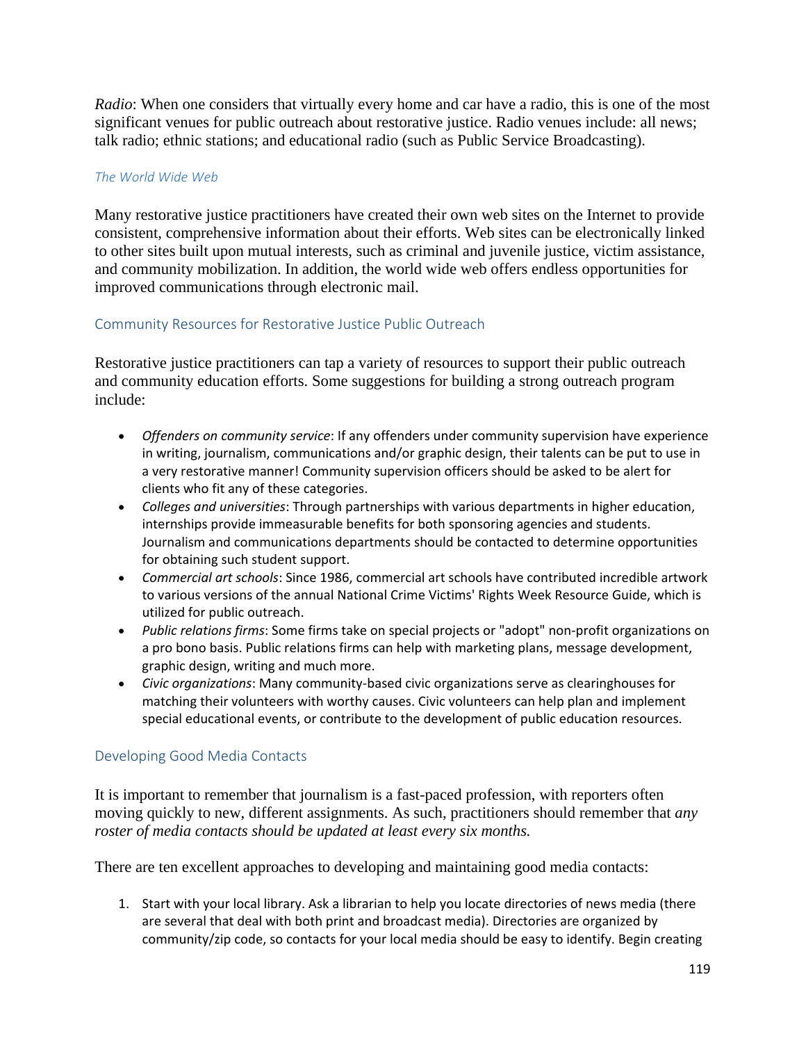*Radio*: When one considers that virtually every home and car have a radio, this is one of the most significant venues for public outreach about restorative justice. Radio venues include: all news; talk radio; ethnic stations; and educational radio (such as Public Service Broadcasting).

#### *The World Wide Web*

Many restorative justice practitioners have created their own web sites on the Internet to provide consistent, comprehensive information about their efforts. Web sites can be electronically linked to other sites built upon mutual interests, such as criminal and juvenile justice, victim assistance, and community mobilization. In addition, the world wide web offers endless opportunities for improved communications through electronic mail.

### Community Resources for Restorative Justice Public Outreach

Restorative justice practitioners can tap a variety of resources to support their public outreach and community education efforts. Some suggestions for building a strong outreach program include:

- *Offenders on community service*: If any offenders under community supervision have experience in writing, journalism, communications and/or graphic design, their talents can be put to use in a very restorative manner! Community supervision officers should be asked to be alert for clients who fit any of these categories.
- *Colleges and universities*: Through partnerships with various departments in higher education, internships provide immeasurable benefits for both sponsoring agencies and students. Journalism and communications departments should be contacted to determine opportunities for obtaining such student support.
- *Commercial art schools*: Since 1986, commercial art schools have contributed incredible artwork to various versions of the annual National Crime Victims' Rights Week Resource Guide, which is utilized for public outreach.
- *Public relations firms*: Some firms take on special projects or "adopt" non-profit organizations on a pro bono basis. Public relations firms can help with marketing plans, message development, graphic design, writing and much more.
- *Civic organizations*: Many community-based civic organizations serve as clearinghouses for matching their volunteers with worthy causes. Civic volunteers can help plan and implement special educational events, or contribute to the development of public education resources.

### Developing Good Media Contacts

It is important to remember that journalism is a fast-paced profession, with reporters often moving quickly to new, different assignments. As such, practitioners should remember that *any roster of media contacts should be updated at least every six months.*

There are ten excellent approaches to developing and maintaining good media contacts:

1. Start with your local library. Ask a librarian to help you locate directories of news media (there are several that deal with both print and broadcast media). Directories are organized by community/zip code, so contacts for your local media should be easy to identify. Begin creating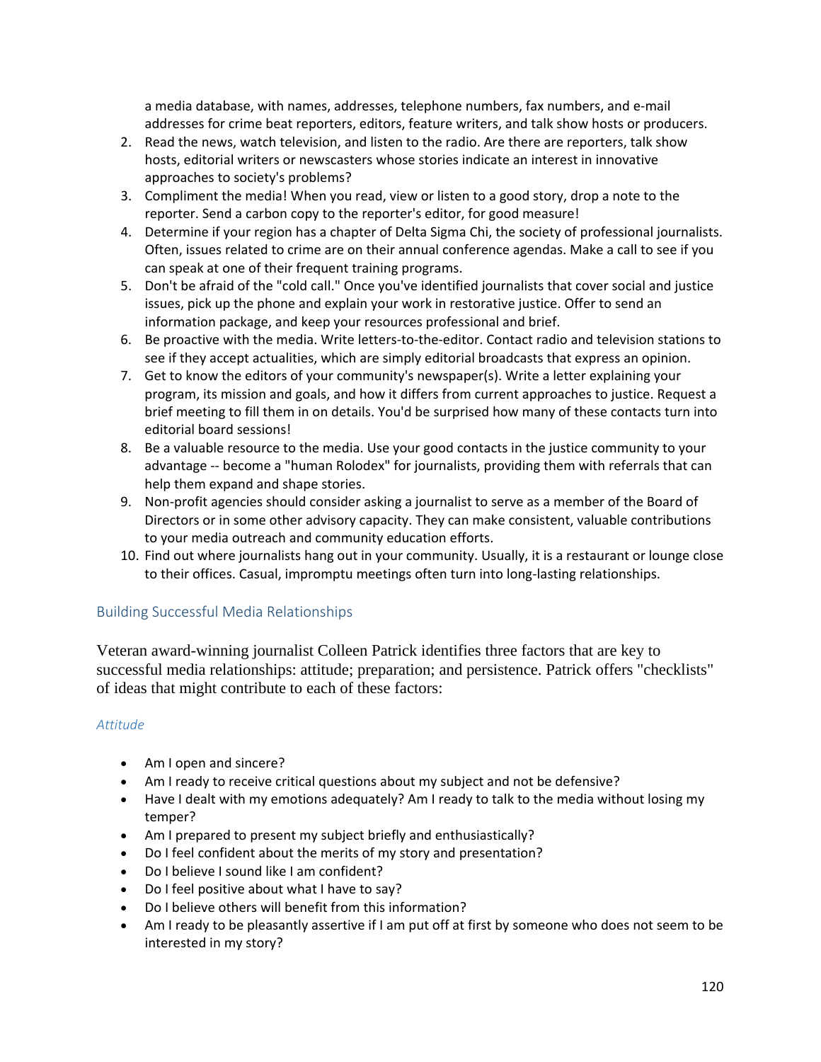a media database, with names, addresses, telephone numbers, fax numbers, and e-mail addresses for crime beat reporters, editors, feature writers, and talk show hosts or producers.

2. Read the news, watch television, and listen to the radio. Are there reporters, talk show hosts, editorial writers or newscasters whose stories indicate an interest in innovative approaches to society's problems?
3. Compliment the media! When you read, view or listen to a good story, drop a note to the reporter. Send a carbon copy to the reporter's editor, for good measure!
4. Determine if your region has a chapter of Delta Sigma Chi, the society of professional journalists. Often, issues related to crime are on their annual conference agendas. Make a call to see if you can speak at one of their frequent training programs.
5. Don't be afraid of the "cold call." Once you've identified journalists that cover social and justice issues, pick up the phone and explain your work in restorative justice. Offer to send an information package, and keep your resources professional and brief.
6. Be proactive with the media. Write letters-to-the-editor. Contact radio and television stations to see if they accept actualities, which are simply editorial broadcasts that express an opinion.
7. Get to know the editors of your community's newspaper(s). Write a letter explaining your program, its mission and goals, and how it differs from current approaches to justice. Request a brief meeting to fill them in on details. You'd be surprised how many of these contacts turn into editorial board sessions!
8. Be a valuable resource to the media. Use your good contacts in the justice community to your advantage -- become a "human Rolodex" for journalists, providing them with referrals that can help them expand and shape stories.
9. Non-profit agencies should consider asking a journalist to serve as a member of the Board of Directors or in some other advisory capacity. They can make consistent, valuable contributions to your media outreach and community education efforts.
10. Find out where journalists hang out in your community. Usually, it is a restaurant or lounge close to their offices. Casual, impromptu meetings often turn into long-lasting relationships.

## Building Successful Media Relationships

Veteran award-winning journalist Colleen Patrick identifies three factors that are key to successful media relationships: attitude; preparation; and persistence. Patrick offers "checklists" of ideas that might contribute to each of these factors:

### *Attitude*

- Am I open and sincere?
- Am I ready to receive critical questions about my subject and not be defensive?
- Have I dealt with my emotions adequately? Am I ready to talk to the media without losing my temper?
- Am I prepared to present my subject briefly and enthusiastically?
- Do I feel confident about the merits of my story and presentation?
- Do I believe I sound like I am confident?
- Do I feel positive about what I have to say?
- Do I believe others will benefit from this information?
- Am I ready to be pleasantly assertive if I am put off at first by someone who does not seem to be interested in my story?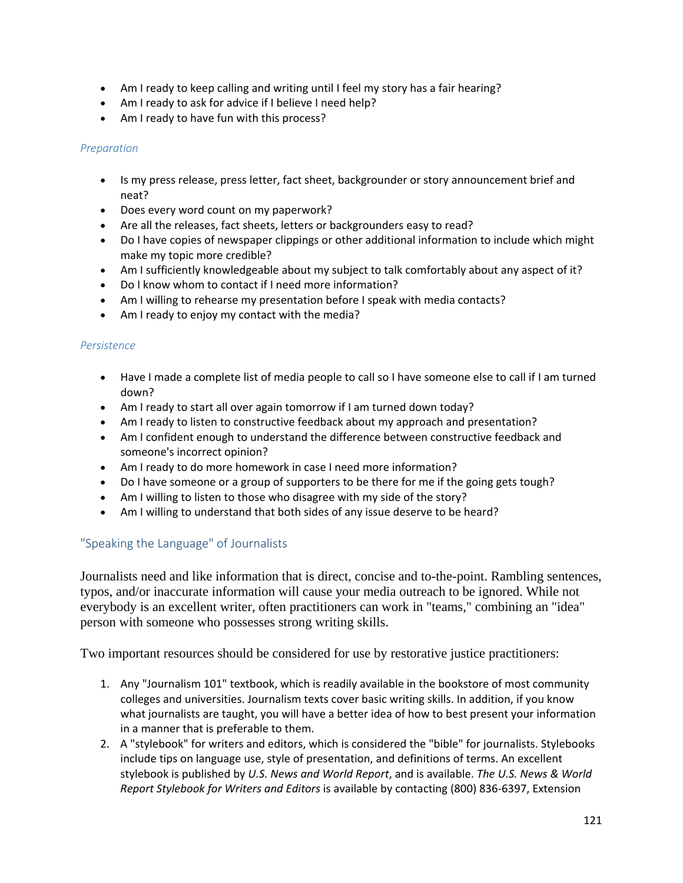- Am I ready to keep calling and writing until I feel my story has a fair hearing?
- Am I ready to ask for advice if I believe I need help?
- Am I ready to have fun with this process?

### *Preparation*

- Is my press release, press letter, fact sheet, backgrounder or story announcement brief and neat?
- Does every word count on my paperwork?
- Are all the releases, fact sheets, letters or backgrounders easy to read?
- Do I have copies of newspaper clippings or other additional information to include which might make my topic more credible?
- Am I sufficiently knowledgeable about my subject to talk comfortably about any aspect of it?
- Do I know whom to contact if I need more information?
- Am I willing to rehearse my presentation before I speak with media contacts?
- Am I ready to enjoy my contact with the media?

### *Persistence*

- Have I made a complete list of media people to call so I have someone else to call if I am turned down?
- Am I ready to start all over again tomorrow if I am turned down today?
- Am I ready to listen to constructive feedback about my approach and presentation?
- Am I confident enough to understand the difference between constructive feedback and someone's incorrect opinion?
- Am I ready to do more homework in case I need more information?
- Do I have someone or a group of supporters to be there for me if the going gets tough?
- Am I willing to listen to those who disagree with my side of the story?
- Am I willing to understand that both sides of any issue deserve to be heard?

## "Speaking the Language" of Journalists

Journalists need and like information that is direct, concise and to-the-point. Rambling sentences, typos, and/or inaccurate information will cause your media outreach to be ignored. While not everybody is an excellent writer, often practitioners can work in "teams," combining an "idea" person with someone who possesses strong writing skills.

Two important resources should be considered for use by restorative justice practitioners:

1. Any "Journalism 101" textbook, which is readily available in the bookstore of most community colleges and universities. Journalism texts cover basic writing skills. In addition, if you know what journalists are taught, you will have a better idea of how to best present your information in a manner that is preferable to them.
2. A "stylebook" for writers and editors, which is considered the "bible" for journalists. Stylebooks include tips on language use, style of presentation, and definitions of terms. An excellent stylebook is published by *U.S. News and World Report*, and is available. *The U.S. News & World Report Stylebook for Writers and Editors* is available by contacting (800) 836-6397, Extension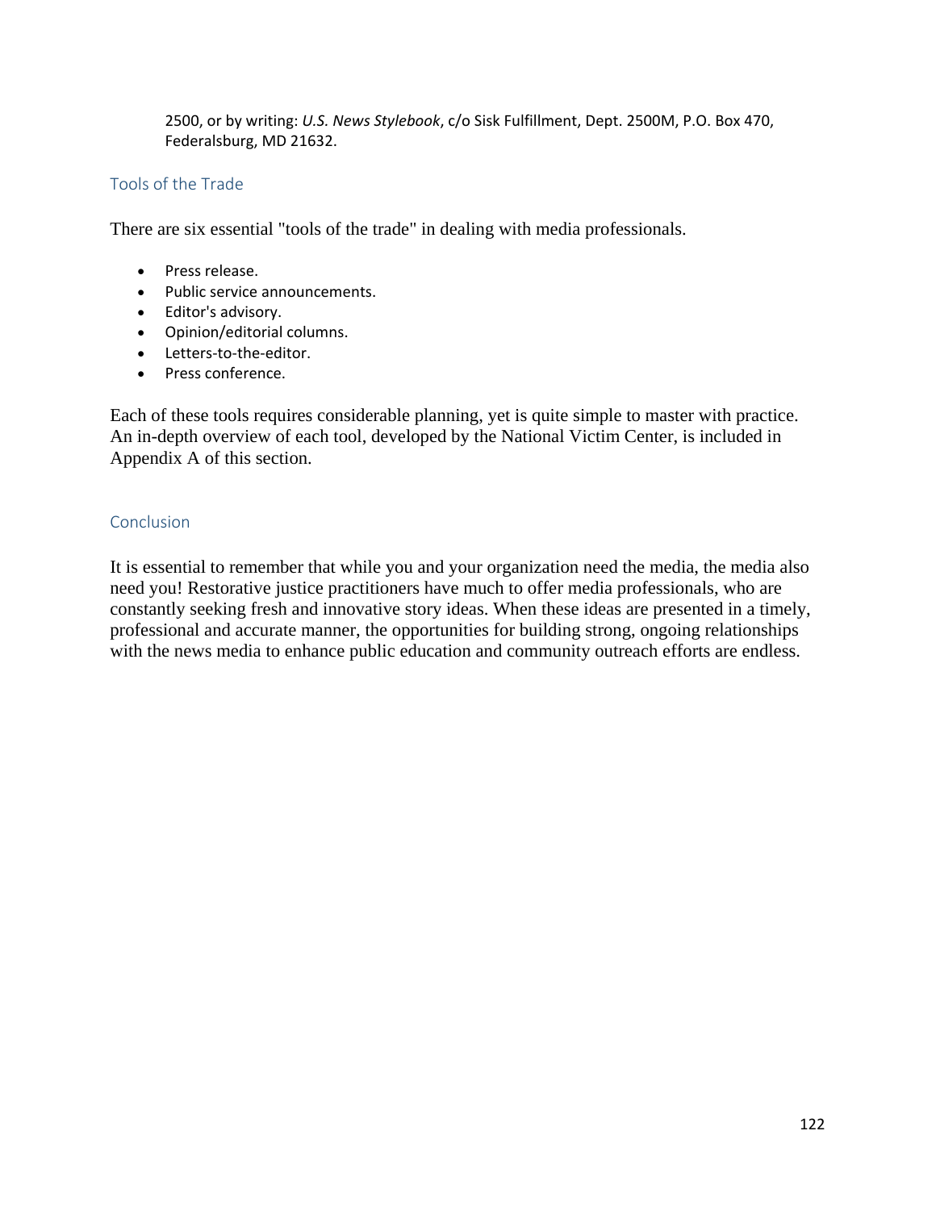2500, or by writing: *U.S. News Stylebook*, c/o Sisk Fulfillment, Dept. 2500M, P.O. Box 470, Federalsburg, MD 21632.

## Tools of the Trade

There are six essential "tools of the trade" in dealing with media professionals.

- Press release.
- Public service announcements.
- Editor's advisory.
- Opinion/editorial columns.
- Letters-to-the-editor.
- Press conference.

Each of these tools requires considerable planning, yet is quite simple to master with practice. An in-depth overview of each tool, developed by the National Victim Center, is included in Appendix A of this section.

## Conclusion

It is essential to remember that while you and your organization need the media, the media also need you! Restorative justice practitioners have much to offer media professionals, who are constantly seeking fresh and innovative story ideas. When these ideas are presented in a timely, professional and accurate manner, the opportunities for building strong, ongoing relationships with the news media to enhance public education and community outreach efforts are endless.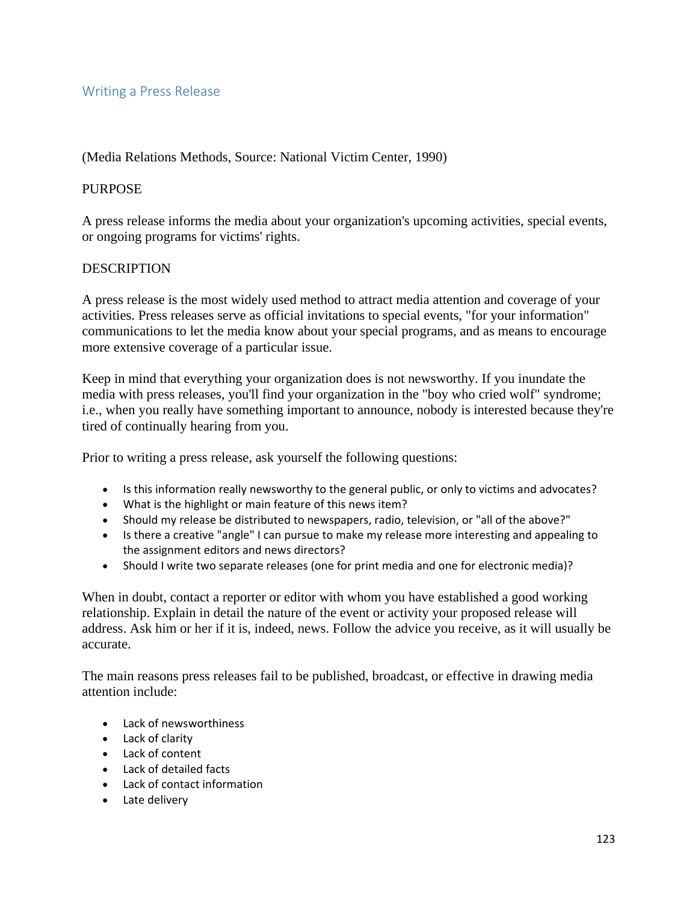## Writing a Press Release

(Media Relations Methods, Source: National Victim Center, 1990)

PURPOSE

A press release informs the media about your organization's upcoming activities, special events, or ongoing programs for victims' rights.

DESCRIPTION

A press release is the most widely used method to attract media attention and coverage of your activities. Press releases serve as official invitations to special events, "for your information" communications to let the media know about your special programs, and as means to encourage more extensive coverage of a particular issue.

Keep in mind that everything your organization does is not newsworthy. If you inundate the media with press releases, you'll find your organization in the "boy who cried wolf" syndrome; i.e., when you really have something important to announce, nobody is interested because they're tired of continually hearing from you.

Prior to writing a press release, ask yourself the following questions:

- Is this information really newsworthy to the general public, or only to victims and advocates?
- What is the highlight or main feature of this news item?
- Should my release be distributed to newspapers, radio, television, or "all of the above?"
- Is there a creative "angle" I can pursue to make my release more interesting and appealing to the assignment editors and news directors?
- Should I write two separate releases (one for print media and one for electronic media)?

When in doubt, contact a reporter or editor with whom you have established a good working relationship. Explain in detail the nature of the event or activity your proposed release will address. Ask him or her if it is, indeed, news. Follow the advice you receive, as it will usually be accurate.

The main reasons press releases fail to be published, broadcast, or effective in drawing media attention include:

- Lack of newsworthiness
- Lack of clarity
- Lack of content
- Lack of detailed facts
- Lack of contact information
- Late delivery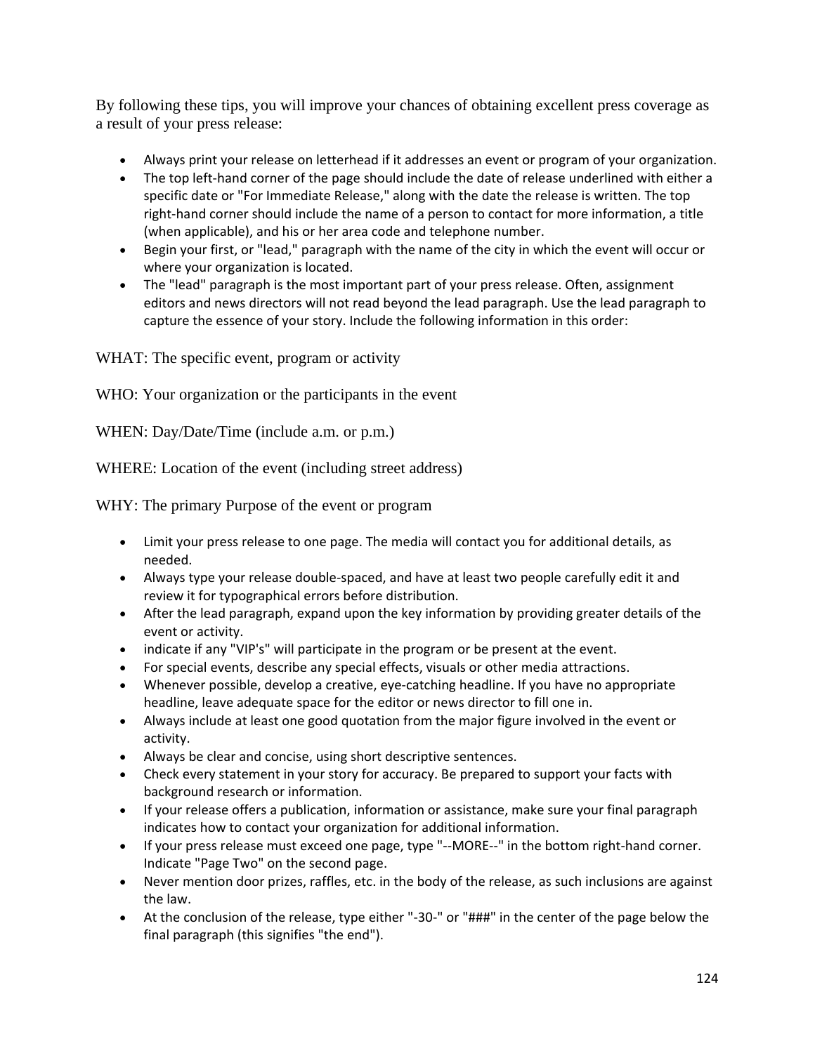By following these tips, you will improve your chances of obtaining excellent press coverage as a result of your press release:

- Always print your release on letterhead if it addresses an event or program of your organization.
- The top left-hand corner of the page should include the date of release underlined with either a specific date or "For Immediate Release," along with the date the release is written. The top right-hand corner should include the name of a person to contact for more information, a title (when applicable), and his or her area code and telephone number.
- Begin your first, or "lead," paragraph with the name of the city in which the event will occur or where your organization is located.
- The "lead" paragraph is the most important part of your press release. Often, assignment editors and news directors will not read beyond the lead paragraph. Use the lead paragraph to capture the essence of your story. Include the following information in this order:

WHAT: The specific event, program or activity

WHO: Your organization or the participants in the event

WHEN: Day/Date/Time (include a.m. or p.m.)

WHERE: Location of the event (including street address)

WHY: The primary Purpose of the event or program

- Limit your press release to one page. The media will contact you for additional details, as needed.
- Always type your release double-spaced, and have at least two people carefully edit it and review it for typographical errors before distribution.
- After the lead paragraph, expand upon the key information by providing greater details of the event or activity.
- indicate if any "VIP's" will participate in the program or be present at the event.
- For special events, describe any special effects, visuals or other media attractions.
- Whenever possible, develop a creative, eye-catching headline. If you have no appropriate headline, leave adequate space for the editor or news director to fill one in.
- Always include at least one good quotation from the major figure involved in the event or activity.
- Always be clear and concise, using short descriptive sentences.
- Check every statement in your story for accuracy. Be prepared to support your facts with background research or information.
- If your release offers a publication, information or assistance, make sure your final paragraph indicates how to contact your organization for additional information.
- If your press release must exceed one page, type "--MORE--" in the bottom right-hand corner. Indicate "Page Two" on the second page.
- Never mention door prizes, raffles, etc. in the body of the release, as such inclusions are against the law.
- At the conclusion of the release, type either "-30-" or "###" in the center of the page below the final paragraph (this signifies "the end").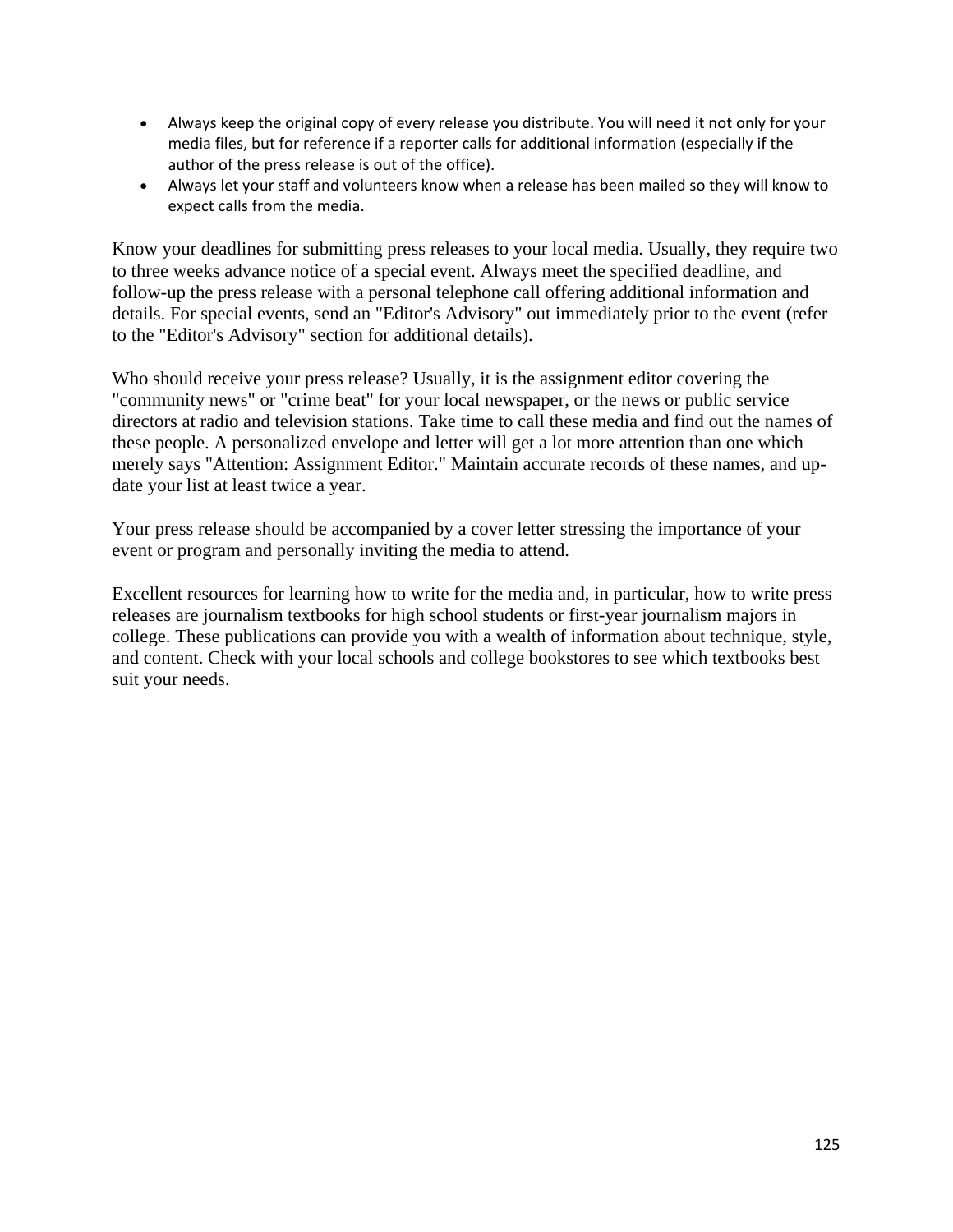- Always keep the original copy of every release you distribute. You will need it not only for your media files, but for reference if a reporter calls for additional information (especially if the author of the press release is out of the office).
- Always let your staff and volunteers know when a release has been mailed so they will know to expect calls from the media.

Know your deadlines for submitting press releases to your local media. Usually, they require two to three weeks advance notice of a special event. Always meet the specified deadline, and follow-up the press release with a personal telephone call offering additional information and details. For special events, send an "Editor's Advisory" out immediately prior to the event (refer to the "Editor's Advisory" section for additional details).

Who should receive your press release? Usually, it is the assignment editor covering the "community news" or "crime beat" for your local newspaper, or the news or public service directors at radio and television stations. Take time to call these media and find out the names of these people. A personalized envelope and letter will get a lot more attention than one which merely says "Attention: Assignment Editor." Maintain accurate records of these names, and up-date your list at least twice a year.

Your press release should be accompanied by a cover letter stressing the importance of your event or program and personally inviting the media to attend.

Excellent resources for learning how to write for the media and, in particular, how to write press releases are journalism textbooks for high school students or first-year journalism majors in college. These publications can provide you with a wealth of information about technique, style, and content. Check with your local schools and college bookstores to see which textbooks best suit your needs.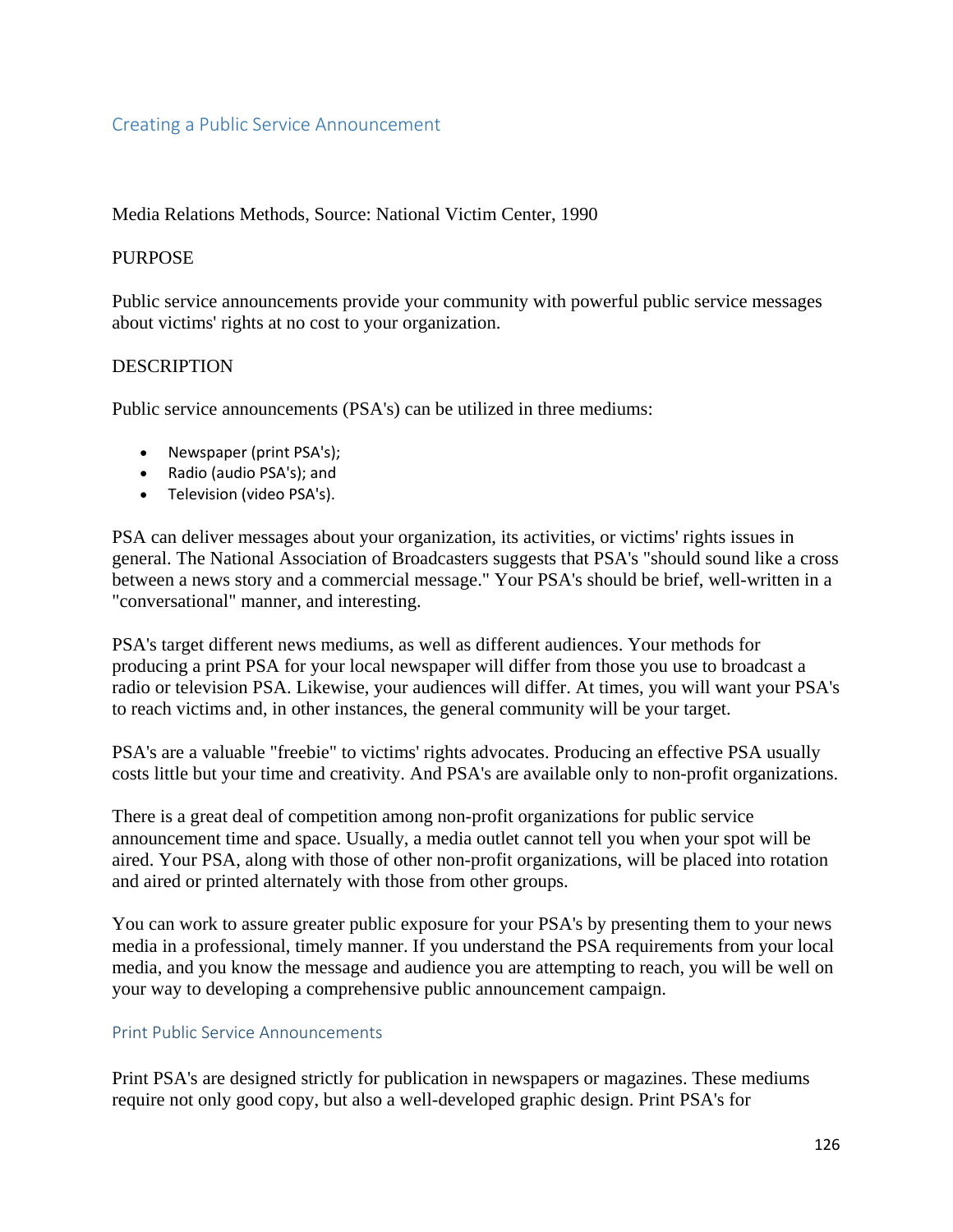## Creating a Public Service Announcement

Media Relations Methods, Source: National Victim Center, 1990

PURPOSE

Public service announcements provide your community with powerful public service messages about victims' rights at no cost to your organization.

DESCRIPTION

Public service announcements (PSA's) can be utilized in three mediums:

- Newspaper (print PSA's);
- Radio (audio PSA's); and
- Television (video PSA's).

PSA can deliver messages about your organization, its activities, or victims' rights issues in general. The National Association of Broadcasters suggests that PSA's "should sound like a cross between a news story and a commercial message." Your PSA's should be brief, well-written in a "conversational" manner, and interesting.

PSA's target different news mediums, as well as different audiences. Your methods for producing a print PSA for your local newspaper will differ from those you use to broadcast a radio or television PSA. Likewise, your audiences will differ. At times, you will want your PSA's to reach victims and, in other instances, the general community will be your target.

PSA's are a valuable "freebie" to victims' rights advocates. Producing an effective PSA usually costs little but your time and creativity. And PSA's are available only to non-profit organizations.

There is a great deal of competition among non-profit organizations for public service announcement time and space. Usually, a media outlet cannot tell you when your spot will be aired. Your PSA, along with those of other non-profit organizations, will be placed into rotation and aired or printed alternately with those from other groups.

You can work to assure greater public exposure for your PSA's by presenting them to your news media in a professional, timely manner. If you understand the PSA requirements from your local media, and you know the message and audience you are attempting to reach, you will be well on your way to developing a comprehensive public announcement campaign.

### Print Public Service Announcements

Print PSA's are designed strictly for publication in newspapers or magazines. These mediums require not only good copy, but also a well-developed graphic design. Print PSA's for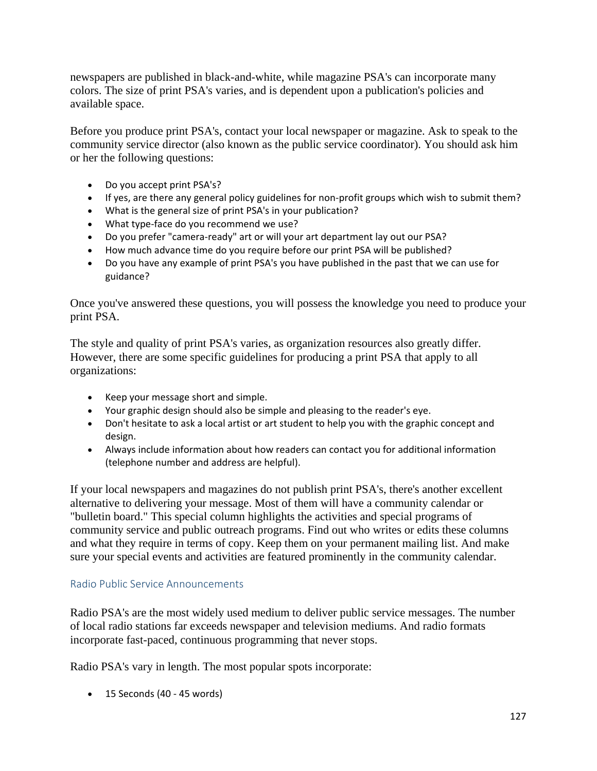newspapers are published in black-and-white, while magazine PSA's can incorporate many colors. The size of print PSA's varies, and is dependent upon a publication's policies and available space.

Before you produce print PSA's, contact your local newspaper or magazine. Ask to speak to the community service director (also known as the public service coordinator). You should ask him or her the following questions:

- Do you accept print PSA's?
- If yes, are there any general policy guidelines for non-profit groups which wish to submit them?
- What is the general size of print PSA's in your publication?
- What type-face do you recommend we use?
- Do you prefer "camera-ready" art or will your art department lay out our PSA?
- How much advance time do you require before our print PSA will be published?
- Do you have any example of print PSA's you have published in the past that we can use for guidance?

Once you've answered these questions, you will possess the knowledge you need to produce your print PSA.

The style and quality of print PSA's varies, as organization resources also greatly differ. However, there are some specific guidelines for producing a print PSA that apply to all organizations:

- Keep your message short and simple.
- Your graphic design should also be simple and pleasing to the reader's eye.
- Don't hesitate to ask a local artist or art student to help you with the graphic concept and design.
- Always include information about how readers can contact you for additional information (telephone number and address are helpful).

If your local newspapers and magazines do not publish print PSA's, there's another excellent alternative to delivering your message. Most of them will have a community calendar or "bulletin board." This special column highlights the activities and special programs of community service and public outreach programs. Find out who writes or edits these columns and what they require in terms of copy. Keep them on your permanent mailing list. And make sure your special events and activities are featured prominently in the community calendar.

### Radio Public Service Announcements

Radio PSA's are the most widely used medium to deliver public service messages. The number of local radio stations far exceeds newspaper and television mediums. And radio formats incorporate fast-paced, continuous programming that never stops.

Radio PSA's vary in length. The most popular spots incorporate:

- 15 Seconds (40 - 45 words)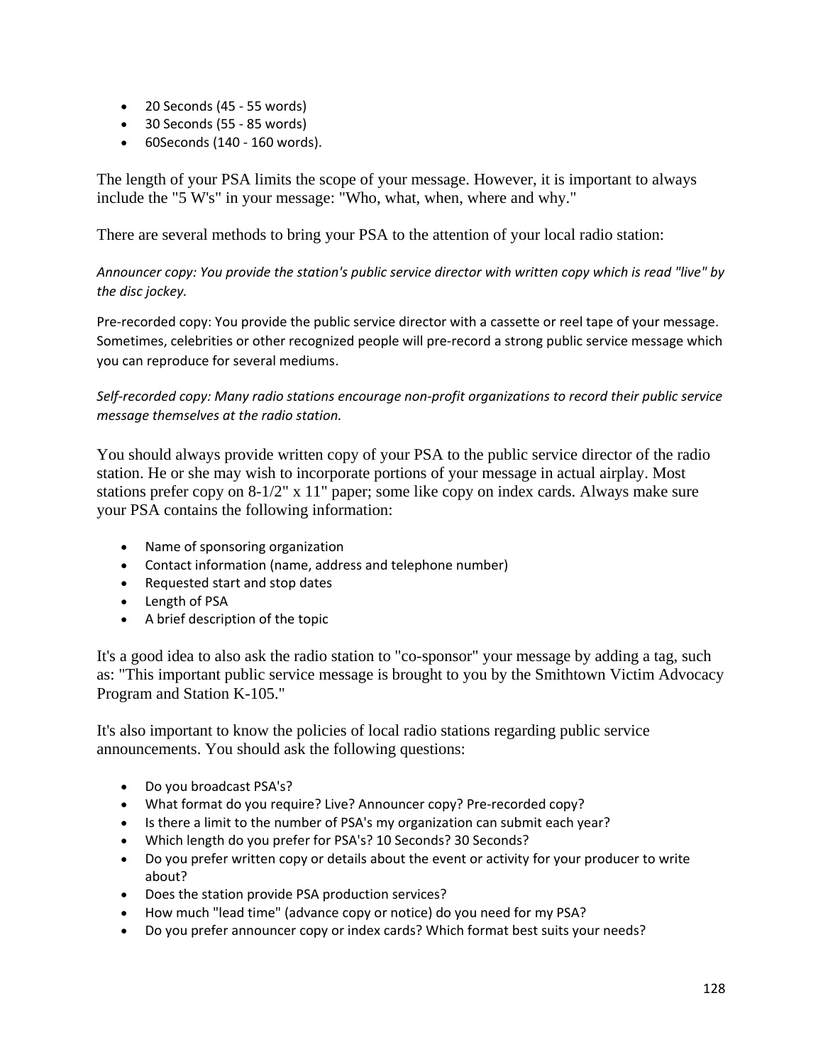- 20 Seconds (45 - 55 words)
- 30 Seconds (55 - 85 words)
- 60Seconds (140 - 160 words).

The length of your PSA limits the scope of your message. However, it is important to always include the "5 W's" in your message: "Who, what, when, where and why."

There are several methods to bring your PSA to the attention of your local radio station:

*Announcer copy: You provide the station's public service director with written copy which is read "live" by the disc jockey.*

Pre-recorded copy: You provide the public service director with a cassette or reel tape of your message. Sometimes, celebrities or other recognized people will pre-record a strong public service message which you can reproduce for several mediums.

*Self-recorded copy: Many radio stations encourage non-profit organizations to record their public service message themselves at the radio station.*

You should always provide written copy of your PSA to the public service director of the radio station. He or she may wish to incorporate portions of your message in actual airplay. Most stations prefer copy on 8-1/2" x 11" paper; some like copy on index cards. Always make sure your PSA contains the following information:

- Name of sponsoring organization
- Contact information (name, address and telephone number)
- Requested start and stop dates
- Length of PSA
- A brief description of the topic

It's a good idea to also ask the radio station to "co-sponsor" your message by adding a tag, such as: "This important public service message is brought to you by the Smithtown Victim Advocacy Program and Station K-105."

It's also important to know the policies of local radio stations regarding public service announcements. You should ask the following questions:

- Do you broadcast PSA's?
- What format do you require? Live? Announcer copy? Pre-recorded copy?
- Is there a limit to the number of PSA's my organization can submit each year?
- Which length do you prefer for PSA's? 10 Seconds? 30 Seconds?
- Do you prefer written copy or details about the event or activity for your producer to write about?
- Does the station provide PSA production services?
- How much "lead time" (advance copy or notice) do you need for my PSA?
- Do you prefer announcer copy or index cards? Which format best suits your needs?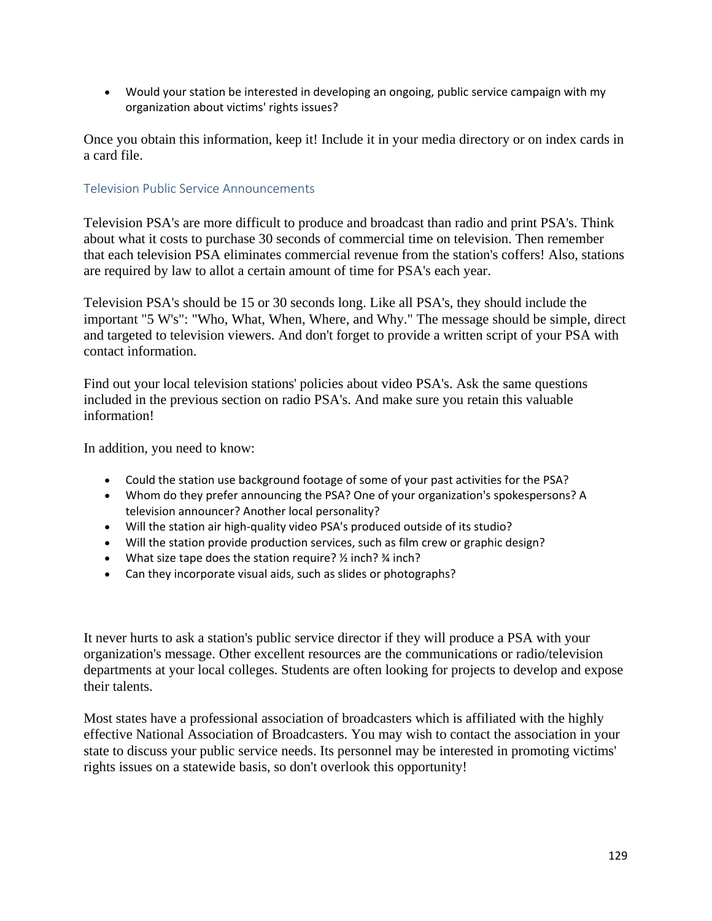- Would your station be interested in developing an ongoing, public service campaign with my organization about victims' rights issues?

Once you obtain this information, keep it! Include it in your media directory or on index cards in a card file.

### Television Public Service Announcements

Television PSA's are more difficult to produce and broadcast than radio and print PSA's. Think about what it costs to purchase 30 seconds of commercial time on television. Then remember that each television PSA eliminates commercial revenue from the station's coffers! Also, stations are required by law to allot a certain amount of time for PSA's each year.

Television PSA's should be 15 or 30 seconds long. Like all PSA's, they should include the important "5 W's": "Who, What, When, Where, and Why." The message should be simple, direct and targeted to television viewers. And don't forget to provide a written script of your PSA with contact information.

Find out your local television stations' policies about video PSA's. Ask the same questions included in the previous section on radio PSA's. And make sure you retain this valuable information!

In addition, you need to know:

- Could the station use background footage of some of your past activities for the PSA?
- Whom do they prefer announcing the PSA? One of your organization's spokespersons? A television announcer? Another local personality?
- Will the station air high-quality video PSA's produced outside of its studio?
- Will the station provide production services, such as film crew or graphic design?
- What size tape does the station require? ½ inch? ¾ inch?
- Can they incorporate visual aids, such as slides or photographs?

It never hurts to ask a station's public service director if they will produce a PSA with your organization's message. Other excellent resources are the communications or radio/television departments at your local colleges. Students are often looking for projects to develop and expose their talents.

Most states have a professional association of broadcasters which is affiliated with the highly effective National Association of Broadcasters. You may wish to contact the association in your state to discuss your public service needs. Its personnel may be interested in promoting victims' rights issues on a statewide basis, so don't overlook this opportunity!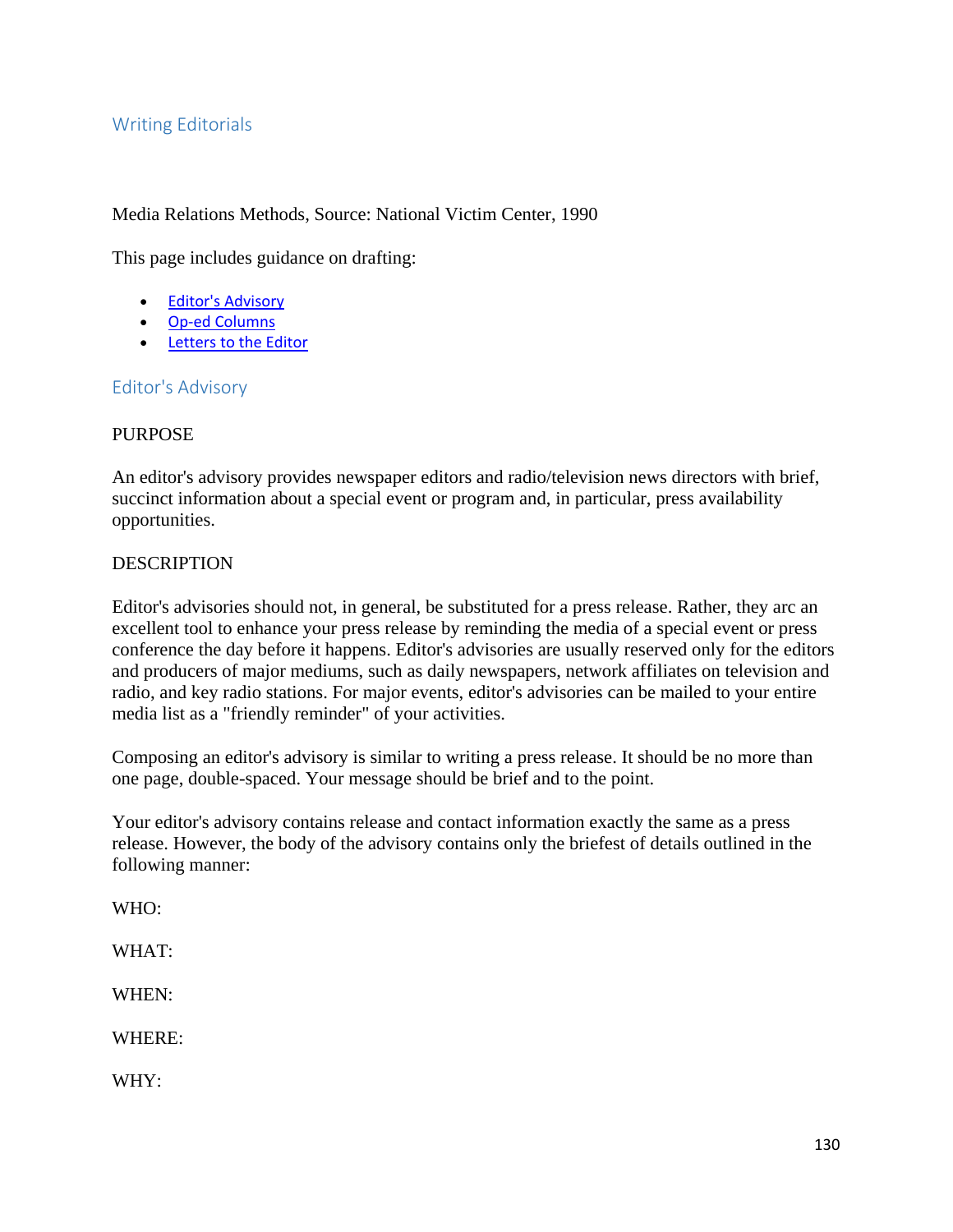## Writing Editorials

Media Relations Methods, Source: National Victim Center, 1990

This page includes guidance on drafting:

- [Editor's Advisory]
- [Op-ed Columns]
- [Letters to the Editor]

### Editor's Advisory

PURPOSE

An editor's advisory provides newspaper editors and radio/television news directors with brief, succinct information about a special event or program and, in particular, press availability opportunities.

DESCRIPTION

Editor's advisories should not, in general, be substituted for a press release. Rather, they arc an excellent tool to enhance your press release by reminding the media of a special event or press conference the day before it happens. Editor's advisories are usually reserved only for the editors and producers of major mediums, such as daily newspapers, network affiliates on television and radio, and key radio stations. For major events, editor's advisories can be mailed to your entire media list as a "friendly reminder" of your activities.

Composing an editor's advisory is similar to writing a press release. It should be no more than one page, double-spaced. Your message should be brief and to the point.

Your editor's advisory contains release and contact information exactly the same as a press release. However, the body of the advisory contains only the briefest of details outlined in the following manner:

WHO:

WHAT:

WHEN:

WHERE:

WHY: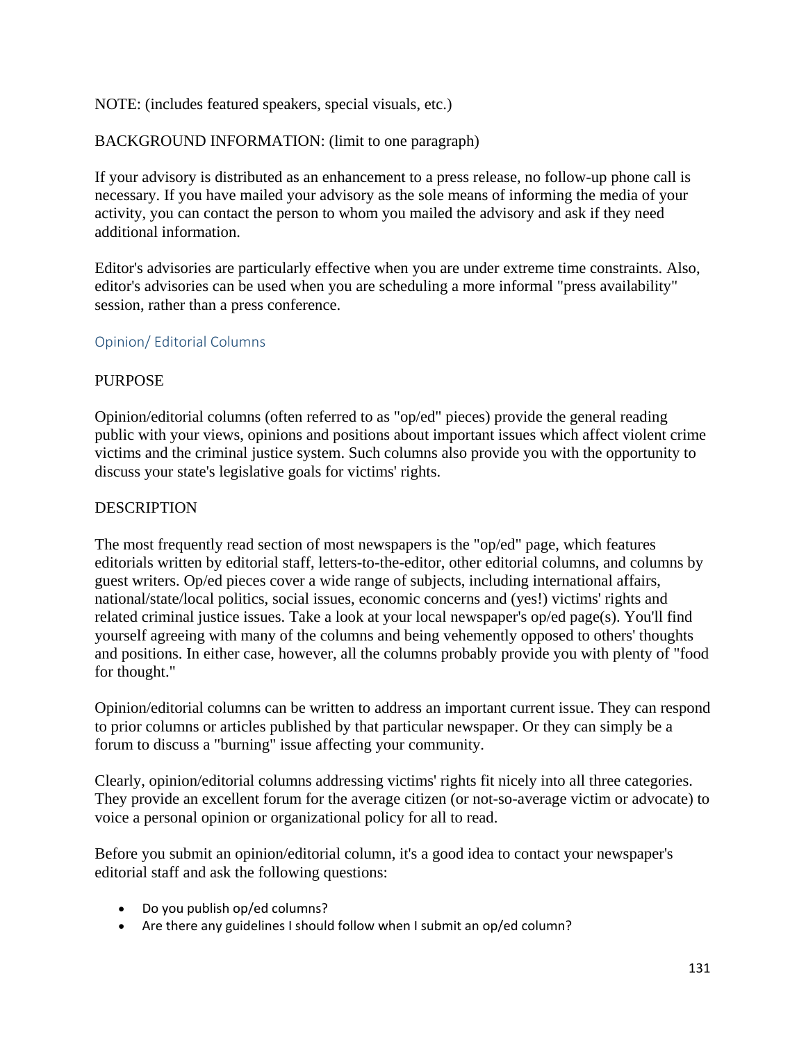NOTE: (includes featured speakers, special visuals, etc.)

BACKGROUND INFORMATION: (limit to one paragraph)

If your advisory is distributed as an enhancement to a press release, no follow-up phone call is necessary. If you have mailed your advisory as the sole means of informing the media of your activity, you can contact the person to whom you mailed the advisory and ask if they need additional information.

Editor's advisories are particularly effective when you are under extreme time constraints. Also, editor's advisories can be used when you are scheduling a more informal "press availability" session, rather than a press conference.

### Opinion/ Editorial Columns

PURPOSE

Opinion/editorial columns (often referred to as "op/ed" pieces) provide the general reading public with your views, opinions and positions about important issues which affect violent crime victims and the criminal justice system. Such columns also provide you with the opportunity to discuss your state's legislative goals for victims' rights.

DESCRIPTION

The most frequently read section of most newspapers is the "op/ed" page, which features editorials written by editorial staff, letters-to-the-editor, other editorial columns, and columns by guest writers. Op/ed pieces cover a wide range of subjects, including international affairs, national/state/local politics, social issues, economic concerns and (yes!) victims' rights and related criminal justice issues. Take a look at your local newspaper's op/ed page(s). You'll find yourself agreeing with many of the columns and being vehemently opposed to others' thoughts and positions. In either case, however, all the columns probably provide you with plenty of "food for thought."

Opinion/editorial columns can be written to address an important current issue. They can respond to prior columns or articles published by that particular newspaper. Or they can simply be a forum to discuss a "burning" issue affecting your community.

Clearly, opinion/editorial columns addressing victims' rights fit nicely into all three categories. They provide an excellent forum for the average citizen (or not-so-average victim or advocate) to voice a personal opinion or organizational policy for all to read.

Before you submit an opinion/editorial column, it's a good idea to contact your newspaper's editorial staff and ask the following questions:

- Do you publish op/ed columns?
- Are there any guidelines I should follow when I submit an op/ed column?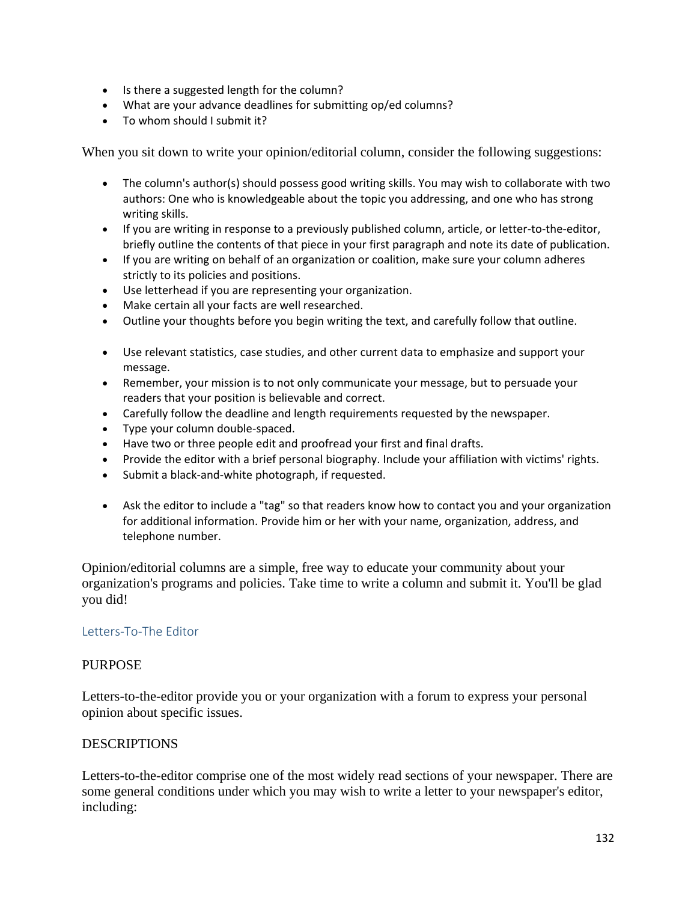- Is there a suggested length for the column?
- What are your advance deadlines for submitting op/ed columns?
- To whom should I submit it?

When you sit down to write your opinion/editorial column, consider the following suggestions:

- The column's author(s) should possess good writing skills. You may wish to collaborate with two authors: One who is knowledgeable about the topic you addressing, and one who has strong writing skills.
- If you are writing in response to a previously published column, article, or letter-to-the-editor, briefly outline the contents of that piece in your first paragraph and note its date of publication.
- If you are writing on behalf of an organization or coalition, make sure your column adheres strictly to its policies and positions.
- Use letterhead if you are representing your organization.
- Make certain all your facts are well researched.
- Outline your thoughts before you begin writing the text, and carefully follow that outline.

- Use relevant statistics, case studies, and other current data to emphasize and support your message.
- Remember, your mission is to not only communicate your message, but to persuade your readers that your position is believable and correct.
- Carefully follow the deadline and length requirements requested by the newspaper.
- Type your column double-spaced.
- Have two or three people edit and proofread your first and final drafts.
- Provide the editor with a brief personal biography. Include your affiliation with victims' rights.
- Submit a black-and-white photograph, if requested.

- Ask the editor to include a "tag" so that readers know how to contact you and your organization for additional information. Provide him or her with your name, organization, address, and telephone number.

Opinion/editorial columns are a simple, free way to educate your community about your organization's programs and policies. Take time to write a column and submit it. You'll be glad you did!

## Letters-To-The Editor

PURPOSE

Letters-to-the-editor provide you or your organization with a forum to express your personal opinion about specific issues.

DESCRIPTIONS

Letters-to-the-editor comprise one of the most widely read sections of your newspaper. There are some general conditions under which you may wish to write a letter to your newspaper's editor, including: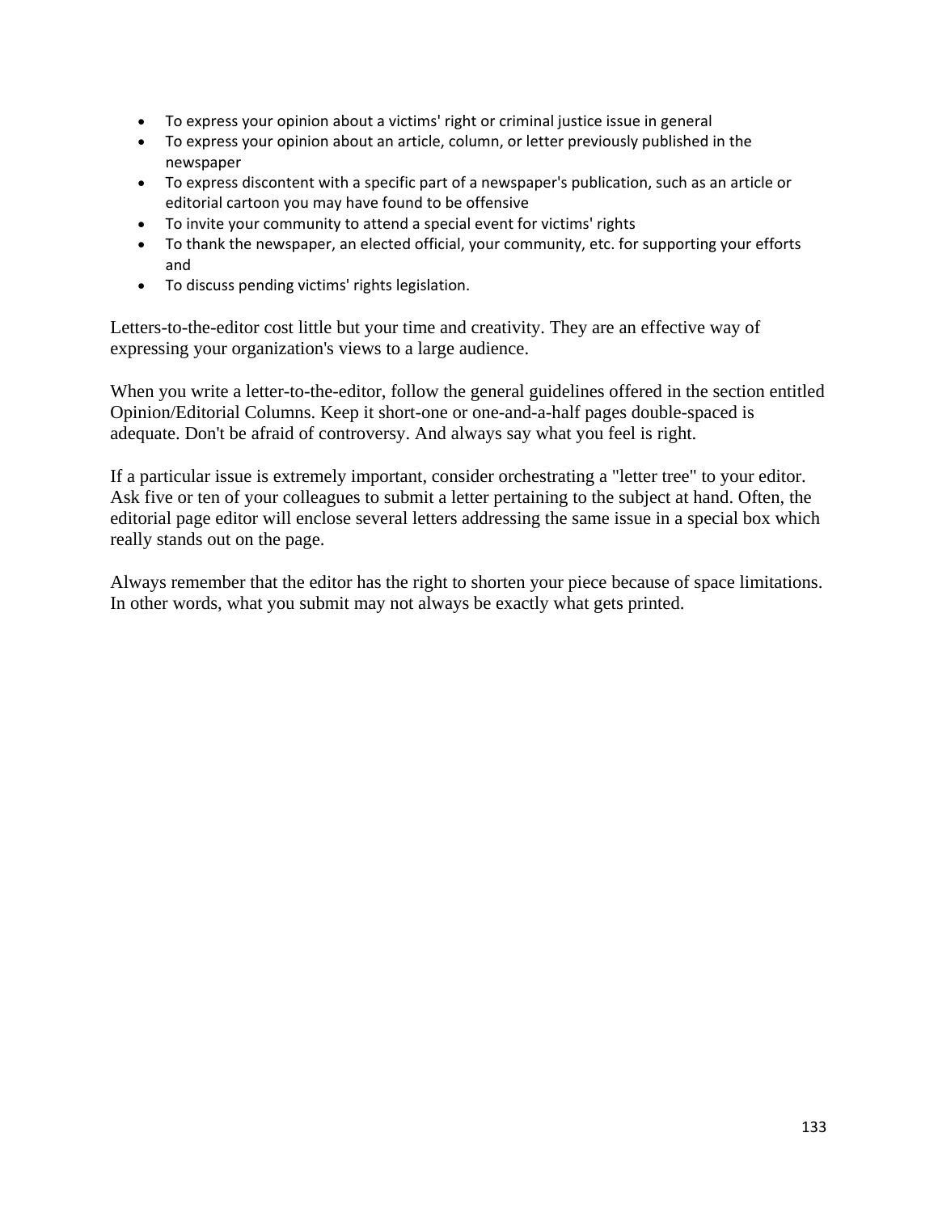- To express your opinion about a victims' right or criminal justice issue in general
- To express your opinion about an article, column, or letter previously published in the newspaper
- To express discontent with a specific part of a newspaper's publication, such as an article or editorial cartoon you may have found to be offensive
- To invite your community to attend a special event for victims' rights
- To thank the newspaper, an elected official, your community, etc. for supporting your efforts and
- To discuss pending victims' rights legislation.

Letters-to-the-editor cost little but your time and creativity. They are an effective way of expressing your organization's views to a large audience.

When you write a letter-to-the-editor, follow the general guidelines offered in the section entitled Opinion/Editorial Columns. Keep it short-one or one-and-a-half pages double-spaced is adequate. Don't be afraid of controversy. And always say what you feel is right.

If a particular issue is extremely important, consider orchestrating a "letter tree" to your editor. Ask five or ten of your colleagues to submit a letter pertaining to the subject at hand. Often, the editorial page editor will enclose several letters addressing the same issue in a special box which really stands out on the page.

Always remember that the editor has the right to shorten your piece because of space limitations. In other words, what you submit may not always be exactly what gets printed.